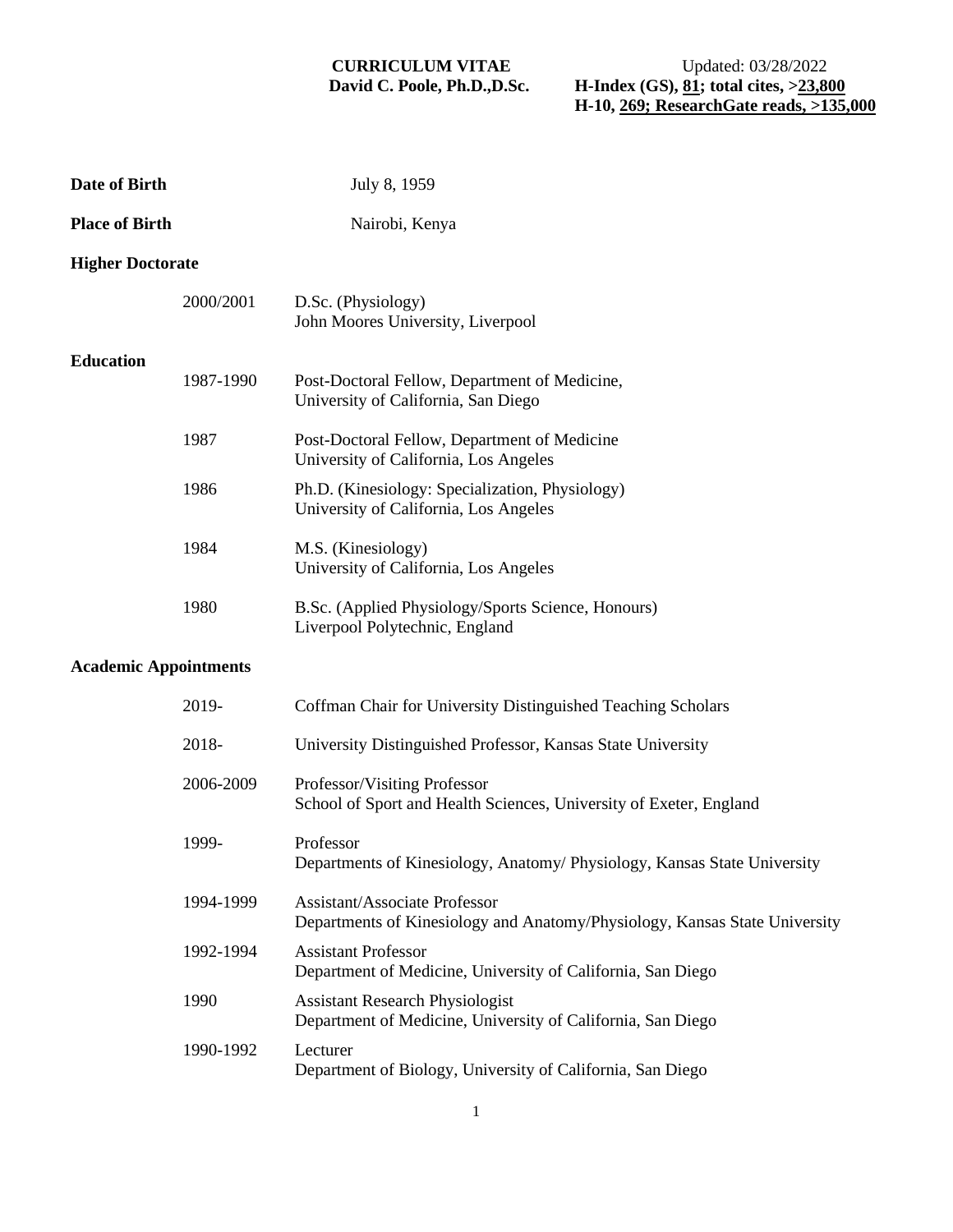# CURRICULUM VITAE

**David C. Poole, Ph.D.,D.Sc.**

Updated: 03/28/2022
**H-Index (GS), 81; total cites, >23,800**
**H-10, 269; ResearchGate reads, >135,000**

**Date of Birth** July 8, 1959

**Place of Birth** Nairobi, Kenya

## Higher Doctorate

| | |
|---|---|
| 2000/2001 | D.Sc. (Physiology)<br>John Moores University, Liverpool |

## Education

| | |
|---|---|
| 1987-1990 | Post-Doctoral Fellow, Department of Medicine,<br>University of California, San Diego |
| 1987 | Post-Doctoral Fellow, Department of Medicine<br>University of California, Los Angeles |
| 1986 | Ph.D. (Kinesiology: Specialization, Physiology)<br>University of California, Los Angeles |
| 1984 | M.S. (Kinesiology)<br>University of California, Los Angeles |
| 1980 | B.Sc. (Applied Physiology/Sports Science, Honours)<br>Liverpool Polytechnic, England |

## Academic Appointments

| | |
|---|---|
| 2019- | Coffman Chair for University Distinguished Teaching Scholars |
| 2018- | University Distinguished Professor, Kansas State University |
| 2006-2009 | Professor/Visiting Professor<br>School of Sport and Health Sciences, University of Exeter, England |
| 1999- | Professor<br>Departments of Kinesiology, Anatomy/ Physiology, Kansas State University |
| 1994-1999 | Assistant/Associate Professor<br>Departments of Kinesiology and Anatomy/Physiology, Kansas State University |
| 1992-1994 | Assistant Professor<br>Department of Medicine, University of California, San Diego |
| 1990 | Assistant Research Physiologist<br>Department of Medicine, University of California, San Diego |
| 1990-1992 | Lecturer<br>Department of Biology, University of California, San Diego |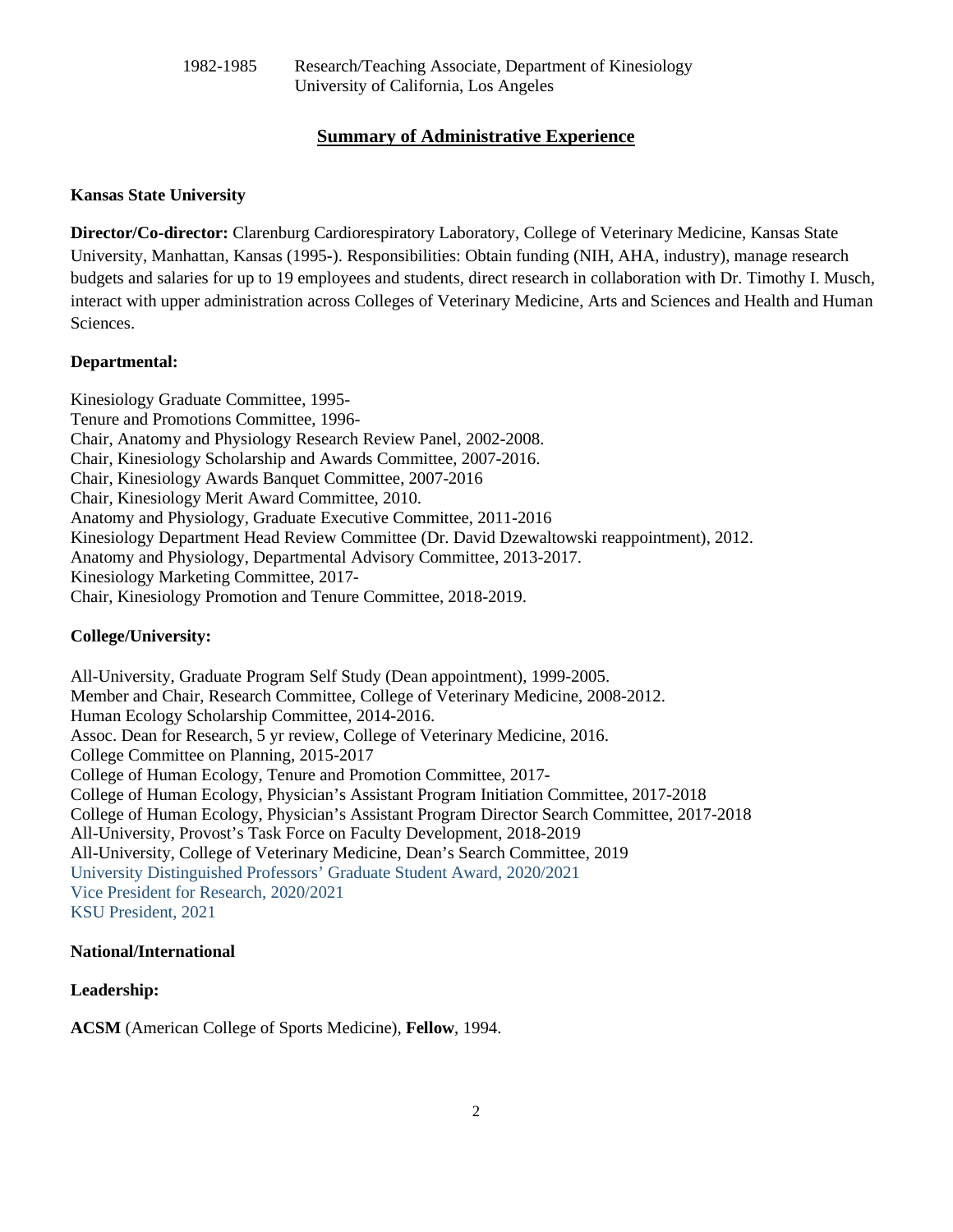1982-1985 Research/Teaching Associate, Department of Kinesiology
University of California, Los Angeles

## Summary of Administrative Experience

**Kansas State University**

**Director/Co-director:** Clarenburg Cardiorespiratory Laboratory, College of Veterinary Medicine, Kansas State University, Manhattan, Kansas (1995-). Responsibilities: Obtain funding (NIH, AHA, industry), manage research budgets and salaries for up to 19 employees and students, direct research in collaboration with Dr. Timothy I. Musch, interact with upper administration across Colleges of Veterinary Medicine, Arts and Sciences and Health and Human Sciences.

**Departmental:**

Kinesiology Graduate Committee, 1995-
Tenure and Promotions Committee, 1996-
Chair, Anatomy and Physiology Research Review Panel, 2002-2008.
Chair, Kinesiology Scholarship and Awards Committee, 2007-2016.
Chair, Kinesiology Awards Banquet Committee, 2007-2016
Chair, Kinesiology Merit Award Committee, 2010.
Anatomy and Physiology, Graduate Executive Committee, 2011-2016
Kinesiology Department Head Review Committee (Dr. David Dzewaltowski reappointment), 2012.
Anatomy and Physiology, Departmental Advisory Committee, 2013-2017.
Kinesiology Marketing Committee, 2017-
Chair, Kinesiology Promotion and Tenure Committee, 2018-2019.

**College/University:**

All-University, Graduate Program Self Study (Dean appointment), 1999-2005.
Member and Chair, Research Committee, College of Veterinary Medicine, 2008-2012.
Human Ecology Scholarship Committee, 2014-2016.
Assoc. Dean for Research, 5 yr review, College of Veterinary Medicine, 2016.
College Committee on Planning, 2015-2017
College of Human Ecology, Tenure and Promotion Committee, 2017-
College of Human Ecology, Physician's Assistant Program Initiation Committee, 2017-2018
College of Human Ecology, Physician's Assistant Program Director Search Committee, 2017-2018
All-University, Provost's Task Force on Faculty Development, 2018-2019
All-University, College of Veterinary Medicine, Dean's Search Committee, 2019
University Distinguished Professors' Graduate Student Award, 2020/2021
Vice President for Research, 2020/2021
KSU President, 2021

**National/International**

**Leadership:**

**ACSM** (American College of Sports Medicine), **Fellow**, 1994.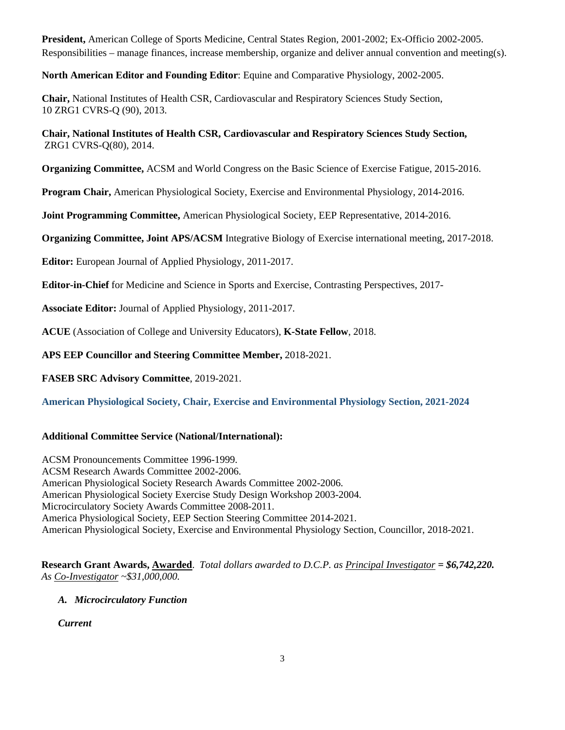**President,** American College of Sports Medicine, Central States Region, 2001-2002; Ex-Officio 2002-2005. Responsibilities – manage finances, increase membership, organize and deliver annual convention and meeting(s).

**North American Editor and Founding Editor**: Equine and Comparative Physiology, 2002-2005.

**Chair,** National Institutes of Health CSR, Cardiovascular and Respiratory Sciences Study Section, 10 ZRG1 CVRS-Q (90), 2013.

**Chair, National Institutes of Health CSR, Cardiovascular and Respiratory Sciences Study Section,** ZRG1 CVRS-Q(80), 2014.

**Organizing Committee,** ACSM and World Congress on the Basic Science of Exercise Fatigue, 2015-2016.

**Program Chair,** American Physiological Society, Exercise and Environmental Physiology, 2014-2016.

**Joint Programming Committee,** American Physiological Society, EEP Representative, 2014-2016.

**Organizing Committee, Joint APS/ACSM** Integrative Biology of Exercise international meeting, 2017-2018.

**Editor:** European Journal of Applied Physiology, 2011-2017.

**Editor-in-Chief** for Medicine and Science in Sports and Exercise, Contrasting Perspectives, 2017-

**Associate Editor:** Journal of Applied Physiology, 2011-2017.

**ACUE** (Association of College and University Educators), **K-State Fellow**, 2018.

**APS EEP Councillor and Steering Committee Member,** 2018-2021.

**FASEB SRC Advisory Committee**, 2019-2021.

**American Physiological Society, Chair, Exercise and Environmental Physiology Section, 2021-2024**

**Additional Committee Service (National/International):**

ACSM Pronouncements Committee 1996-1999.
ACSM Research Awards Committee 2002-2006.
American Physiological Society Research Awards Committee 2002-2006.
American Physiological Society Exercise Study Design Workshop 2003-2004.
Microcirculatory Society Awards Committee 2008-2011.
America Physiological Society, EEP Section Steering Committee 2014-2021.
American Physiological Society, Exercise and Environmental Physiology Section, Councillor, 2018-2021.

**Research Grant Awards, Awarded**. *Total dollars awarded to D.C.P. as Principal Investigator* ***= $6,742,220.*** *As Co-Investigator ~$31,000,000.*

***A. Microcirculatory Function***

***Current***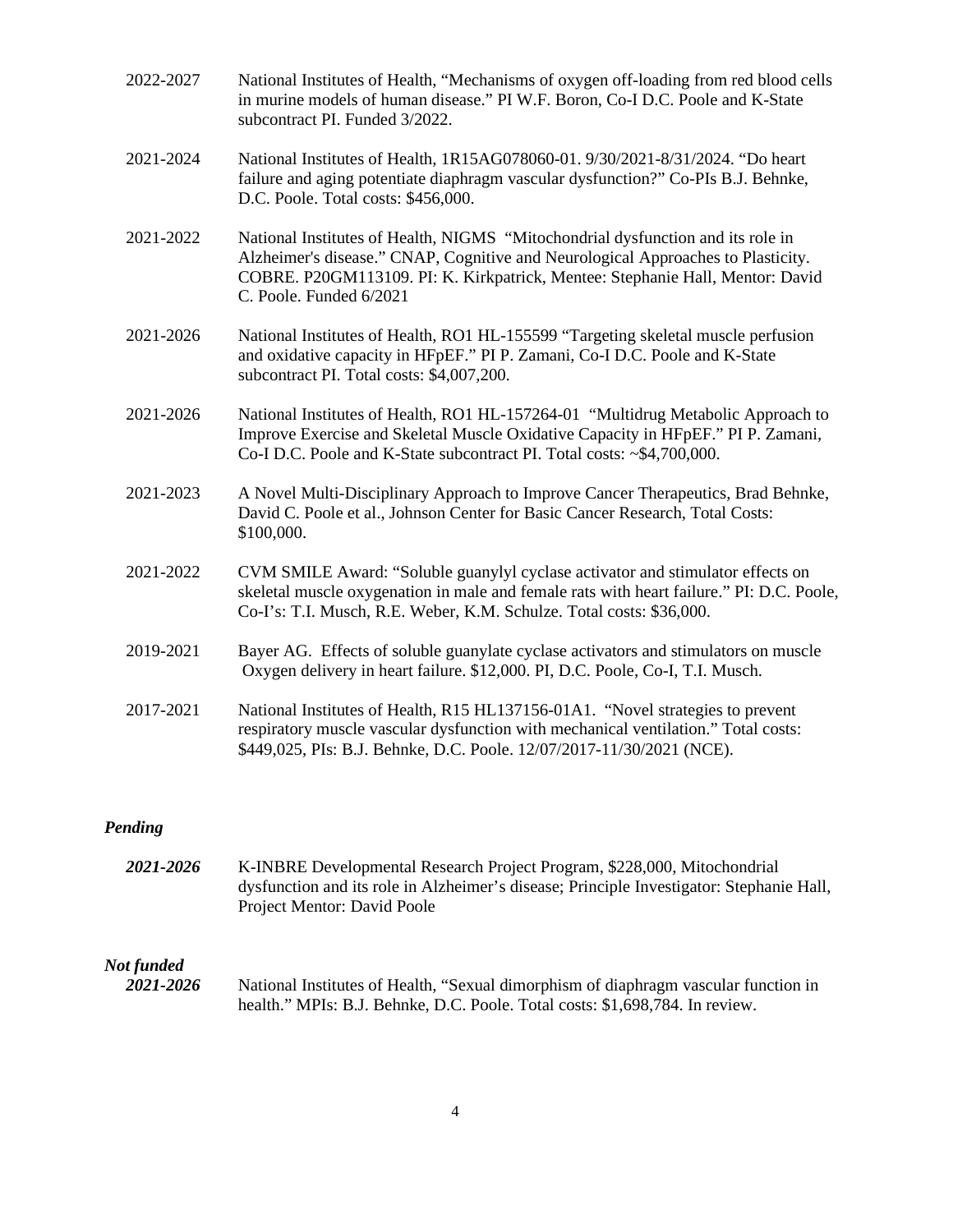2022-2027 National Institutes of Health, "Mechanisms of oxygen off-loading from red blood cells in murine models of human disease." PI W.F. Boron, Co-I D.C. Poole and K-State subcontract PI. Funded 3/2022.

2021-2024 National Institutes of Health, 1R15AG078060-01. 9/30/2021-8/31/2024. "Do heart failure and aging potentiate diaphragm vascular dysfunction?" Co-PIs B.J. Behnke, D.C. Poole. Total costs: $456,000.

2021-2022 National Institutes of Health, NIGMS "Mitochondrial dysfunction and its role in Alzheimer's disease." CNAP, Cognitive and Neurological Approaches to Plasticity. COBRE. P20GM113109. PI: K. Kirkpatrick, Mentee: Stephanie Hall, Mentor: David C. Poole. Funded 6/2021

2021-2026 National Institutes of Health, RO1 HL-155599 "Targeting skeletal muscle perfusion and oxidative capacity in HFpEF." PI P. Zamani, Co-I D.C. Poole and K-State subcontract PI. Total costs: $4,007,200.

2021-2026 National Institutes of Health, RO1 HL-157264-01 "Multidrug Metabolic Approach to Improve Exercise and Skeletal Muscle Oxidative Capacity in HFpEF." PI P. Zamani, Co-I D.C. Poole and K-State subcontract PI. Total costs: ~$4,700,000.

2021-2023 A Novel Multi-Disciplinary Approach to Improve Cancer Therapeutics, Brad Behnke, David C. Poole et al., Johnson Center for Basic Cancer Research, Total Costs: $100,000.

2021-2022 CVM SMILE Award: "Soluble guanylyl cyclase activator and stimulator effects on skeletal muscle oxygenation in male and female rats with heart failure." PI: D.C. Poole, Co-I's: T.I. Musch, R.E. Weber, K.M. Schulze. Total costs: $36,000.

2019-2021 Bayer AG. Effects of soluble guanylate cyclase activators and stimulators on muscle Oxygen delivery in heart failure. $12,000. PI, D.C. Poole, Co-I, T.I. Musch.

2017-2021 National Institutes of Health, R15 HL137156-01A1. "Novel strategies to prevent respiratory muscle vascular dysfunction with mechanical ventilation." Total costs: $449,025, PIs: B.J. Behnke, D.C. Poole. 12/07/2017-11/30/2021 (NCE).

***Pending***

***2021-2026*** K-INBRE Developmental Research Project Program, $228,000, Mitochondrial dysfunction and its role in Alzheimer's disease; Principle Investigator: Stephanie Hall, Project Mentor: David Poole

***Not funded***

***2021-2026*** National Institutes of Health, "Sexual dimorphism of diaphragm vascular function in health." MPIs: B.J. Behnke, D.C. Poole. Total costs: $1,698,784. In review.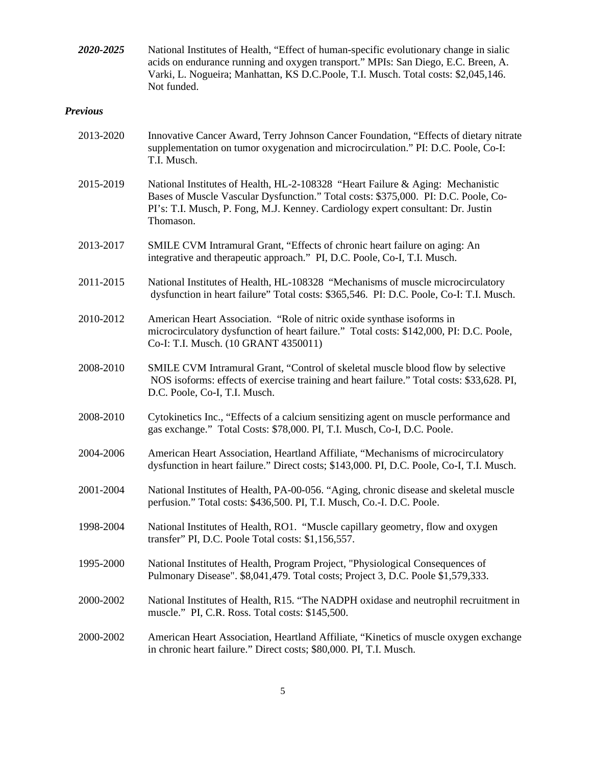***2020-2025*** National Institutes of Health, "Effect of human-specific evolutionary change in sialic acids on endurance running and oxygen transport." MPIs: San Diego, E.C. Breen, A. Varki, L. Nogueira; Manhattan, KS D.C.Poole, T.I. Musch. Total costs: $2,045,146. Not funded.

***Previous***

2013-2020 Innovative Cancer Award, Terry Johnson Cancer Foundation, "Effects of dietary nitrate supplementation on tumor oxygenation and microcirculation." PI: D.C. Poole, Co-I: T.I. Musch.

2015-2019 National Institutes of Health, HL-2-108328 "Heart Failure & Aging: Mechanistic Bases of Muscle Vascular Dysfunction." Total costs: $375,000. PI: D.C. Poole, Co-PI's: T.I. Musch, P. Fong, M.J. Kenney. Cardiology expert consultant: Dr. Justin Thomason.

2013-2017 SMILE CVM Intramural Grant, "Effects of chronic heart failure on aging: An integrative and therapeutic approach." PI, D.C. Poole, Co-I, T.I. Musch.

2011-2015 National Institutes of Health, HL-108328 "Mechanisms of muscle microcirculatory dysfunction in heart failure" Total costs: $365,546. PI: D.C. Poole, Co-I: T.I. Musch.

2010-2012 American Heart Association. "Role of nitric oxide synthase isoforms in microcirculatory dysfunction of heart failure." Total costs: $142,000, PI: D.C. Poole, Co-I: T.I. Musch. (10 GRANT 4350011)

2008-2010 SMILE CVM Intramural Grant, "Control of skeletal muscle blood flow by selective NOS isoforms: effects of exercise training and heart failure." Total costs: $33,628. PI, D.C. Poole, Co-I, T.I. Musch.

2008-2010 Cytokinetics Inc., "Effects of a calcium sensitizing agent on muscle performance and gas exchange." Total Costs: $78,000. PI, T.I. Musch, Co-I, D.C. Poole.

2004-2006 American Heart Association, Heartland Affiliate, "Mechanisms of microcirculatory dysfunction in heart failure." Direct costs; $143,000. PI, D.C. Poole, Co-I, T.I. Musch.

2001-2004 National Institutes of Health, PA-00-056. "Aging, chronic disease and skeletal muscle perfusion." Total costs: $436,500. PI, T.I. Musch, Co.-I. D.C. Poole.

1998-2004 National Institutes of Health, RO1. "Muscle capillary geometry, flow and oxygen transfer" PI, D.C. Poole Total costs: $1,156,557.

1995-2000 National Institutes of Health, Program Project, "Physiological Consequences of Pulmonary Disease". $8,041,479. Total costs; Project 3, D.C. Poole $1,579,333.

2000-2002 National Institutes of Health, R15. "The NADPH oxidase and neutrophil recruitment in muscle." PI, C.R. Ross. Total costs: $145,500.

2000-2002 American Heart Association, Heartland Affiliate, "Kinetics of muscle oxygen exchange in chronic heart failure." Direct costs; $80,000. PI, T.I. Musch.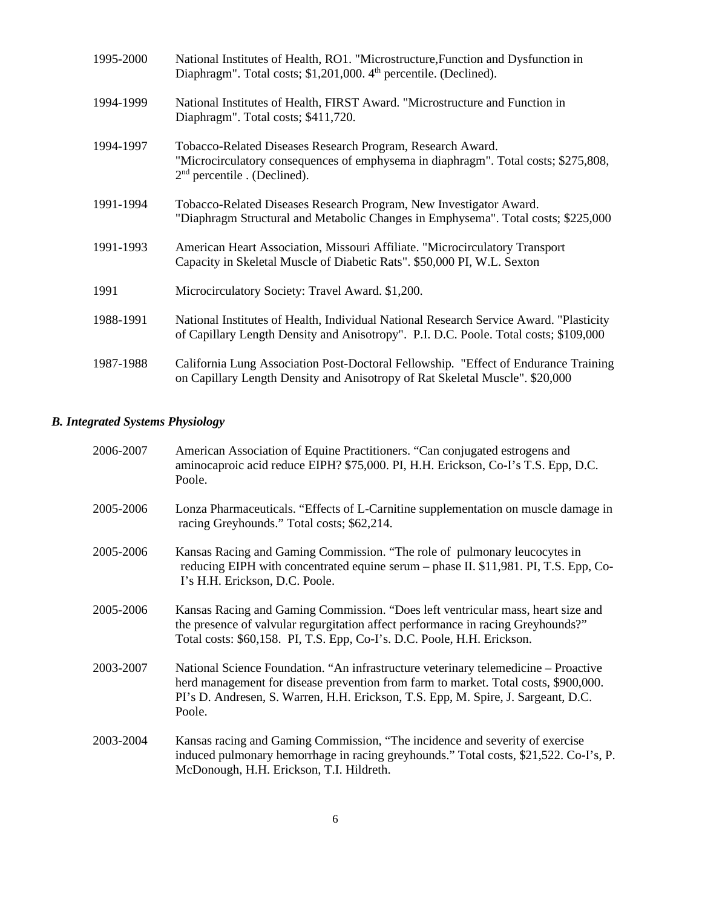| | |
|---|---|
| 1995-2000 | National Institutes of Health, RO1. "Microstructure,Function and Dysfunction in Diaphragm". Total costs; $1,201,000. 4th percentile. (Declined). |
| 1994-1999 | National Institutes of Health, FIRST Award. "Microstructure and Function in Diaphragm". Total costs; $411,720. |
| 1994-1997 | Tobacco-Related Diseases Research Program, Research Award. "Microcirculatory consequences of emphysema in diaphragm". Total costs; $275,808, 2nd percentile . (Declined). |
| 1991-1994 | Tobacco-Related Diseases Research Program, New Investigator Award. "Diaphragm Structural and Metabolic Changes in Emphysema". Total costs; $225,000 |
| 1991-1993 | American Heart Association, Missouri Affiliate. "Microcirculatory Transport Capacity in Skeletal Muscle of Diabetic Rats". $50,000 PI, W.L. Sexton |
| 1991 | Microcirculatory Society: Travel Award. $1,200. |
| 1988-1991 | National Institutes of Health, Individual National Research Service Award. "Plasticity of Capillary Length Density and Anisotropy". P.I. D.C. Poole. Total costs; $109,000 |
| 1987-1988 | California Lung Association Post-Doctoral Fellowship. "Effect of Endurance Training on Capillary Length Density and Anisotropy of Rat Skeletal Muscle". $20,000 |

### *B. Integrated Systems Physiology*

| | |
|---|---|
| 2006-2007 | American Association of Equine Practitioners. "Can conjugated estrogens and aminocaproic acid reduce EIPH? $75,000. PI, H.H. Erickson, Co-I's T.S. Epp, D.C. Poole. |
| 2005-2006 | Lonza Pharmaceuticals. "Effects of L-Carnitine supplementation on muscle damage in racing Greyhounds." Total costs; $62,214. |
| 2005-2006 | Kansas Racing and Gaming Commission. "The role of pulmonary leucocytes in reducing EIPH with concentrated equine serum – phase II. $11,981. PI, T.S. Epp, Co-I's H.H. Erickson, D.C. Poole. |
| 2005-2006 | Kansas Racing and Gaming Commission. "Does left ventricular mass, heart size and the presence of valvular regurgitation affect performance in racing Greyhounds?" Total costs: $60,158. PI, T.S. Epp, Co-I's. D.C. Poole, H.H. Erickson. |
| 2003-2007 | National Science Foundation. "An infrastructure veterinary telemedicine – Proactive herd management for disease prevention from farm to market. Total costs, $900,000. PI's D. Andresen, S. Warren, H.H. Erickson, T.S. Epp, M. Spire, J. Sargeant, D.C. Poole. |
| 2003-2004 | Kansas racing and Gaming Commission, "The incidence and severity of exercise induced pulmonary hemorrhage in racing greyhounds." Total costs, $21,522. Co-I's, P. McDonough, H.H. Erickson, T.I. Hildreth. |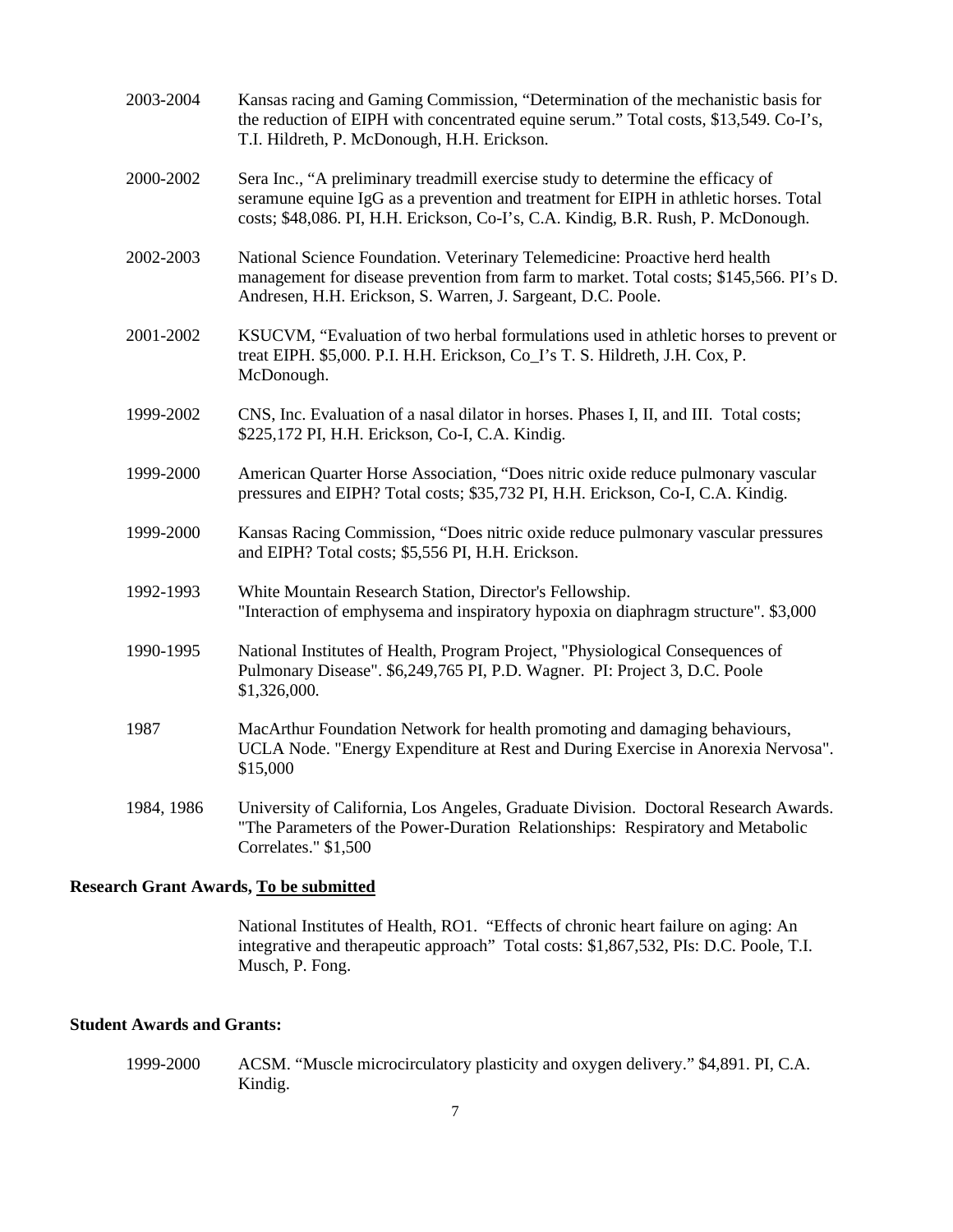2003-2004 Kansas racing and Gaming Commission, "Determination of the mechanistic basis for the reduction of EIPH with concentrated equine serum." Total costs, $13,549. Co-I's, T.I. Hildreth, P. McDonough, H.H. Erickson.

2000-2002 Sera Inc., "A preliminary treadmill exercise study to determine the efficacy of seramune equine IgG as a prevention and treatment for EIPH in athletic horses. Total costs; $48,086. PI, H.H. Erickson, Co-I's, C.A. Kindig, B.R. Rush, P. McDonough.

2002-2003 National Science Foundation. Veterinary Telemedicine: Proactive herd health management for disease prevention from farm to market. Total costs; $145,566. PI's D. Andresen, H.H. Erickson, S. Warren, J. Sargeant, D.C. Poole.

2001-2002 KSUCVM, "Evaluation of two herbal formulations used in athletic horses to prevent or treat EIPH. $5,000. P.I. H.H. Erickson, Co_I's T. S. Hildreth, J.H. Cox, P. McDonough.

1999-2002 CNS, Inc. Evaluation of a nasal dilator in horses. Phases I, II, and III. Total costs; $225,172 PI, H.H. Erickson, Co-I, C.A. Kindig.

1999-2000 American Quarter Horse Association, "Does nitric oxide reduce pulmonary vascular pressures and EIPH? Total costs; $35,732 PI, H.H. Erickson, Co-I, C.A. Kindig.

1999-2000 Kansas Racing Commission, "Does nitric oxide reduce pulmonary vascular pressures and EIPH? Total costs; $5,556 PI, H.H. Erickson.

1992-1993 White Mountain Research Station, Director's Fellowship. "Interaction of emphysema and inspiratory hypoxia on diaphragm structure". $3,000

1990-1995 National Institutes of Health, Program Project, "Physiological Consequences of Pulmonary Disease". $6,249,765 PI, P.D. Wagner. PI: Project 3, D.C. Poole $1,326,000.

1987 MacArthur Foundation Network for health promoting and damaging behaviours, UCLA Node. "Energy Expenditure at Rest and During Exercise in Anorexia Nervosa". $15,000

1984, 1986 University of California, Los Angeles, Graduate Division. Doctoral Research Awards. "The Parameters of the Power-Duration Relationships: Respiratory and Metabolic Correlates." $1,500

**Research Grant Awards, <u>To be submitted</u>**

National Institutes of Health, RO1. "Effects of chronic heart failure on aging: An integrative and therapeutic approach" Total costs: $1,867,532, PIs: D.C. Poole, T.I. Musch, P. Fong.

**Student Awards and Grants:**

1999-2000 ACSM. "Muscle microcirculatory plasticity and oxygen delivery." $4,891. PI, C.A. Kindig.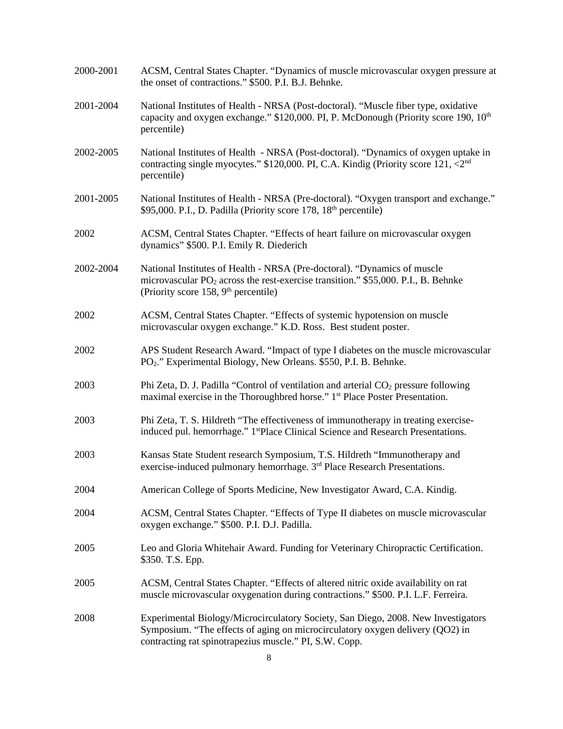2000-2001 ACSM, Central States Chapter. "Dynamics of muscle microvascular oxygen pressure at the onset of contractions." $500. P.I. B.J. Behnke.

2001-2004 National Institutes of Health - NRSA (Post-doctoral). "Muscle fiber type, oxidative capacity and oxygen exchange." $120,000. PI, P. McDonough (Priority score 190, 10th percentile)

2002-2005 National Institutes of Health - NRSA (Post-doctoral). "Dynamics of oxygen uptake in contracting single myocytes." $120,000. PI, C.A. Kindig (Priority score 121, <2nd percentile)

2001-2005 National Institutes of Health - NRSA (Pre-doctoral). "Oxygen transport and exchange." $95,000. P.I., D. Padilla (Priority score 178, 18th percentile)

2002 ACSM, Central States Chapter. "Effects of heart failure on microvascular oxygen dynamics" $500. P.I. Emily R. Diederich

2002-2004 National Institutes of Health - NRSA (Pre-doctoral). "Dynamics of muscle microvascular $PO_2$ across the rest-exercise transition." $55,000. P.I., B. Behnke (Priority score 158, 9th percentile)

2002 ACSM, Central States Chapter. "Effects of systemic hypotension on muscle microvascular oxygen exchange." K.D. Ross. Best student poster.

2002 APS Student Research Award. "Impact of type I diabetes on the muscle microvascular $PO_2$." Experimental Biology, New Orleans. $550, P.I. B. Behnke.

2003 Phi Zeta, D. J. Padilla "Control of ventilation and arterial $CO_2$ pressure following maximal exercise in the Thoroughbred horse." 1st Place Poster Presentation.

2003 Phi Zeta, T. S. Hildreth "The effectiveness of immunotherapy in treating exercise-induced pul. hemorrhage." 1stPlace Clinical Science and Research Presentations.

2003 Kansas State Student research Symposium, T.S. Hildreth "Immunotherapy and exercise-induced pulmonary hemorrhage. 3rd Place Research Presentations.

2004 American College of Sports Medicine, New Investigator Award, C.A. Kindig.

2004 ACSM, Central States Chapter. "Effects of Type II diabetes on muscle microvascular oxygen exchange." $500. P.I. D.J. Padilla.

2005 Leo and Gloria Whitehair Award. Funding for Veterinary Chiropractic Certification. $350. T.S. Epp.

2005 ACSM, Central States Chapter. "Effects of altered nitric oxide availability on rat muscle microvascular oxygenation during contractions." $500. P.I. L.F. Ferreira.

2008 Experimental Biology/Microcirculatory Society, San Diego, 2008. New Investigators Symposium. "The effects of aging on microcirculatory oxygen delivery (QO2) in contracting rat spinotrapezius muscle." PI, S.W. Copp.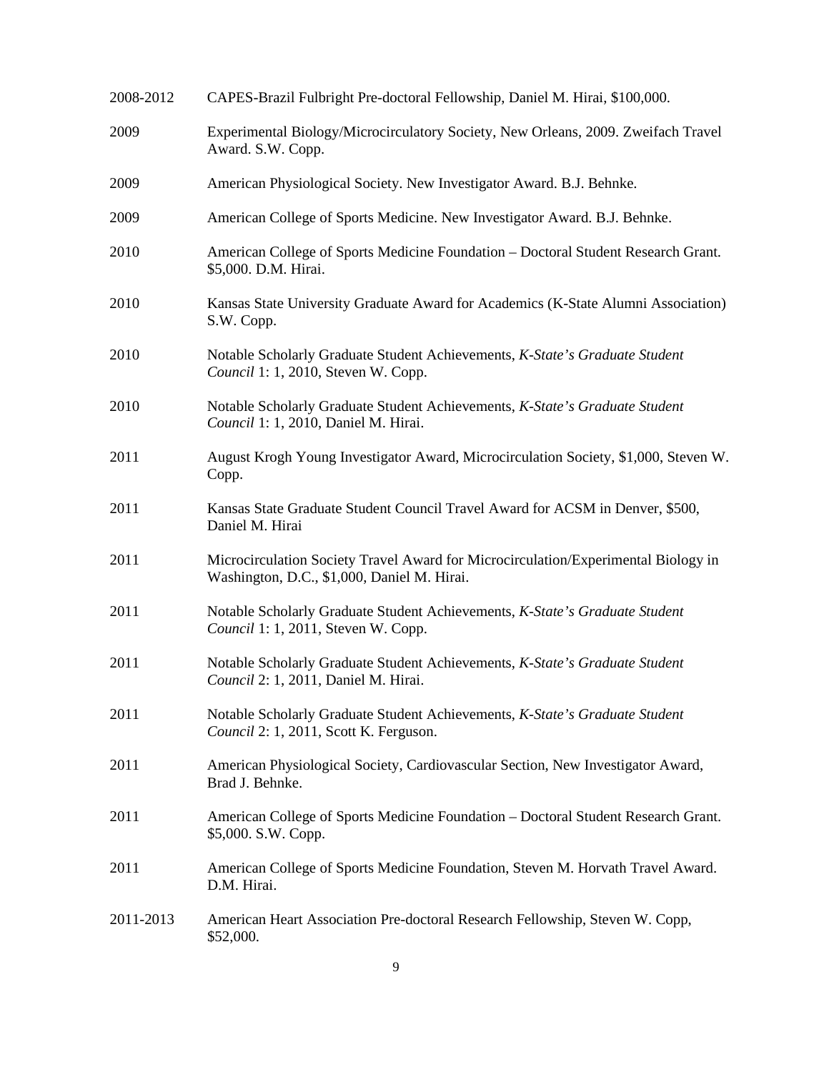| | |
|---|---|
| 2008-2012 | CAPES-Brazil Fulbright Pre-doctoral Fellowship, Daniel M. Hirai, \$100,000. |
| 2009 | Experimental Biology/Microcirculatory Society, New Orleans, 2009. Zweifach Travel Award. S.W. Copp. |
| 2009 | American Physiological Society. New Investigator Award. B.J. Behnke. |
| 2009 | American College of Sports Medicine. New Investigator Award. B.J. Behnke. |
| 2010 | American College of Sports Medicine Foundation – Doctoral Student Research Grant. \$5,000. D.M. Hirai. |
| 2010 | Kansas State University Graduate Award for Academics (K-State Alumni Association) S.W. Copp. |
| 2010 | Notable Scholarly Graduate Student Achievements, *K-State's Graduate Student Council* 1: 1, 2010, Steven W. Copp. |
| 2010 | Notable Scholarly Graduate Student Achievements, *K-State's Graduate Student Council* 1: 1, 2010, Daniel M. Hirai. |
| 2011 | August Krogh Young Investigator Award, Microcirculation Society, \$1,000, Steven W. Copp. |
| 2011 | Kansas State Graduate Student Council Travel Award for ACSM in Denver, \$500, Daniel M. Hirai |
| 2011 | Microcirculation Society Travel Award for Microcirculation/Experimental Biology in Washington, D.C., \$1,000, Daniel M. Hirai. |
| 2011 | Notable Scholarly Graduate Student Achievements, *K-State's Graduate Student Council* 1: 1, 2011, Steven W. Copp. |
| 2011 | Notable Scholarly Graduate Student Achievements, *K-State's Graduate Student Council* 2: 1, 2011, Daniel M. Hirai. |
| 2011 | Notable Scholarly Graduate Student Achievements, *K-State's Graduate Student Council* 2: 1, 2011, Scott K. Ferguson. |
| 2011 | American Physiological Society, Cardiovascular Section, New Investigator Award, Brad J. Behnke. |
| 2011 | American College of Sports Medicine Foundation – Doctoral Student Research Grant. \$5,000. S.W. Copp. |
| 2011 | American College of Sports Medicine Foundation, Steven M. Horvath Travel Award. D.M. Hirai. |
| 2011-2013 | American Heart Association Pre-doctoral Research Fellowship, Steven W. Copp, \$52,000. |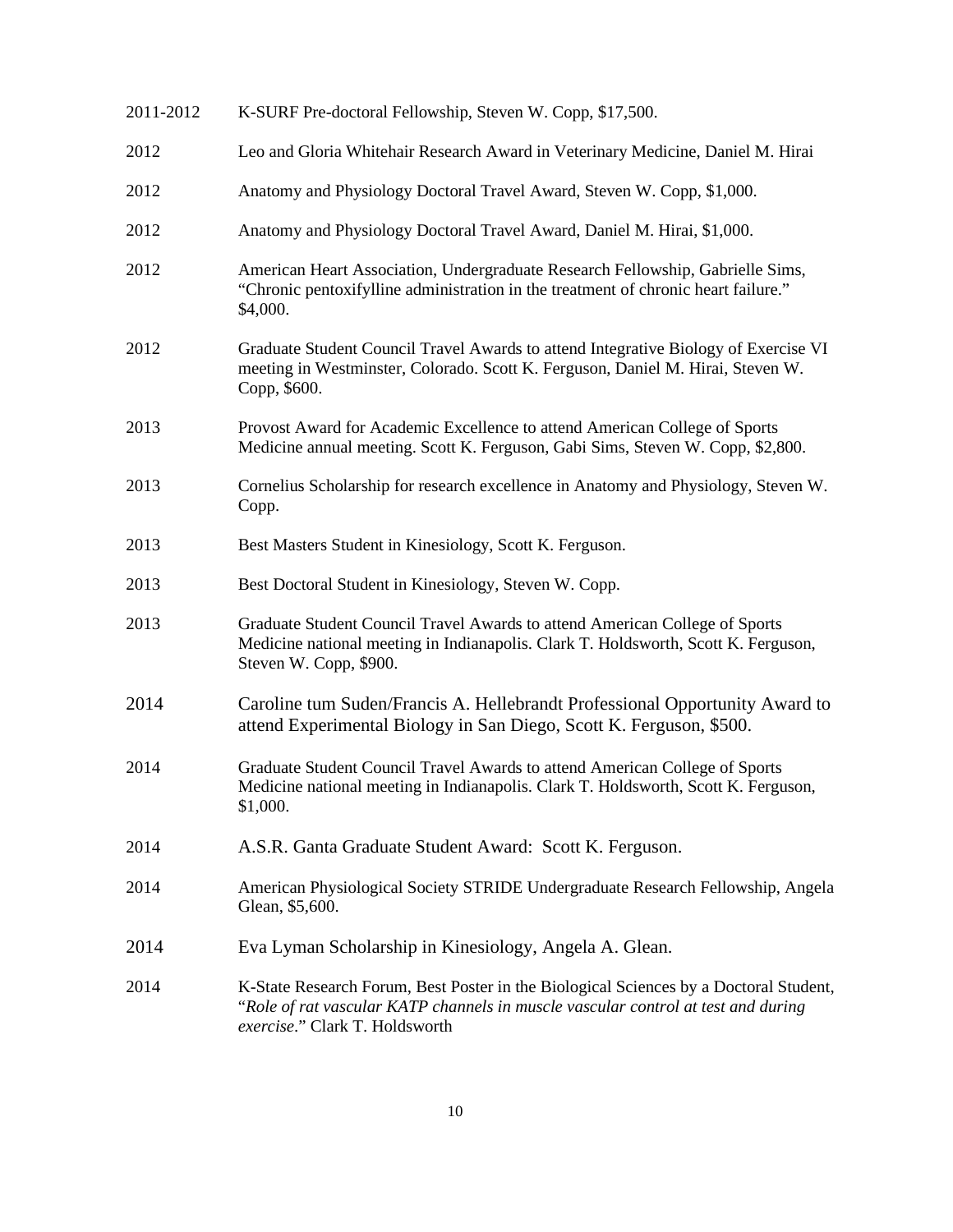2011-2012 K-SURF Pre-doctoral Fellowship, Steven W. Copp, $17,500.

2012 Leo and Gloria Whitehair Research Award in Veterinary Medicine, Daniel M. Hirai

2012 Anatomy and Physiology Doctoral Travel Award, Steven W. Copp, $1,000.

2012 Anatomy and Physiology Doctoral Travel Award, Daniel M. Hirai, $1,000.

2012 American Heart Association, Undergraduate Research Fellowship, Gabrielle Sims, "Chronic pentoxifylline administration in the treatment of chronic heart failure." $4,000.

2012 Graduate Student Council Travel Awards to attend Integrative Biology of Exercise VI meeting in Westminster, Colorado. Scott K. Ferguson, Daniel M. Hirai, Steven W. Copp, $600.

2013 Provost Award for Academic Excellence to attend American College of Sports Medicine annual meeting. Scott K. Ferguson, Gabi Sims, Steven W. Copp, $2,800.

2013 Cornelius Scholarship for research excellence in Anatomy and Physiology, Steven W. Copp.

2013 Best Masters Student in Kinesiology, Scott K. Ferguson.

2013 Best Doctoral Student in Kinesiology, Steven W. Copp.

2013 Graduate Student Council Travel Awards to attend American College of Sports Medicine national meeting in Indianapolis. Clark T. Holdsworth, Scott K. Ferguson, Steven W. Copp, $900.

2014 Caroline tum Suden/Francis A. Hellebrandt Professional Opportunity Award to attend Experimental Biology in San Diego, Scott K. Ferguson, $500.

2014 Graduate Student Council Travel Awards to attend American College of Sports Medicine national meeting in Indianapolis. Clark T. Holdsworth, Scott K. Ferguson, $1,000.

2014 A.S.R. Ganta Graduate Student Award: Scott K. Ferguson.

2014 American Physiological Society STRIDE Undergraduate Research Fellowship, Angela Glean, $5,600.

2014 Eva Lyman Scholarship in Kinesiology, Angela A. Glean.

2014 K-State Research Forum, Best Poster in the Biological Sciences by a Doctoral Student, "*Role of rat vascular KATP channels in muscle vascular control at test and during exercise*." Clark T. Holdsworth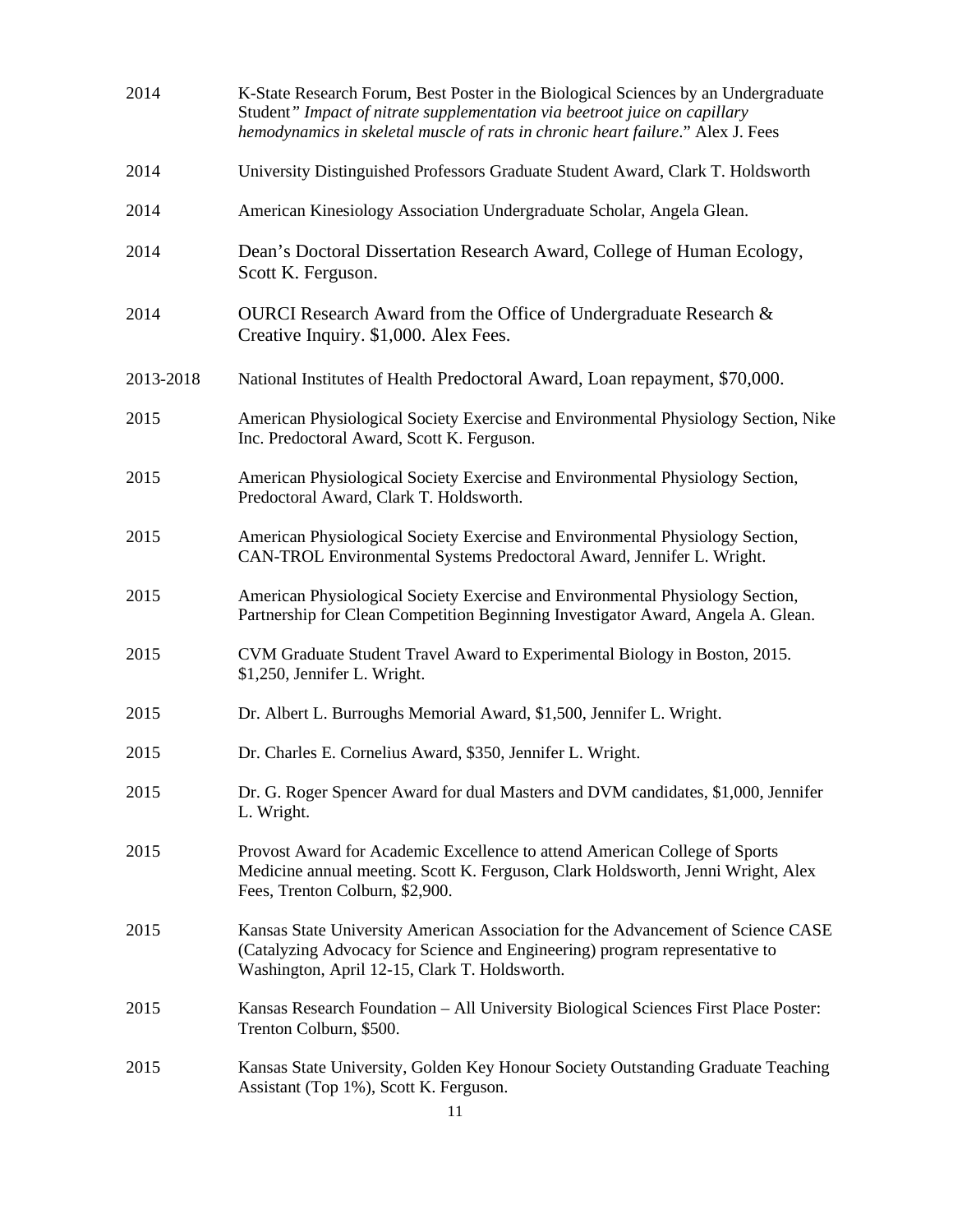2014 K-State Research Forum, Best Poster in the Biological Sciences by an Undergraduate Student*" Impact of nitrate supplementation via beetroot juice on capillary hemodynamics in skeletal muscle of rats in chronic heart failure*." Alex J. Fees

2014 University Distinguished Professors Graduate Student Award, Clark T. Holdsworth

2014 American Kinesiology Association Undergraduate Scholar, Angela Glean.

2014 Dean's Doctoral Dissertation Research Award, College of Human Ecology, Scott K. Ferguson.

2014 OURCI Research Award from the Office of Undergraduate Research & Creative Inquiry. $1,000. Alex Fees.

2013-2018 National Institutes of Health Predoctoral Award, Loan repayment, $70,000.

2015 American Physiological Society Exercise and Environmental Physiology Section, Nike Inc. Predoctoral Award, Scott K. Ferguson.

2015 American Physiological Society Exercise and Environmental Physiology Section, Predoctoral Award, Clark T. Holdsworth.

2015 American Physiological Society Exercise and Environmental Physiology Section, CAN-TROL Environmental Systems Predoctoral Award, Jennifer L. Wright.

2015 American Physiological Society Exercise and Environmental Physiology Section, Partnership for Clean Competition Beginning Investigator Award, Angela A. Glean.

2015 CVM Graduate Student Travel Award to Experimental Biology in Boston, 2015. $1,250, Jennifer L. Wright.

2015 Dr. Albert L. Burroughs Memorial Award, $1,500, Jennifer L. Wright.

2015 Dr. Charles E. Cornelius Award, $350, Jennifer L. Wright.

2015 Dr. G. Roger Spencer Award for dual Masters and DVM candidates, $1,000, Jennifer L. Wright.

2015 Provost Award for Academic Excellence to attend American College of Sports Medicine annual meeting. Scott K. Ferguson, Clark Holdsworth, Jenni Wright, Alex Fees, Trenton Colburn, $2,900.

2015 Kansas State University American Association for the Advancement of Science CASE (Catalyzing Advocacy for Science and Engineering) program representative to Washington, April 12-15, Clark T. Holdsworth.

2015 Kansas Research Foundation – All University Biological Sciences First Place Poster: Trenton Colburn, $500.

2015 Kansas State University, Golden Key Honour Society Outstanding Graduate Teaching Assistant (Top 1%), Scott K. Ferguson.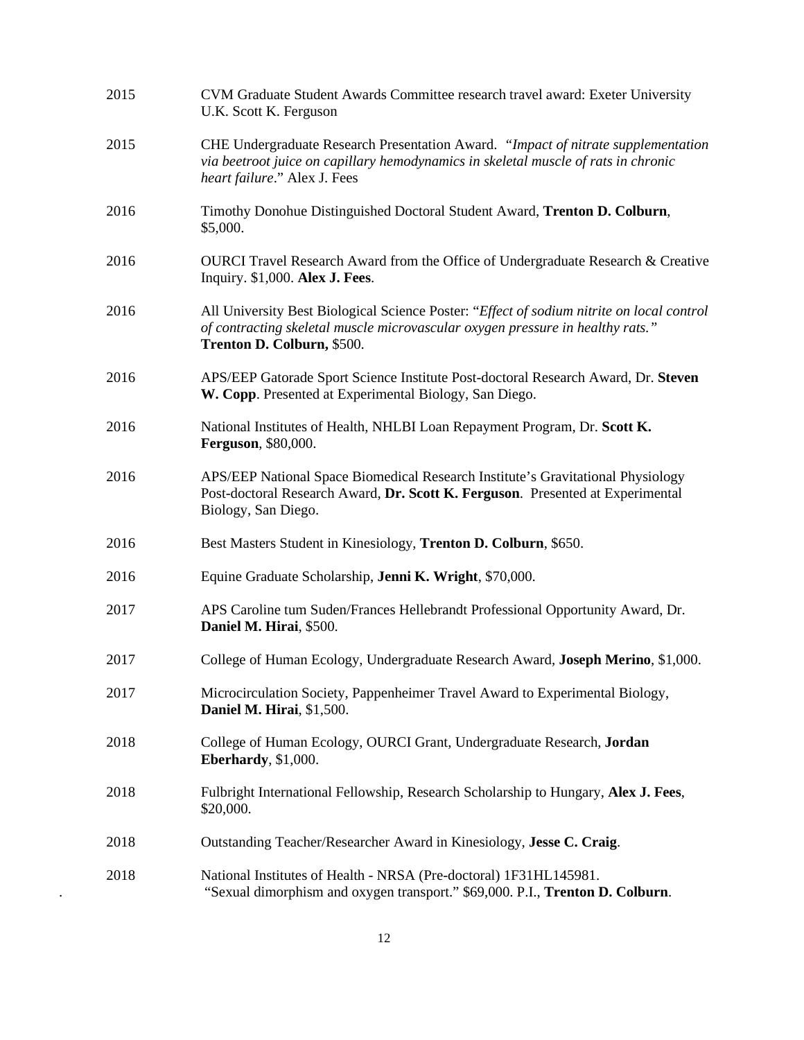2015 CVM Graduate Student Awards Committee research travel award: Exeter University U.K. Scott K. Ferguson

2015 CHE Undergraduate Research Presentation Award. "*Impact of nitrate supplementation via beetroot juice on capillary hemodynamics in skeletal muscle of rats in chronic heart failure*." Alex J. Fees

2016 Timothy Donohue Distinguished Doctoral Student Award, **Trenton D. Colburn**, $5,000.

2016 OURCI Travel Research Award from the Office of Undergraduate Research & Creative Inquiry. $1,000. **Alex J. Fees**.

2016 All University Best Biological Science Poster: "*Effect of sodium nitrite on local control of contracting skeletal muscle microvascular oxygen pressure in healthy rats.*" **Trenton D. Colburn,** $500.

2016 APS/EEP Gatorade Sport Science Institute Post-doctoral Research Award, Dr. **Steven W. Copp**. Presented at Experimental Biology, San Diego.

2016 National Institutes of Health, NHLBI Loan Repayment Program, Dr. **Scott K. Ferguson**, $80,000.

2016 APS/EEP National Space Biomedical Research Institute's Gravitational Physiology Post-doctoral Research Award, **Dr. Scott K. Ferguson**. Presented at Experimental Biology, San Diego.

2016 Best Masters Student in Kinesiology, **Trenton D. Colburn**, $650.

2016 Equine Graduate Scholarship, **Jenni K. Wright**, $70,000.

2017 APS Caroline tum Suden/Frances Hellebrandt Professional Opportunity Award, Dr. **Daniel M. Hirai**, $500.

2017 College of Human Ecology, Undergraduate Research Award, **Joseph Merino**, $1,000.

2017 Microcirculation Society, Pappenheimer Travel Award to Experimental Biology, **Daniel M. Hirai**, $1,500.

2018 College of Human Ecology, OURCI Grant, Undergraduate Research, **Jordan Eberhardy**, $1,000.

2018 Fulbright International Fellowship, Research Scholarship to Hungary, **Alex J. Fees**, $20,000.

2018 Outstanding Teacher/Researcher Award in Kinesiology, **Jesse C. Craig**.

2018 National Institutes of Health - NRSA (Pre-doctoral) 1F31HL145981. "Sexual dimorphism and oxygen transport." $69,000. P.I., **Trenton D. Colburn**.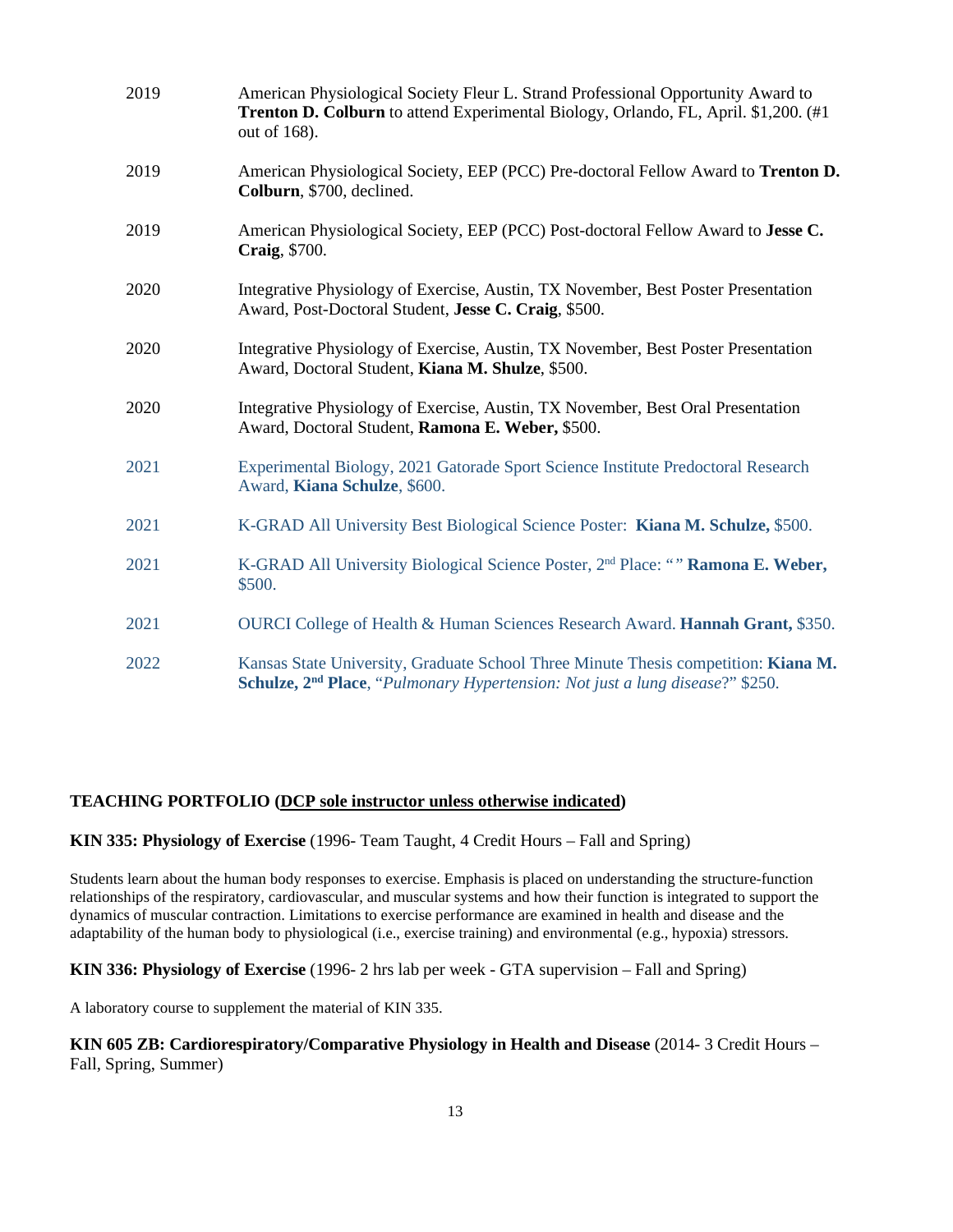| | |
|---|---|
| 2019 | American Physiological Society Fleur L. Strand Professional Opportunity Award to **Trenton D. Colburn** to attend Experimental Biology, Orlando, FL, April. $1,200. (#1 out of 168). |
| 2019 | American Physiological Society, EEP (PCC) Pre-doctoral Fellow Award to **Trenton D. Colburn**, $700, declined. |
| 2019 | American Physiological Society, EEP (PCC) Post-doctoral Fellow Award to **Jesse C. Craig**, $700. |
| 2020 | Integrative Physiology of Exercise, Austin, TX November, Best Poster Presentation Award, Post-Doctoral Student, **Jesse C. Craig**, $500. |
| 2020 | Integrative Physiology of Exercise, Austin, TX November, Best Poster Presentation Award, Doctoral Student, **Kiana M. Shulze**, $500. |
| 2020 | Integrative Physiology of Exercise, Austin, TX November, Best Oral Presentation Award, Doctoral Student, **Ramona E. Weber,** $500. |
| 2021 | Experimental Biology, 2021 Gatorade Sport Science Institute Predoctoral Research Award, **Kiana Schulze**, $600. |
| 2021 | K-GRAD All University Best Biological Science Poster: **Kiana M. Schulze,** $500. |
| 2021 | K-GRAD All University Biological Science Poster, 2nd Place: "" **Ramona E. Weber,** $500. |
| 2021 | OURCI College of Health & Human Sciences Research Award. **Hannah Grant,** $350. |
| 2022 | Kansas State University, Graduate School Three Minute Thesis competition: **Kiana M. Schulze, 2nd Place**, "*Pulmonary Hypertension: Not just a lung disease*?" $250. |

**TEACHING PORTFOLIO (DCP sole instructor unless otherwise indicated)**

**KIN 335: Physiology of Exercise** (1996- Team Taught, 4 Credit Hours – Fall and Spring)

Students learn about the human body responses to exercise. Emphasis is placed on understanding the structure-function relationships of the respiratory, cardiovascular, and muscular systems and how their function is integrated to support the dynamics of muscular contraction. Limitations to exercise performance are examined in health and disease and the adaptability of the human body to physiological (i.e., exercise training) and environmental (e.g., hypoxia) stressors.

**KIN 336: Physiology of Exercise** (1996- 2 hrs lab per week - GTA supervision – Fall and Spring)

A laboratory course to supplement the material of KIN 335.

**KIN 605 ZB: Cardiorespiratory/Comparative Physiology in Health and Disease** (2014- 3 Credit Hours – Fall, Spring, Summer)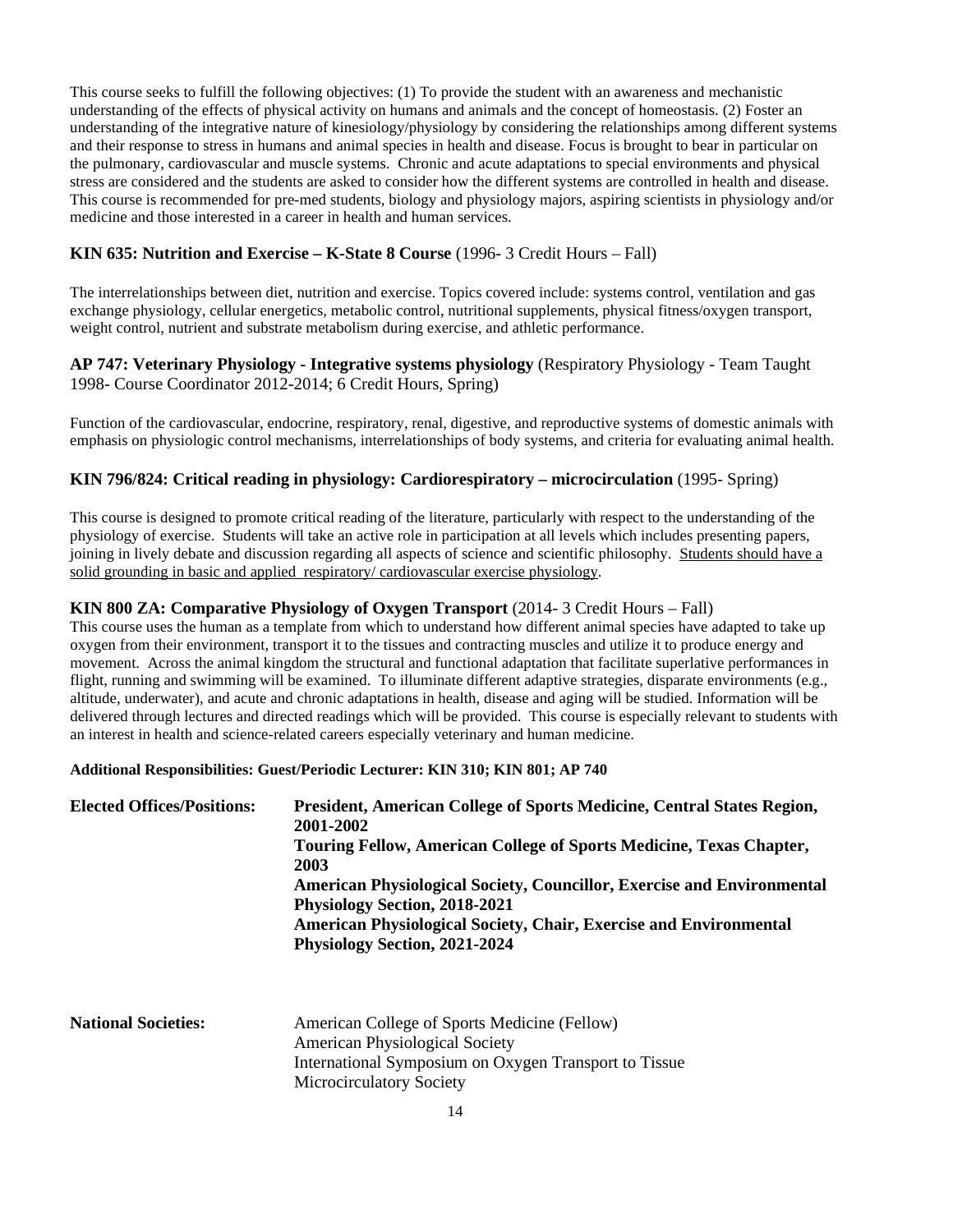This course seeks to fulfill the following objectives: (1) To provide the student with an awareness and mechanistic understanding of the effects of physical activity on humans and animals and the concept of homeostasis. (2) Foster an understanding of the integrative nature of kinesiology/physiology by considering the relationships among different systems and their response to stress in humans and animal species in health and disease. Focus is brought to bear in particular on the pulmonary, cardiovascular and muscle systems. Chronic and acute adaptations to special environments and physical stress are considered and the students are asked to consider how the different systems are controlled in health and disease. This course is recommended for pre-med students, biology and physiology majors, aspiring scientists in physiology and/or medicine and those interested in a career in health and human services.

### **KIN 635: Nutrition and Exercise – K-State 8 Course** (1996- 3 Credit Hours – Fall)

The interrelationships between diet, nutrition and exercise. Topics covered include: systems control, ventilation and gas exchange physiology, cellular energetics, metabolic control, nutritional supplements, physical fitness/oxygen transport, weight control, nutrient and substrate metabolism during exercise, and athletic performance.

### **AP 747: Veterinary Physiology - Integrative systems physiology** (Respiratory Physiology - Team Taught 1998- Course Coordinator 2012-2014; 6 Credit Hours, Spring)

Function of the cardiovascular, endocrine, respiratory, renal, digestive, and reproductive systems of domestic animals with emphasis on physiologic control mechanisms, interrelationships of body systems, and criteria for evaluating animal health.

### **KIN 796/824: Critical reading in physiology: Cardiorespiratory – microcirculation** (1995- Spring)

This course is designed to promote critical reading of the literature, particularly with respect to the understanding of the physiology of exercise. Students will take an active role in participation at all levels which includes presenting papers, joining in lively debate and discussion regarding all aspects of science and scientific philosophy. Students should have a solid grounding in basic and applied respiratory/ cardiovascular exercise physiology.

### **KIN 800 ZA: Comparative Physiology of Oxygen Transport** (2014- 3 Credit Hours – Fall)

This course uses the human as a template from which to understand how different animal species have adapted to take up oxygen from their environment, transport it to the tissues and contracting muscles and utilize it to produce energy and movement. Across the animal kingdom the structural and functional adaptation that facilitate superlative performances in flight, running and swimming will be examined. To illuminate different adaptive strategies, disparate environments (e.g., altitude, underwater), and acute and chronic adaptations in health, disease and aging will be studied. Information will be delivered through lectures and directed readings which will be provided. This course is especially relevant to students with an interest in health and science-related careers especially veterinary and human medicine.

**Additional Responsibilities: Guest/Periodic Lecturer: KIN 310; KIN 801; AP 740**

**Elected Offices/Positions:**

- **President, American College of Sports Medicine, Central States Region, 2001-2002**
- **Touring Fellow, American College of Sports Medicine, Texas Chapter, 2003**
- **American Physiological Society, Councillor, Exercise and Environmental Physiology Section, 2018-2021**
- **American Physiological Society, Chair, Exercise and Environmental Physiology Section, 2021-2024**

**National Societies:**

- American College of Sports Medicine (Fellow)
- American Physiological Society
- International Symposium on Oxygen Transport to Tissue
- Microcirculatory Society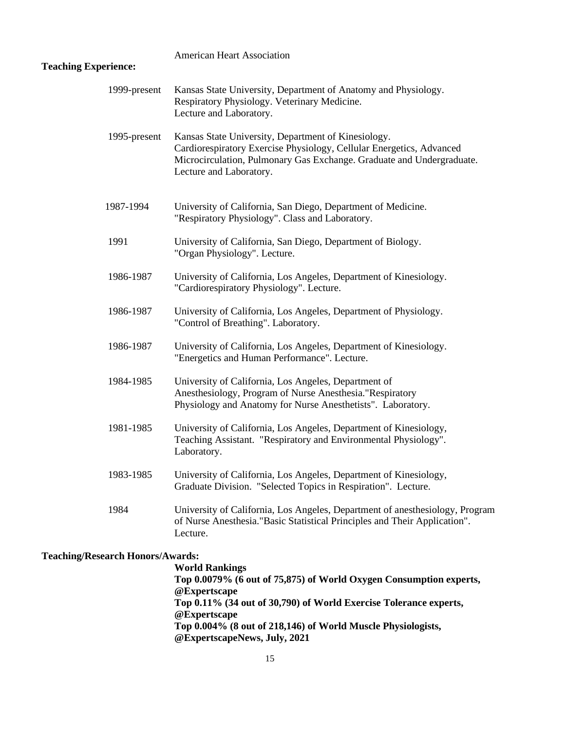American Heart Association

**Teaching Experience:**

1999-present Kansas State University, Department of Anatomy and Physiology. Respiratory Physiology. Veterinary Medicine. Lecture and Laboratory.

1995-present Kansas State University, Department of Kinesiology. Cardiorespiratory Exercise Physiology, Cellular Energetics, Advanced Microcirculation, Pulmonary Gas Exchange. Graduate and Undergraduate. Lecture and Laboratory.

1987-1994 University of California, San Diego, Department of Medicine. "Respiratory Physiology". Class and Laboratory.

1991 University of California, San Diego, Department of Biology. "Organ Physiology". Lecture.

1986-1987 University of California, Los Angeles, Department of Kinesiology. "Cardiorespiratory Physiology". Lecture.

1986-1987 University of California, Los Angeles, Department of Physiology. "Control of Breathing". Laboratory.

1986-1987 University of California, Los Angeles, Department of Kinesiology. "Energetics and Human Performance". Lecture.

1984-1985 University of California, Los Angeles, Department of Anesthesiology, Program of Nurse Anesthesia."Respiratory Physiology and Anatomy for Nurse Anesthetists". Laboratory.

1981-1985 University of California, Los Angeles, Department of Kinesiology, Teaching Assistant. "Respiratory and Environmental Physiology". Laboratory.

1983-1985 University of California, Los Angeles, Department of Kinesiology, Graduate Division. "Selected Topics in Respiration". Lecture.

1984 University of California, Los Angeles, Department of anesthesiology, Program of Nurse Anesthesia."Basic Statistical Principles and Their Application". Lecture.

**Teaching/Research Honors/Awards:**

**World Rankings**

**Top 0.0079% (6 out of 75,875) of World Oxygen Consumption experts, @Expertscape**

**Top 0.11% (34 out of 30,790) of World Exercise Tolerance experts, @Expertscape**

**Top 0.004% (8 out of 218,146) of World Muscle Physiologists, @ExpertscapeNews, July, 2021**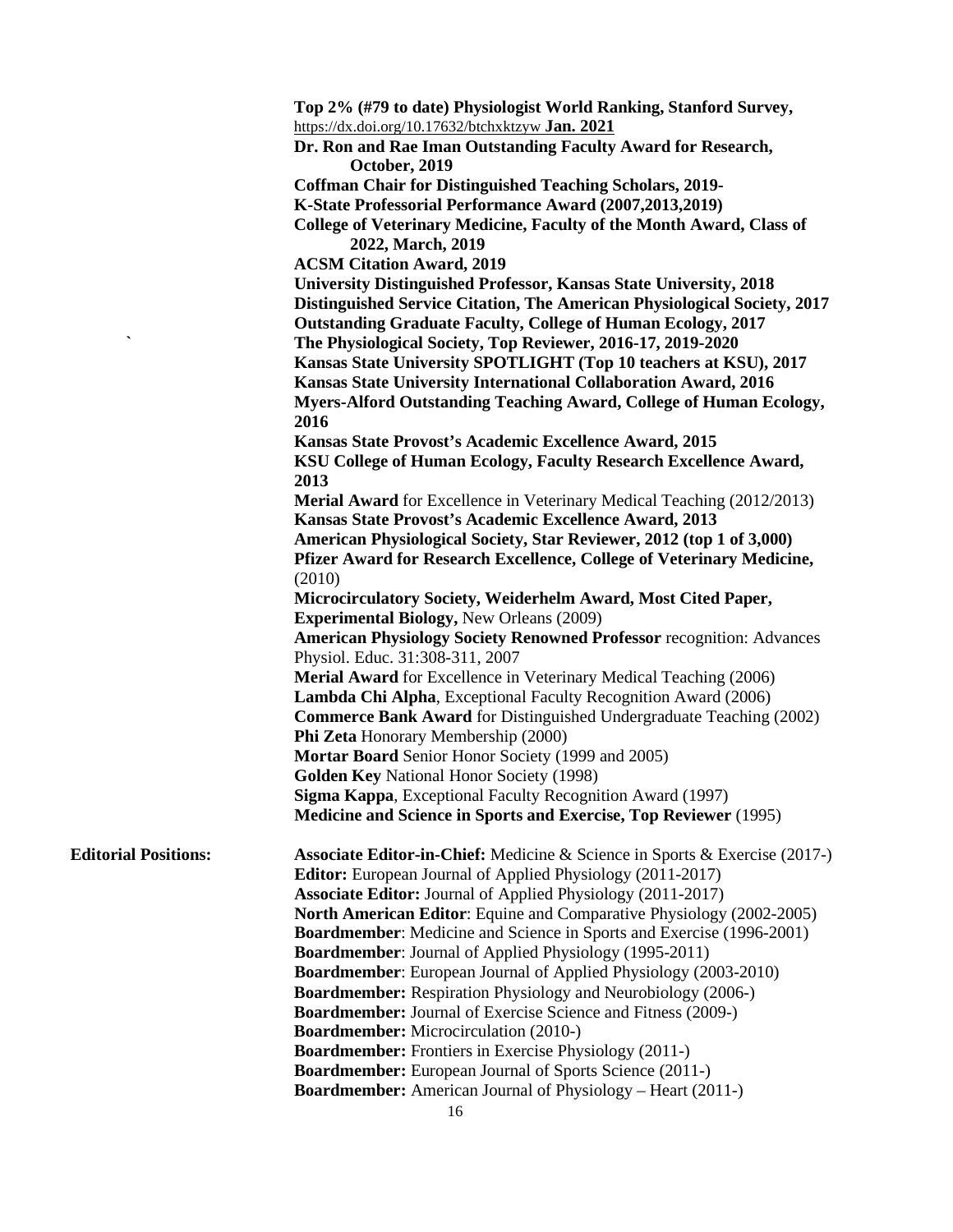**Top 2% (#79 to date) Physiologist World Ranking, Stanford Survey,** https://dx.doi.org/10.17632/btchxktzyw **Jan. 2021**
**Dr. Ron and Rae Iman Outstanding Faculty Award for Research, October, 2019**
**Coffman Chair for Distinguished Teaching Scholars, 2019-**
**K-State Professorial Performance Award (2007,2013,2019)**
**College of Veterinary Medicine, Faculty of the Month Award, Class of 2022, March, 2019**
**ACSM Citation Award, 2019**
**University Distinguished Professor, Kansas State University, 2018**
**Distinguished Service Citation, The American Physiological Society, 2017**
**Outstanding Graduate Faculty, College of Human Ecology, 2017**
**The Physiological Society, Top Reviewer, 2016-17, 2019-2020**
**Kansas State University SPOTLIGHT (Top 10 teachers at KSU), 2017**
**Kansas State University International Collaboration Award, 2016**
**Myers-Alford Outstanding Teaching Award, College of Human Ecology, 2016**
**Kansas State Provost's Academic Excellence Award, 2015**
**KSU College of Human Ecology, Faculty Research Excellence Award, 2013**
**Merial Award** for Excellence in Veterinary Medical Teaching (2012/2013)
**Kansas State Provost's Academic Excellence Award, 2013**
**American Physiological Society, Star Reviewer, 2012 (top 1 of 3,000)**
**Pfizer Award for Research Excellence, College of Veterinary Medicine,** (2010)
**Microcirculatory Society, Weiderhelm Award, Most Cited Paper, Experimental Biology,** New Orleans (2009)
**American Physiology Society Renowned Professor** recognition: Advances Physiol. Educ. 31:308-311, 2007
**Merial Award** for Excellence in Veterinary Medical Teaching (2006)
**Lambda Chi Alpha**, Exceptional Faculty Recognition Award (2006)
**Commerce Bank Award** for Distinguished Undergraduate Teaching (2002)
**Phi Zeta** Honorary Membership (2000)
**Mortar Board** Senior Honor Society (1999 and 2005)
**Golden Key** National Honor Society (1998)
**Sigma Kappa**, Exceptional Faculty Recognition Award (1997)
**Medicine and Science in Sports and Exercise, Top Reviewer** (1995)

**Editorial Positions:**

**Associate Editor-in-Chief:** Medicine & Science in Sports & Exercise (2017-)
**Editor:** European Journal of Applied Physiology (2011-2017)
**Associate Editor:** Journal of Applied Physiology (2011-2017)
**North American Editor**: Equine and Comparative Physiology (2002-2005)
**Boardmember**: Medicine and Science in Sports and Exercise (1996-2001)
**Boardmember**: Journal of Applied Physiology (1995-2011)
**Boardmember**: European Journal of Applied Physiology (2003-2010)
**Boardmember:** Respiration Physiology and Neurobiology (2006-)
**Boardmember:** Journal of Exercise Science and Fitness (2009-)
**Boardmember:** Microcirculation (2010-)
**Boardmember:** Frontiers in Exercise Physiology (2011-)
**Boardmember:** European Journal of Sports Science (2011-)
**Boardmember:** American Journal of Physiology – Heart (2011-)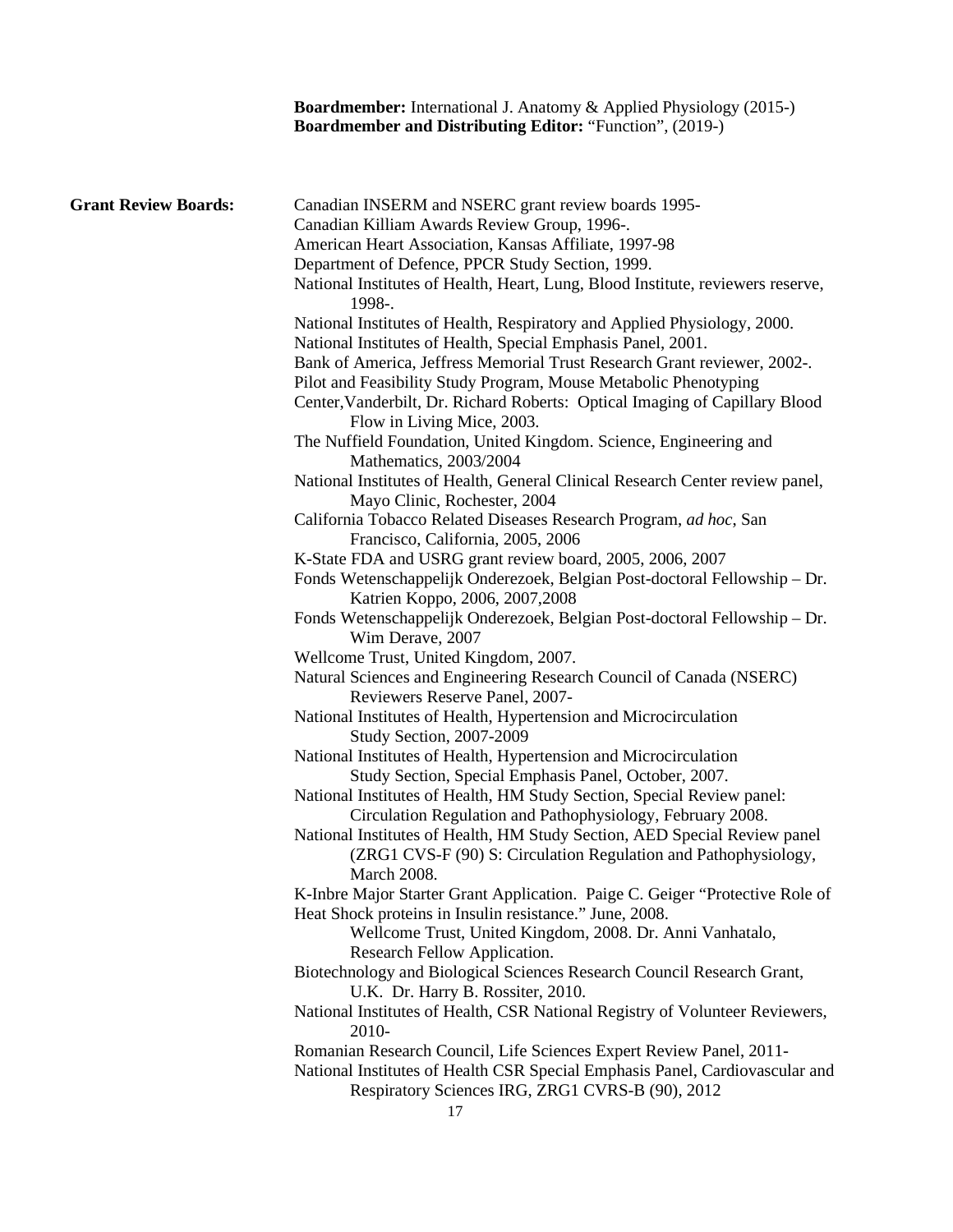**Boardmember:** International J. Anatomy & Applied Physiology (2015-)
**Boardmember and Distributing Editor:** "Function", (2019-)

**Grant Review Boards:**

Canadian INSERM and NSERC grant review boards 1995-
Canadian Killiam Awards Review Group, 1996-.
American Heart Association, Kansas Affiliate, 1997-98
Department of Defence, PPCR Study Section, 1999.
National Institutes of Health, Heart, Lung, Blood Institute, reviewers reserve, 1998-.
National Institutes of Health, Respiratory and Applied Physiology, 2000.
National Institutes of Health, Special Emphasis Panel, 2001.
Bank of America, Jeffress Memorial Trust Research Grant reviewer, 2002-.
Pilot and Feasibility Study Program, Mouse Metabolic Phenotyping Center,Vanderbilt, Dr. Richard Roberts: Optical Imaging of Capillary Blood Flow in Living Mice, 2003.
The Nuffield Foundation, United Kingdom. Science, Engineering and Mathematics, 2003/2004
National Institutes of Health, General Clinical Research Center review panel, Mayo Clinic, Rochester, 2004
California Tobacco Related Diseases Research Program, *ad hoc*, San Francisco, California, 2005, 2006
K-State FDA and USRG grant review board, 2005, 2006, 2007
Fonds Wetenschappelijk Onderezoek, Belgian Post-doctoral Fellowship – Dr. Katrien Koppo, 2006, 2007,2008
Fonds Wetenschappelijk Onderezoek, Belgian Post-doctoral Fellowship – Dr. Wim Derave, 2007
Wellcome Trust, United Kingdom, 2007.
Natural Sciences and Engineering Research Council of Canada (NSERC) Reviewers Reserve Panel, 2007-
National Institutes of Health, Hypertension and Microcirculation Study Section, 2007-2009
National Institutes of Health, Hypertension and Microcirculation Study Section, Special Emphasis Panel, October, 2007.
National Institutes of Health, HM Study Section, Special Review panel: Circulation Regulation and Pathophysiology, February 2008.
National Institutes of Health, HM Study Section, AED Special Review panel (ZRG1 CVS-F (90) S: Circulation Regulation and Pathophysiology, March 2008.
K-Inbre Major Starter Grant Application. Paige C. Geiger "Protective Role of Heat Shock proteins in Insulin resistance." June, 2008.
Wellcome Trust, United Kingdom, 2008. Dr. Anni Vanhatalo, Research Fellow Application.
Biotechnology and Biological Sciences Research Council Research Grant, U.K. Dr. Harry B. Rossiter, 2010.
National Institutes of Health, CSR National Registry of Volunteer Reviewers, 2010-
Romanian Research Council, Life Sciences Expert Review Panel, 2011-
National Institutes of Health CSR Special Emphasis Panel, Cardiovascular and Respiratory Sciences IRG, ZRG1 CVRS-B (90), 2012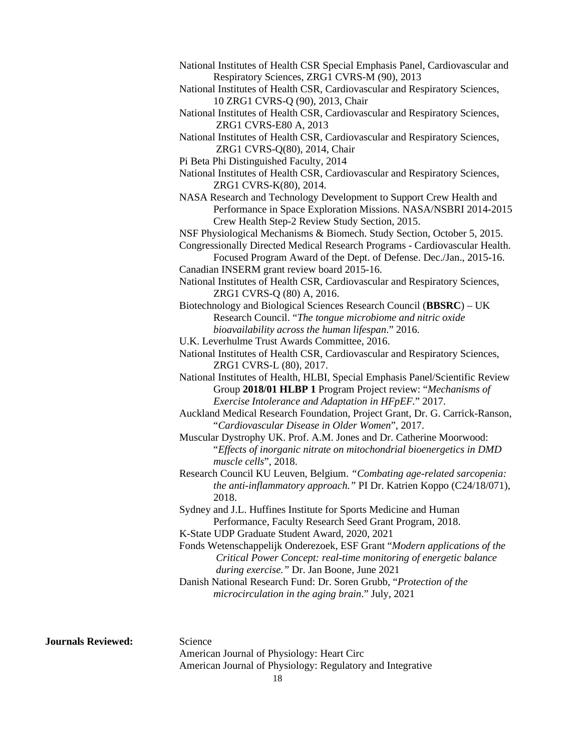National Institutes of Health CSR Special Emphasis Panel, Cardiovascular and Respiratory Sciences, ZRG1 CVRS-M (90), 2013

National Institutes of Health CSR, Cardiovascular and Respiratory Sciences, 10 ZRG1 CVRS-Q (90), 2013, Chair

National Institutes of Health CSR, Cardiovascular and Respiratory Sciences, ZRG1 CVRS-E80 A, 2013

National Institutes of Health CSR, Cardiovascular and Respiratory Sciences, ZRG1 CVRS-Q(80), 2014, Chair

Pi Beta Phi Distinguished Faculty, 2014

National Institutes of Health CSR, Cardiovascular and Respiratory Sciences, ZRG1 CVRS-K(80), 2014.

NASA Research and Technology Development to Support Crew Health and Performance in Space Exploration Missions. NASA/NSBRI 2014-2015 Crew Health Step-2 Review Study Section, 2015.

NSF Physiological Mechanisms & Biomech. Study Section, October 5, 2015.

Congressionally Directed Medical Research Programs - Cardiovascular Health. Focused Program Award of the Dept. of Defense. Dec./Jan., 2015-16.

Canadian INSERM grant review board 2015-16.

National Institutes of Health CSR, Cardiovascular and Respiratory Sciences, ZRG1 CVRS-Q (80) A, 2016.

Biotechnology and Biological Sciences Research Council (**BBSRC**) – UK Research Council. "*The tongue microbiome and nitric oxide bioavailability across the human lifespan*." 2016.

U.K. Leverhulme Trust Awards Committee, 2016.

National Institutes of Health CSR, Cardiovascular and Respiratory Sciences, ZRG1 CVRS-L (80), 2017.

National Institutes of Health, HLBI, Special Emphasis Panel/Scientific Review Group **2018/01 HLBP 1** Program Project review: "*Mechanisms of Exercise Intolerance and Adaptation in HFpEF*." 2017.

Auckland Medical Research Foundation, Project Grant, Dr. G. Carrick-Ranson, "*Cardiovascular Disease in Older Women*", 2017.

Muscular Dystrophy UK. Prof. A.M. Jones and Dr. Catherine Moorwood: "*Effects of inorganic nitrate on mitochondrial bioenergetics in DMD muscle cells*", 2018.

Research Council KU Leuven, Belgium. *"Combating age-related sarcopenia: the anti-inflammatory approach."* PI Dr. Katrien Koppo (C24/18/071), 2018.

Sydney and J.L. Huffines Institute for Sports Medicine and Human Performance, Faculty Research Seed Grant Program, 2018.

K-State UDP Graduate Student Award, 2020, 2021

Fonds Wetenschappelijk Onderezoek, ESF Grant "*Modern applications of the Critical Power Concept: real-time monitoring of energetic balance during exercise."* Dr. Jan Boone, June 2021

Danish National Research Fund: Dr. Soren Grubb, "*Protection of the microcirculation in the aging brain*." July, 2021

**Journals Reviewed:**

Science

American Journal of Physiology: Heart Circ

American Journal of Physiology: Regulatory and Integrative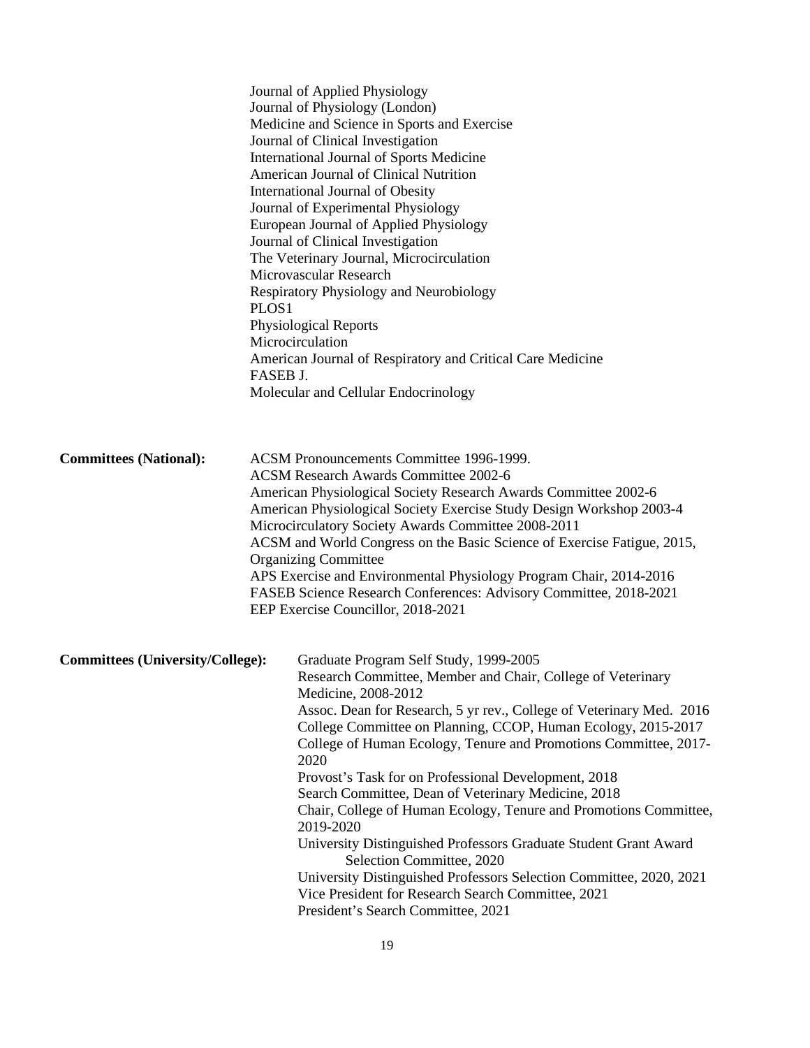Journal of Applied Physiology
Journal of Physiology (London)
Medicine and Science in Sports and Exercise
Journal of Clinical Investigation
International Journal of Sports Medicine
American Journal of Clinical Nutrition
International Journal of Obesity
Journal of Experimental Physiology
European Journal of Applied Physiology
Journal of Clinical Investigation
The Veterinary Journal, Microcirculation
Microvascular Research
Respiratory Physiology and Neurobiology
PLOS1
Physiological Reports
Microcirculation
American Journal of Respiratory and Critical Care Medicine
FASEB J.
Molecular and Cellular Endocrinology

**Committees (National):**

ACSM Pronouncements Committee 1996-1999.
ACSM Research Awards Committee 2002-6
American Physiological Society Research Awards Committee 2002-6
American Physiological Society Exercise Study Design Workshop 2003-4
Microcirculatory Society Awards Committee 2008-2011
ACSM and World Congress on the Basic Science of Exercise Fatigue, 2015, Organizing Committee
APS Exercise and Environmental Physiology Program Chair, 2014-2016
FASEB Science Research Conferences: Advisory Committee, 2018-2021
EEP Exercise Councillor, 2018-2021

**Committees (University/College):**

Graduate Program Self Study, 1999-2005
Research Committee, Member and Chair, College of Veterinary Medicine, 2008-2012
Assoc. Dean for Research, 5 yr rev., College of Veterinary Med. 2016
College Committee on Planning, CCOP, Human Ecology, 2015-2017
College of Human Ecology, Tenure and Promotions Committee, 2017-2020
Provost's Task for on Professional Development, 2018
Search Committee, Dean of Veterinary Medicine, 2018
Chair, College of Human Ecology, Tenure and Promotions Committee, 2019-2020
University Distinguished Professors Graduate Student Grant Award Selection Committee, 2020
University Distinguished Professors Selection Committee, 2020, 2021
Vice President for Research Search Committee, 2021
President's Search Committee, 2021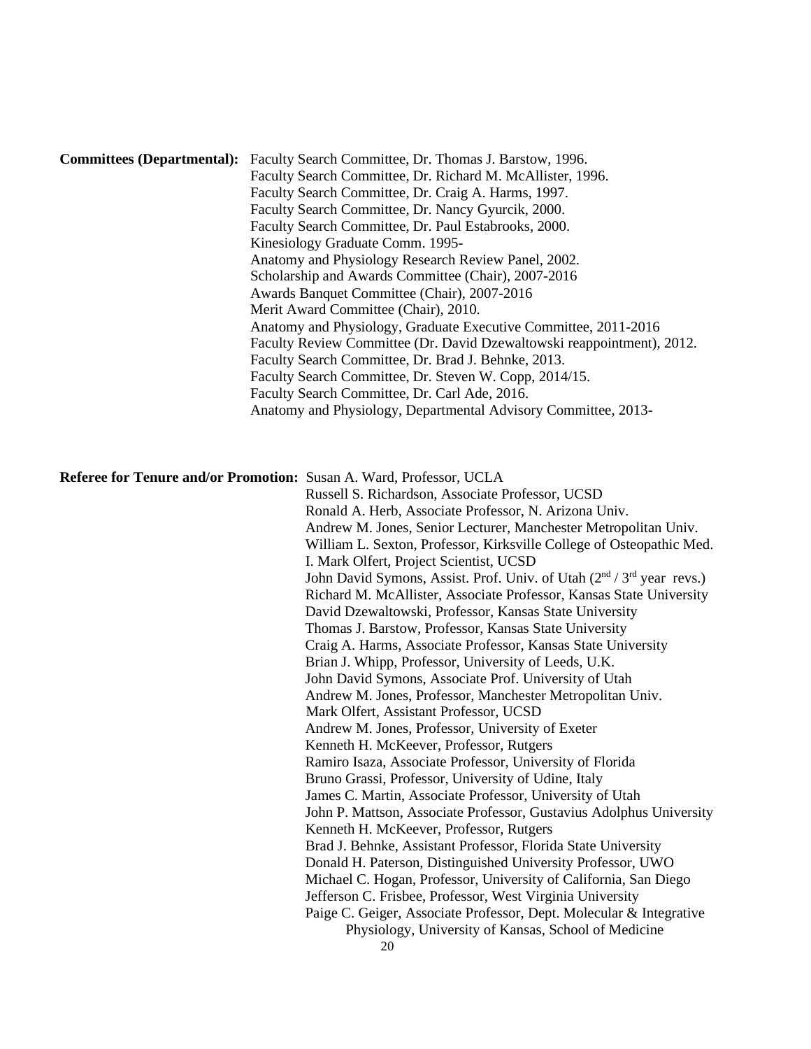**Committees (Departmental):** Faculty Search Committee, Dr. Thomas J. Barstow, 1996.
Faculty Search Committee, Dr. Richard M. McAllister, 1996.
Faculty Search Committee, Dr. Craig A. Harms, 1997.
Faculty Search Committee, Dr. Nancy Gyurcik, 2000.
Faculty Search Committee, Dr. Paul Estabrooks, 2000.
Kinesiology Graduate Comm. 1995-
Anatomy and Physiology Research Review Panel, 2002.
Scholarship and Awards Committee (Chair), 2007-2016
Awards Banquet Committee (Chair), 2007-2016
Merit Award Committee (Chair), 2010.
Anatomy and Physiology, Graduate Executive Committee, 2011-2016
Faculty Review Committee (Dr. David Dzewaltowski reappointment), 2012.
Faculty Search Committee, Dr. Brad J. Behnke, 2013.
Faculty Search Committee, Dr. Steven W. Copp, 2014/15.
Faculty Search Committee, Dr. Carl Ade, 2016.
Anatomy and Physiology, Departmental Advisory Committee, 2013-

**Referee for Tenure and/or Promotion:** Susan A. Ward, Professor, UCLA
Russell S. Richardson, Associate Professor, UCSD
Ronald A. Herb, Associate Professor, N. Arizona Univ.
Andrew M. Jones, Senior Lecturer, Manchester Metropolitan Univ.
William L. Sexton, Professor, Kirksville College of Osteopathic Med.
I. Mark Olfert, Project Scientist, UCSD
John David Symons, Assist. Prof. Univ. of Utah (2nd / 3rd year revs.)
Richard M. McAllister, Associate Professor, Kansas State University
David Dzewaltowski, Professor, Kansas State University
Thomas J. Barstow, Professor, Kansas State University
Craig A. Harms, Associate Professor, Kansas State University
Brian J. Whipp, Professor, University of Leeds, U.K.
John David Symons, Associate Prof. University of Utah
Andrew M. Jones, Professor, Manchester Metropolitan Univ.
Mark Olfert, Assistant Professor, UCSD
Andrew M. Jones, Professor, University of Exeter
Kenneth H. McKeever, Professor, Rutgers
Ramiro Isaza, Associate Professor, University of Florida
Bruno Grassi, Professor, University of Udine, Italy
James C. Martin, Associate Professor, University of Utah
John P. Mattson, Associate Professor, Gustavius Adolphus University
Kenneth H. McKeever, Professor, Rutgers
Brad J. Behnke, Assistant Professor, Florida State University
Donald H. Paterson, Distinguished University Professor, UWO
Michael C. Hogan, Professor, University of California, San Diego
Jefferson C. Frisbee, Professor, West Virginia University
Paige C. Geiger, Associate Professor, Dept. Molecular & Integrative Physiology, University of Kansas, School of Medicine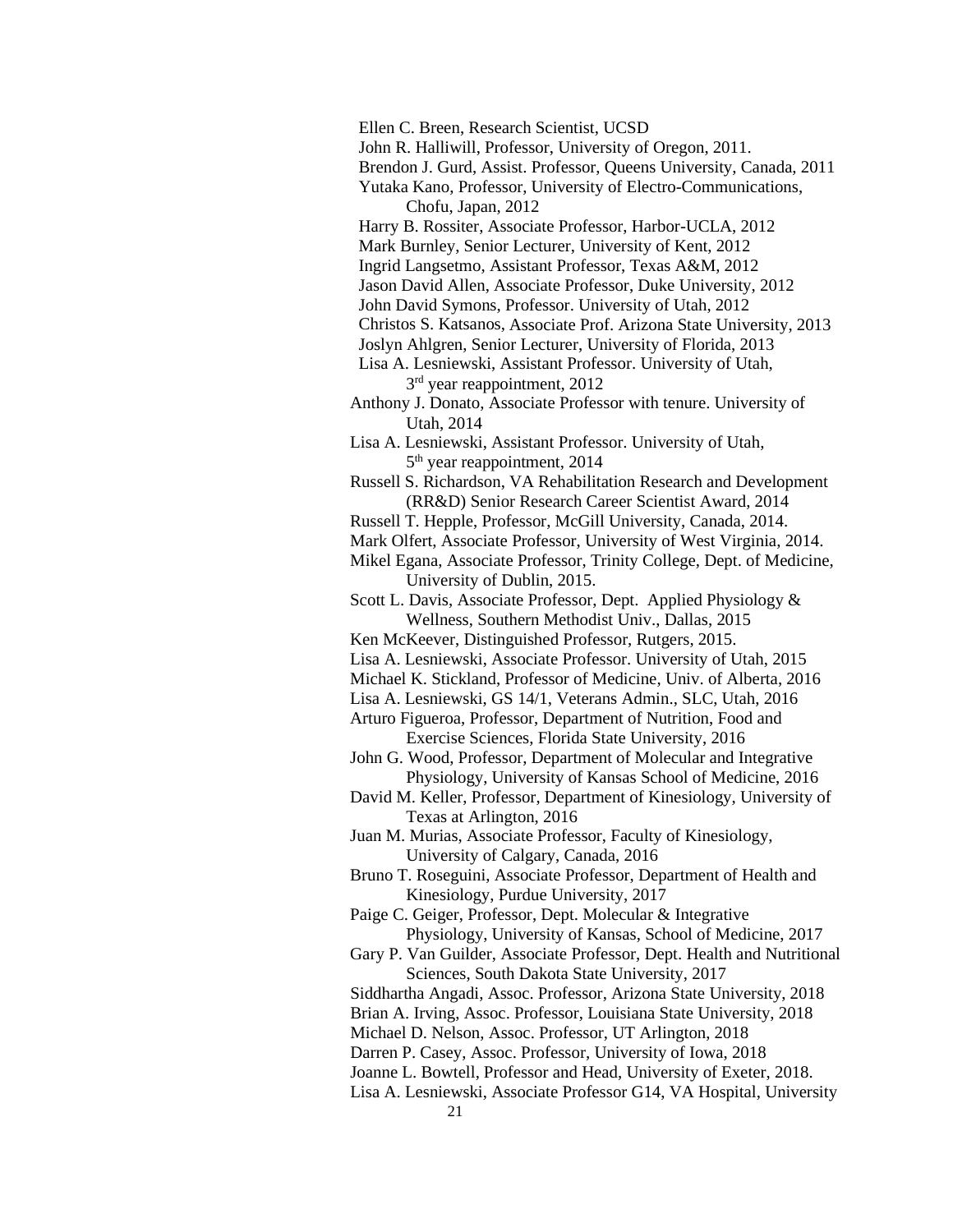Ellen C. Breen, Research Scientist, UCSD

John R. Halliwill, Professor, University of Oregon, 2011.

Brendon J. Gurd, Assist. Professor, Queens University, Canada, 2011

Yutaka Kano, Professor, University of Electro-Communications, Chofu, Japan, 2012

Harry B. Rossiter, Associate Professor, Harbor-UCLA, 2012

Mark Burnley, Senior Lecturer, University of Kent, 2012

Ingrid Langsetmo, Assistant Professor, Texas A&M, 2012

Jason David Allen, Associate Professor, Duke University, 2012

John David Symons, Professor. University of Utah, 2012

Christos S. Katsanos, Associate Prof. Arizona State University, 2013

Joslyn Ahlgren, Senior Lecturer, University of Florida, 2013

Lisa A. Lesniewski, Assistant Professor. University of Utah, 3rd year reappointment, 2012

Anthony J. Donato, Associate Professor with tenure. University of Utah, 2014

Lisa A. Lesniewski, Assistant Professor. University of Utah, 5th year reappointment, 2014

Russell S. Richardson, VA Rehabilitation Research and Development (RR&D) Senior Research Career Scientist Award, 2014

Russell T. Hepple, Professor, McGill University, Canada, 2014.

Mark Olfert, Associate Professor, University of West Virginia, 2014.

Mikel Egana, Associate Professor, Trinity College, Dept. of Medicine, University of Dublin, 2015.

Scott L. Davis, Associate Professor, Dept. Applied Physiology & Wellness, Southern Methodist Univ., Dallas, 2015

Ken McKeever, Distinguished Professor, Rutgers, 2015.

Lisa A. Lesniewski, Associate Professor. University of Utah, 2015

Michael K. Stickland, Professor of Medicine, Univ. of Alberta, 2016

Lisa A. Lesniewski, GS 14/1, Veterans Admin., SLC, Utah, 2016

Arturo Figueroa, Professor, Department of Nutrition, Food and Exercise Sciences, Florida State University, 2016

John G. Wood, Professor, Department of Molecular and Integrative Physiology, University of Kansas School of Medicine, 2016

David M. Keller, Professor, Department of Kinesiology, University of Texas at Arlington, 2016

Juan M. Murias, Associate Professor, Faculty of Kinesiology, University of Calgary, Canada, 2016

Bruno T. Roseguini, Associate Professor, Department of Health and Kinesiology, Purdue University, 2017

Paige C. Geiger, Professor, Dept. Molecular & Integrative Physiology, University of Kansas, School of Medicine, 2017

Gary P. Van Guilder, Associate Professor, Dept. Health and Nutritional Sciences, South Dakota State University, 2017

Siddhartha Angadi, Assoc. Professor, Arizona State University, 2018

Brian A. Irving, Assoc. Professor, Louisiana State University, 2018

Michael D. Nelson, Assoc. Professor, UT Arlington, 2018

Darren P. Casey, Assoc. Professor, University of Iowa, 2018

Joanne L. Bowtell, Professor and Head, University of Exeter, 2018.

Lisa A. Lesniewski, Associate Professor G14, VA Hospital, University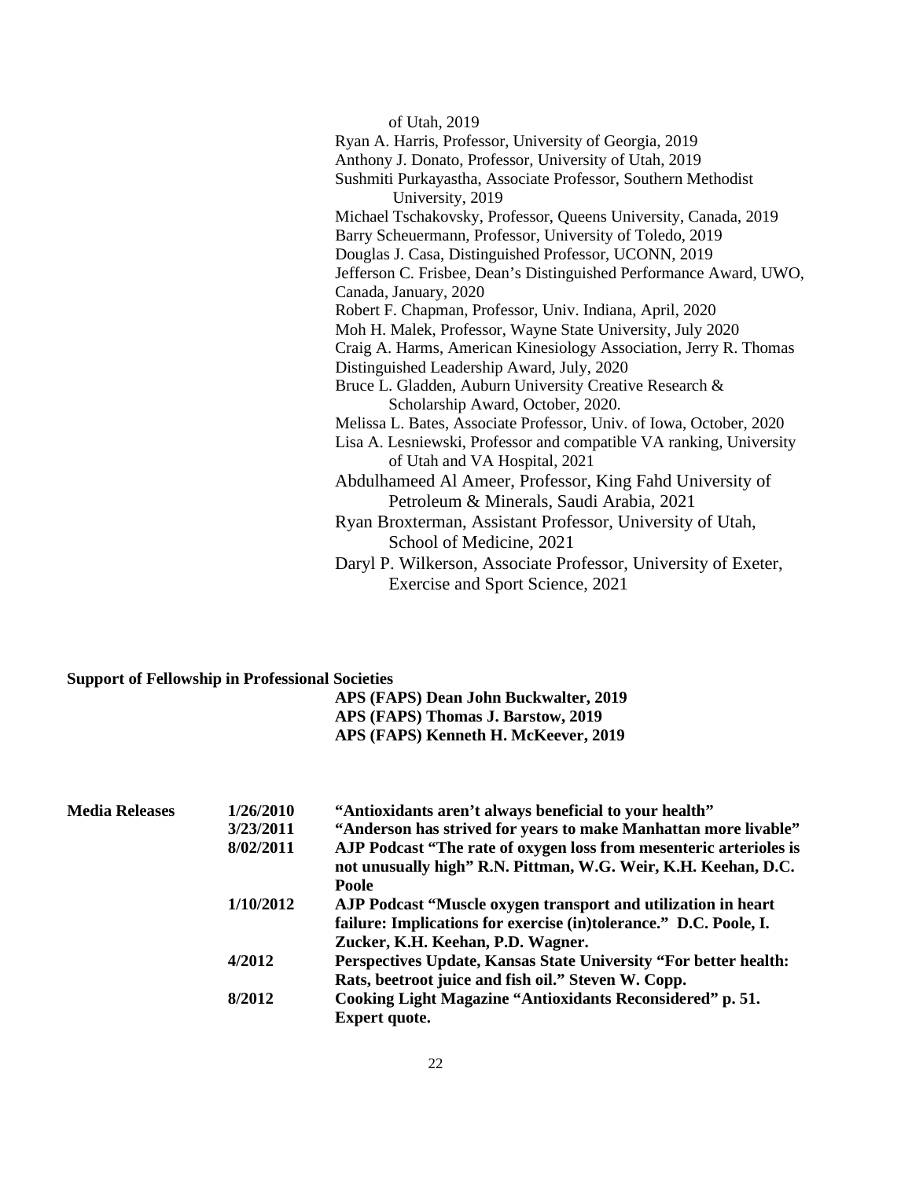of Utah, 2019

Ryan A. Harris, Professor, University of Georgia, 2019

Anthony J. Donato, Professor, University of Utah, 2019

Sushmiti Purkayastha, Associate Professor, Southern Methodist University, 2019

Michael Tschakovsky, Professor, Queens University, Canada, 2019

Barry Scheuermann, Professor, University of Toledo, 2019

Douglas J. Casa, Distinguished Professor, UCONN, 2019

Jefferson C. Frisbee, Dean's Distinguished Performance Award, UWO, Canada, January, 2020

Robert F. Chapman, Professor, Univ. Indiana, April, 2020

Moh H. Malek, Professor, Wayne State University, July 2020

Craig A. Harms, American Kinesiology Association, Jerry R. Thomas Distinguished Leadership Award, July, 2020

Bruce L. Gladden, Auburn University Creative Research & Scholarship Award, October, 2020.

Melissa L. Bates, Associate Professor, Univ. of Iowa, October, 2020

Lisa A. Lesniewski, Professor and compatible VA ranking, University of Utah and VA Hospital, 2021

Abdulhameed Al Ameer, Professor, King Fahd University of Petroleum & Minerals, Saudi Arabia, 2021

Ryan Broxterman, Assistant Professor, University of Utah, School of Medicine, 2021

Daryl P. Wilkerson, Associate Professor, University of Exeter, Exercise and Sport Science, 2021

**Support of Fellowship in Professional Societies**

**APS (FAPS) Dean John Buckwalter, 2019**

**APS (FAPS) Thomas J. Barstow, 2019**

**APS (FAPS) Kenneth H. McKeever, 2019**

| **Media Releases** | | |
|---|---|---|
| | **1/26/2010** | **"Antioxidants aren't always beneficial to your health"** |
| | **3/23/2011** | **"Anderson has strived for years to make Manhattan more livable"** |
| | **8/02/2011** | **AJP Podcast "The rate of oxygen loss from mesenteric arterioles is not unusually high" R.N. Pittman, W.G. Weir, K.H. Keehan, D.C. Poole** |
| | **1/10/2012** | **AJP Podcast "Muscle oxygen transport and utilization in heart failure: Implications for exercise (in)tolerance." D.C. Poole, I. Zucker, K.H. Keehan, P.D. Wagner.** |
| | **4/2012** | **Perspectives Update, Kansas State University "For better health: Rats, beetroot juice and fish oil." Steven W. Copp.** |
| | **8/2012** | **Cooking Light Magazine "Antioxidants Reconsidered" p. 51. Expert quote.** |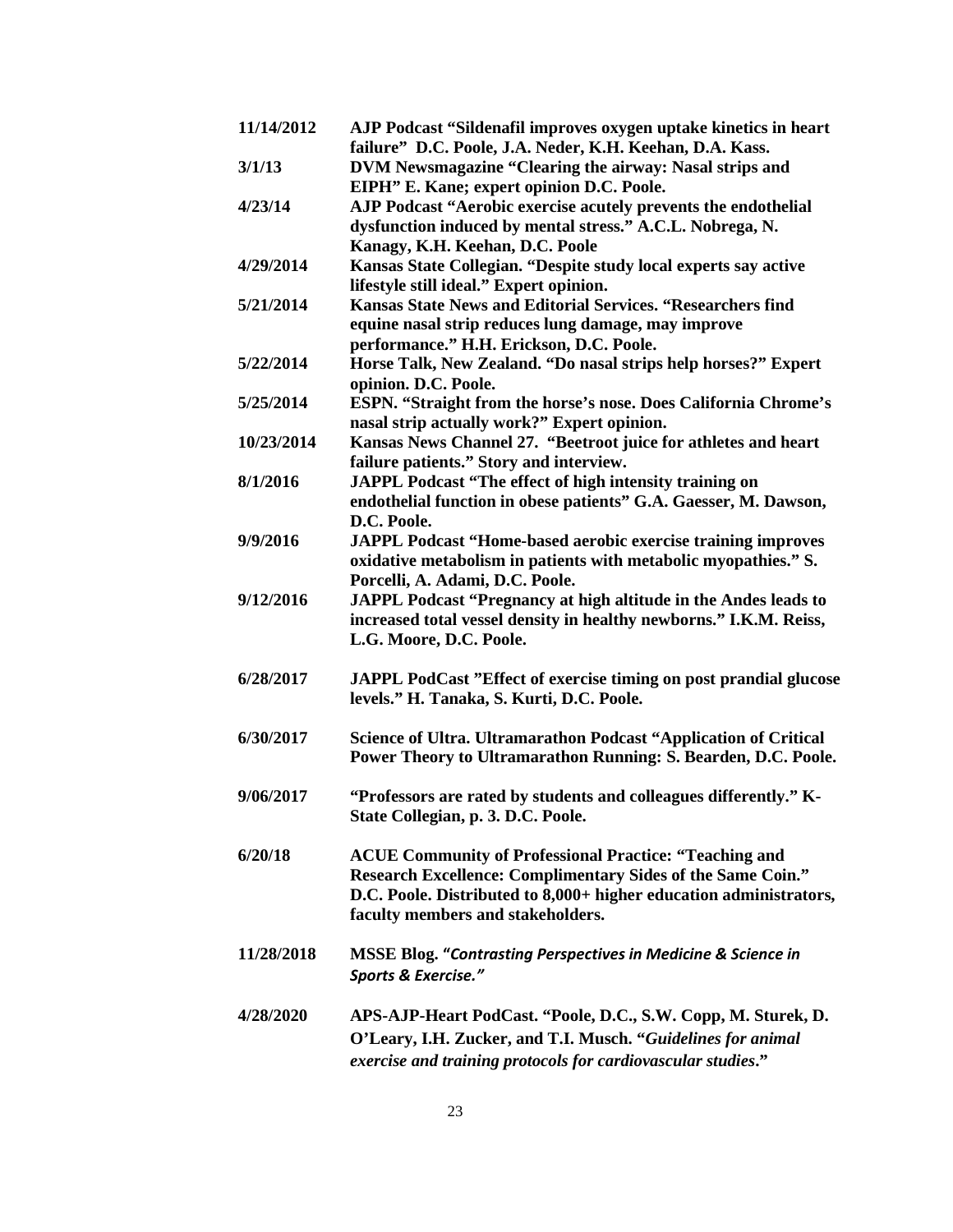| | |
|---|---|
| **11/14/2012** | **AJP Podcast "Sildenafil improves oxygen uptake kinetics in heart failure" D.C. Poole, J.A. Neder, K.H. Keehan, D.A. Kass.** |
| **3/1/13** | **DVM Newsmagazine "Clearing the airway: Nasal strips and EIPH" E. Kane; expert opinion D.C. Poole.** |
| **4/23/14** | **AJP Podcast "Aerobic exercise acutely prevents the endothelial dysfunction induced by mental stress." A.C.L. Nobrega, N. Kanagy, K.H. Keehan, D.C. Poole** |
| **4/29/2014** | **Kansas State Collegian. "Despite study local experts say active lifestyle still ideal." Expert opinion.** |
| **5/21/2014** | **Kansas State News and Editorial Services. "Researchers find equine nasal strip reduces lung damage, may improve performance." H.H. Erickson, D.C. Poole.** |
| **5/22/2014** | **Horse Talk, New Zealand. "Do nasal strips help horses?" Expert opinion. D.C. Poole.** |
| **5/25/2014** | **ESPN. "Straight from the horse's nose. Does California Chrome's nasal strip actually work?" Expert opinion.** |
| **10/23/2014** | **Kansas News Channel 27. "Beetroot juice for athletes and heart failure patients." Story and interview.** |
| **8/1/2016** | **JAPPL Podcast "The effect of high intensity training on endothelial function in obese patients" G.A. Gaesser, M. Dawson, D.C. Poole.** |
| **9/9/2016** | **JAPPL Podcast "Home-based aerobic exercise training improves oxidative metabolism in patients with metabolic myopathies." S. Porcelli, A. Adami, D.C. Poole.** |
| **9/12/2016** | **JAPPL Podcast "Pregnancy at high altitude in the Andes leads to increased total vessel density in healthy newborns." I.K.M. Reiss, L.G. Moore, D.C. Poole.** |
| **6/28/2017** | **JAPPL PodCast "Effect of exercise timing on post prandial glucose levels." H. Tanaka, S. Kurti, D.C. Poole.** |
| **6/30/2017** | **Science of Ultra. Ultramarathon Podcast "Application of Critical Power Theory to Ultramarathon Running: S. Bearden, D.C. Poole.** |
| **9/06/2017** | **"Professors are rated by students and colleagues differently." K-State Collegian, p. 3. D.C. Poole.** |
| **6/20/18** | **ACUE Community of Professional Practice: "Teaching and Research Excellence: Complimentary Sides of the Same Coin." D.C. Poole. Distributed to 8,000+ higher education administrators, faculty members and stakeholders.** |
| **11/28/2018** | **MSSE Blog. "*Contrasting Perspectives in Medicine & Science in Sports & Exercise."*** |
| **4/28/2020** | **APS-AJP-Heart PodCast. "Poole, D.C., S.W. Copp, M. Sturek, D. O'Leary, I.H. Zucker, and T.I. Musch. "*Guidelines for animal exercise and training protocols for cardiovascular studies*."** |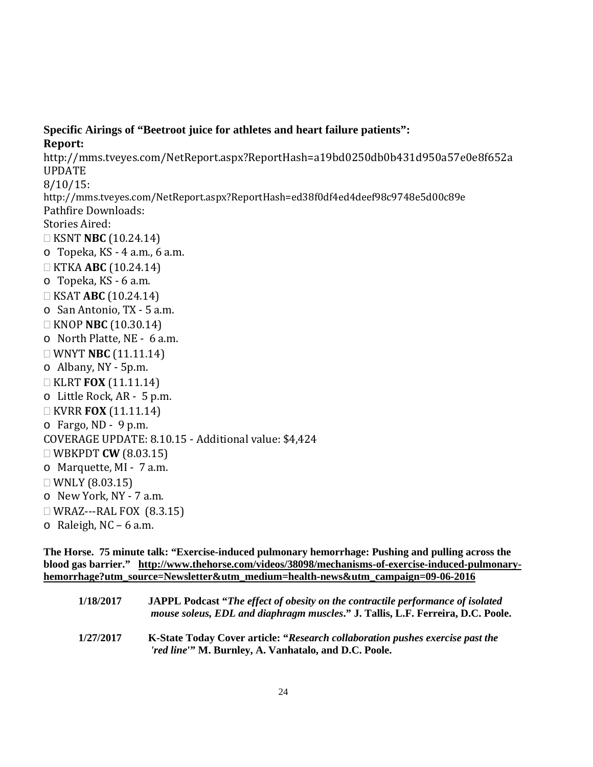**Specific Airings of "Beetroot juice for athletes and heart failure patients":**

**Report:**

http://mms.tveyes.com/NetReport.aspx?ReportHash=a19bd0250db0b431d950a57e0e8f652a UPDATE

8/10/15:

http://mms.tveyes.com/NetReport.aspx?ReportHash=ed38f0df4ed4deef98c9748e5d00c89e

Pathfire Downloads:

Stories Aired:

- KSNT **NBC** (10.24.14)
  - Topeka, KS - 4 a.m., 6 a.m.
- KTKA **ABC** (10.24.14)
  - Topeka, KS - 6 a.m.
- KSAT **ABC** (10.24.14)
  - San Antonio, TX - 5 a.m.
- KNOP **NBC** (10.30.14)
  - North Platte, NE - 6 a.m.
- WNYT **NBC** (11.11.14)
  - Albany, NY - 5p.m.
- KLRT **FOX** (11.11.14)
  - Little Rock, AR - 5 p.m.
- KVRR **FOX** (11.11.14)
  - Fargo, ND - 9 p.m.

COVERAGE UPDATE: 8.10.15 - Additional value: $4,424

- WBKPDT **CW** (8.03.15)
  - Marquette, MI - 7 a.m.
- WNLY (8.03.15)
  - New York, NY - 7 a.m.
- WRAZ---RAL FOX (8.3.15)
  - Raleigh, NC – 6 a.m.

**The Horse. 75 minute talk: "Exercise-induced pulmonary hemorrhage: Pushing and pulling across the blood gas barrier." http://www.thehorse.com/videos/38098/mechanisms-of-exercise-induced-pulmonary-hemorrhage?utm_source=Newsletter&utm_medium=health-news&utm_campaign=09-06-2016**

**1/18/2017** **JAPPL Podcast "*The effect of obesity on the contractile performance of isolated mouse soleus, EDL and diaphragm muscles*." J. Tallis, L.F. Ferreira, D.C. Poole.**

**1/27/2017** **K-State Today Cover article: "*Research collaboration pushes exercise past the 'red line'*" M. Burnley, A. Vanhatalo, and D.C. Poole.**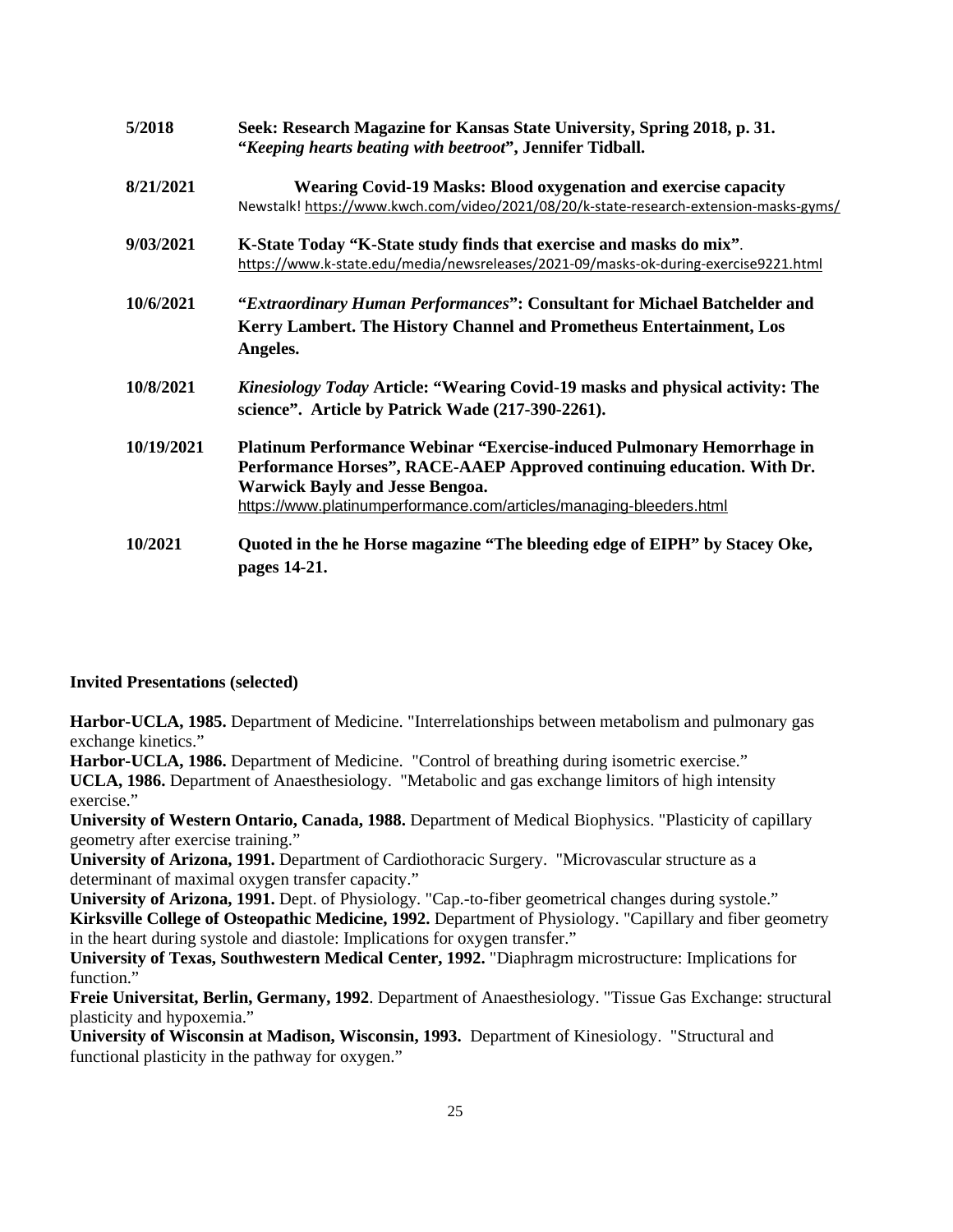| | |
|---|---|
| **5/2018** | **Seek: Research Magazine for Kansas State University, Spring 2018, p. 31. "*Keeping hearts beating with beetroot*", Jennifer Tidball.** |
| **8/21/2021** | **Wearing Covid-19 Masks: Blood oxygenation and exercise capacity** Newstalk! https://www.kwch.com/video/2021/08/20/k-state-research-extension-masks-gyms/ |
| **9/03/2021** | **K-State Today "K-State study finds that exercise and masks do mix"**. https://www.k-state.edu/media/newsreleases/2021-09/masks-ok-during-exercise9221.html |
| **10/6/2021** | **"*Extraordinary Human Performances*": Consultant for Michael Batchelder and Kerry Lambert. The History Channel and Prometheus Entertainment, Los Angeles.** |
| **10/8/2021** | ***Kinesiology Today* Article: "Wearing Covid-19 masks and physical activity: The science". Article by Patrick Wade (217-390-2261).** |
| **10/19/2021** | **Platinum Performance Webinar "Exercise-induced Pulmonary Hemorrhage in Performance Horses", RACE-AAEP Approved continuing education. With Dr. Warwick Bayly and Jesse Bengoa.** https://www.platinumperformance.com/articles/managing-bleeders.html |
| **10/2021** | **Quoted in the he Horse magazine "The bleeding edge of EIPH" by Stacey Oke, pages 14-21.** |

**Invited Presentations (selected)**

**Harbor-UCLA, 1985.** Department of Medicine. "Interrelationships between metabolism and pulmonary gas exchange kinetics."
**Harbor-UCLA, 1986.** Department of Medicine. "Control of breathing during isometric exercise."
**UCLA, 1986.** Department of Anaesthesiology. "Metabolic and gas exchange limitors of high intensity exercise."
**University of Western Ontario, Canada, 1988.** Department of Medical Biophysics. "Plasticity of capillary geometry after exercise training."
**University of Arizona, 1991.** Department of Cardiothoracic Surgery. "Microvascular structure as a determinant of maximal oxygen transfer capacity."
**University of Arizona, 1991.** Dept. of Physiology. "Cap.-to-fiber geometrical changes during systole."
**Kirksville College of Osteopathic Medicine, 1992.** Department of Physiology. "Capillary and fiber geometry in the heart during systole and diastole: Implications for oxygen transfer."
**University of Texas, Southwestern Medical Center, 1992.** "Diaphragm microstructure: Implications for function."
**Freie Universitat, Berlin, Germany, 1992**. Department of Anaesthesiology. "Tissue Gas Exchange: structural plasticity and hypoxemia."
**University of Wisconsin at Madison, Wisconsin, 1993.** Department of Kinesiology. "Structural and functional plasticity in the pathway for oxygen."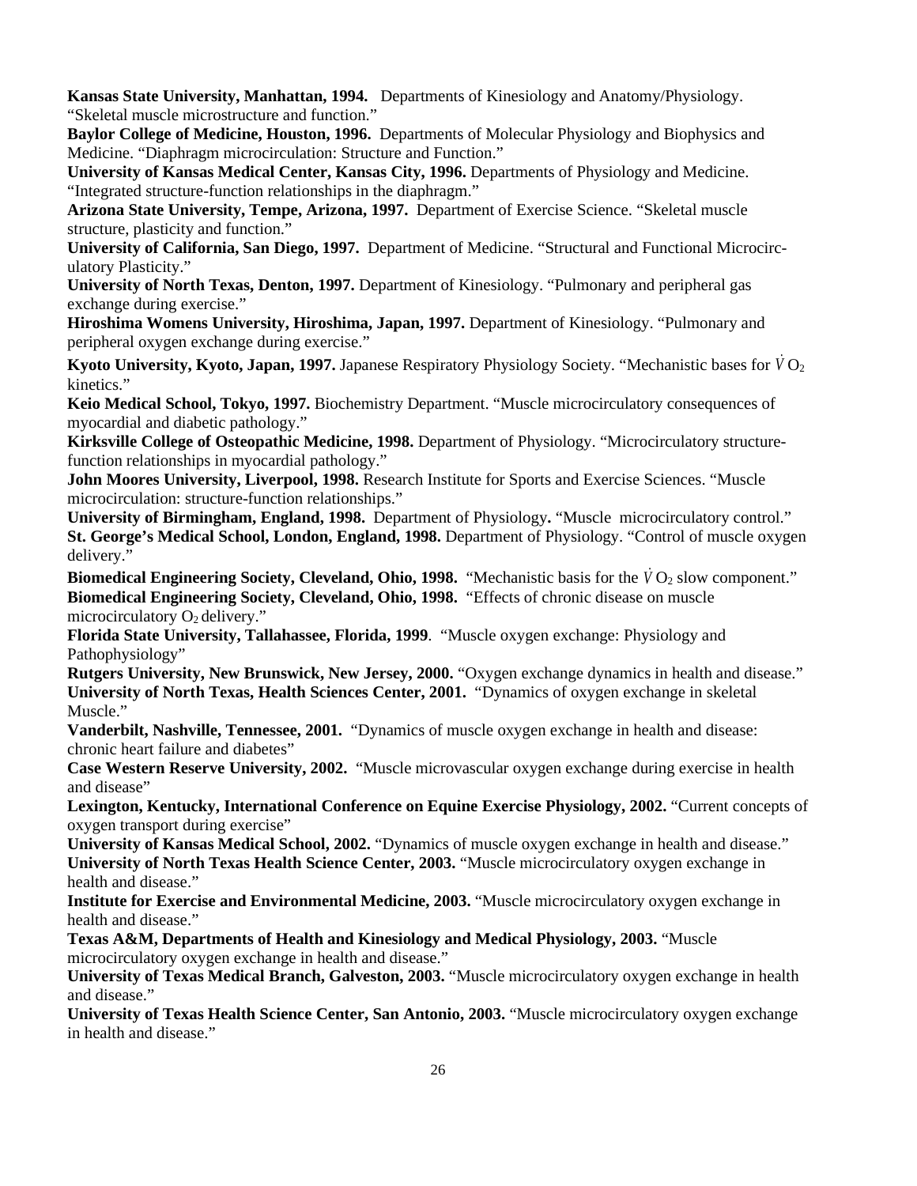**Kansas State University, Manhattan, 1994.** Departments of Kinesiology and Anatomy/Physiology. "Skeletal muscle microstructure and function."

**Baylor College of Medicine, Houston, 1996.** Departments of Molecular Physiology and Biophysics and Medicine. "Diaphragm microcirculation: Structure and Function."

**University of Kansas Medical Center, Kansas City, 1996.** Departments of Physiology and Medicine. "Integrated structure-function relationships in the diaphragm."

**Arizona State University, Tempe, Arizona, 1997.** Department of Exercise Science. "Skeletal muscle structure, plasticity and function."

**University of California, San Diego, 1997.** Department of Medicine. "Structural and Functional Microcirculatory Plasticity."

**University of North Texas, Denton, 1997.** Department of Kinesiology. "Pulmonary and peripheral gas exchange during exercise."

**Hiroshima Womens University, Hiroshima, Japan, 1997.** Department of Kinesiology. "Pulmonary and peripheral oxygen exchange during exercise."

**Kyoto University, Kyoto, Japan, 1997.** Japanese Respiratory Physiology Society. "Mechanistic bases for $\dot{V}O_2$ kinetics."

**Keio Medical School, Tokyo, 1997.** Biochemistry Department. "Muscle microcirculatory consequences of myocardial and diabetic pathology."

**Kirksville College of Osteopathic Medicine, 1998.** Department of Physiology. "Microcirculatory structure-function relationships in myocardial pathology."

**John Moores University, Liverpool, 1998.** Research Institute for Sports and Exercise Sciences. "Muscle microcirculation: structure-function relationships."

**University of Birmingham, England, 1998.** Department of Physiology**.** "Muscle microcirculatory control."

**St. George's Medical School, London, England, 1998.** Department of Physiology. "Control of muscle oxygen delivery."

**Biomedical Engineering Society, Cleveland, Ohio, 1998.** "Mechanistic basis for the $\dot{V}O_2$ slow component."

**Biomedical Engineering Society, Cleveland, Ohio, 1998.** "Effects of chronic disease on muscle microcirculatory $O_2$ delivery."

**Florida State University, Tallahassee, Florida, 1999**. "Muscle oxygen exchange: Physiology and Pathophysiology"

**Rutgers University, New Brunswick, New Jersey, 2000.** "Oxygen exchange dynamics in health and disease."

**University of North Texas, Health Sciences Center, 2001.** "Dynamics of oxygen exchange in skeletal Muscle."

**Vanderbilt, Nashville, Tennessee, 2001.** "Dynamics of muscle oxygen exchange in health and disease: chronic heart failure and diabetes"

**Case Western Reserve University, 2002.** "Muscle microvascular oxygen exchange during exercise in health and disease"

**Lexington, Kentucky, International Conference on Equine Exercise Physiology, 2002.** "Current concepts of oxygen transport during exercise"

**University of Kansas Medical School, 2002.** "Dynamics of muscle oxygen exchange in health and disease."

**University of North Texas Health Science Center, 2003.** "Muscle microcirculatory oxygen exchange in health and disease."

**Institute for Exercise and Environmental Medicine, 2003.** "Muscle microcirculatory oxygen exchange in health and disease."

**Texas A&M, Departments of Health and Kinesiology and Medical Physiology, 2003.** "Muscle microcirculatory oxygen exchange in health and disease."

**University of Texas Medical Branch, Galveston, 2003.** "Muscle microcirculatory oxygen exchange in health and disease."

**University of Texas Health Science Center, San Antonio, 2003.** "Muscle microcirculatory oxygen exchange in health and disease."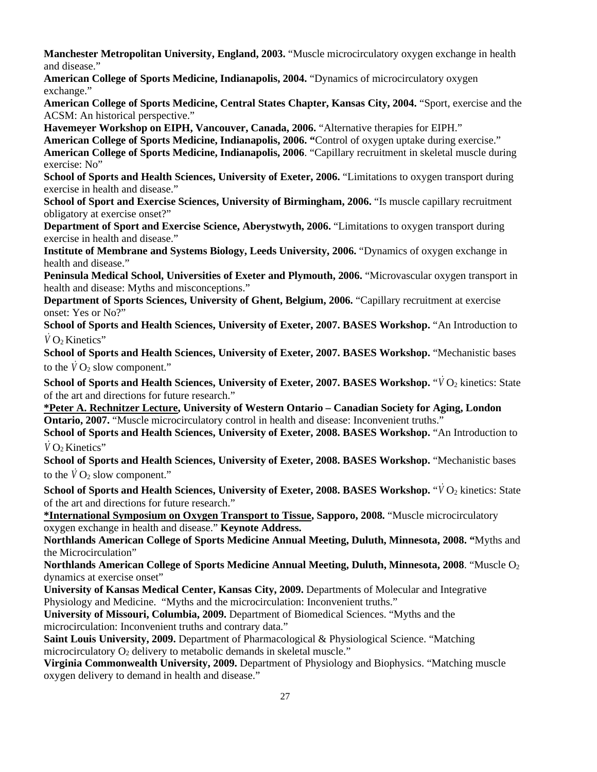**Manchester Metropolitan University, England, 2003.** "Muscle microcirculatory oxygen exchange in health and disease."

**American College of Sports Medicine, Indianapolis, 2004.** "Dynamics of microcirculatory oxygen exchange."

**American College of Sports Medicine, Central States Chapter, Kansas City, 2004.** "Sport, exercise and the ACSM: An historical perspective."

**Havemeyer Workshop on EIPH, Vancouver, Canada, 2006.** "Alternative therapies for EIPH."

**American College of Sports Medicine, Indianapolis, 2006.** "Control of oxygen uptake during exercise."

**American College of Sports Medicine, Indianapolis, 2006**. "Capillary recruitment in skeletal muscle during exercise: No"

**School of Sports and Health Sciences, University of Exeter, 2006.** "Limitations to oxygen transport during exercise in health and disease."

**School of Sport and Exercise Sciences, University of Birmingham, 2006.** "Is muscle capillary recruitment obligatory at exercise onset?"

**Department of Sport and Exercise Science, Aberystwyth, 2006.** "Limitations to oxygen transport during exercise in health and disease."

**Institute of Membrane and Systems Biology, Leeds University, 2006.** "Dynamics of oxygen exchange in health and disease."

**Peninsula Medical School, Universities of Exeter and Plymouth, 2006.** "Microvascular oxygen transport in health and disease: Myths and misconceptions."

**Department of Sports Sciences, University of Ghent, Belgium, 2006.** "Capillary recruitment at exercise onset: Yes or No?"

**School of Sports and Health Sciences, University of Exeter, 2007. BASES Workshop.** "An Introduction to $\dot{V}O_2$ Kinetics"

**School of Sports and Health Sciences, University of Exeter, 2007. BASES Workshop.** "Mechanistic bases to the $\dot{V}O_2$ slow component."

**School of Sports and Health Sciences, University of Exeter, 2007. BASES Workshop.** "$\dot{V}O_2$ kinetics: State of the art and directions for future research."

**<u>*Peter A. Rechnitzer Lecture</u>, University of Western Ontario – Canadian Society for Aging, London Ontario, 2007.** "Muscle microcirculatory control in health and disease: Inconvenient truths."

**School of Sports and Health Sciences, University of Exeter, 2008. BASES Workshop.** "An Introduction to $\dot{V}O_2$ Kinetics"

**School of Sports and Health Sciences, University of Exeter, 2008. BASES Workshop.** "Mechanistic bases to the $\dot{V}O_2$ slow component."

**School of Sports and Health Sciences, University of Exeter, 2008. BASES Workshop.** "$\dot{V}O_2$ kinetics: State of the art and directions for future research."

**<u>*International Symposium on Oxygen Transport to Tissue</u>, Sapporo, 2008.** "Muscle microcirculatory oxygen exchange in health and disease." **Keynote Address.**

**Northlands American College of Sports Medicine Annual Meeting, Duluth, Minnesota, 2008.** "Myths and the Microcirculation"

**Northlands American College of Sports Medicine Annual Meeting, Duluth, Minnesota, 2008**. "Muscle $O_2$ dynamics at exercise onset"

**University of Kansas Medical Center, Kansas City, 2009.** Departments of Molecular and Integrative Physiology and Medicine. "Myths and the microcirculation: Inconvenient truths."

**University of Missouri, Columbia, 2009.** Department of Biomedical Sciences. "Myths and the microcirculation: Inconvenient truths and contrary data."

**Saint Louis University, 2009.** Department of Pharmacological & Physiological Science. "Matching microcirculatory $O_2$ delivery to metabolic demands in skeletal muscle."

**Virginia Commonwealth University, 2009.** Department of Physiology and Biophysics. "Matching muscle oxygen delivery to demand in health and disease."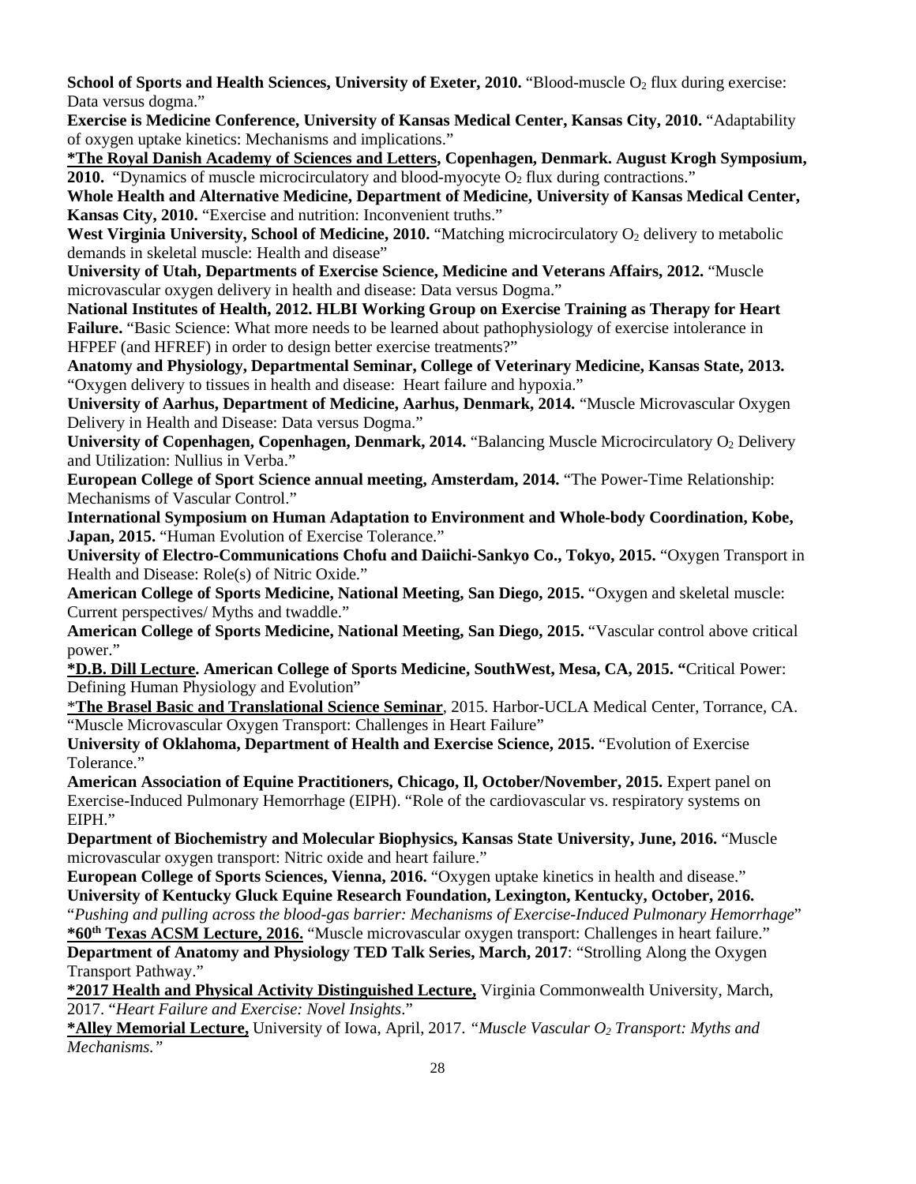**School of Sports and Health Sciences, University of Exeter, 2010.** “Blood-muscle $O_2$ flux during exercise: Data versus dogma.”

**Exercise is Medicine Conference, University of Kansas Medical Center, Kansas City, 2010.** “Adaptability of oxygen uptake kinetics: Mechanisms and implications.”

**\*<u>The Royal Danish Academy of Sciences and Letters</u>, Copenhagen, Denmark. August Krogh Symposium, 2010.** “Dynamics of muscle microcirculatory and blood-myocyte $O_2$ flux during contractions.”

**Whole Health and Alternative Medicine, Department of Medicine, University of Kansas Medical Center, Kansas City, 2010.** “Exercise and nutrition: Inconvenient truths.”

**West Virginia University, School of Medicine, 2010.** “Matching microcirculatory $O_2$ delivery to metabolic demands in skeletal muscle: Health and disease”

**University of Utah, Departments of Exercise Science, Medicine and Veterans Affairs, 2012.** “Muscle microvascular oxygen delivery in health and disease: Data versus Dogma.”

**National Institutes of Health, 2012. HLBI Working Group on Exercise Training as Therapy for Heart Failure.** “Basic Science: What more needs to be learned about pathophysiology of exercise intolerance in HFPEF (and HFREF) in order to design better exercise treatments?”

**Anatomy and Physiology, Departmental Seminar, College of Veterinary Medicine, Kansas State, 2013.** “Oxygen delivery to tissues in health and disease: Heart failure and hypoxia.”

**University of Aarhus, Department of Medicine, Aarhus, Denmark, 2014.** “Muscle Microvascular Oxygen Delivery in Health and Disease: Data versus Dogma.”

**University of Copenhagen, Copenhagen, Denmark, 2014.** “Balancing Muscle Microcirculatory $O_2$ Delivery and Utilization: Nullius in Verba.”

**European College of Sport Science annual meeting, Amsterdam, 2014.** “The Power-Time Relationship: Mechanisms of Vascular Control.”

**International Symposium on Human Adaptation to Environment and Whole-body Coordination, Kobe, Japan, 2015.** “Human Evolution of Exercise Tolerance.”

**University of Electro-Communications Chofu and Daiichi-Sankyo Co., Tokyo, 2015.** “Oxygen Transport in Health and Disease: Role(s) of Nitric Oxide.”

**American College of Sports Medicine, National Meeting, San Diego, 2015.** “Oxygen and skeletal muscle: Current perspectives/ Myths and twaddle.”

**American College of Sports Medicine, National Meeting, San Diego, 2015.** “Vascular control above critical power.”

**\*<u>D.B. Dill Lecture</u>. American College of Sports Medicine, SouthWest, Mesa, CA, 2015. “**Critical Power: Defining Human Physiology and Evolution”

\***<u>The Brasel Basic and Translational Science Seminar</u>**, 2015. Harbor-UCLA Medical Center, Torrance, CA. “Muscle Microvascular Oxygen Transport: Challenges in Heart Failure”

**University of Oklahoma, Department of Health and Exercise Science, 2015.** “Evolution of Exercise Tolerance.”

**American Association of Equine Practitioners, Chicago, Il, October/November, 2015.** Expert panel on Exercise-Induced Pulmonary Hemorrhage (EIPH). “Role of the cardiovascular vs. respiratory systems on EIPH.”

**Department of Biochemistry and Molecular Biophysics, Kansas State University, June, 2016.** “Muscle microvascular oxygen transport: Nitric oxide and heart failure.”

**European College of Sports Sciences, Vienna, 2016.** “Oxygen uptake kinetics in health and disease.”

**University of Kentucky Gluck Equine Research Foundation, Lexington, Kentucky, October, 2016.** “*Pushing and pulling across the blood-gas barrier: Mechanisms of Exercise-Induced Pulmonary Hemorrhage*”

**\*<u>60th Texas ACSM Lecture, 2016.</u>** “Muscle microvascular oxygen transport: Challenges in heart failure.”

**Department of Anatomy and Physiology TED Talk Series, March, 2017**: “Strolling Along the Oxygen Transport Pathway.”

**\*<u>2017 Health and Physical Activity Distinguished Lecture,</u>** Virginia Commonwealth University, March, 2017. “*Heart Failure and Exercise: Novel Insights*.”

**\*<u>Alley Memorial Lecture,</u>** University of Iowa, April, 2017. *“Muscle Vascular $O_2$ Transport: Myths and Mechanisms.”*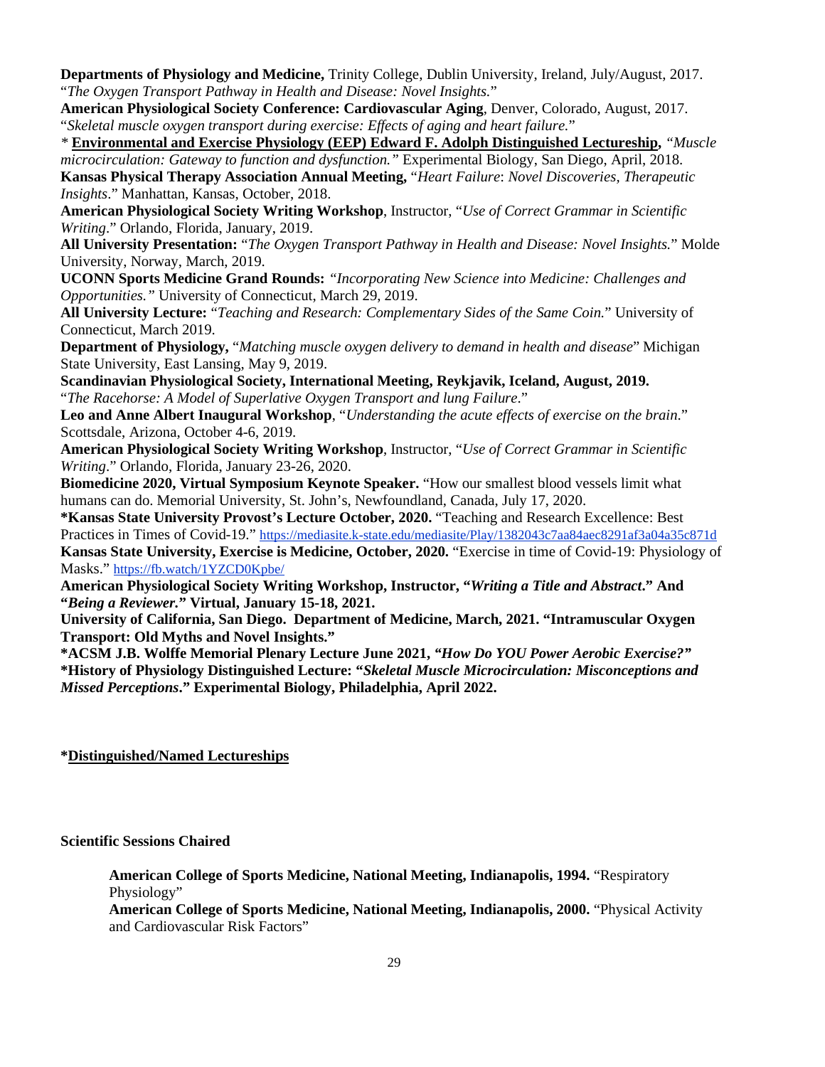**Departments of Physiology and Medicine,** Trinity College, Dublin University, Ireland, July/August, 2017. "*The Oxygen Transport Pathway in Health and Disease: Novel Insights.*"

**American Physiological Society Conference: Cardiovascular Aging**, Denver, Colorado, August, 2017. "*Skeletal muscle oxygen transport during exercise: Effects of aging and heart failure.*"

*\** **Environmental and Exercise Physiology (EEP) Edward F. Adolph Distinguished Lectureship,** *"Muscle microcirculation: Gateway to function and dysfunction."* Experimental Biology, San Diego, April, 2018.

**Kansas Physical Therapy Association Annual Meeting,** "*Heart Failure*: *Novel Discoveries, Therapeutic Insights*." Manhattan, Kansas, October, 2018.

**American Physiological Society Writing Workshop**, Instructor, "*Use of Correct Grammar in Scientific Writing*." Orlando, Florida, January, 2019.

**All University Presentation:** "*The Oxygen Transport Pathway in Health and Disease: Novel Insights.*" Molde University, Norway, March, 2019.

**UCONN Sports Medicine Grand Rounds:** *"Incorporating New Science into Medicine: Challenges and Opportunities."* University of Connecticut, March 29, 2019.

**All University Lecture:** "*Teaching and Research: Complementary Sides of the Same Coin.*" University of Connecticut, March 2019.

**Department of Physiology,** "*Matching muscle oxygen delivery to demand in health and disease*" Michigan State University, East Lansing, May 9, 2019.

**Scandinavian Physiological Society, International Meeting, Reykjavik, Iceland, August, 2019.** "*The Racehorse: A Model of Superlative Oxygen Transport and lung Failure*."

**Leo and Anne Albert Inaugural Workshop**, "*Understanding the acute effects of exercise on the brain*." Scottsdale, Arizona, October 4-6, 2019.

**American Physiological Society Writing Workshop**, Instructor, "*Use of Correct Grammar in Scientific Writing*." Orlando, Florida, January 23-26, 2020.

**Biomedicine 2020, Virtual Symposium Keynote Speaker.** "How our smallest blood vessels limit what humans can do. Memorial University, St. John's, Newfoundland, Canada, July 17, 2020.

**\*Kansas State University Provost's Lecture October, 2020.** "Teaching and Research Excellence: Best Practices in Times of Covid-19." https://mediasite.k-state.edu/mediasite/Play/1382043c7aa84aec8291af3a04a35c871d

**Kansas State University, Exercise is Medicine, October, 2020.** "Exercise in time of Covid-19: Physiology of Masks." https://fb.watch/1YZCD0Kpbe/

**American Physiological Society Writing Workshop, Instructor, "*Writing a Title and Abstract*." And "*Being a Reviewer.*" Virtual, January 15-18, 2021.**

**University of California, San Diego. Department of Medicine, March, 2021. "Intramuscular Oxygen Transport: Old Myths and Novel Insights."**

**\*ACSM J.B. Wolffe Memorial Plenary Lecture June 2021, *"How Do YOU Power Aerobic Exercise?"***

**\*History of Physiology Distinguished Lecture: "*Skeletal Muscle Microcirculation: Misconceptions and Missed Perceptions*." Experimental Biology, Philadelphia, April 2022.**

**\*Distinguished/Named Lectureships**

**Scientific Sessions Chaired**

**American College of Sports Medicine, National Meeting, Indianapolis, 1994.** "Respiratory Physiology"

**American College of Sports Medicine, National Meeting, Indianapolis, 2000.** "Physical Activity and Cardiovascular Risk Factors"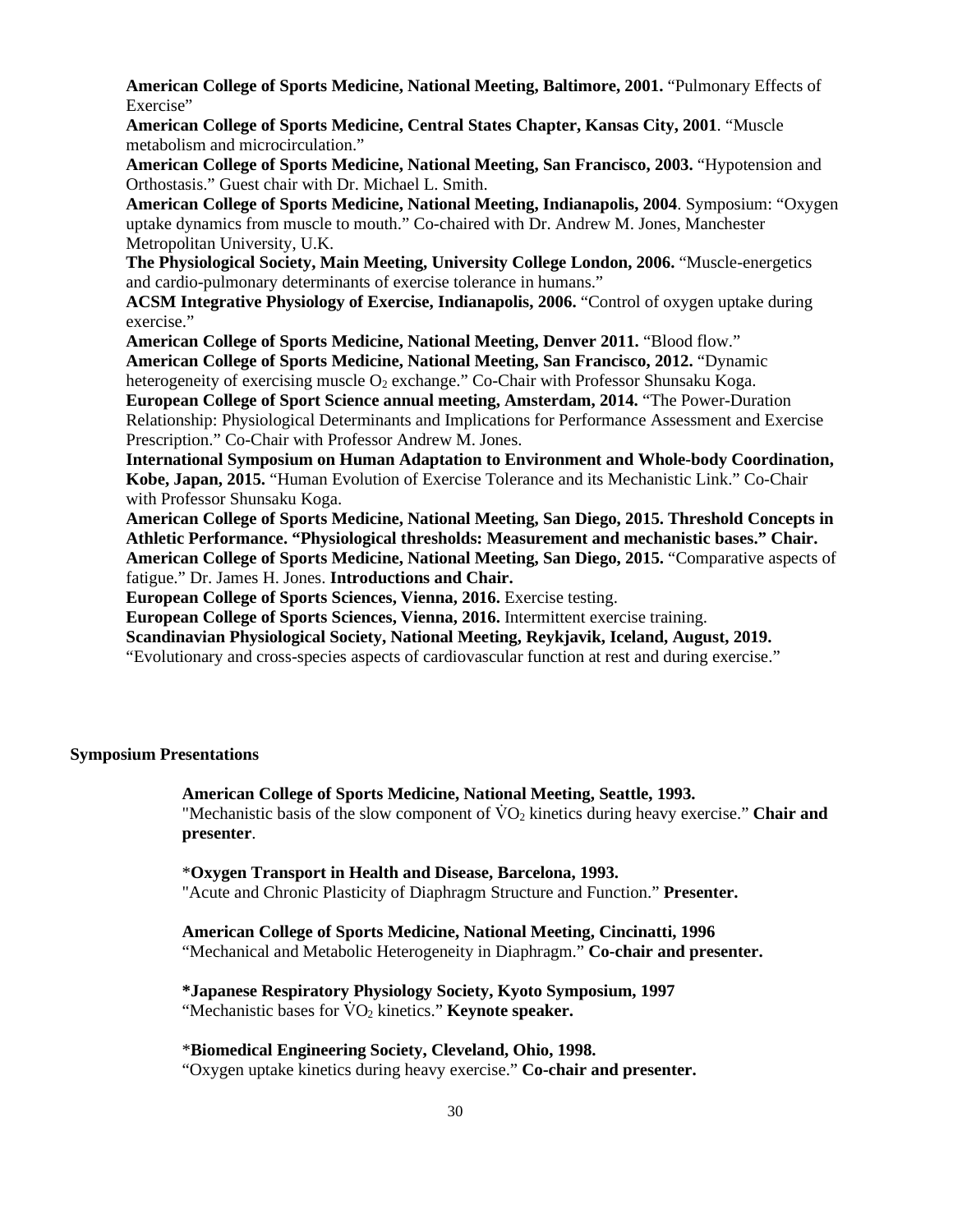**American College of Sports Medicine, National Meeting, Baltimore, 2001.** "Pulmonary Effects of Exercise"

**American College of Sports Medicine, Central States Chapter, Kansas City, 2001**. "Muscle metabolism and microcirculation."

**American College of Sports Medicine, National Meeting, San Francisco, 2003.** "Hypotension and Orthostasis." Guest chair with Dr. Michael L. Smith.

**American College of Sports Medicine, National Meeting, Indianapolis, 2004**. Symposium: "Oxygen uptake dynamics from muscle to mouth." Co-chaired with Dr. Andrew M. Jones, Manchester Metropolitan University, U.K.

**The Physiological Society, Main Meeting, University College London, 2006.** "Muscle-energetics and cardio-pulmonary determinants of exercise tolerance in humans."

**ACSM Integrative Physiology of Exercise, Indianapolis, 2006.** "Control of oxygen uptake during exercise."

**American College of Sports Medicine, National Meeting, Denver 2011.** "Blood flow."

**American College of Sports Medicine, National Meeting, San Francisco, 2012.** "Dynamic heterogeneity of exercising muscle $O_2$ exchange." Co-Chair with Professor Shunsaku Koga.

**European College of Sport Science annual meeting, Amsterdam, 2014.** "The Power-Duration Relationship: Physiological Determinants and Implications for Performance Assessment and Exercise Prescription." Co-Chair with Professor Andrew M. Jones.

**International Symposium on Human Adaptation to Environment and Whole-body Coordination, Kobe, Japan, 2015.** "Human Evolution of Exercise Tolerance and its Mechanistic Link." Co-Chair with Professor Shunsaku Koga.

**American College of Sports Medicine, National Meeting, San Diego, 2015. Threshold Concepts in Athletic Performance. "Physiological thresholds: Measurement and mechanistic bases." Chair.**

**American College of Sports Medicine, National Meeting, San Diego, 2015.** "Comparative aspects of fatigue." Dr. James H. Jones. **Introductions and Chair.**

**European College of Sports Sciences, Vienna, 2016.** Exercise testing.

**European College of Sports Sciences, Vienna, 2016.** Intermittent exercise training.

**Scandinavian Physiological Society, National Meeting, Reykjavik, Iceland, August, 2019.** "Evolutionary and cross-species aspects of cardiovascular function at rest and during exercise."

## Symposium Presentations

**American College of Sports Medicine, National Meeting, Seattle, 1993.**
"Mechanistic basis of the slow component of $\dot{V}O_2$ kinetics during heavy exercise." **Chair and presenter**.

*__Oxygen Transport in Health and Disease, Barcelona, 1993.__*
"Acute and Chronic Plasticity of Diaphragm Structure and Function." **Presenter.**

**American College of Sports Medicine, National Meeting, Cincinatti, 1996**
"Mechanical and Metabolic Heterogeneity in Diaphragm." **Co-chair and presenter.**

**\*Japanese Respiratory Physiology Society, Kyoto Symposium, 1997**
"Mechanistic bases for $\dot{V}O_2$ kinetics." **Keynote speaker.**

\***Biomedical Engineering Society, Cleveland, Ohio, 1998.**
"Oxygen uptake kinetics during heavy exercise." **Co-chair and presenter.**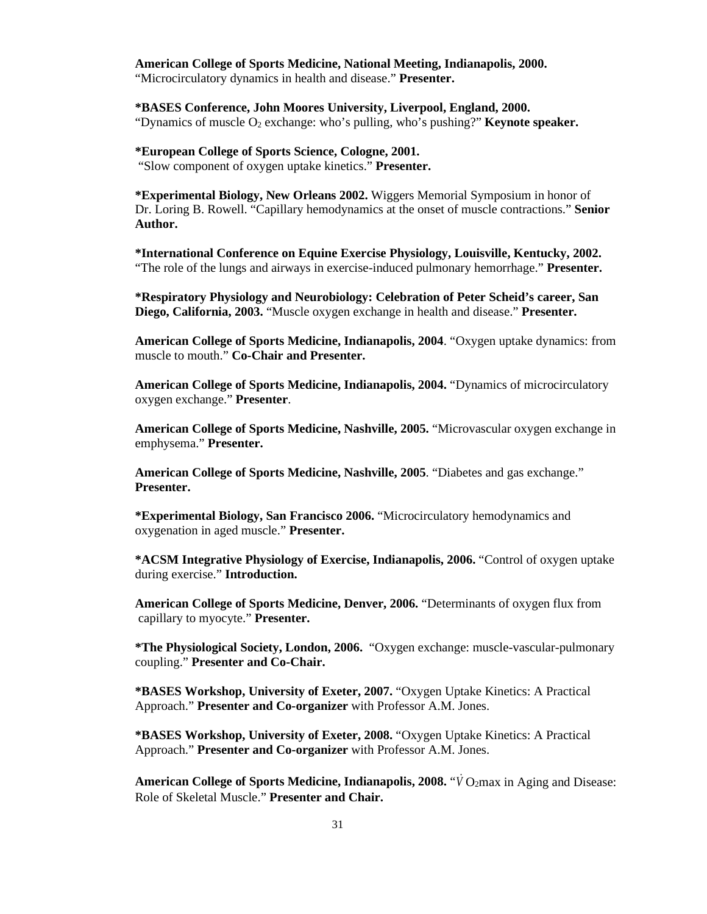**American College of Sports Medicine, National Meeting, Indianapolis, 2000.**
"Microcirculatory dynamics in health and disease." **Presenter.**

**\*BASES Conference, John Moores University, Liverpool, England, 2000.**
"Dynamics of muscle $O_2$ exchange: who's pulling, who's pushing?" **Keynote speaker.**

**\*European College of Sports Science, Cologne, 2001.**
"Slow component of oxygen uptake kinetics." **Presenter.**

**\*Experimental Biology, New Orleans 2002.** Wiggers Memorial Symposium in honor of Dr. Loring B. Rowell. "Capillary hemodynamics at the onset of muscle contractions." **Senior Author.**

**\*International Conference on Equine Exercise Physiology, Louisville, Kentucky, 2002.** "The role of the lungs and airways in exercise-induced pulmonary hemorrhage." **Presenter.**

**\*Respiratory Physiology and Neurobiology: Celebration of Peter Scheid's career, San Diego, California, 2003.** "Muscle oxygen exchange in health and disease." **Presenter.**

**American College of Sports Medicine, Indianapolis, 2004**. "Oxygen uptake dynamics: from muscle to mouth." **Co-Chair and Presenter.**

**American College of Sports Medicine, Indianapolis, 2004.** "Dynamics of microcirculatory oxygen exchange." **Presenter**.

**American College of Sports Medicine, Nashville, 2005.** "Microvascular oxygen exchange in emphysema." **Presenter.**

**American College of Sports Medicine, Nashville, 2005**. "Diabetes and gas exchange." **Presenter.**

**\*Experimental Biology, San Francisco 2006.** "Microcirculatory hemodynamics and oxygenation in aged muscle." **Presenter.**

**\*ACSM Integrative Physiology of Exercise, Indianapolis, 2006.** "Control of oxygen uptake during exercise." **Introduction.**

**American College of Sports Medicine, Denver, 2006.** "Determinants of oxygen flux from capillary to myocyte." **Presenter.**

**\*The Physiological Society, London, 2006.** "Oxygen exchange: muscle-vascular-pulmonary coupling." **Presenter and Co-Chair.**

**\*BASES Workshop, University of Exeter, 2007.** "Oxygen Uptake Kinetics: A Practical Approach." **Presenter and Co-organizer** with Professor A.M. Jones.

**\*BASES Workshop, University of Exeter, 2008.** "Oxygen Uptake Kinetics: A Practical Approach." **Presenter and Co-organizer** with Professor A.M. Jones.

**American College of Sports Medicine, Indianapolis, 2008.** "$\dot{V}O_2$max in Aging and Disease: Role of Skeletal Muscle." **Presenter and Chair.**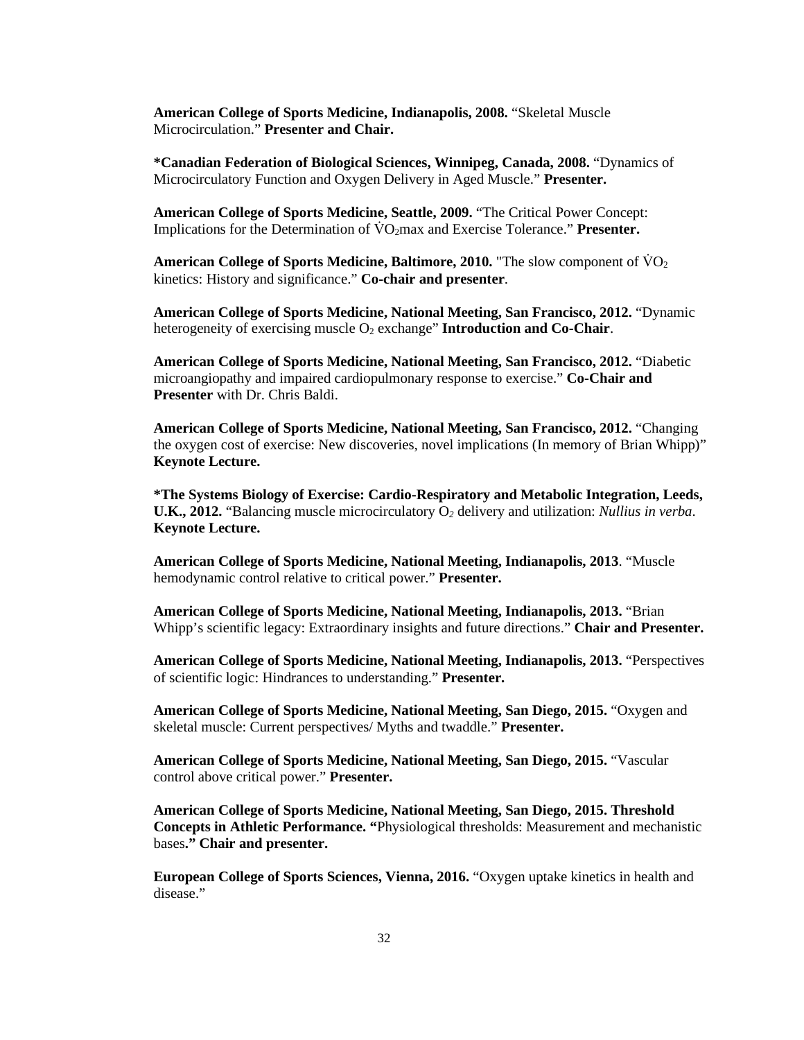**American College of Sports Medicine, Indianapolis, 2008.** “Skeletal Muscle Microcirculation.” **Presenter and Chair.**

**\*Canadian Federation of Biological Sciences, Winnipeg, Canada, 2008.** “Dynamics of Microcirculatory Function and Oxygen Delivery in Aged Muscle.” **Presenter.**

**American College of Sports Medicine, Seattle, 2009.** “The Critical Power Concept: Implications for the Determination of $\dot{V}O_2$max and Exercise Tolerance.” **Presenter.**

**American College of Sports Medicine, Baltimore, 2010.** "The slow component of $\dot{V}O_2$ kinetics: History and significance.” **Co-chair and presenter**.

**American College of Sports Medicine, National Meeting, San Francisco, 2012.** “Dynamic heterogeneity of exercising muscle $O_2$ exchange” **Introduction and Co-Chair**.

**American College of Sports Medicine, National Meeting, San Francisco, 2012.** “Diabetic microangiopathy and impaired cardiopulmonary response to exercise.” **Co-Chair and Presenter** with Dr. Chris Baldi.

**American College of Sports Medicine, National Meeting, San Francisco, 2012.** “Changing the oxygen cost of exercise: New discoveries, novel implications (In memory of Brian Whipp)” **Keynote Lecture.**

**\*The Systems Biology of Exercise: Cardio-Respiratory and Metabolic Integration, Leeds, U.K., 2012.** “Balancing muscle microcirculatory $O_2$ delivery and utilization: *Nullius in verba*. **Keynote Lecture.**

**American College of Sports Medicine, National Meeting, Indianapolis, 2013**. “Muscle hemodynamic control relative to critical power.” **Presenter.**

**American College of Sports Medicine, National Meeting, Indianapolis, 2013.** “Brian Whipp’s scientific legacy: Extraordinary insights and future directions.” **Chair and Presenter.**

**American College of Sports Medicine, National Meeting, Indianapolis, 2013.** “Perspectives of scientific logic: Hindrances to understanding.” **Presenter.**

**American College of Sports Medicine, National Meeting, San Diego, 2015.** “Oxygen and skeletal muscle: Current perspectives/ Myths and twaddle.” **Presenter.**

**American College of Sports Medicine, National Meeting, San Diego, 2015.** “Vascular control above critical power.” **Presenter.**

**American College of Sports Medicine, National Meeting, San Diego, 2015. Threshold Concepts in Athletic Performance. “**Physiological thresholds: Measurement and mechanistic bases**.” Chair and presenter.**

**European College of Sports Sciences, Vienna, 2016.** “Oxygen uptake kinetics in health and disease.”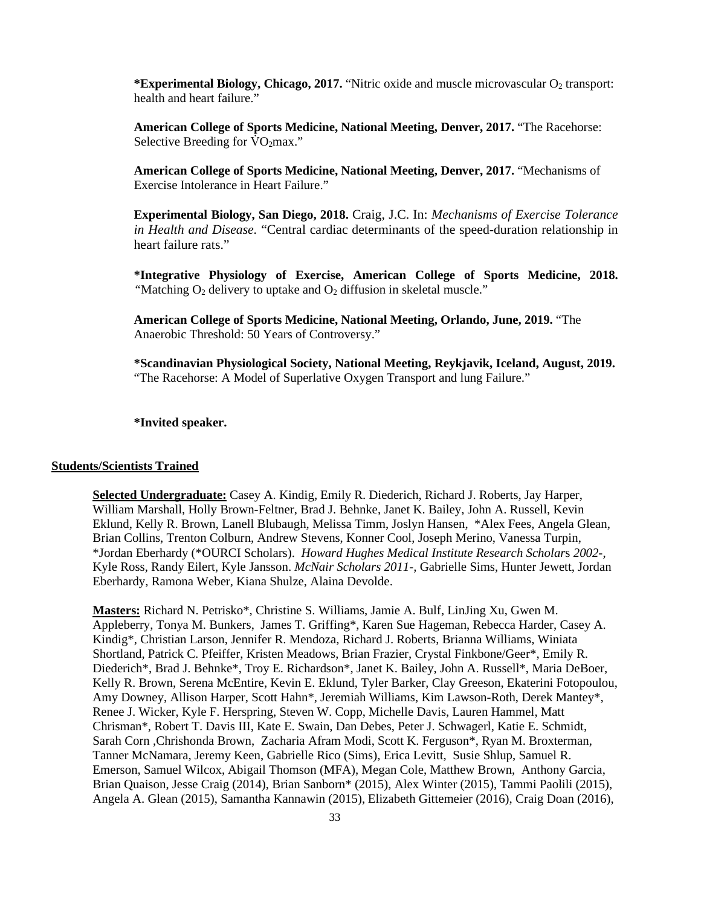**\*Experimental Biology, Chicago, 2017.** "Nitric oxide and muscle microvascular $O_2$ transport: health and heart failure."

**American College of Sports Medicine, National Meeting, Denver, 2017.** "The Racehorse: Selective Breeding for $\dot{V}O_2max$."

**American College of Sports Medicine, National Meeting, Denver, 2017.** "Mechanisms of Exercise Intolerance in Heart Failure."

**Experimental Biology, San Diego, 2018.** Craig, J.C. In: *Mechanisms of Exercise Tolerance in Health and Disease.* "Central cardiac determinants of the speed-duration relationship in heart failure rats."

**\*Integrative Physiology of Exercise, American College of Sports Medicine, 2018.** "Matching $O_2$ delivery to uptake and $O_2$ diffusion in skeletal muscle."

**American College of Sports Medicine, National Meeting, Orlando, June, 2019.** "The Anaerobic Threshold: 50 Years of Controversy."

**\*Scandinavian Physiological Society, National Meeting, Reykjavik, Iceland, August, 2019.** "The Racehorse: A Model of Superlative Oxygen Transport and lung Failure."

**\*Invited speaker.**

## Students/Scientists Trained

**Selected Undergraduate:** Casey A. Kindig, Emily R. Diederich, Richard J. Roberts, Jay Harper, William Marshall, Holly Brown-Feltner, Brad J. Behnke, Janet K. Bailey, John A. Russell, Kevin Eklund, Kelly R. Brown, Lanell Blubaugh, Melissa Timm, Joslyn Hansen, \*Alex Fees, Angela Glean, Brian Collins, Trenton Colburn, Andrew Stevens, Konner Cool, Joseph Merino, Vanessa Turpin, \*Jordan Eberhardy (\*OURCI Scholars). *Howard Hughes Medical Institute Research Scholars 2002-,* Kyle Ross, Randy Eilert, Kyle Jansson. *McNair Scholars 2011-,* Gabrielle Sims, Hunter Jewett, Jordan Eberhardy, Ramona Weber, Kiana Shulze, Alaina Devolde.

**Masters:** Richard N. Petrisko\*, Christine S. Williams, Jamie A. Bulf, LinJing Xu, Gwen M. Appleberry, Tonya M. Bunkers, James T. Griffing\*, Karen Sue Hageman, Rebecca Harder, Casey A. Kindig\*, Christian Larson, Jennifer R. Mendoza, Richard J. Roberts, Brianna Williams, Winiata Shortland, Patrick C. Pfeiffer, Kristen Meadows, Brian Frazier, Crystal Finkbone/Geer\*, Emily R. Diederich\*, Brad J. Behnke\*, Troy E. Richardson\*, Janet K. Bailey, John A. Russell\*, Maria DeBoer, Kelly R. Brown, Serena McEntire, Kevin E. Eklund, Tyler Barker, Clay Greeson, Ekaterini Fotopoulou, Amy Downey, Allison Harper, Scott Hahn\*, Jeremiah Williams, Kim Lawson-Roth, Derek Mantey\*, Renee J. Wicker, Kyle F. Herspring, Steven W. Copp, Michelle Davis, Lauren Hammel, Matt Chrisman\*, Robert T. Davis III, Kate E. Swain, Dan Debes, Peter J. Schwagerl, Katie E. Schmidt, Sarah Corn ,Chrishonda Brown, Zacharia Afram Modi, Scott K. Ferguson\*, Ryan M. Broxterman, Tanner McNamara, Jeremy Keen, Gabrielle Rico (Sims), Erica Levitt, Susie Shlup, Samuel R. Emerson, Samuel Wilcox, Abigail Thomson (MFA), Megan Cole, Matthew Brown, Anthony Garcia, Brian Quaison, Jesse Craig (2014), Brian Sanborn\* (2015), Alex Winter (2015), Tammi Paolili (2015), Angela A. Glean (2015), Samantha Kannawin (2015), Elizabeth Gittemeier (2016), Craig Doan (2016),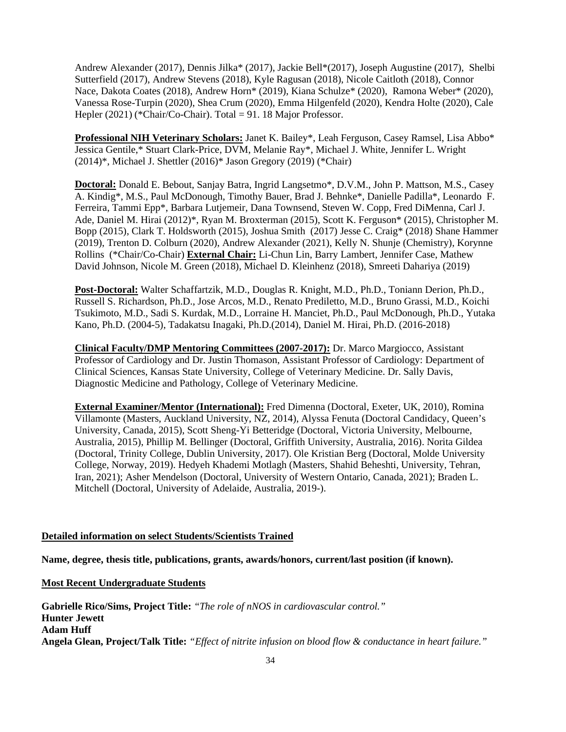Andrew Alexander (2017), Dennis Jilka* (2017), Jackie Bell*(2017), Joseph Augustine (2017), Shelbi Sutterfield (2017), Andrew Stevens (2018), Kyle Ragusan (2018), Nicole Caitloth (2018), Connor Nace, Dakota Coates (2018), Andrew Horn* (2019), Kiana Schulze* (2020), Ramona Weber* (2020), Vanessa Rose-Turpin (2020), Shea Crum (2020), Emma Hilgenfeld (2020), Kendra Holte (2020), Cale Hepler (2021) (*Chair/Co-Chair). Total = 91. 18 Major Professor.

**Professional NIH Veterinary Scholars:** Janet K. Bailey*, Leah Ferguson, Casey Ramsel, Lisa Abbo* Jessica Gentile,* Stuart Clark-Price, DVM, Melanie Ray*, Michael J. White, Jennifer L. Wright (2014)*, Michael J. Shettler (2016)* Jason Gregory (2019) (*Chair)

**Doctoral:** Donald E. Bebout, Sanjay Batra, Ingrid Langsetmo*, D.V.M., John P. Mattson, M.S., Casey A. Kindig*, M.S., Paul McDonough, Timothy Bauer, Brad J. Behnke*, Danielle Padilla*, Leonardo F. Ferreira, Tammi Epp*, Barbara Lutjemeir, Dana Townsend, Steven W. Copp, Fred DiMenna, Carl J. Ade, Daniel M. Hirai (2012)*, Ryan M. Broxterman (2015), Scott K. Ferguson* (2015), Christopher M. Bopp (2015), Clark T. Holdsworth (2015), Joshua Smith (2017) Jesse C. Craig* (2018) Shane Hammer (2019), Trenton D. Colburn (2020), Andrew Alexander (2021), Kelly N. Shunje (Chemistry), Korynne Rollins (*Chair/Co-Chair) **External Chair:** Li-Chun Lin, Barry Lambert, Jennifer Case, Mathew David Johnson, Nicole M. Green (2018), Michael D. Kleinhenz (2018), Smreeti Dahariya (2019)

**Post-Doctoral:** Walter Schaffartzik, M.D., Douglas R. Knight, M.D., Ph.D., Toniann Derion, Ph.D., Russell S. Richardson, Ph.D., Jose Arcos, M.D., Renato Prediletto, M.D., Bruno Grassi, M.D., Koichi Tsukimoto, M.D., Sadi S. Kurdak, M.D., Lorraine H. Manciet, Ph.D., Paul McDonough, Ph.D., Yutaka Kano, Ph.D. (2004-5), Tadakatsu Inagaki, Ph.D.(2014), Daniel M. Hirai, Ph.D. (2016-2018)

**Clinical Faculty/DMP Mentoring Committees (2007-2017):** Dr. Marco Margiocco, Assistant Professor of Cardiology and Dr. Justin Thomason, Assistant Professor of Cardiology: Department of Clinical Sciences, Kansas State University, College of Veterinary Medicine. Dr. Sally Davis, Diagnostic Medicine and Pathology, College of Veterinary Medicine.

**External Examiner/Mentor (International):** Fred Dimenna (Doctoral, Exeter, UK, 2010), Romina Villamonte (Masters, Auckland University, NZ, 2014), Alyssa Fenuta (Doctoral Candidacy, Queen's University, Canada, 2015), Scott Sheng-Yi Betteridge (Doctoral, Victoria University, Melbourne, Australia, 2015), Phillip M. Bellinger (Doctoral, Griffith University, Australia, 2016). Norita Gildea (Doctoral, Trinity College, Dublin University, 2017). Ole Kristian Berg (Doctoral, Molde University College, Norway, 2019). Hedyeh Khademi Motlagh (Masters, Shahid Beheshti, University, Tehran, Iran, 2021); Asher Mendelson (Doctoral, University of Western Ontario, Canada, 2021); Braden L. Mitchell (Doctoral, University of Adelaide, Australia, 2019-).

**Detailed information on select Students/Scientists Trained**

**Name, degree, thesis title, publications, grants, awards/honors, current/last position (if known).**

**Most Recent Undergraduate Students**

**Gabrielle Rico/Sims, Project Title:** *"The role of nNOS in cardiovascular control."*
**Hunter Jewett**
**Adam Huff**
**Angela Glean, Project/Talk Title:** *"Effect of nitrite infusion on blood flow & conductance in heart failure."*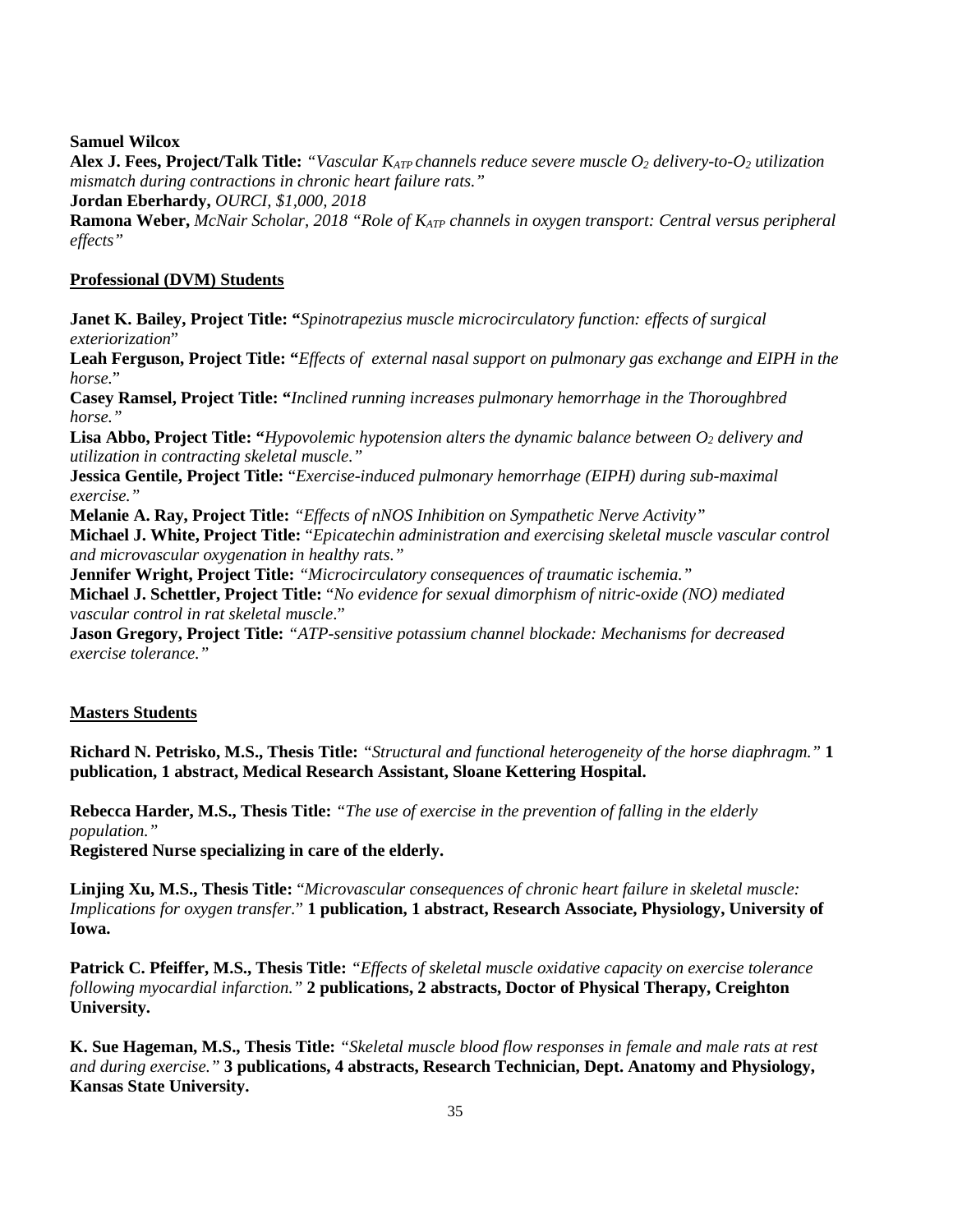**Samuel Wilcox**

**Alex J. Fees, Project/Talk Title:** *"Vascular $K_{ATP}$ channels reduce severe muscle $O_2$ delivery-to-$O_2$ utilization mismatch during contractions in chronic heart failure rats."*

**Jordan Eberhardy,** *OURCI, $1,000, 2018*

**Ramona Weber,** *McNair Scholar, 2018 "Role of $K_{ATP}$ channels in oxygen transport: Central versus peripheral effects"*

## Professional (DVM) Students

**Janet K. Bailey, Project Title: "***Spinotrapezius muscle microcirculatory function: effects of surgical exteriorization*"

**Leah Ferguson, Project Title: "***Effects of external nasal support on pulmonary gas exchange and EIPH in the horse.*"

**Casey Ramsel, Project Title: "***Inclined running increases pulmonary hemorrhage in the Thoroughbred horse."*

**Lisa Abbo, Project Title: "***Hypovolemic hypotension alters the dynamic balance between $O_2$ delivery and utilization in contracting skeletal muscle."*

**Jessica Gentile, Project Title:** "*Exercise-induced pulmonary hemorrhage (EIPH) during sub-maximal exercise."*

**Melanie A. Ray, Project Title:** *"Effects of nNOS Inhibition on Sympathetic Nerve Activity"*

**Michael J. White, Project Title:** "*Epicatechin administration and exercising skeletal muscle vascular control and microvascular oxygenation in healthy rats."*

**Jennifer Wright, Project Title:** *"Microcirculatory consequences of traumatic ischemia."*

**Michael J. Schettler, Project Title:** "*No evidence for sexual dimorphism of nitric-oxide (NO) mediated vascular control in rat skeletal muscle*."

**Jason Gregory, Project Title:** *"ATP-sensitive potassium channel blockade: Mechanisms for decreased exercise tolerance."*

## Masters Students

**Richard N. Petrisko, M.S., Thesis Title:** *"Structural and functional heterogeneity of the horse diaphragm."* **1 publication, 1 abstract, Medical Research Assistant, Sloane Kettering Hospital.**

**Rebecca Harder, M.S., Thesis Title:** *"The use of exercise in the prevention of falling in the elderly population."*
**Registered Nurse specializing in care of the elderly.**

**Linjing Xu, M.S., Thesis Title:** "*Microvascular consequences of chronic heart failure in skeletal muscle: Implications for oxygen transfer.*" **1 publication, 1 abstract, Research Associate, Physiology, University of Iowa.**

**Patrick C. Pfeiffer, M.S., Thesis Title:** *"Effects of skeletal muscle oxidative capacity on exercise tolerance following myocardial infarction."* **2 publications, 2 abstracts, Doctor of Physical Therapy, Creighton University.**

**K. Sue Hageman, M.S., Thesis Title:** *"Skeletal muscle blood flow responses in female and male rats at rest and during exercise."* **3 publications, 4 abstracts, Research Technician, Dept. Anatomy and Physiology, Kansas State University.**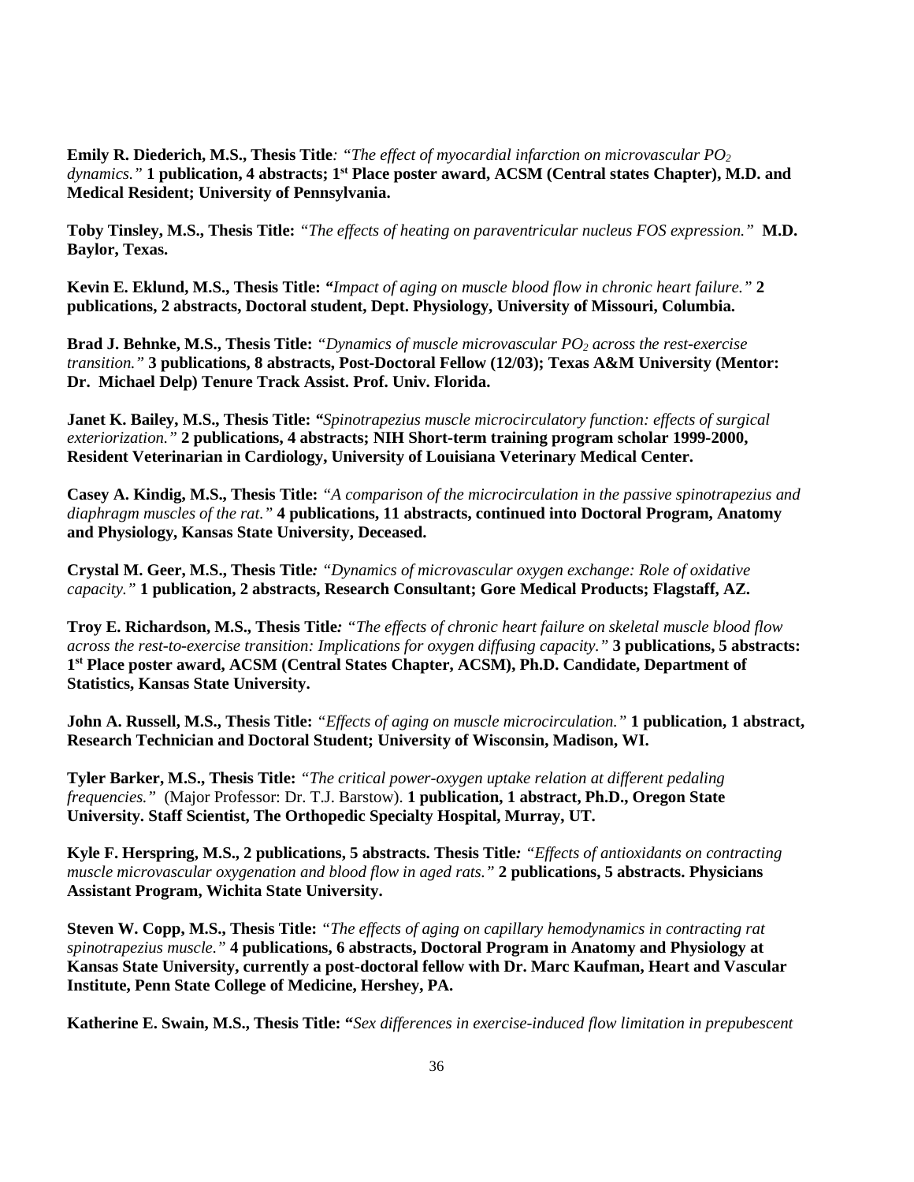**Emily R. Diederich, M.S., Thesis Title***: "The effect of myocardial infarction on microvascular $PO_2$ dynamics."* **1 publication, 4 abstracts; 1st Place poster award, ACSM (Central states Chapter), M.D. and Medical Resident; University of Pennsylvania.**

**Toby Tinsley, M.S., Thesis Title:** *"The effects of heating on paraventricular nucleus FOS expression."* **M.D. Baylor, Texas.**

**Kevin E. Eklund, M.S., Thesis Title: "***Impact of aging on muscle blood flow in chronic heart failure."* **2 publications, 2 abstracts, Doctoral student, Dept. Physiology, University of Missouri, Columbia.**

**Brad J. Behnke, M.S., Thesis Title:** *"Dynamics of muscle microvascular $PO_2$ across the rest-exercise transition."* **3 publications, 8 abstracts, Post-Doctoral Fellow (12/03); Texas A&M University (Mentor: Dr. Michael Delp) Tenure Track Assist. Prof. Univ. Florida.**

**Janet K. Bailey, M.S., Thesis Title: "***Spinotrapezius muscle microcirculatory function: effects of surgical exteriorization."* **2 publications, 4 abstracts; NIH Short-term training program scholar 1999-2000, Resident Veterinarian in Cardiology, University of Louisiana Veterinary Medical Center.**

**Casey A. Kindig, M.S., Thesis Title:** *"A comparison of the microcirculation in the passive spinotrapezius and diaphragm muscles of the rat."* **4 publications, 11 abstracts, continued into Doctoral Program, Anatomy and Physiology, Kansas State University, Deceased.**

**Crystal M. Geer, M.S., Thesis Title***: "Dynamics of microvascular oxygen exchange: Role of oxidative capacity."* **1 publication, 2 abstracts, Research Consultant; Gore Medical Products; Flagstaff, AZ.**

**Troy E. Richardson, M.S., Thesis Title***: "The effects of chronic heart failure on skeletal muscle blood flow across the rest-to-exercise transition: Implications for oxygen diffusing capacity."* **3 publications, 5 abstracts: 1st Place poster award, ACSM (Central States Chapter, ACSM), Ph.D. Candidate, Department of Statistics, Kansas State University.**

**John A. Russell, M.S., Thesis Title:** *"Effects of aging on muscle microcirculation."* **1 publication, 1 abstract, Research Technician and Doctoral Student; University of Wisconsin, Madison, WI.**

**Tyler Barker, M.S., Thesis Title:** *"The critical power-oxygen uptake relation at different pedaling frequencies."* (Major Professor: Dr. T.J. Barstow). **1 publication, 1 abstract, Ph.D., Oregon State University. Staff Scientist, The Orthopedic Specialty Hospital, Murray, UT.**

**Kyle F. Herspring, M.S., 2 publications, 5 abstracts. Thesis Title***: "Effects of antioxidants on contracting muscle microvascular oxygenation and blood flow in aged rats."* **2 publications, 5 abstracts. Physicians Assistant Program, Wichita State University.**

**Steven W. Copp, M.S., Thesis Title:** *"The effects of aging on capillary hemodynamics in contracting rat spinotrapezius muscle."* **4 publications, 6 abstracts, Doctoral Program in Anatomy and Physiology at Kansas State University, currently a post-doctoral fellow with Dr. Marc Kaufman, Heart and Vascular Institute, Penn State College of Medicine, Hershey, PA.**

**Katherine E. Swain, M.S., Thesis Title: "***Sex differences in exercise-induced flow limitation in prepubescent*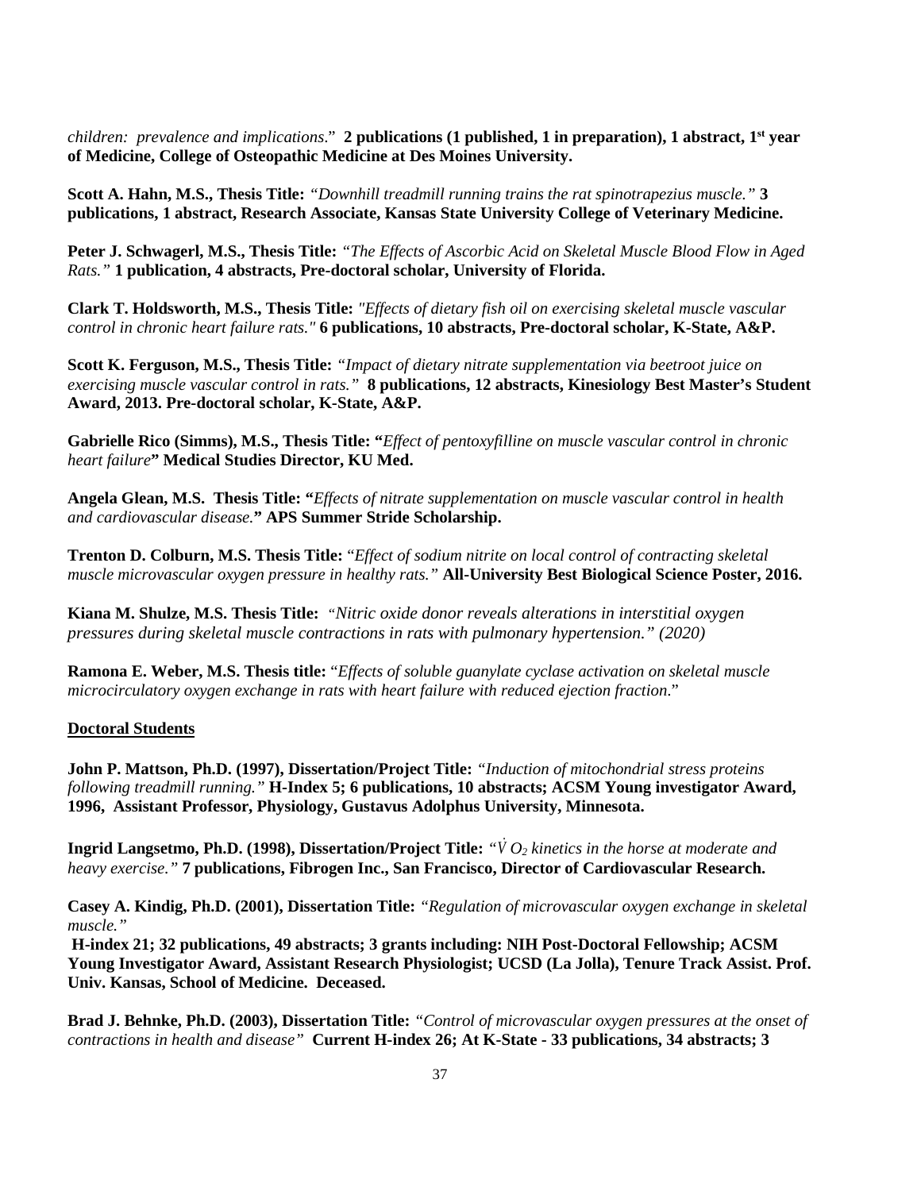*children: prevalence and implications*." **2 publications (1 published, 1 in preparation), 1 abstract, 1st year of Medicine, College of Osteopathic Medicine at Des Moines University.**

**Scott A. Hahn, M.S., Thesis Title:** *"Downhill treadmill running trains the rat spinotrapezius muscle."* **3 publications, 1 abstract, Research Associate, Kansas State University College of Veterinary Medicine.**

**Peter J. Schwagerl, M.S., Thesis Title:** *"The Effects of Ascorbic Acid on Skeletal Muscle Blood Flow in Aged Rats."* **1 publication, 4 abstracts, Pre-doctoral scholar, University of Florida.**

**Clark T. Holdsworth, M.S., Thesis Title:** *"Effects of dietary fish oil on exercising skeletal muscle vascular control in chronic heart failure rats."* **6 publications, 10 abstracts, Pre-doctoral scholar, K-State, A&P.**

**Scott K. Ferguson, M.S., Thesis Title:** *"Impact of dietary nitrate supplementation via beetroot juice on exercising muscle vascular control in rats."* **8 publications, 12 abstracts, Kinesiology Best Master's Student Award, 2013. Pre-doctoral scholar, K-State, A&P.**

**Gabrielle Rico (Simms), M.S., Thesis Title: "***Effect of pentoxyfilline on muscle vascular control in chronic heart failure***" Medical Studies Director, KU Med.**

**Angela Glean, M.S. Thesis Title: "***Effects of nitrate supplementation on muscle vascular control in health and cardiovascular disease.***" APS Summer Stride Scholarship.**

**Trenton D. Colburn, M.S. Thesis Title:** "*Effect of sodium nitrite on local control of contracting skeletal muscle microvascular oxygen pressure in healthy rats."* **All-University Best Biological Science Poster, 2016.**

**Kiana M. Shulze, M.S. Thesis Title:** *"Nitric oxide donor reveals alterations in interstitial oxygen pressures during skeletal muscle contractions in rats with pulmonary hypertension." (2020)*

**Ramona E. Weber, M.S. Thesis title:** "*Effects of soluble guanylate cyclase activation on skeletal muscle microcirculatory oxygen exchange in rats with heart failure with reduced ejection fraction*."

**Doctoral Students**

**John P. Mattson, Ph.D. (1997), Dissertation/Project Title:** *"Induction of mitochondrial stress proteins following treadmill running."* **H-Index 5; 6 publications, 10 abstracts; ACSM Young investigator Award, 1996, Assistant Professor, Physiology, Gustavus Adolphus University, Minnesota.**

**Ingrid Langsetmo, Ph.D. (1998), Dissertation/Project Title:** *"$\dot{V}O_2$ kinetics in the horse at moderate and heavy exercise."* **7 publications, Fibrogen Inc., San Francisco, Director of Cardiovascular Research.**

**Casey A. Kindig, Ph.D. (2001), Dissertation Title:** *"Regulation of microvascular oxygen exchange in skeletal muscle."*
**H-index 21; 32 publications, 49 abstracts; 3 grants including: NIH Post-Doctoral Fellowship; ACSM Young Investigator Award, Assistant Research Physiologist; UCSD (La Jolla), Tenure Track Assist. Prof. Univ. Kansas, School of Medicine. Deceased.**

**Brad J. Behnke, Ph.D. (2003), Dissertation Title:** *"Control of microvascular oxygen pressures at the onset of contractions in health and disease"* **Current H-index 26; At K-State - 33 publications, 34 abstracts; 3**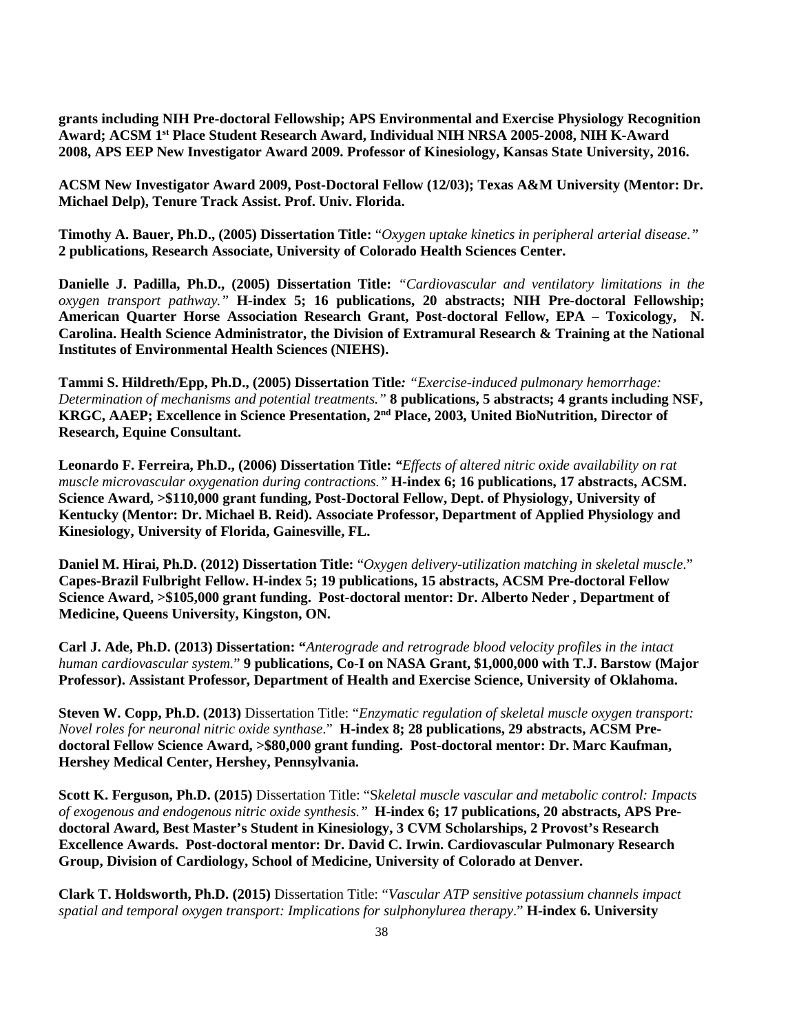**grants including NIH Pre-doctoral Fellowship; APS Environmental and Exercise Physiology Recognition Award; ACSM 1st Place Student Research Award, Individual NIH NRSA 2005-2008, NIH K-Award 2008, APS EEP New Investigator Award 2009. Professor of Kinesiology, Kansas State University, 2016.**

**ACSM New Investigator Award 2009, Post-Doctoral Fellow (12/03); Texas A&M University (Mentor: Dr. Michael Delp), Tenure Track Assist. Prof. Univ. Florida.**

**Timothy A. Bauer, Ph.D., (2005) Dissertation Title:** "*Oxygen uptake kinetics in peripheral arterial disease.*" **2 publications, Research Associate, University of Colorado Health Sciences Center.**

**Danielle J. Padilla, Ph.D., (2005) Dissertation Title:** *"Cardiovascular and ventilatory limitations in the oxygen transport pathway."* **H-index 5; 16 publications, 20 abstracts; NIH Pre-doctoral Fellowship; American Quarter Horse Association Research Grant, Post-doctoral Fellow, EPA – Toxicology, N. Carolina. Health Science Administrator, the Division of Extramural Research & Training at the National Institutes of Environmental Health Sciences (NIEHS).**

**Tammi S. Hildreth/Epp, Ph.D., (2005) Dissertation Title***: "Exercise-induced pulmonary hemorrhage: Determination of mechanisms and potential treatments."* **8 publications, 5 abstracts; 4 grants including NSF, KRGC, AAEP; Excellence in Science Presentation, 2nd Place, 2003, United BioNutrition, Director of Research, Equine Consultant.**

**Leonardo F. Ferreira, Ph.D., (2006) Dissertation Title: "***Effects of altered nitric oxide availability on rat muscle microvascular oxygenation during contractions."* **H-index 6; 16 publications, 17 abstracts, ACSM. Science Award, >$110,000 grant funding, Post-Doctoral Fellow, Dept. of Physiology, University of Kentucky (Mentor: Dr. Michael B. Reid). Associate Professor, Department of Applied Physiology and Kinesiology, University of Florida, Gainesville, FL.**

**Daniel M. Hirai, Ph.D. (2012) Dissertation Title:** "*Oxygen delivery-utilization matching in skeletal muscle.*" **Capes-Brazil Fulbright Fellow. H-index 5; 19 publications, 15 abstracts, ACSM Pre-doctoral Fellow Science Award, >$105,000 grant funding. Post-doctoral mentor: Dr. Alberto Neder , Department of Medicine, Queens University, Kingston, ON.**

**Carl J. Ade, Ph.D. (2013) Dissertation: "***Anterograde and retrograde blood velocity profiles in the intact human cardiovascular system.*" **9 publications, Co-I on NASA Grant, $1,000,000 with T.J. Barstow (Major Professor). Assistant Professor, Department of Health and Exercise Science, University of Oklahoma.**

**Steven W. Copp, Ph.D. (2013)** Dissertation Title: "*Enzymatic regulation of skeletal muscle oxygen transport: Novel roles for neuronal nitric oxide synthase*." **H-index 8; 28 publications, 29 abstracts, ACSM Pre-doctoral Fellow Science Award, >$80,000 grant funding. Post-doctoral mentor: Dr. Marc Kaufman, Hershey Medical Center, Hershey, Pennsylvania.**

**Scott K. Ferguson, Ph.D. (2015)** Dissertation Title: "S*keletal muscle vascular and metabolic control: Impacts of exogenous and endogenous nitric oxide synthesis."* **H-index 6; 17 publications, 20 abstracts, APS Pre-doctoral Award, Best Master's Student in Kinesiology, 3 CVM Scholarships, 2 Provost's Research Excellence Awards. Post-doctoral mentor: Dr. David C. Irwin. Cardiovascular Pulmonary Research Group, Division of Cardiology, School of Medicine, University of Colorado at Denver.**

**Clark T. Holdsworth, Ph.D. (2015)** Dissertation Title: "*Vascular ATP sensitive potassium channels impact spatial and temporal oxygen transport: Implications for sulphonylurea therapy*." **H-index 6. University**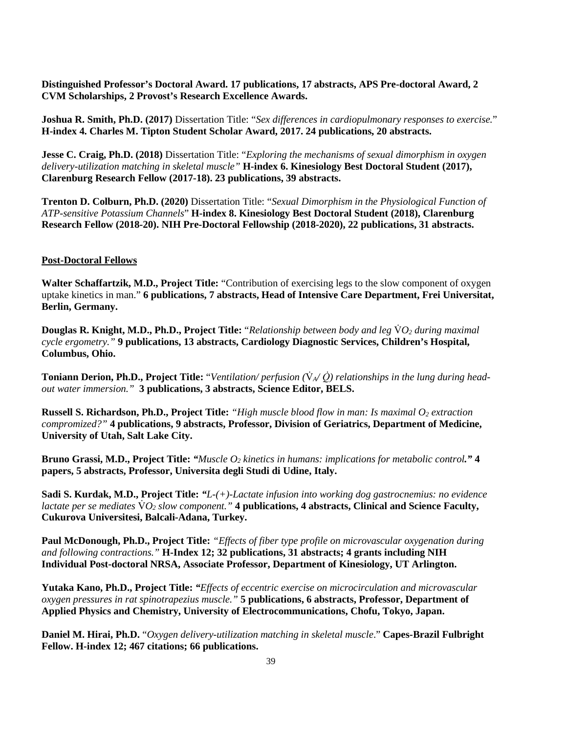**Distinguished Professor's Doctoral Award. 17 publications, 17 abstracts, APS Pre-doctoral Award, 2 CVM Scholarships, 2 Provost's Research Excellence Awards.**

**Joshua R. Smith, Ph.D. (2017)** Dissertation Title: "*Sex differences in cardiopulmonary responses to exercise.*" **H-index 4. Charles M. Tipton Student Scholar Award, 2017. 24 publications, 20 abstracts.**

**Jesse C. Craig, Ph.D. (2018)** Dissertation Title: "*Exploring the mechanisms of sexual dimorphism in oxygen delivery-utilization matching in skeletal muscle"* **H-index 6. Kinesiology Best Doctoral Student (2017), Clarenburg Research Fellow (2017-18). 23 publications, 39 abstracts.**

**Trenton D. Colburn, Ph.D. (2020)** Dissertation Title: "*Sexual Dimorphism in the Physiological Function of ATP-sensitive Potassium Channels*" **H-index 8. Kinesiology Best Doctoral Student (2018), Clarenburg Research Fellow (2018-20). NIH Pre-Doctoral Fellowship (2018-2020), 22 publications, 31 abstracts.**

## Post-Doctoral Fellows

**Walter Schaffartzik, M.D., Project Title:** "Contribution of exercising legs to the slow component of oxygen uptake kinetics in man." **6 publications, 7 abstracts, Head of Intensive Care Department, Frei Universitat, Berlin, Germany.**

**Douglas R. Knight, M.D., Ph.D., Project Title:** "*Relationship between body and leg $\dot{V}O_2$ during maximal cycle ergometry."* **9 publications, 13 abstracts, Cardiology Diagnostic Services, Children's Hospital, Columbus, Ohio.**

**Toniann Derion, Ph.D., Project Title:** "*Ventilation/ perfusion ($\dot{V}_A/\dot{Q}$) relationships in the lung during head-out water immersion."* **3 publications, 3 abstracts, Science Editor, BELS.**

**Russell S. Richardson, Ph.D., Project Title:** *"High muscle blood flow in man: Is maximal $O_2$ extraction compromized?"* **4 publications, 9 abstracts, Professor, Division of Geriatrics, Department of Medicine, University of Utah, Salt Lake City.**

**Bruno Grassi, M.D., Project Title: "***Muscle $O_2$ kinetics in humans: implications for metabolic control.***" 4 papers, 5 abstracts, Professor, Universita degli Studi di Udine, Italy.**

**Sadi S. Kurdak, M.D., Project Title: "***L-(+)-Lactate infusion into working dog gastrocnemius: no evidence lactate per se mediates $\dot{V}O_2$ slow component."* **4 publications, 4 abstracts, Clinical and Science Faculty, Cukurova Universitesi, Balcali-Adana, Turkey.**

**Paul McDonough, Ph.D., Project Title:** *"Effects of fiber type profile on microvascular oxygenation during and following contractions."* **H-Index 12; 32 publications, 31 abstracts; 4 grants including NIH Individual Post-doctoral NRSA, Associate Professor, Department of Kinesiology, UT Arlington.**

**Yutaka Kano, Ph.D., Project Title: "***Effects of eccentric exercise on microcirculation and microvascular oxygen pressures in rat spinotrapezius muscle."* **5 publications, 6 abstracts, Professor, Department of Applied Physics and Chemistry, University of Electrocommunications, Chofu, Tokyo, Japan.**

**Daniel M. Hirai, Ph.D.** "*Oxygen delivery-utilization matching in skeletal muscle*." **Capes-Brazil Fulbright Fellow. H-index 12; 467 citations; 66 publications.**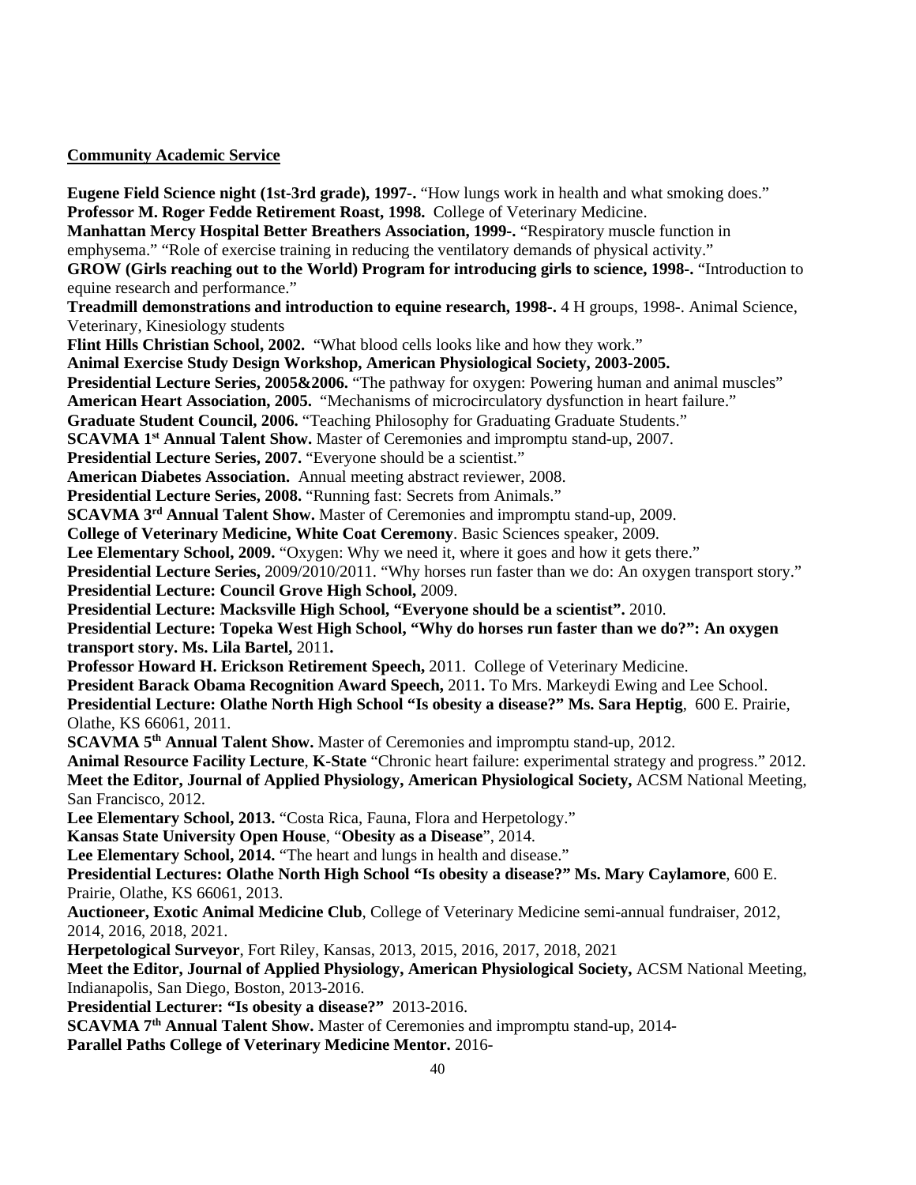**Community Academic Service**

**Eugene Field Science night (1st-3rd grade), 1997-.** "How lungs work in health and what smoking does."
**Professor M. Roger Fedde Retirement Roast, 1998.** College of Veterinary Medicine.
**Manhattan Mercy Hospital Better Breathers Association, 1999-.** "Respiratory muscle function in emphysema." "Role of exercise training in reducing the ventilatory demands of physical activity."
**GROW (Girls reaching out to the World) Program for introducing girls to science, 1998-.** "Introduction to equine research and performance."
**Treadmill demonstrations and introduction to equine research, 1998-.** 4 H groups, 1998-. Animal Science, Veterinary, Kinesiology students
**Flint Hills Christian School, 2002.** "What blood cells looks like and how they work."
**Animal Exercise Study Design Workshop, American Physiological Society, 2003-2005.**
**Presidential Lecture Series, 2005&2006.** "The pathway for oxygen: Powering human and animal muscles"
**American Heart Association, 2005.** "Mechanisms of microcirculatory dysfunction in heart failure."
**Graduate Student Council, 2006.** "Teaching Philosophy for Graduating Graduate Students."
**SCAVMA 1st Annual Talent Show.** Master of Ceremonies and impromptu stand-up, 2007.
**Presidential Lecture Series, 2007.** "Everyone should be a scientist."
**American Diabetes Association.** Annual meeting abstract reviewer, 2008.
**Presidential Lecture Series, 2008.** "Running fast: Secrets from Animals."
**SCAVMA 3rd Annual Talent Show.** Master of Ceremonies and impromptu stand-up, 2009.
**College of Veterinary Medicine, White Coat Ceremony**. Basic Sciences speaker, 2009.
**Lee Elementary School, 2009.** "Oxygen: Why we need it, where it goes and how it gets there."
**Presidential Lecture Series,** 2009/2010/2011. "Why horses run faster than we do: An oxygen transport story."
**Presidential Lecture: Council Grove High School,** 2009.
**Presidential Lecture: Macksville High School, "Everyone should be a scientist".** 2010.
**Presidential Lecture: Topeka West High School, "Why do horses run faster than we do?": An oxygen transport story. Ms. Lila Bartel,** 2011**.**
**Professor Howard H. Erickson Retirement Speech,** 2011. College of Veterinary Medicine.
**President Barack Obama Recognition Award Speech,** 2011**.** To Mrs. Markeydi Ewing and Lee School.
**Presidential Lecture: Olathe North High School "Is obesity a disease?" Ms. Sara Heptig**, 600 E. Prairie, Olathe, KS 66061, 2011.
**SCAVMA 5th Annual Talent Show.** Master of Ceremonies and impromptu stand-up, 2012.
**Animal Resource Facility Lecture**, **K-State** "Chronic heart failure: experimental strategy and progress." 2012.
**Meet the Editor, Journal of Applied Physiology, American Physiological Society,** ACSM National Meeting, San Francisco, 2012.
**Lee Elementary School, 2013.** "Costa Rica, Fauna, Flora and Herpetology."
**Kansas State University Open House**, "**Obesity as a Disease**", 2014.
**Lee Elementary School, 2014.** "The heart and lungs in health and disease."
**Presidential Lectures: Olathe North High School "Is obesity a disease?" Ms. Mary Caylamore**, 600 E. Prairie, Olathe, KS 66061, 2013.
**Auctioneer, Exotic Animal Medicine Club**, College of Veterinary Medicine semi-annual fundraiser, 2012, 2014, 2016, 2018, 2021.
**Herpetological Surveyor**, Fort Riley, Kansas, 2013, 2015, 2016, 2017, 2018, 2021
**Meet the Editor, Journal of Applied Physiology, American Physiological Society,** ACSM National Meeting, Indianapolis, San Diego, Boston, 2013-2016.
**Presidential Lecturer: "Is obesity a disease?"** 2013-2016.
**SCAVMA 7th Annual Talent Show.** Master of Ceremonies and impromptu stand-up, 2014-
**Parallel Paths College of Veterinary Medicine Mentor.** 2016-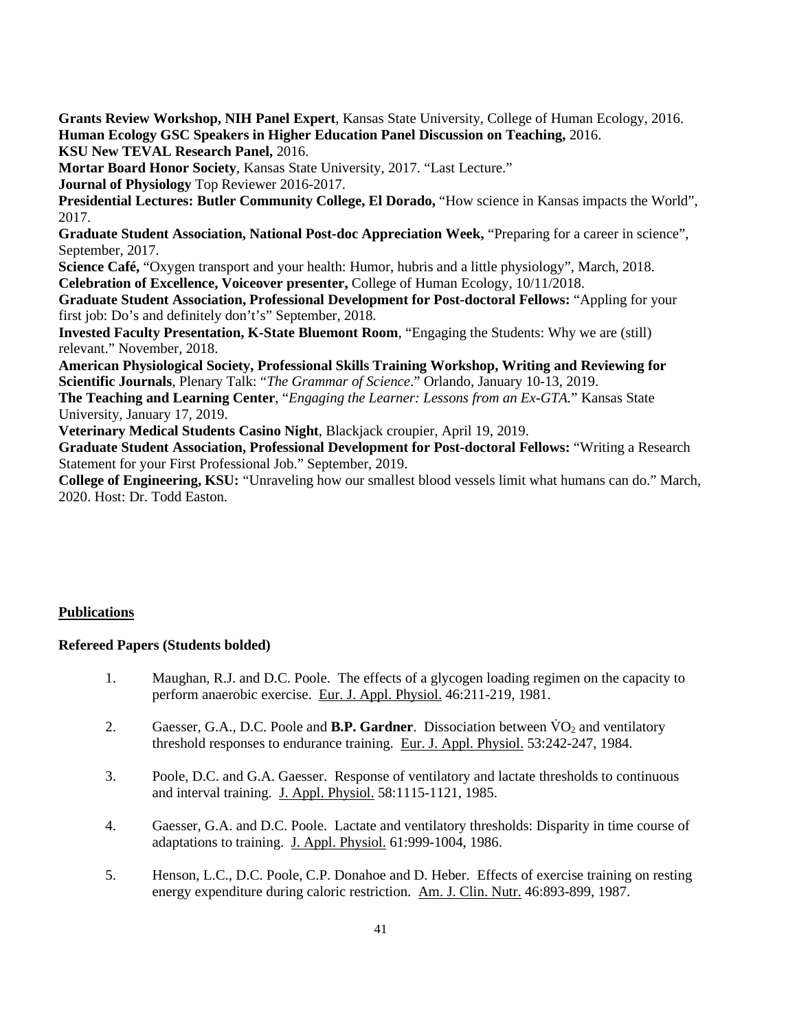**Grants Review Workshop, NIH Panel Expert**, Kansas State University, College of Human Ecology, 2016.
**Human Ecology GSC Speakers in Higher Education Panel Discussion on Teaching,** 2016.
**KSU New TEVAL Research Panel,** 2016.
**Mortar Board Honor Society**, Kansas State University, 2017. "Last Lecture."
**Journal of Physiology** Top Reviewer 2016-2017.
**Presidential Lectures: Butler Community College, El Dorado,** "How science in Kansas impacts the World", 2017.
**Graduate Student Association, National Post-doc Appreciation Week,** "Preparing for a career in science", September, 2017.
**Science Café,** "Oxygen transport and your health: Humor, hubris and a little physiology", March, 2018.
**Celebration of Excellence, Voiceover presenter,** College of Human Ecology, 10/11/2018.
**Graduate Student Association, Professional Development for Post-doctoral Fellows:** "Appling for your first job: Do's and definitely don't's" September, 2018.
**Invested Faculty Presentation, K-State Bluemont Room**, "Engaging the Students: Why we are (still) relevant." November, 2018.
**American Physiological Society, Professional Skills Training Workshop, Writing and Reviewing for Scientific Journals**, Plenary Talk: "*The Grammar of Science*." Orlando, January 10-13, 2019.
**The Teaching and Learning Center**, "*Engaging the Learner: Lessons from an Ex-GTA.*" Kansas State University, January 17, 2019.
**Veterinary Medical Students Casino Night**, Blackjack croupier, April 19, 2019.
**Graduate Student Association, Professional Development for Post-doctoral Fellows:** "Writing a Research Statement for your First Professional Job." September, 2019.
**College of Engineering, KSU:** "Unraveling how our smallest blood vessels limit what humans can do." March, 2020. Host: Dr. Todd Easton.

## Publications

### Refereed Papers (Students bolded)

1. Maughan, R.J. and D.C. Poole. The effects of a glycogen loading regimen on the capacity to perform anaerobic exercise. Eur. J. Appl. Physiol. 46:211-219, 1981.

2. Gaesser, G.A., D.C. Poole and **B.P. Gardner**. Dissociation between $\dot{V}O_2$ and ventilatory threshold responses to endurance training. Eur. J. Appl. Physiol. 53:242-247, 1984.

3. Poole, D.C. and G.A. Gaesser. Response of ventilatory and lactate thresholds to continuous and interval training. J. Appl. Physiol. 58:1115-1121, 1985.

4. Gaesser, G.A. and D.C. Poole. Lactate and ventilatory thresholds: Disparity in time course of adaptations to training. J. Appl. Physiol. 61:999-1004, 1986.

5. Henson, L.C., D.C. Poole, C.P. Donahoe and D. Heber. Effects of exercise training on resting energy expenditure during caloric restriction. Am. J. Clin. Nutr. 46:893-899, 1987.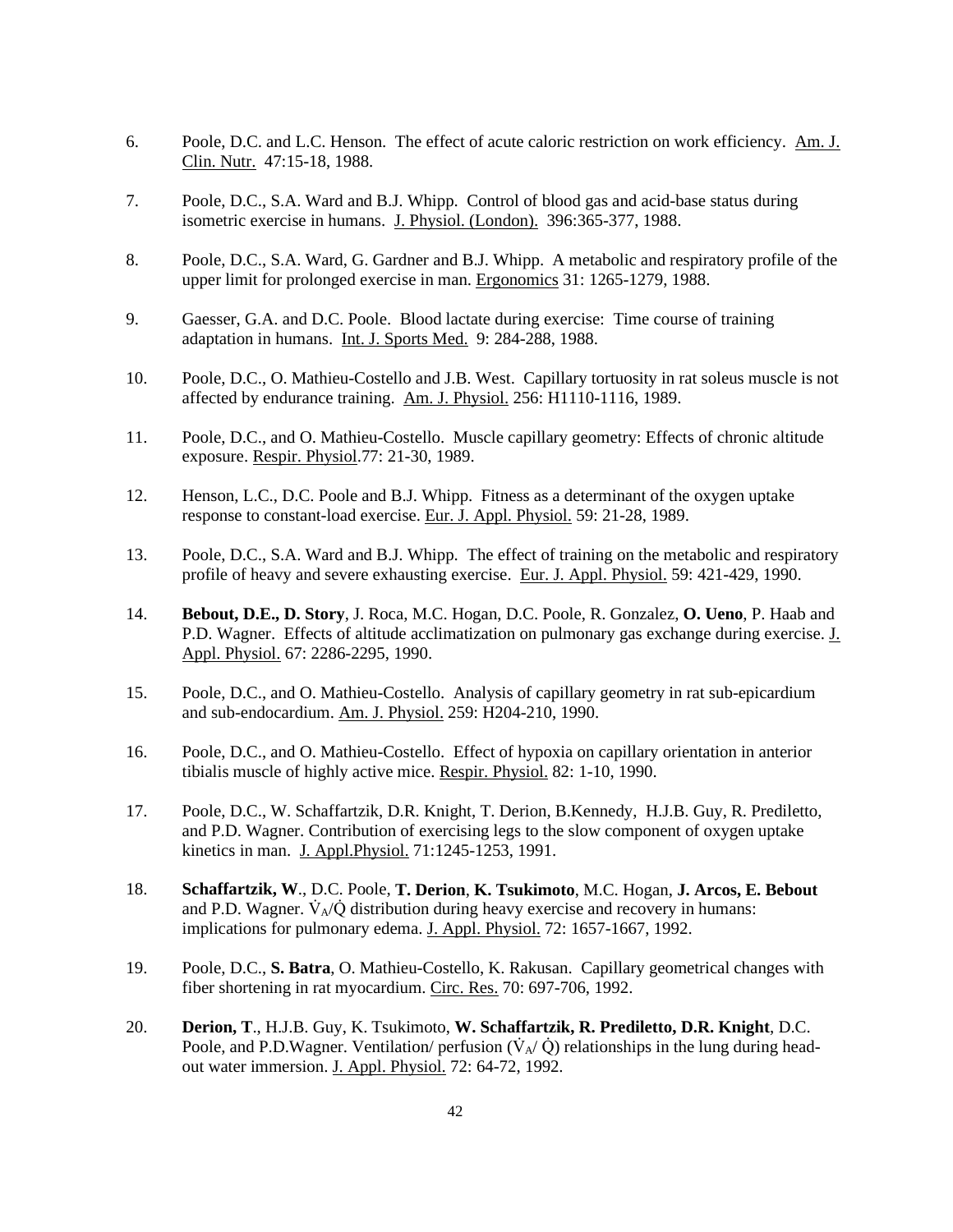6. Poole, D.C. and L.C. Henson. The effect of acute caloric restriction on work efficiency. Am. J. Clin. Nutr. 47:15-18, 1988.

7. Poole, D.C., S.A. Ward and B.J. Whipp. Control of blood gas and acid-base status during isometric exercise in humans. J. Physiol. (London). 396:365-377, 1988.

8. Poole, D.C., S.A. Ward, G. Gardner and B.J. Whipp. A metabolic and respiratory profile of the upper limit for prolonged exercise in man. Ergonomics 31: 1265-1279, 1988.

9. Gaesser, G.A. and D.C. Poole. Blood lactate during exercise: Time course of training adaptation in humans. Int. J. Sports Med. 9: 284-288, 1988.

10. Poole, D.C., O. Mathieu-Costello and J.B. West. Capillary tortuosity in rat soleus muscle is not affected by endurance training. Am. J. Physiol. 256: H1110-1116, 1989.

11. Poole, D.C., and O. Mathieu-Costello. Muscle capillary geometry: Effects of chronic altitude exposure. Respir. Physiol.77: 21-30, 1989.

12. Henson, L.C., D.C. Poole and B.J. Whipp. Fitness as a determinant of the oxygen uptake response to constant-load exercise. Eur. J. Appl. Physiol. 59: 21-28, 1989.

13. Poole, D.C., S.A. Ward and B.J. Whipp. The effect of training on the metabolic and respiratory profile of heavy and severe exhausting exercise. Eur. J. Appl. Physiol. 59: 421-429, 1990.

14. **Bebout, D.E., D. Story**, J. Roca, M.C. Hogan, D.C. Poole, R. Gonzalez, **O. Ueno**, P. Haab and P.D. Wagner. Effects of altitude acclimatization on pulmonary gas exchange during exercise. J. Appl. Physiol. 67: 2286-2295, 1990.

15. Poole, D.C., and O. Mathieu-Costello. Analysis of capillary geometry in rat sub-epicardium and sub-endocardium. Am. J. Physiol. 259: H204-210, 1990.

16. Poole, D.C., and O. Mathieu-Costello. Effect of hypoxia on capillary orientation in anterior tibialis muscle of highly active mice. Respir. Physiol. 82: 1-10, 1990.

17. Poole, D.C., W. Schaffartzik, D.R. Knight, T. Derion, B.Kennedy, H.J.B. Guy, R. Prediletto, and P.D. Wagner. Contribution of exercising legs to the slow component of oxygen uptake kinetics in man. J. Appl.Physiol. 71:1245-1253, 1991.

18. **Schaffartzik, W**., D.C. Poole, **T. Derion**, **K. Tsukimoto**, M.C. Hogan, **J. Arcos, E. Bebout** and P.D. Wagner. $\dot{V}_A/\dot{Q}$ distribution during heavy exercise and recovery in humans: implications for pulmonary edema. J. Appl. Physiol. 72: 1657-1667, 1992.

19. Poole, D.C., **S. Batra**, O. Mathieu-Costello, K. Rakusan. Capillary geometrical changes with fiber shortening in rat myocardium. Circ. Res. 70: 697-706, 1992.

20. **Derion, T**., H.J.B. Guy, K. Tsukimoto, **W. Schaffartzik, R. Prediletto, D.R. Knight**, D.C. Poole, and P.D.Wagner. Ventilation/ perfusion ($\dot{V}_A/\dot{Q}$) relationships in the lung during head-out water immersion. J. Appl. Physiol. 72: 64-72, 1992.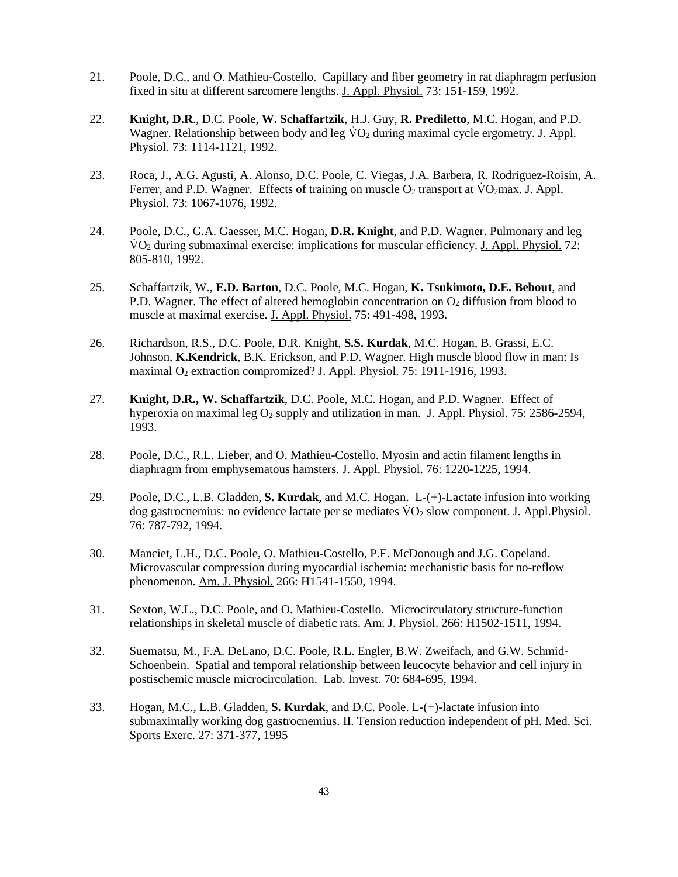21. Poole, D.C., and O. Mathieu-Costello. Capillary and fiber geometry in rat diaphragm perfusion fixed in situ at different sarcomere lengths. J. Appl. Physiol. 73: 151-159, 1992.

22. **Knight, D.R**., D.C. Poole, **W. Schaffartzik**, H.J. Guy, **R. Prediletto**, M.C. Hogan, and P.D. Wagner. Relationship between body and leg $\dot{V}O_2$ during maximal cycle ergometry. J. Appl. Physiol. 73: 1114-1121, 1992.

23. Roca, J., A.G. Agusti, A. Alonso, D.C. Poole, C. Viegas, J.A. Barbera, R. Rodriguez-Roisin, A. Ferrer, and P.D. Wagner. Effects of training on muscle $O_2$ transport at $\dot{V}O_2$max. J. Appl. Physiol. 73: 1067-1076, 1992.

24. Poole, D.C., G.A. Gaesser, M.C. Hogan, **D.R. Knight**, and P.D. Wagner. Pulmonary and leg $\dot{V}O_2$ during submaximal exercise: implications for muscular efficiency. J. Appl. Physiol. 72: 805-810, 1992.

25. Schaffartzik, W., **E.D. Barton**, D.C. Poole, M.C. Hogan, **K. Tsukimoto, D.E. Bebout**, and P.D. Wagner. The effect of altered hemoglobin concentration on $O_2$ diffusion from blood to muscle at maximal exercise. J. Appl. Physiol. 75: 491-498, 1993.

26. Richardson, R.S., D.C. Poole, D.R. Knight, **S.S. Kurdak**, M.C. Hogan, B. Grassi, E.C. Johnson, **K.Kendrick**, B.K. Erickson, and P.D. Wagner. High muscle blood flow in man: Is maximal $O_2$ extraction compromized? J. Appl. Physiol. 75: 1911-1916, 1993.

27. **Knight, D.R., W. Schaffartzik**, D.C. Poole, M.C. Hogan, and P.D. Wagner. Effect of hyperoxia on maximal leg $O_2$ supply and utilization in man. J. Appl. Physiol. 75: 2586-2594, 1993.

28. Poole, D.C., R.L. Lieber, and O. Mathieu-Costello. Myosin and actin filament lengths in diaphragm from emphysematous hamsters. J. Appl. Physiol. 76: 1220-1225, 1994.

29. Poole, D.C., L.B. Gladden, **S. Kurdak**, and M.C. Hogan. L-(+)-Lactate infusion into working dog gastrocnemius: no evidence lactate per se mediates $\dot{V}O_2$ slow component. J. Appl.Physiol. 76: 787-792, 1994.

30. Manciet, L.H., D.C. Poole, O. Mathieu-Costello, P.F. McDonough and J.G. Copeland. Microvascular compression during myocardial ischemia: mechanistic basis for no-reflow phenomenon. Am. J. Physiol. 266: H1541-1550, 1994.

31. Sexton, W.L., D.C. Poole, and O. Mathieu-Costello. Microcirculatory structure-function relationships in skeletal muscle of diabetic rats. Am. J. Physiol. 266: H1502-1511, 1994.

32. Suematsu, M., F.A. DeLano, D.C. Poole, R.L. Engler, B.W. Zweifach, and G.W. Schmid-Schoenbein. Spatial and temporal relationship between leucocyte behavior and cell injury in postischemic muscle microcirculation. Lab. Invest. 70: 684-695, 1994.

33. Hogan, M.C., L.B. Gladden, **S. Kurdak**, and D.C. Poole. L-(+)-lactate infusion into submaximally working dog gastrocnemius. II. Tension reduction independent of pH. Med. Sci. Sports Exerc. 27: 371-377, 1995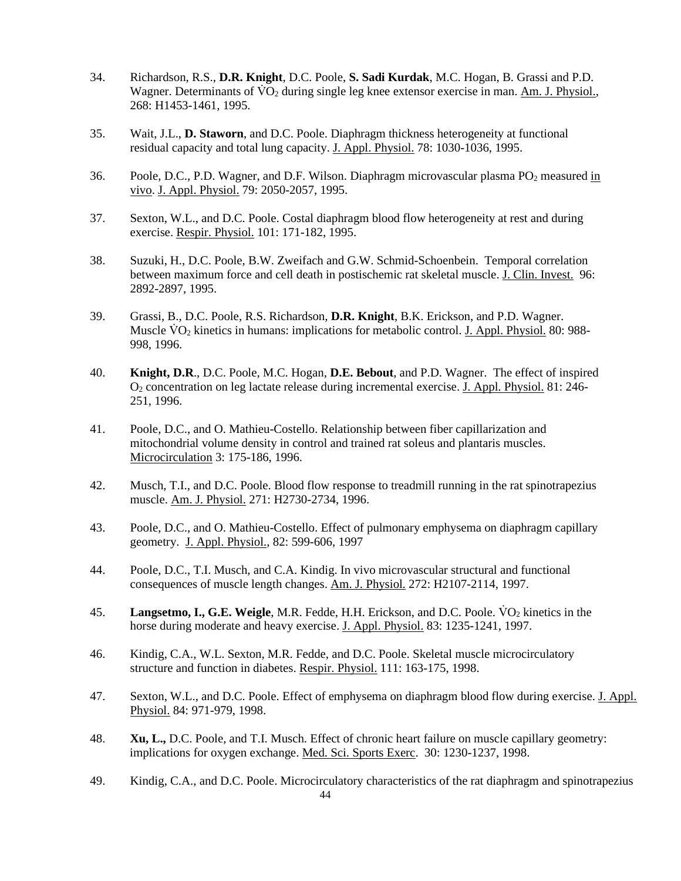34. Richardson, R.S., **D.R. Knight**, D.C. Poole, **S. Sadi Kurdak**, M.C. Hogan, B. Grassi and P.D. Wagner. Determinants of $\dot{V}O_2$ during single leg knee extensor exercise in man. Am. J. Physiol., 268: H1453-1461, 1995.

35. Wait, J.L., **D. Staworn**, and D.C. Poole. Diaphragm thickness heterogeneity at functional residual capacity and total lung capacity. J. Appl. Physiol. 78: 1030-1036, 1995.

36. Poole, D.C., P.D. Wagner, and D.F. Wilson. Diaphragm microvascular plasma $PO_2$ measured in vivo. J. Appl. Physiol. 79: 2050-2057, 1995.

37. Sexton, W.L., and D.C. Poole. Costal diaphragm blood flow heterogeneity at rest and during exercise. Respir. Physiol. 101: 171-182, 1995.

38. Suzuki, H., D.C. Poole, B.W. Zweifach and G.W. Schmid-Schoenbein. Temporal correlation between maximum force and cell death in postischemic rat skeletal muscle. J. Clin. Invest. 96: 2892-2897, 1995.

39. Grassi, B., D.C. Poole, R.S. Richardson, **D.R. Knight**, B.K. Erickson, and P.D. Wagner. Muscle $\dot{V}O_2$ kinetics in humans: implications for metabolic control. J. Appl. Physiol. 80: 988-998, 1996.

40. **Knight, D.R**., D.C. Poole, M.C. Hogan, **D.E. Bebout**, and P.D. Wagner. The effect of inspired $O_2$ concentration on leg lactate release during incremental exercise. J. Appl. Physiol. 81: 246-251, 1996.

41. Poole, D.C., and O. Mathieu-Costello. Relationship between fiber capillarization and mitochondrial volume density in control and trained rat soleus and plantaris muscles. Microcirculation 3: 175-186, 1996.

42. Musch, T.I., and D.C. Poole. Blood flow response to treadmill running in the rat spinotrapezius muscle. Am. J. Physiol. 271: H2730-2734, 1996.

43. Poole, D.C., and O. Mathieu-Costello. Effect of pulmonary emphysema on diaphragm capillary geometry. J. Appl. Physiol., 82: 599-606, 1997

44. Poole, D.C., T.I. Musch, and C.A. Kindig. In vivo microvascular structural and functional consequences of muscle length changes. Am. J. Physiol. 272: H2107-2114, 1997.

45. **Langsetmo, I., G.E. Weigle**, M.R. Fedde, H.H. Erickson, and D.C. Poole. $\dot{V}O_2$ kinetics in the horse during moderate and heavy exercise. J. Appl. Physiol. 83: 1235-1241, 1997.

46. Kindig, C.A., W.L. Sexton, M.R. Fedde, and D.C. Poole. Skeletal muscle microcirculatory structure and function in diabetes. Respir. Physiol. 111: 163-175, 1998.

47. Sexton, W.L., and D.C. Poole. Effect of emphysema on diaphragm blood flow during exercise. J. Appl. Physiol. 84: 971-979, 1998.

48. **Xu, L.,** D.C. Poole, and T.I. Musch. Effect of chronic heart failure on muscle capillary geometry: implications for oxygen exchange. Med. Sci. Sports Exerc. 30: 1230-1237, 1998.

49. Kindig, C.A., and D.C. Poole. Microcirculatory characteristics of the rat diaphragm and spinotrapezius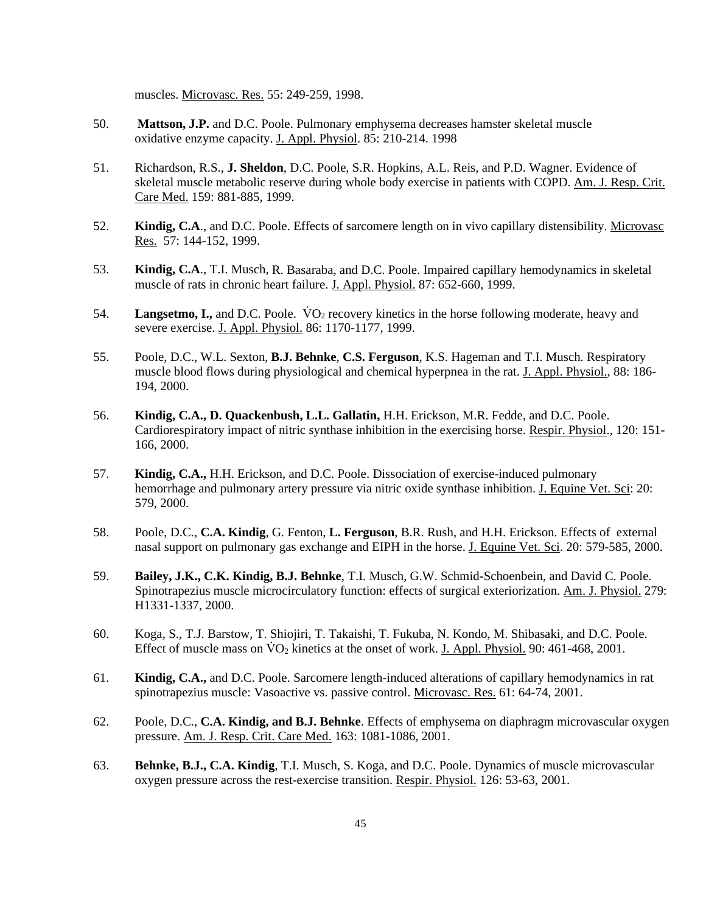muscles. Microvasc. Res. 55: 249-259, 1998.

50. **Mattson, J.P.** and D.C. Poole. Pulmonary emphysema decreases hamster skeletal muscle oxidative enzyme capacity. J. Appl. Physiol. 85: 210-214. 1998

51. Richardson, R.S., **J. Sheldon**, D.C. Poole, S.R. Hopkins, A.L. Reis, and P.D. Wagner. Evidence of skeletal muscle metabolic reserve during whole body exercise in patients with COPD. Am. J. Resp. Crit. Care Med. 159: 881-885, 1999.

52. **Kindig, C.A**., and D.C. Poole. Effects of sarcomere length on in vivo capillary distensibility. Microvasc Res. 57: 144-152, 1999.

53. **Kindig, C.A**., T.I. Musch, R. Basaraba, and D.C. Poole. Impaired capillary hemodynamics in skeletal muscle of rats in chronic heart failure. J. Appl. Physiol. 87: 652-660, 1999.

54. **Langsetmo, I.,** and D.C. Poole. $\dot{V}O_2$ recovery kinetics in the horse following moderate, heavy and severe exercise. J. Appl. Physiol. 86: 1170-1177, 1999.

55. Poole, D.C., W.L. Sexton, **B.J. Behnke**, **C.S. Ferguson**, K.S. Hageman and T.I. Musch. Respiratory muscle blood flows during physiological and chemical hyperpnea in the rat. J. Appl. Physiol., 88: 186-194, 2000.

56. **Kindig, C.A., D. Quackenbush, L.L. Gallatin,** H.H. Erickson, M.R. Fedde, and D.C. Poole. Cardiorespiratory impact of nitric synthase inhibition in the exercising horse. Respir. Physiol., 120: 151-166, 2000.

57. **Kindig, C.A.,** H.H. Erickson, and D.C. Poole. Dissociation of exercise-induced pulmonary hemorrhage and pulmonary artery pressure via nitric oxide synthase inhibition. J. Equine Vet. Sci: 20: 579, 2000.

58. Poole, D.C., **C.A. Kindig**, G. Fenton, **L. Ferguson**, B.R. Rush, and H.H. Erickson. Effects of external nasal support on pulmonary gas exchange and EIPH in the horse. J. Equine Vet. Sci. 20: 579-585, 2000.

59. **Bailey, J.K., C.K. Kindig, B.J. Behnke**, T.I. Musch, G.W. Schmid-Schoenbein, and David C. Poole. Spinotrapezius muscle microcirculatory function: effects of surgical exteriorization. Am. J. Physiol. 279: H1331-1337, 2000.

60. Koga, S., T.J. Barstow, T. Shiojiri, T. Takaishi, T. Fukuba, N. Kondo, M. Shibasaki, and D.C. Poole. Effect of muscle mass on $\dot{V}O_2$ kinetics at the onset of work. J. Appl. Physiol. 90: 461-468, 2001.

61. **Kindig, C.A.,** and D.C. Poole. Sarcomere length-induced alterations of capillary hemodynamics in rat spinotrapezius muscle: Vasoactive vs. passive control. Microvasc. Res. 61: 64-74, 2001.

62. Poole, D.C., **C.A. Kindig, and B.J. Behnke**. Effects of emphysema on diaphragm microvascular oxygen pressure. Am. J. Resp. Crit. Care Med. 163: 1081-1086, 2001.

63. **Behnke, B.J., C.A. Kindig**, T.I. Musch, S. Koga, and D.C. Poole. Dynamics of muscle microvascular oxygen pressure across the rest-exercise transition. Respir. Physiol. 126: 53-63, 2001.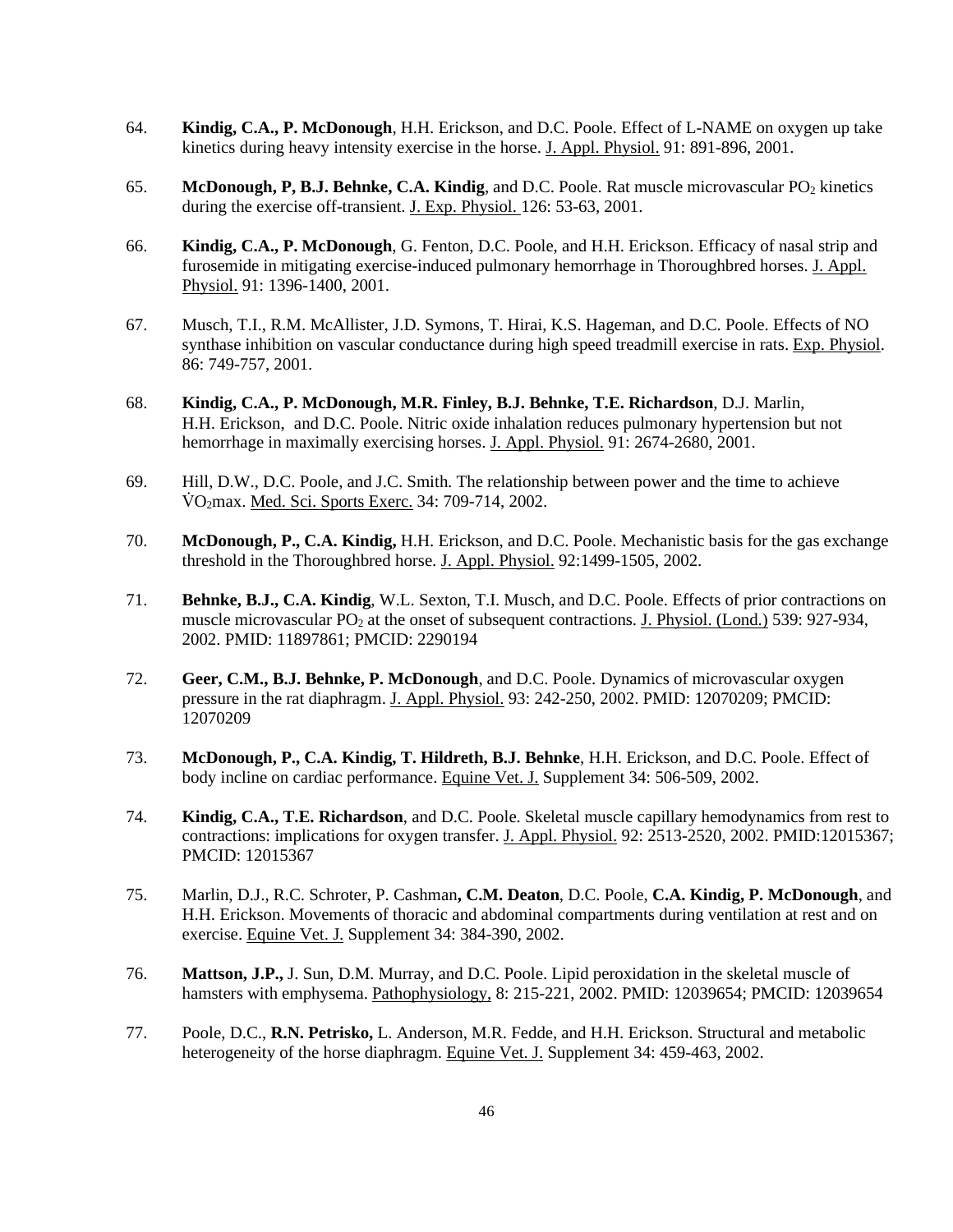64. **Kindig, C.A., P. McDonough**, H.H. Erickson, and D.C. Poole. Effect of L-NAME on oxygen up take kinetics during heavy intensity exercise in the horse. J. Appl. Physiol. 91: 891-896, 2001.

65. **McDonough, P, B.J. Behnke, C.A. Kindig**, and D.C. Poole. Rat muscle microvascular $PO_2$ kinetics during the exercise off-transient. J. Exp. Physiol. 126: 53-63, 2001.

66. **Kindig, C.A., P. McDonough**, G. Fenton, D.C. Poole, and H.H. Erickson. Efficacy of nasal strip and furosemide in mitigating exercise-induced pulmonary hemorrhage in Thoroughbred horses. J. Appl. Physiol. 91: 1396-1400, 2001.

67. Musch, T.I., R.M. McAllister, J.D. Symons, T. Hirai, K.S. Hageman, and D.C. Poole. Effects of NO synthase inhibition on vascular conductance during high speed treadmill exercise in rats. Exp. Physiol. 86: 749-757, 2001.

68. **Kindig, C.A., P. McDonough, M.R. Finley, B.J. Behnke, T.E. Richardson**, D.J. Marlin, H.H. Erickson, and D.C. Poole. Nitric oxide inhalation reduces pulmonary hypertension but not hemorrhage in maximally exercising horses. J. Appl. Physiol. 91: 2674-2680, 2001.

69. Hill, D.W., D.C. Poole, and J.C. Smith. The relationship between power and the time to achieve $\dot{V}O_2$max. Med. Sci. Sports Exerc. 34: 709-714, 2002.

70. **McDonough, P., C.A. Kindig,** H.H. Erickson, and D.C. Poole. Mechanistic basis for the gas exchange threshold in the Thoroughbred horse. J. Appl. Physiol. 92:1499-1505, 2002.

71. **Behnke, B.J., C.A. Kindig**, W.L. Sexton, T.I. Musch, and D.C. Poole. Effects of prior contractions on muscle microvascular $PO_2$ at the onset of subsequent contractions. J. Physiol. (Lond.) 539: 927-934, 2002. PMID: 11897861; PMCID: 2290194

72. **Geer, C.M., B.J. Behnke, P. McDonough**, and D.C. Poole. Dynamics of microvascular oxygen pressure in the rat diaphragm. J. Appl. Physiol. 93: 242-250, 2002. PMID: 12070209; PMCID: 12070209

73. **McDonough, P., C.A. Kindig, T. Hildreth, B.J. Behnke**, H.H. Erickson, and D.C. Poole. Effect of body incline on cardiac performance. Equine Vet. J. Supplement 34: 506-509, 2002.

74. **Kindig, C.A., T.E. Richardson**, and D.C. Poole. Skeletal muscle capillary hemodynamics from rest to contractions: implications for oxygen transfer. J. Appl. Physiol. 92: 2513-2520, 2002. PMID:12015367; PMCID: 12015367

75. Marlin, D.J., R.C. Schroter, P. Cashman**, C.M. Deaton**, D.C. Poole, **C.A. Kindig, P. McDonough**, and H.H. Erickson. Movements of thoracic and abdominal compartments during ventilation at rest and on exercise. Equine Vet. J. Supplement 34: 384-390, 2002.

76. **Mattson, J.P.,** J. Sun, D.M. Murray, and D.C. Poole. Lipid peroxidation in the skeletal muscle of hamsters with emphysema. Pathophysiology, 8: 215-221, 2002. PMID: 12039654; PMCID: 12039654

77. Poole, D.C., **R.N. Petrisko,** L. Anderson, M.R. Fedde, and H.H. Erickson. Structural and metabolic heterogeneity of the horse diaphragm. Equine Vet. J. Supplement 34: 459-463, 2002.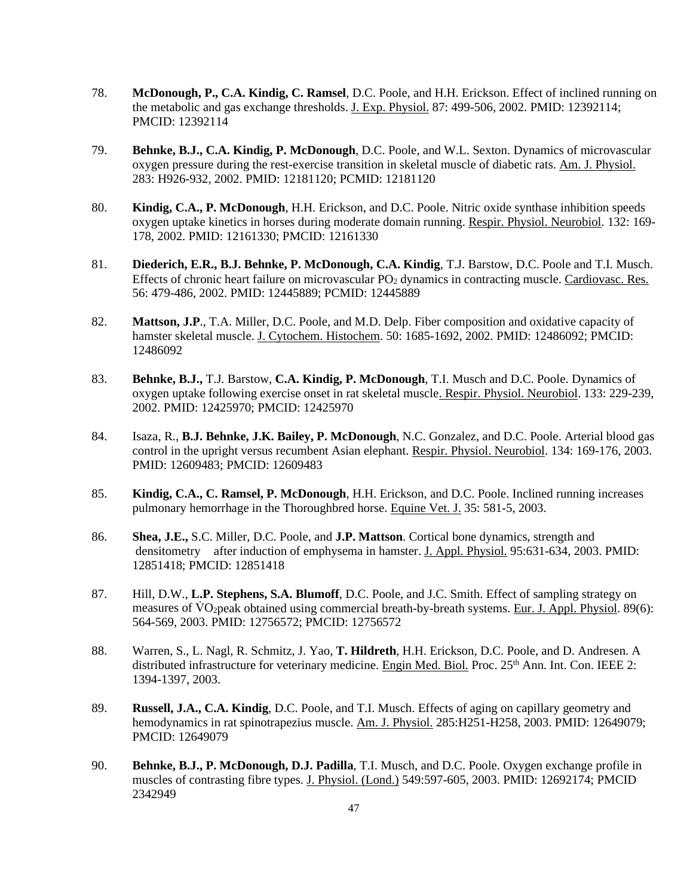78. **McDonough, P., C.A. Kindig, C. Ramsel**, D.C. Poole, and H.H. Erickson. Effect of inclined running on the metabolic and gas exchange thresholds. J. Exp. Physiol. 87: 499-506, 2002. PMID: 12392114; PMCID: 12392114

79. **Behnke, B.J., C.A. Kindig, P. McDonough**, D.C. Poole, and W.L. Sexton. Dynamics of microvascular oxygen pressure during the rest-exercise transition in skeletal muscle of diabetic rats. Am. J. Physiol. 283: H926-932, 2002. PMID: 12181120; PCMID: 12181120

80. **Kindig, C.A., P. McDonough**, H.H. Erickson, and D.C. Poole. Nitric oxide synthase inhibition speeds oxygen uptake kinetics in horses during moderate domain running. Respir. Physiol. Neurobiol. 132: 169-178, 2002. PMID: 12161330; PMCID: 12161330

81. **Diederich, E.R., B.J. Behnke, P. McDonough, C.A. Kindig**, T.J. Barstow, D.C. Poole and T.I. Musch. Effects of chronic heart failure on microvascular $PO_2$ dynamics in contracting muscle. Cardiovasc. Res. 56: 479-486, 2002. PMID: 12445889; PCMID: 12445889

82. **Mattson, J.P**., T.A. Miller, D.C. Poole, and M.D. Delp. Fiber composition and oxidative capacity of hamster skeletal muscle. J. Cytochem. Histochem. 50: 1685-1692, 2002. PMID: 12486092; PMCID: 12486092

83. **Behnke, B.J.,** T.J. Barstow, **C.A. Kindig, P. McDonough**, T.I. Musch and D.C. Poole. Dynamics of oxygen uptake following exercise onset in rat skeletal muscle. Respir. Physiol. Neurobiol. 133: 229-239, 2002. PMID: 12425970; PMCID: 12425970

84. Isaza, R., **B.J. Behnke, J.K. Bailey, P. McDonough**, N.C. Gonzalez, and D.C. Poole. Arterial blood gas control in the upright versus recumbent Asian elephant. Respir. Physiol. Neurobiol. 134: 169-176, 2003. PMID: 12609483; PMCID: 12609483

85. **Kindig, C.A., C. Ramsel, P. McDonough**, H.H. Erickson, and D.C. Poole. Inclined running increases pulmonary hemorrhage in the Thoroughbred horse. Equine Vet. J. 35: 581-5, 2003.

86. **Shea, J.E.,** S.C. Miller, D.C. Poole, and **J.P. Mattson**. Cortical bone dynamics, strength and densitometry after induction of emphysema in hamster. J. Appl. Physiol. 95:631-634, 2003. PMID: 12851418; PMCID: 12851418

87. Hill, D.W., **L.P. Stephens, S.A. Blumoff**, D.C. Poole, and J.C. Smith. Effect of sampling strategy on measures of $\dot{V}O_2$peak obtained using commercial breath-by-breath systems. Eur. J. Appl. Physiol. 89(6): 564-569, 2003. PMID: 12756572; PMCID: 12756572

88. Warren, S., L. Nagl, R. Schmitz, J. Yao, **T. Hildreth**, H.H. Erickson, D.C. Poole, and D. Andresen. A distributed infrastructure for veterinary medicine. Engin Med. Biol. Proc. 25th Ann. Int. Con. IEEE 2: 1394-1397, 2003.

89. **Russell, J.A., C.A. Kindig**, D.C. Poole, and T.I. Musch. Effects of aging on capillary geometry and hemodynamics in rat spinotrapezius muscle. Am. J. Physiol. 285:H251-H258, 2003. PMID: 12649079; PMCID: 12649079

90. **Behnke, B.J., P. McDonough, D.J. Padilla**, T.I. Musch, and D.C. Poole. Oxygen exchange profile in muscles of contrasting fibre types. J. Physiol. (Lond.) 549:597-605, 2003. PMID: 12692174; PMCID 2342949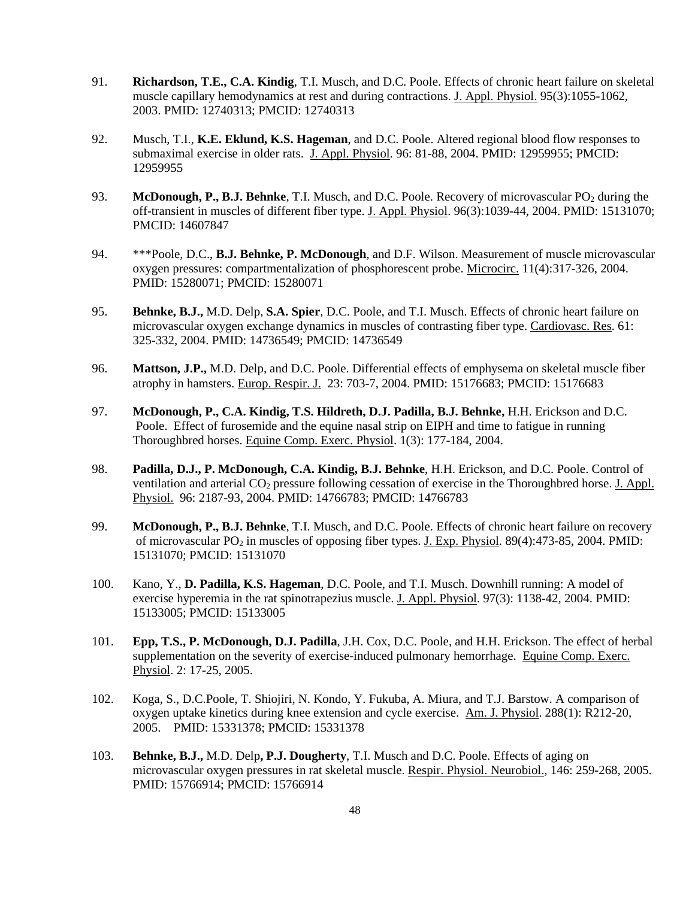91. **Richardson, T.E., C.A. Kindig**, T.I. Musch, and D.C. Poole. Effects of chronic heart failure on skeletal muscle capillary hemodynamics at rest and during contractions. J. Appl. Physiol. 95(3):1055-1062, 2003. PMID: 12740313; PMCID: 12740313

92. Musch, T.I., **K.E. Eklund, K.S. Hageman**, and D.C. Poole. Altered regional blood flow responses to submaximal exercise in older rats. J. Appl. Physiol. 96: 81-88, 2004. PMID: 12959955; PMCID: 12959955

93. **McDonough, P., B.J. Behnke**, T.I. Musch, and D.C. Poole. Recovery of microvascular $PO_2$ during the off-transient in muscles of different fiber type. J. Appl. Physiol. 96(3):1039-44, 2004. PMID: 15131070; PMCID: 14607847

94. ***Poole, D.C., **B.J. Behnke, P. McDonough**, and D.F. Wilson. Measurement of muscle microvascular oxygen pressures: compartmentalization of phosphorescent probe. Microcirc. 11(4):317-326, 2004. PMID: 15280071; PMCID: 15280071

95. **Behnke, B.J.,** M.D. Delp, **S.A. Spier**, D.C. Poole, and T.I. Musch. Effects of chronic heart failure on microvascular oxygen exchange dynamics in muscles of contrasting fiber type. Cardiovasc. Res. 61: 325-332, 2004. PMID: 14736549; PMCID: 14736549

96. **Mattson, J.P.,** M.D. Delp, and D.C. Poole. Differential effects of emphysema on skeletal muscle fiber atrophy in hamsters. Europ. Respir. J. 23: 703-7, 2004. PMID: 15176683; PMCID: 15176683

97. **McDonough, P., C.A. Kindig, T.S. Hildreth, D.J. Padilla, B.J. Behnke,** H.H. Erickson and D.C. Poole. Effect of furosemide and the equine nasal strip on EIPH and time to fatigue in running Thoroughbred horses. Equine Comp. Exerc. Physiol. 1(3): 177-184, 2004.

98. **Padilla, D.J., P. McDonough, C.A. Kindig, B.J. Behnke**, H.H. Erickson, and D.C. Poole. Control of ventilation and arterial $CO_2$ pressure following cessation of exercise in the Thoroughbred horse. J. Appl. Physiol. 96: 2187-93, 2004. PMID: 14766783; PMCID: 14766783

99. **McDonough, P., B.J. Behnke**, T.I. Musch, and D.C. Poole. Effects of chronic heart failure on recovery of microvascular $PO_2$ in muscles of opposing fiber types. J. Exp. Physiol. 89(4):473-85, 2004. PMID: 15131070; PMCID: 15131070

100. Kano, Y., **D. Padilla, K.S. Hageman**, D.C. Poole, and T.I. Musch. Downhill running: A model of exercise hyperemia in the rat spinotrapezius muscle. J. Appl. Physiol. 97(3): 1138-42, 2004. PMID: 15133005; PMCID: 15133005

101. **Epp, T.S., P. McDonough, D.J. Padilla**, J.H. Cox, D.C. Poole, and H.H. Erickson. The effect of herbal supplementation on the severity of exercise-induced pulmonary hemorrhage. Equine Comp. Exerc. Physiol. 2: 17-25, 2005.

102. Koga, S., D.C.Poole, T. Shiojiri, N. Kondo, Y. Fukuba, A. Miura, and T.J. Barstow. A comparison of oxygen uptake kinetics during knee extension and cycle exercise. Am. J. Physiol. 288(1): R212-20, 2005. PMID: 15331378; PMCID: 15331378

103. **Behnke, B.J.,** M.D. Delp**, P.J. Dougherty**, T.I. Musch and D.C. Poole. Effects of aging on microvascular oxygen pressures in rat skeletal muscle. Respir. Physiol. Neurobiol., 146: 259-268, 2005. PMID: 15766914; PMCID: 15766914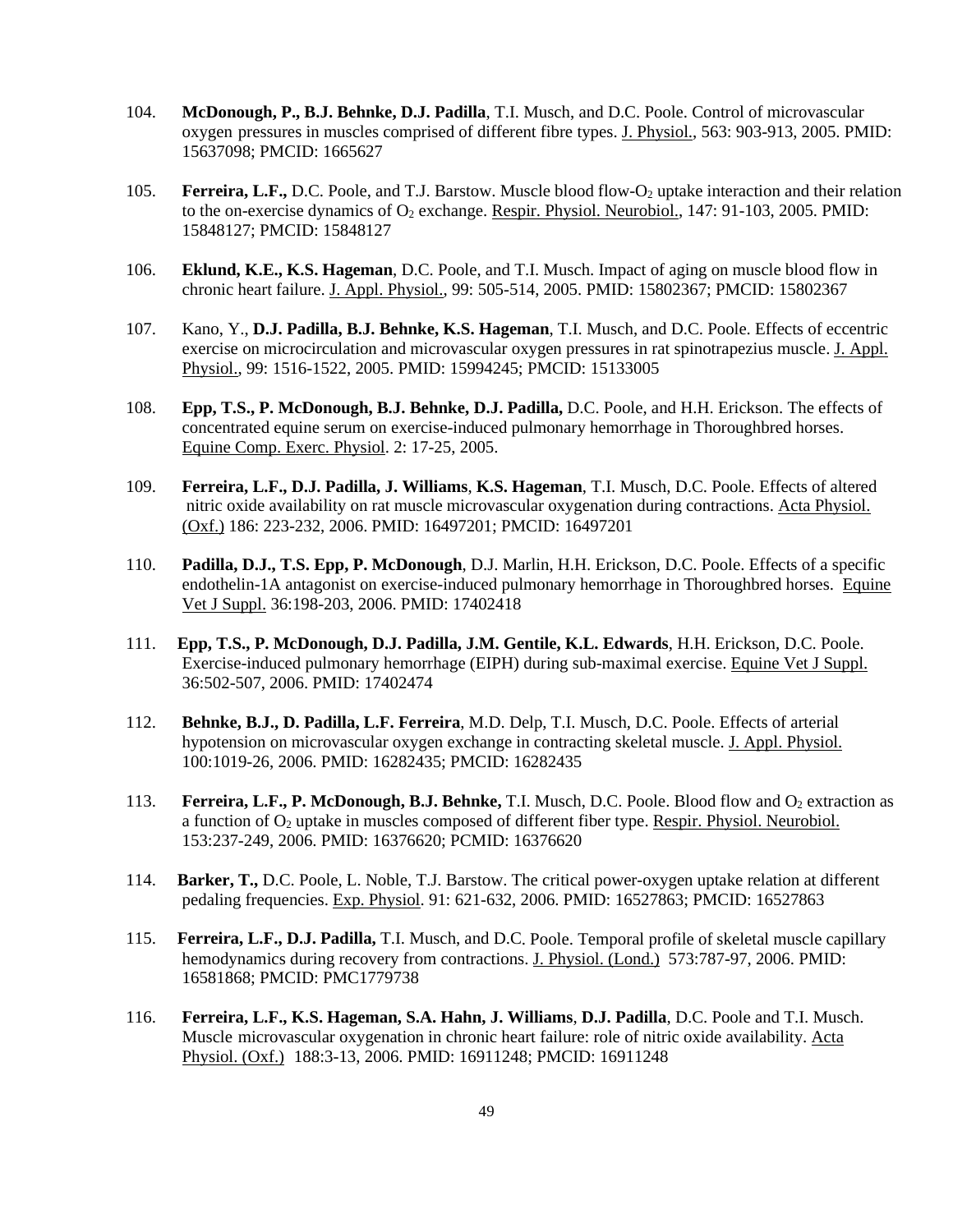104. **McDonough, P., B.J. Behnke, D.J. Padilla**, T.I. Musch, and D.C. Poole. Control of microvascular oxygen pressures in muscles comprised of different fibre types. J. Physiol., 563: 903-913, 2005. PMID: 15637098; PMCID: 1665627

105. **Ferreira, L.F.,** D.C. Poole, and T.J. Barstow. Muscle blood flow-$O_2$ uptake interaction and their relation to the on-exercise dynamics of $O_2$ exchange. Respir. Physiol. Neurobiol., 147: 91-103, 2005. PMID: 15848127; PMCID: 15848127

106. **Eklund, K.E., K.S. Hageman**, D.C. Poole, and T.I. Musch. Impact of aging on muscle blood flow in chronic heart failure. J. Appl. Physiol., 99: 505-514, 2005. PMID: 15802367; PMCID: 15802367

107. Kano, Y., **D.J. Padilla, B.J. Behnke, K.S. Hageman**, T.I. Musch, and D.C. Poole. Effects of eccentric exercise on microcirculation and microvascular oxygen pressures in rat spinotrapezius muscle. J. Appl. Physiol., 99: 1516-1522, 2005. PMID: 15994245; PMCID: 15133005

108. **Epp, T.S., P. McDonough, B.J. Behnke, D.J. Padilla,** D.C. Poole, and H.H. Erickson. The effects of concentrated equine serum on exercise-induced pulmonary hemorrhage in Thoroughbred horses. Equine Comp. Exerc. Physiol. 2: 17-25, 2005.

109. **Ferreira, L.F., D.J. Padilla, J. Williams**, **K.S. Hageman**, T.I. Musch, D.C. Poole. Effects of altered nitric oxide availability on rat muscle microvascular oxygenation during contractions. Acta Physiol. (Oxf.) 186: 223-232, 2006. PMID: 16497201; PMCID: 16497201

110. **Padilla, D.J., T.S. Epp, P. McDonough**, D.J. Marlin, H.H. Erickson, D.C. Poole. Effects of a specific endothelin-1A antagonist on exercise-induced pulmonary hemorrhage in Thoroughbred horses. Equine Vet J Suppl. 36:198-203, 2006. PMID: 17402418

111. **Epp, T.S., P. McDonough, D.J. Padilla, J.M. Gentile, K.L. Edwards**, H.H. Erickson, D.C. Poole. Exercise-induced pulmonary hemorrhage (EIPH) during sub-maximal exercise. Equine Vet J Suppl. 36:502-507, 2006. PMID: 17402474

112. **Behnke, B.J., D. Padilla, L.F. Ferreira**, M.D. Delp, T.I. Musch, D.C. Poole. Effects of arterial hypotension on microvascular oxygen exchange in contracting skeletal muscle. J. Appl. Physiol. 100:1019-26, 2006. PMID: 16282435; PMCID: 16282435

113. **Ferreira, L.F., P. McDonough, B.J. Behnke,** T.I. Musch, D.C. Poole. Blood flow and $O_2$ extraction as a function of $O_2$ uptake in muscles composed of different fiber type. Respir. Physiol. Neurobiol. 153:237-249, 2006. PMID: 16376620; PCMID: 16376620

114. **Barker, T.,** D.C. Poole, L. Noble, T.J. Barstow. The critical power-oxygen uptake relation at different pedaling frequencies. Exp. Physiol. 91: 621-632, 2006. PMID: 16527863; PMCID: 16527863

115. **Ferreira, L.F., D.J. Padilla,** T.I. Musch, and D.C. Poole. Temporal profile of skeletal muscle capillary hemodynamics during recovery from contractions. J. Physiol. (Lond.) 573:787-97, 2006. PMID: 16581868; PMCID: PMC1779738

116. **Ferreira, L.F., K.S. Hageman, S.A. Hahn, J. Williams**, **D.J. Padilla**, D.C. Poole and T.I. Musch. Muscle microvascular oxygenation in chronic heart failure: role of nitric oxide availability. Acta Physiol. (Oxf.) 188:3-13, 2006. PMID: 16911248; PMCID: 16911248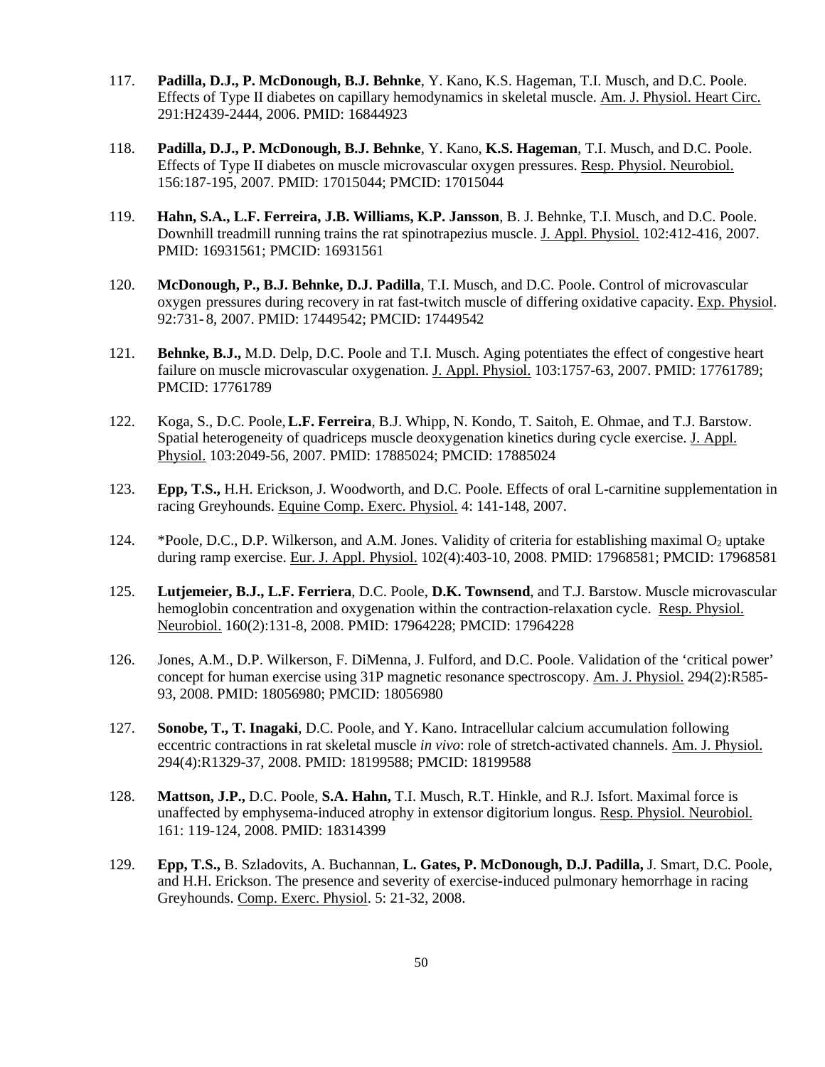117. **Padilla, D.J., P. McDonough, B.J. Behnke**, Y. Kano, K.S. Hageman, T.I. Musch, and D.C. Poole. Effects of Type II diabetes on capillary hemodynamics in skeletal muscle. Am. J. Physiol. Heart Circ. 291:H2439-2444, 2006. PMID: 16844923

118. **Padilla, D.J., P. McDonough, B.J. Behnke**, Y. Kano, **K.S. Hageman**, T.I. Musch, and D.C. Poole. Effects of Type II diabetes on muscle microvascular oxygen pressures. Resp. Physiol. Neurobiol. 156:187-195, 2007. PMID: 17015044; PMCID: 17015044

119. **Hahn, S.A., L.F. Ferreira, J.B. Williams, K.P. Jansson**, B. J. Behnke, T.I. Musch, and D.C. Poole. Downhill treadmill running trains the rat spinotrapezius muscle. J. Appl. Physiol. 102:412-416, 2007. PMID: 16931561; PMCID: 16931561

120. **McDonough, P., B.J. Behnke, D.J. Padilla**, T.I. Musch, and D.C. Poole. Control of microvascular oxygen pressures during recovery in rat fast-twitch muscle of differing oxidative capacity. Exp. Physiol. 92:731- 8, 2007. PMID: 17449542; PMCID: 17449542

121. **Behnke, B.J.,** M.D. Delp, D.C. Poole and T.I. Musch. Aging potentiates the effect of congestive heart failure on muscle microvascular oxygenation. J. Appl. Physiol. 103:1757-63, 2007. PMID: 17761789; PMCID: 17761789

122. Koga, S., D.C. Poole, **L.F. Ferreira**, B.J. Whipp, N. Kondo, T. Saitoh, E. Ohmae, and T.J. Barstow. Spatial heterogeneity of quadriceps muscle deoxygenation kinetics during cycle exercise. J. Appl. Physiol. 103:2049-56, 2007. PMID: 17885024; PMCID: 17885024

123. **Epp, T.S.,** H.H. Erickson, J. Woodworth, and D.C. Poole. Effects of oral L-carnitine supplementation in racing Greyhounds. Equine Comp. Exerc. Physiol. 4: 141-148, 2007.

124. *Poole, D.C., D.P. Wilkerson, and A.M. Jones. Validity of criteria for establishing maximal $O_2$ uptake during ramp exercise. Eur. J. Appl. Physiol. 102(4):403-10, 2008. PMID: 17968581; PMCID: 17968581

125. **Lutjemeier, B.J., L.F. Ferriera**, D.C. Poole, **D.K. Townsend**, and T.J. Barstow. Muscle microvascular hemoglobin concentration and oxygenation within the contraction-relaxation cycle. Resp. Physiol. Neurobiol. 160(2):131-8, 2008. PMID: 17964228; PMCID: 17964228

126. Jones, A.M., D.P. Wilkerson, F. DiMenna, J. Fulford, and D.C. Poole. Validation of the 'critical power' concept for human exercise using 31P magnetic resonance spectroscopy. Am. J. Physiol. 294(2):R585-93, 2008. PMID: 18056980; PMCID: 18056980

127. **Sonobe, T., T. Inagaki**, D.C. Poole, and Y. Kano. Intracellular calcium accumulation following eccentric contractions in rat skeletal muscle *in vivo*: role of stretch-activated channels. Am. J. Physiol. 294(4):R1329-37, 2008. PMID: 18199588; PMCID: 18199588

128. **Mattson, J.P.,** D.C. Poole, **S.A. Hahn,** T.I. Musch, R.T. Hinkle, and R.J. Isfort. Maximal force is unaffected by emphysema-induced atrophy in extensor digitorium longus. Resp. Physiol. Neurobiol. 161: 119-124, 2008. PMID: 18314399

129. **Epp, T.S.,** B. Szladovits, A. Buchannan, **L. Gates, P. McDonough, D.J. Padilla,** J. Smart, D.C. Poole, and H.H. Erickson. The presence and severity of exercise-induced pulmonary hemorrhage in racing Greyhounds. Comp. Exerc. Physiol. 5: 21-32, 2008.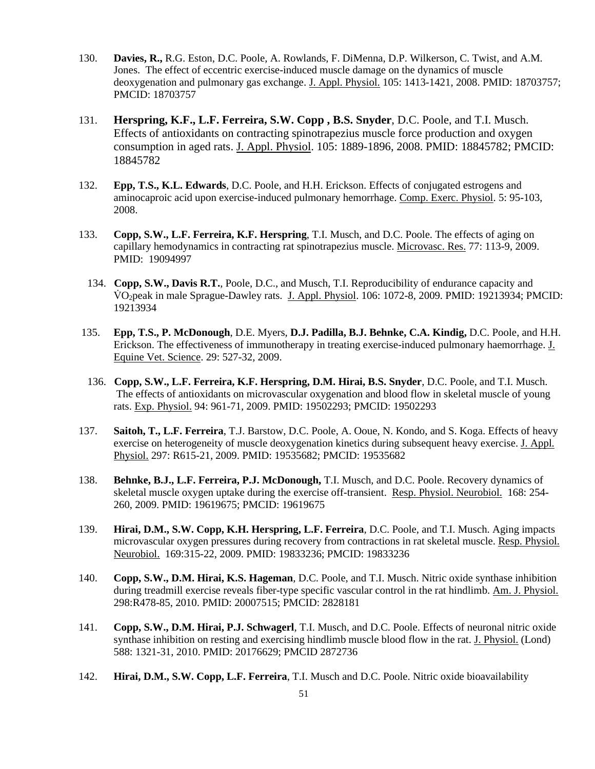130. **Davies, R.,** R.G. Eston, D.C. Poole, A. Rowlands, F. DiMenna, D.P. Wilkerson, C. Twist, and A.M. Jones. The effect of eccentric exercise-induced muscle damage on the dynamics of muscle deoxygenation and pulmonary gas exchange. J. Appl. Physiol. 105: 1413-1421, 2008. PMID: 18703757; PMCID: 18703757

131. **Herspring, K.F., L.F. Ferreira, S.W. Copp , B.S. Snyder**, D.C. Poole, and T.I. Musch. Effects of antioxidants on contracting spinotrapezius muscle force production and oxygen consumption in aged rats. J. Appl. Physiol. 105: 1889-1896, 2008. PMID: 18845782; PMCID: 18845782

132. **Epp, T.S., K.L. Edwards**, D.C. Poole, and H.H. Erickson. Effects of conjugated estrogens and aminocaproic acid upon exercise-induced pulmonary hemorrhage. Comp. Exerc. Physiol. 5: 95-103, 2008.

133. **Copp, S.W., L.F. Ferreira, K.F. Herspring**, T.I. Musch, and D.C. Poole. The effects of aging on capillary hemodynamics in contracting rat spinotrapezius muscle. Microvasc. Res. 77: 113-9, 2009. PMID: 19094997

134. **Copp, S.W., Davis R.T.**, Poole, D.C., and Musch, T.I. Reproducibility of endurance capacity and $\dot{V}O_2$peak in male Sprague-Dawley rats. J. Appl. Physiol. 106: 1072-8, 2009. PMID: 19213934; PMCID: 19213934

135. **Epp, T.S., P. McDonough**, D.E. Myers, **D.J. Padilla, B.J. Behnke, C.A. Kindig,** D.C. Poole, and H.H. Erickson. The effectiveness of immunotherapy in treating exercise-induced pulmonary haemorrhage. J. Equine Vet. Science. 29: 527-32, 2009.

136. **Copp, S.W., L.F. Ferreira, K.F. Herspring, D.M. Hirai, B.S. Snyder**, D.C. Poole, and T.I. Musch. The effects of antioxidants on microvascular oxygenation and blood flow in skeletal muscle of young rats. Exp. Physiol. 94: 961-71, 2009. PMID: 19502293; PMCID: 19502293

137. **Saitoh, T., L.F. Ferreira**, T.J. Barstow, D.C. Poole, A. Ooue, N. Kondo, and S. Koga. Effects of heavy exercise on heterogeneity of muscle deoxygenation kinetics during subsequent heavy exercise. J. Appl. Physiol. 297: R615-21, 2009. PMID: 19535682; PMCID: 19535682

138. **Behnke, B.J., L.F. Ferreira, P.J. McDonough,** T.I. Musch, and D.C. Poole. Recovery dynamics of skeletal muscle oxygen uptake during the exercise off-transient. Resp. Physiol. Neurobiol. 168: 254-260, 2009. PMID: 19619675; PMCID: 19619675

139. **Hirai, D.M., S.W. Copp, K.H. Herspring, L.F. Ferreira**, D.C. Poole, and T.I. Musch. Aging impacts microvascular oxygen pressures during recovery from contractions in rat skeletal muscle. Resp. Physiol. Neurobiol. 169:315-22, 2009. PMID: 19833236; PMCID: 19833236

140. **Copp, S.W., D.M. Hirai, K.S. Hageman**, D.C. Poole, and T.I. Musch. Nitric oxide synthase inhibition during treadmill exercise reveals fiber-type specific vascular control in the rat hindlimb. Am. J. Physiol. 298:R478-85, 2010. PMID: 20007515; PMCID: 2828181

141. **Copp, S.W., D.M. Hirai, P.J. Schwagerl**, T.I. Musch, and D.C. Poole. Effects of neuronal nitric oxide synthase inhibition on resting and exercising hindlimb muscle blood flow in the rat. J. Physiol. (Lond) 588: 1321-31, 2010. PMID: 20176629; PMCID 2872736

142. **Hirai, D.M., S.W. Copp, L.F. Ferreira**, T.I. Musch and D.C. Poole. Nitric oxide bioavailability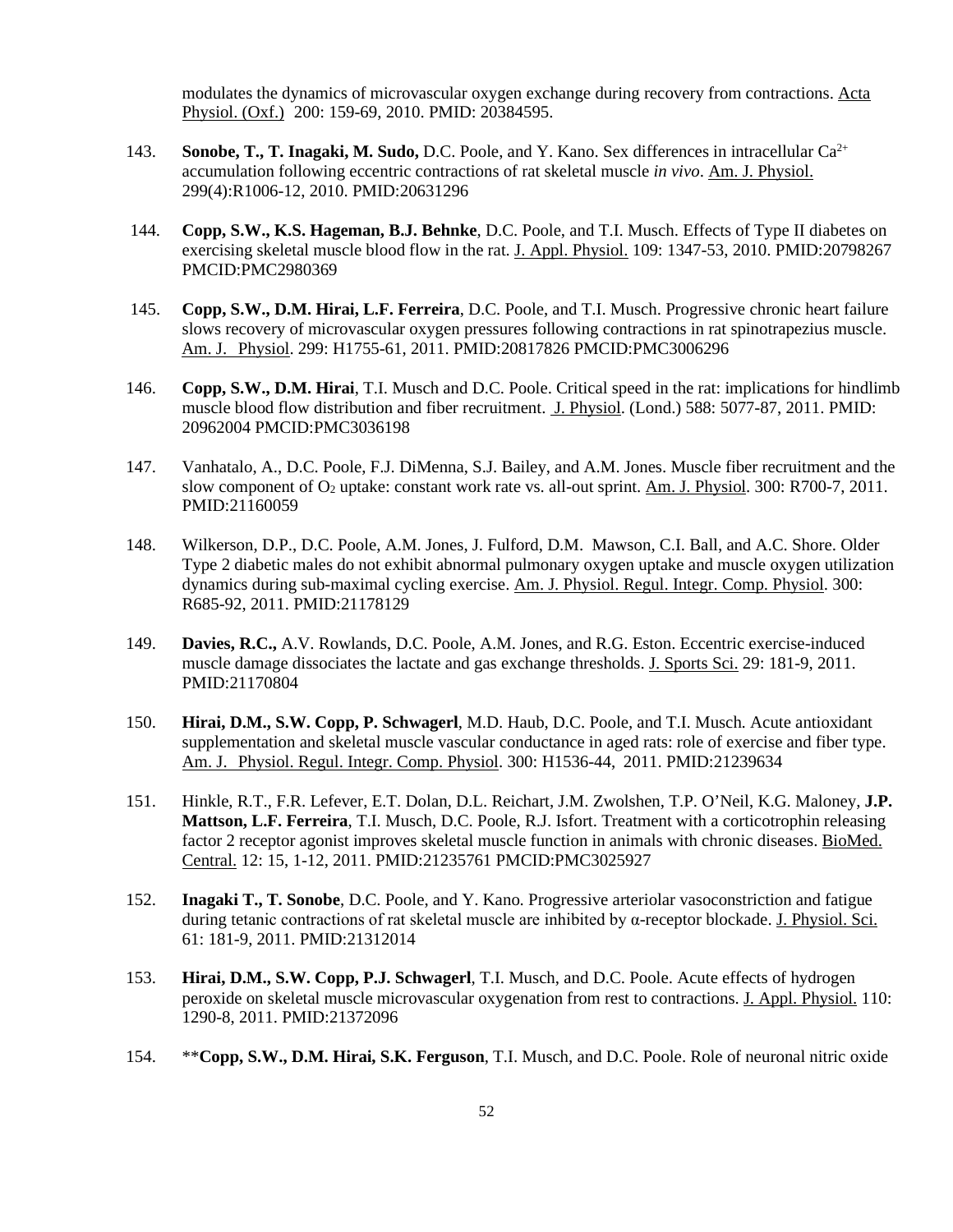modulates the dynamics of microvascular oxygen exchange during recovery from contractions. Acta Physiol. (Oxf.) 200: 159-69, 2010. PMID: 20384595.

143. **Sonobe, T., T. Inagaki, M. Sudo,** D.C. Poole, and Y. Kano. Sex differences in intracellular $Ca^{2+}$ accumulation following eccentric contractions of rat skeletal muscle *in vivo*. Am. J. Physiol. 299(4):R1006-12, 2010. PMID:20631296

144. **Copp, S.W., K.S. Hageman, B.J. Behnke**, D.C. Poole, and T.I. Musch. Effects of Type II diabetes on exercising skeletal muscle blood flow in the rat. J. Appl. Physiol. 109: 1347-53, 2010. PMID:20798267 PMCID:PMC2980369

145. **Copp, S.W., D.M. Hirai, L.F. Ferreira**, D.C. Poole, and T.I. Musch. Progressive chronic heart failure slows recovery of microvascular oxygen pressures following contractions in rat spinotrapezius muscle. Am. J. Physiol. 299: H1755-61, 2011. PMID:20817826 PMCID:PMC3006296

146. **Copp, S.W., D.M. Hirai**, T.I. Musch and D.C. Poole. Critical speed in the rat: implications for hindlimb muscle blood flow distribution and fiber recruitment. J. Physiol. (Lond.) 588: 5077-87, 2011. PMID: 20962004 PMCID:PMC3036198

147. Vanhatalo, A., D.C. Poole, F.J. DiMenna, S.J. Bailey, and A.M. Jones. Muscle fiber recruitment and the slow component of $O_2$ uptake: constant work rate vs. all-out sprint. Am. J. Physiol. 300: R700-7, 2011. PMID:21160059

148. Wilkerson, D.P., D.C. Poole, A.M. Jones, J. Fulford, D.M. Mawson, C.I. Ball, and A.C. Shore. Older Type 2 diabetic males do not exhibit abnormal pulmonary oxygen uptake and muscle oxygen utilization dynamics during sub-maximal cycling exercise. Am. J. Physiol. Regul. Integr. Comp. Physiol. 300: R685-92, 2011. PMID:21178129

149. **Davies, R.C.,** A.V. Rowlands, D.C. Poole, A.M. Jones, and R.G. Eston. Eccentric exercise-induced muscle damage dissociates the lactate and gas exchange thresholds. J. Sports Sci. 29: 181-9, 2011. PMID:21170804

150. **Hirai, D.M., S.W. Copp, P. Schwagerl**, M.D. Haub, D.C. Poole, and T.I. Musch. Acute antioxidant supplementation and skeletal muscle vascular conductance in aged rats: role of exercise and fiber type. Am. J. Physiol. Regul. Integr. Comp. Physiol. 300: H1536-44, 2011. PMID:21239634

151. Hinkle, R.T., F.R. Lefever, E.T. Dolan, D.L. Reichart, J.M. Zwolshen, T.P. O'Neil, K.G. Maloney, **J.P. Mattson, L.F. Ferreira**, T.I. Musch, D.C. Poole, R.J. Isfort. Treatment with a corticotrophin releasing factor 2 receptor agonist improves skeletal muscle function in animals with chronic diseases. BioMed. Central. 12: 15, 1-12, 2011. PMID:21235761 PMCID:PMC3025927

152. **Inagaki T., T. Sonobe**, D.C. Poole, and Y. Kano. Progressive arteriolar vasoconstriction and fatigue during tetanic contractions of rat skeletal muscle are inhibited by α-receptor blockade. J. Physiol. Sci. 61: 181-9, 2011. PMID:21312014

153. **Hirai, D.M., S.W. Copp, P.J. Schwagerl**, T.I. Musch, and D.C. Poole. Acute effects of hydrogen peroxide on skeletal muscle microvascular oxygenation from rest to contractions. J. Appl. Physiol. 110: 1290-8, 2011. PMID:21372096

154. ****Copp, S.W., D.M. Hirai, S.K. Ferguson**, T.I. Musch, and D.C. Poole. Role of neuronal nitric oxide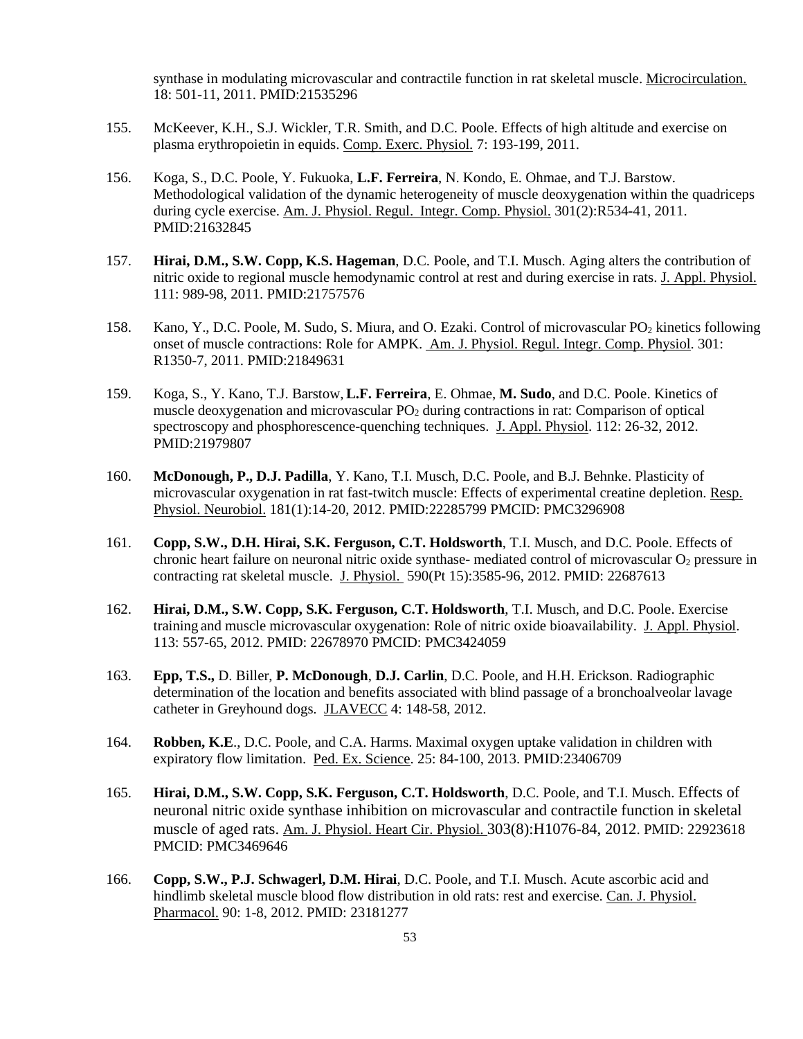synthase in modulating microvascular and contractile function in rat skeletal muscle. Microcirculation. 18: 501-11, 2011. PMID:21535296

155. McKeever, K.H., S.J. Wickler, T.R. Smith, and D.C. Poole. Effects of high altitude and exercise on plasma erythropoietin in equids. Comp. Exerc. Physiol. 7: 193-199, 2011.

156. Koga, S., D.C. Poole, Y. Fukuoka, **L.F. Ferreira**, N. Kondo, E. Ohmae, and T.J. Barstow. Methodological validation of the dynamic heterogeneity of muscle deoxygenation within the quadriceps during cycle exercise. Am. J. Physiol. Regul. Integr. Comp. Physiol. 301(2):R534-41, 2011. PMID:21632845

157. **Hirai, D.M., S.W. Copp, K.S. Hageman**, D.C. Poole, and T.I. Musch. Aging alters the contribution of nitric oxide to regional muscle hemodynamic control at rest and during exercise in rats. J. Appl. Physiol. 111: 989-98, 2011. PMID:21757576

158. Kano, Y., D.C. Poole, M. Sudo, S. Miura, and O. Ezaki. Control of microvascular $PO_2$ kinetics following onset of muscle contractions: Role for AMPK. Am. J. Physiol. Regul. Integr. Comp. Physiol. 301: R1350-7, 2011. PMID:21849631

159. Koga, S., Y. Kano, T.J. Barstow, **L.F. Ferreira**, E. Ohmae, **M. Sudo**, and D.C. Poole. Kinetics of muscle deoxygenation and microvascular $PO_2$ during contractions in rat: Comparison of optical spectroscopy and phosphorescence-quenching techniques. J. Appl. Physiol. 112: 26-32, 2012. PMID:21979807

160. **McDonough, P., D.J. Padilla**, Y. Kano, T.I. Musch, D.C. Poole, and B.J. Behnke. Plasticity of microvascular oxygenation in rat fast-twitch muscle: Effects of experimental creatine depletion. Resp. Physiol. Neurobiol. 181(1):14-20, 2012. PMID:22285799 PMCID: PMC3296908

161. **Copp, S.W., D.H. Hirai, S.K. Ferguson, C.T. Holdsworth**, T.I. Musch, and D.C. Poole. Effects of chronic heart failure on neuronal nitric oxide synthase- mediated control of microvascular $O_2$ pressure in contracting rat skeletal muscle. J. Physiol. 590(Pt 15):3585-96, 2012. PMID: 22687613

162. **Hirai, D.M., S.W. Copp, S.K. Ferguson, C.T. Holdsworth**, T.I. Musch, and D.C. Poole. Exercise training and muscle microvascular oxygenation: Role of nitric oxide bioavailability. J. Appl. Physiol. 113: 557-65, 2012. PMID: 22678970 PMCID: PMC3424059

163. **Epp, T.S.,** D. Biller, **P. McDonough**, **D.J. Carlin**, D.C. Poole, and H.H. Erickson. Radiographic determination of the location and benefits associated with blind passage of a bronchoalveolar lavage catheter in Greyhound dogs. JLAVECC 4: 148-58, 2012.

164. **Robben, K.E**., D.C. Poole, and C.A. Harms. Maximal oxygen uptake validation in children with expiratory flow limitation. Ped. Ex. Science. 25: 84-100, 2013. PMID:23406709

165. **Hirai, D.M., S.W. Copp, S.K. Ferguson, C.T. Holdsworth**, D.C. Poole, and T.I. Musch. Effects of neuronal nitric oxide synthase inhibition on microvascular and contractile function in skeletal muscle of aged rats. Am. J. Physiol. Heart Cir. Physiol. 303(8):H1076-84, 2012. PMID: 22923618 PMCID: PMC3469646

166. **Copp, S.W., P.J. Schwagerl, D.M. Hirai**, D.C. Poole, and T.I. Musch. Acute ascorbic acid and hindlimb skeletal muscle blood flow distribution in old rats: rest and exercise. Can. J. Physiol. Pharmacol. 90: 1-8, 2012. PMID: 23181277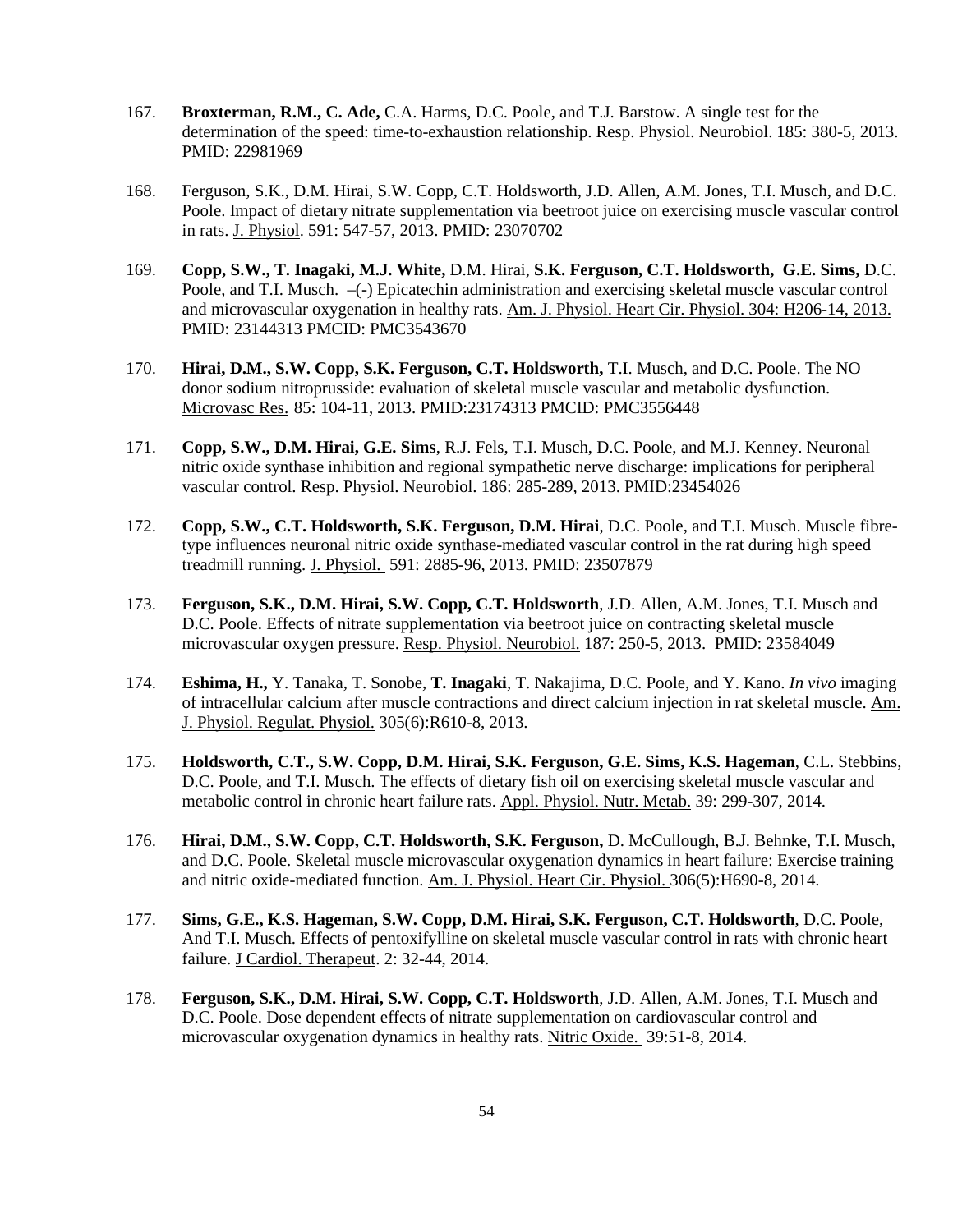167. **Broxterman, R.M., C. Ade,** C.A. Harms, D.C. Poole, and T.J. Barstow. A single test for the determination of the speed: time-to-exhaustion relationship. Resp. Physiol. Neurobiol. 185: 380-5, 2013. PMID: 22981969

168. Ferguson, S.K., D.M. Hirai, S.W. Copp, C.T. Holdsworth, J.D. Allen, A.M. Jones, T.I. Musch, and D.C. Poole. Impact of dietary nitrate supplementation via beetroot juice on exercising muscle vascular control in rats. J. Physiol. 591: 547-57, 2013. PMID: 23070702

169. **Copp, S.W., T. Inagaki, M.J. White,** D.M. Hirai, **S.K. Ferguson, C.T. Holdsworth, G.E. Sims,** D.C. Poole, and T.I. Musch. –(-) Epicatechin administration and exercising skeletal muscle vascular control and microvascular oxygenation in healthy rats. Am. J. Physiol. Heart Cir. Physiol. 304: H206-14, 2013. PMID: 23144313 PMCID: PMC3543670

170. **Hirai, D.M., S.W. Copp, S.K. Ferguson, C.T. Holdsworth,** T.I. Musch, and D.C. Poole. The NO donor sodium nitroprusside: evaluation of skeletal muscle vascular and metabolic dysfunction. Microvasc Res. 85: 104-11, 2013. PMID:23174313 PMCID: PMC3556448

171. **Copp, S.W., D.M. Hirai, G.E. Sims**, R.J. Fels, T.I. Musch, D.C. Poole, and M.J. Kenney. Neuronal nitric oxide synthase inhibition and regional sympathetic nerve discharge: implications for peripheral vascular control. Resp. Physiol. Neurobiol. 186: 285-289, 2013. PMID:23454026

172. **Copp, S.W., C.T. Holdsworth, S.K. Ferguson, D.M. Hirai**, D.C. Poole, and T.I. Musch. Muscle fibre-type influences neuronal nitric oxide synthase-mediated vascular control in the rat during high speed treadmill running. J. Physiol. 591: 2885-96, 2013. PMID: 23507879

173. **Ferguson, S.K., D.M. Hirai, S.W. Copp, C.T. Holdsworth**, J.D. Allen, A.M. Jones, T.I. Musch and D.C. Poole. Effects of nitrate supplementation via beetroot juice on contracting skeletal muscle microvascular oxygen pressure. Resp. Physiol. Neurobiol. 187: 250-5, 2013. PMID: 23584049

174. **Eshima, H.,** Y. Tanaka, T. Sonobe, **T. Inagaki**, T. Nakajima, D.C. Poole, and Y. Kano. *In vivo* imaging of intracellular calcium after muscle contractions and direct calcium injection in rat skeletal muscle. Am. J. Physiol. Regulat. Physiol. 305(6):R610-8, 2013.

175. **Holdsworth, C.T., S.W. Copp, D.M. Hirai, S.K. Ferguson, G.E. Sims, K.S. Hageman**, C.L. Stebbins, D.C. Poole, and T.I. Musch. The effects of dietary fish oil on exercising skeletal muscle vascular and metabolic control in chronic heart failure rats. Appl. Physiol. Nutr. Metab. 39: 299-307, 2014.

176. **Hirai, D.M., S.W. Copp, C.T. Holdsworth, S.K. Ferguson,** D. McCullough, B.J. Behnke, T.I. Musch, and D.C. Poole. Skeletal muscle microvascular oxygenation dynamics in heart failure: Exercise training and nitric oxide-mediated function. Am. J. Physiol. Heart Cir. Physiol. 306(5):H690-8, 2014.

177. **Sims, G.E., K.S. Hageman, S.W. Copp, D.M. Hirai, S.K. Ferguson, C.T. Holdsworth**, D.C. Poole, And T.I. Musch. Effects of pentoxifylline on skeletal muscle vascular control in rats with chronic heart failure. J Cardiol. Therapeut. 2: 32-44, 2014.

178. **Ferguson, S.K., D.M. Hirai, S.W. Copp, C.T. Holdsworth**, J.D. Allen, A.M. Jones, T.I. Musch and D.C. Poole. Dose dependent effects of nitrate supplementation on cardiovascular control and microvascular oxygenation dynamics in healthy rats. Nitric Oxide. 39:51-8, 2014.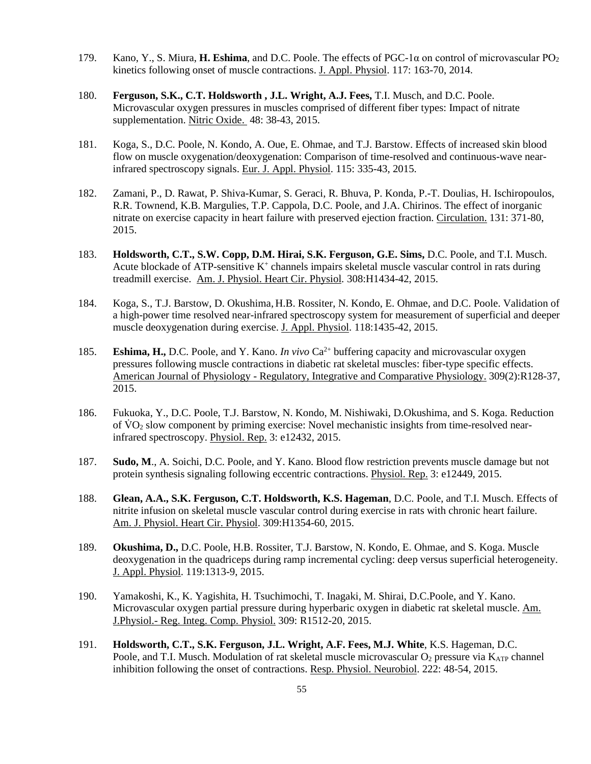179. Kano, Y., S. Miura, **H. Eshima**, and D.C. Poole. The effects of PGC-1α on control of microvascular $PO_2$ kinetics following onset of muscle contractions. J. Appl. Physiol. 117: 163-70, 2014.

180. **Ferguson, S.K., C.T. Holdsworth , J.L. Wright, A.J. Fees,** T.I. Musch, and D.C. Poole. Microvascular oxygen pressures in muscles comprised of different fiber types: Impact of nitrate supplementation. Nitric Oxide. 48: 38-43, 2015.

181. Koga, S., D.C. Poole, N. Kondo, A. Oue, E. Ohmae, and T.J. Barstow. Effects of increased skin blood flow on muscle oxygenation/deoxygenation: Comparison of time-resolved and continuous-wave near-infrared spectroscopy signals. Eur. J. Appl. Physiol. 115: 335-43, 2015.

182. Zamani, P., D. Rawat, P. Shiva-Kumar, S. Geraci, R. Bhuva, P. Konda, P.-T. Doulias, H. Ischiropoulos, R.R. Townend, K.B. Margulies, T.P. Cappola, D.C. Poole, and J.A. Chirinos. The effect of inorganic nitrate on exercise capacity in heart failure with preserved ejection fraction. Circulation. 131: 371-80, 2015.

183. **Holdsworth, C.T., S.W. Copp, D.M. Hirai, S.K. Ferguson, G.E. Sims,** D.C. Poole, and T.I. Musch. Acute blockade of ATP-sensitive $K^+$ channels impairs skeletal muscle vascular control in rats during treadmill exercise. Am. J. Physiol. Heart Cir. Physiol. 308:H1434-42, 2015.

184. Koga, S., T.J. Barstow, D. Okushima, H.B. Rossiter, N. Kondo, E. Ohmae, and D.C. Poole. Validation of a high-power time resolved near-infrared spectroscopy system for measurement of superficial and deeper muscle deoxygenation during exercise. J. Appl. Physiol. 118:1435-42, 2015.

185. **Eshima, H.,** D.C. Poole, and Y. Kano. *In vivo* $Ca^{2+}$ buffering capacity and microvascular oxygen pressures following muscle contractions in diabetic rat skeletal muscles: fiber-type specific effects. American Journal of Physiology - Regulatory, Integrative and Comparative Physiology. 309(2):R128-37, 2015.

186. Fukuoka, Y., D.C. Poole, T.J. Barstow, N. Kondo, M. Nishiwaki, D.Okushima, and S. Koga. Reduction of $\dot{V}O_2$ slow component by priming exercise: Novel mechanistic insights from time-resolved near-infrared spectroscopy. Physiol. Rep. 3: e12432, 2015.

187. **Sudo, M**., A. Soichi, D.C. Poole, and Y. Kano. Blood flow restriction prevents muscle damage but not protein synthesis signaling following eccentric contractions. Physiol. Rep. 3: e12449, 2015.

188. **Glean, A.A., S.K. Ferguson, C.T. Holdsworth, K.S. Hageman**, D.C. Poole, and T.I. Musch. Effects of nitrite infusion on skeletal muscle vascular control during exercise in rats with chronic heart failure. Am. J. Physiol. Heart Cir. Physiol. 309:H1354-60, 2015.

189. **Okushima, D.,** D.C. Poole, H.B. Rossiter, T.J. Barstow, N. Kondo, E. Ohmae, and S. Koga. Muscle deoxygenation in the quadriceps during ramp incremental cycling: deep versus superficial heterogeneity. J. Appl. Physiol. 119:1313-9, 2015.

190. Yamakoshi, K., K. Yagishita, H. Tsuchimochi, T. Inagaki, M. Shirai, D.C.Poole, and Y. Kano. Microvascular oxygen partial pressure during hyperbaric oxygen in diabetic rat skeletal muscle. Am. J.Physiol.- Reg. Integ. Comp. Physiol. 309: R1512-20, 2015.

191. **Holdsworth, C.T., S.K. Ferguson, J.L. Wright, A.F. Fees, M.J. White**, K.S. Hageman, D.C. Poole, and T.I. Musch. Modulation of rat skeletal muscle microvascular $O_2$ pressure via $K_{ATP}$ channel inhibition following the onset of contractions. Resp. Physiol. Neurobiol. 222: 48-54, 2015.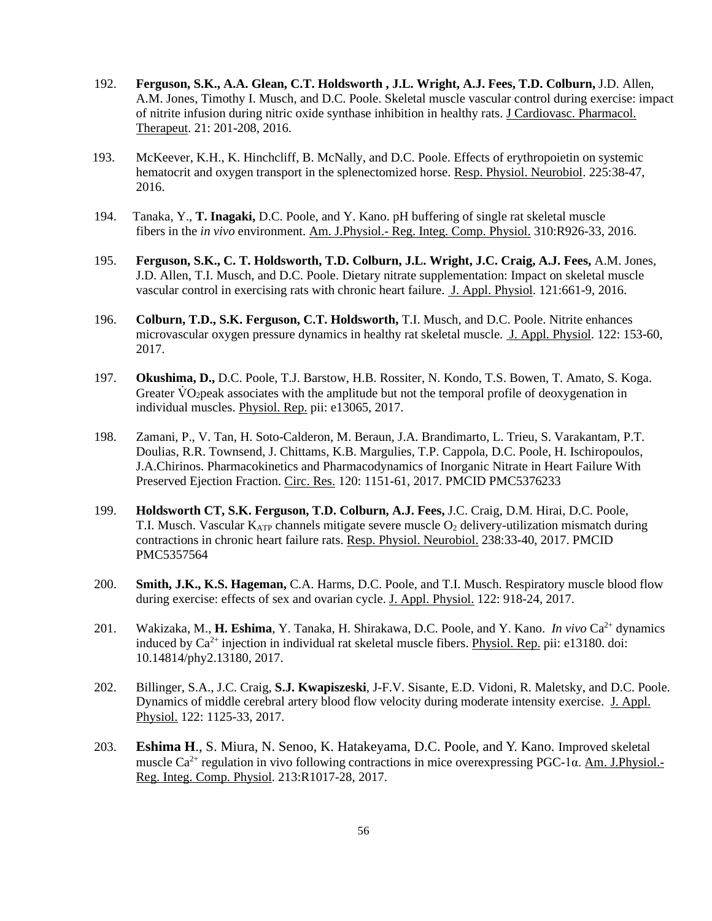192. **Ferguson, S.K., A.A. Glean, C.T. Holdsworth , J.L. Wright, A.J. Fees, T.D. Colburn,** J.D. Allen, A.M. Jones, Timothy I. Musch, and D.C. Poole. Skeletal muscle vascular control during exercise: impact of nitrite infusion during nitric oxide synthase inhibition in healthy rats. J Cardiovasc. Pharmacol. Therapeut. 21: 201-208, 2016.

193. McKeever, K.H., K. Hinchcliff, B. McNally, and D.C. Poole. Effects of erythropoietin on systemic hematocrit and oxygen transport in the splenectomized horse. Resp. Physiol. Neurobiol. 225:38-47, 2016.

194. Tanaka, Y., **T. Inagaki,** D.C. Poole, and Y. Kano. pH buffering of single rat skeletal muscle fibers in the *in vivo* environment. Am. J.Physiol.- Reg. Integ. Comp. Physiol. 310:R926-33, 2016.

195. **Ferguson, S.K., C. T. Holdsworth, T.D. Colburn, J.L. Wright, J.C. Craig, A.J. Fees,** A.M. Jones, J.D. Allen, T.I. Musch, and D.C. Poole. Dietary nitrate supplementation: Impact on skeletal muscle vascular control in exercising rats with chronic heart failure. J. Appl. Physiol. 121:661-9, 2016.

196. **Colburn, T.D., S.K. Ferguson, C.T. Holdsworth,** T.I. Musch, and D.C. Poole. Nitrite enhances microvascular oxygen pressure dynamics in healthy rat skeletal muscle. J. Appl. Physiol. 122: 153-60, 2017.

197. **Okushima, D.,** D.C. Poole, T.J. Barstow, H.B. Rossiter, N. Kondo, T.S. Bowen, T. Amato, S. Koga. Greater $\dot{V}O_2$peak associates with the amplitude but not the temporal profile of deoxygenation in individual muscles. Physiol. Rep. pii: e13065, 2017.

198. Zamani, P., V. Tan, H. Soto-Calderon, M. Beraun, J.A. Brandimarto, L. Trieu, S. Varakantam, P.T. Doulias, R.R. Townsend, J. Chittams, K.B. Margulies, T.P. Cappola, D.C. Poole, H. Ischiropoulos, J.A.Chirinos. Pharmacokinetics and Pharmacodynamics of Inorganic Nitrate in Heart Failure With Preserved Ejection Fraction. Circ. Res. 120: 1151-61, 2017. PMCID PMC5376233

199. **Holdsworth CT, S.K. Ferguson, T.D. Colburn, A.J. Fees,** J.C. Craig, D.M. Hirai, D.C. Poole, T.I. Musch. Vascular $K_{ATP}$ channels mitigate severe muscle $O_2$ delivery-utilization mismatch during contractions in chronic heart failure rats. Resp. Physiol. Neurobiol. 238:33-40, 2017. PMCID PMC5357564

200. **Smith, J.K., K.S. Hageman,** C.A. Harms, D.C. Poole, and T.I. Musch. Respiratory muscle blood flow during exercise: effects of sex and ovarian cycle. J. Appl. Physiol. 122: 918-24, 2017.

201. Wakizaka, M., **H. Eshima**, Y. Tanaka, H. Shirakawa, D.C. Poole, and Y. Kano. *In vivo* $Ca^{2+}$ dynamics induced by $Ca^{2+}$ injection in individual rat skeletal muscle fibers. Physiol. Rep. pii: e13180. doi: 10.14814/phy2.13180, 2017.

202. Billinger, S.A., J.C. Craig, **S.J. Kwapiszeski**, J-F.V. Sisante, E.D. Vidoni, R. Maletsky, and D.C. Poole. Dynamics of middle cerebral artery blood flow velocity during moderate intensity exercise. J. Appl. Physiol. 122: 1125-33, 2017.

203. **Eshima H**., S. Miura, N. Senoo, K. Hatakeyama, D.C. Poole, and Y. Kano. Improved skeletal muscle $Ca^{2+}$ regulation in vivo following contractions in mice overexpressing PGC-1α. Am. J.Physiol.- Reg. Integ. Comp. Physiol. 213:R1017-28, 2017.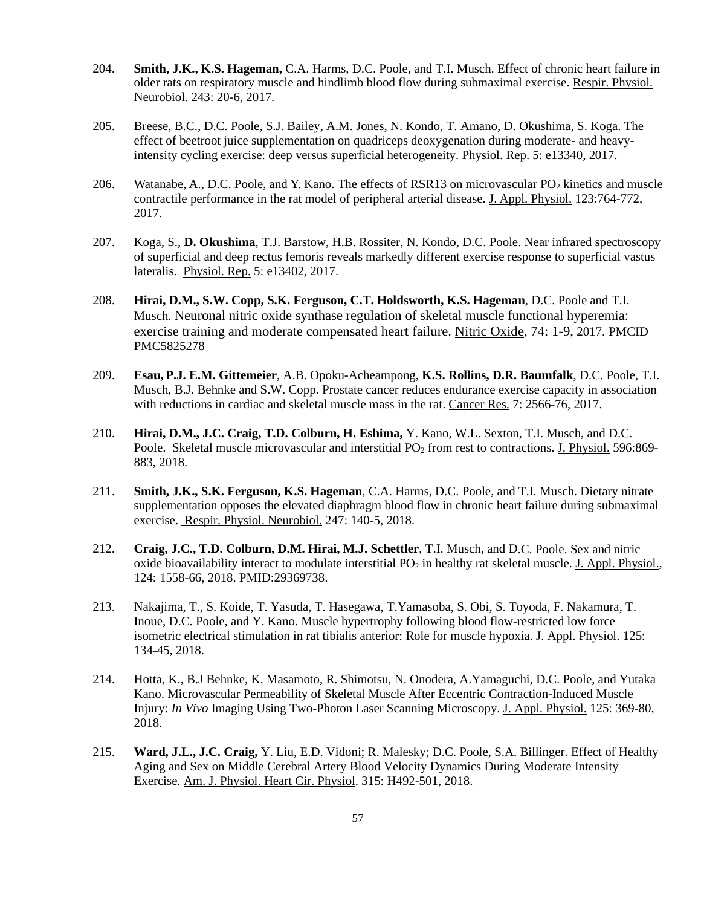204. **Smith, J.K., K.S. Hageman,** C.A. Harms, D.C. Poole, and T.I. Musch. Effect of chronic heart failure in older rats on respiratory muscle and hindlimb blood flow during submaximal exercise. Respir. Physiol. Neurobiol. 243: 20-6, 2017.

205. Breese, B.C., D.C. Poole, S.J. Bailey, A.M. Jones, N. Kondo, T. Amano, D. Okushima, S. Koga. The effect of beetroot juice supplementation on quadriceps deoxygenation during moderate- and heavy-intensity cycling exercise: deep versus superficial heterogeneity. Physiol. Rep. 5: e13340, 2017.

206. Watanabe, A., D.C. Poole, and Y. Kano. The effects of RSR13 on microvascular $PO_2$ kinetics and muscle contractile performance in the rat model of peripheral arterial disease. J. Appl. Physiol. 123:764-772, 2017.

207. Koga, S., **D. Okushima**, T.J. Barstow, H.B. Rossiter, N. Kondo, D.C. Poole. Near infrared spectroscopy of superficial and deep rectus femoris reveals markedly different exercise response to superficial vastus lateralis. Physiol. Rep. 5: e13402, 2017.

208. **Hirai, D.M., S.W. Copp, S.K. Ferguson, C.T. Holdsworth, K.S. Hageman**, D.C. Poole and T.I. Musch. Neuronal nitric oxide synthase regulation of skeletal muscle functional hyperemia: exercise training and moderate compensated heart failure. Nitric Oxide, 74: 1-9, 2017. PMCID PMC5825278

209. **Esau, P.J. E.M. Gittemeier**, A.B. Opoku-Acheampong, **K.S. Rollins, D.R. Baumfalk**, D.C. Poole, T.I. Musch, B.J. Behnke and S.W. Copp. Prostate cancer reduces endurance exercise capacity in association with reductions in cardiac and skeletal muscle mass in the rat. Cancer Res. 7: 2566-76, 2017.

210. **Hirai, D.M., J.C. Craig, T.D. Colburn, H. Eshima,** Y. Kano, W.L. Sexton, T.I. Musch, and D.C. Poole. Skeletal muscle microvascular and interstitial $PO_2$ from rest to contractions. J. Physiol. 596:869-883, 2018.

211. **Smith, J.K., S.K. Ferguson, K.S. Hageman**, C.A. Harms, D.C. Poole, and T.I. Musch. Dietary nitrate supplementation opposes the elevated diaphragm blood flow in chronic heart failure during submaximal exercise. Respir. Physiol. Neurobiol. 247: 140-5, 2018.

212. **Craig, J.C., T.D. Colburn, D.M. Hirai, M.J. Schettler**, T.I. Musch, and D.C. Poole. Sex and nitric oxide bioavailability interact to modulate interstitial $PO_2$ in healthy rat skeletal muscle. J. Appl. Physiol., 124: 1558-66, 2018. PMID:29369738.

213. Nakajima, T., S. Koide, T. Yasuda, T. Hasegawa, T.Yamasoba, S. Obi, S. Toyoda, F. Nakamura, T. Inoue, D.C. Poole, and Y. Kano. Muscle hypertrophy following blood flow-restricted low force isometric electrical stimulation in rat tibialis anterior: Role for muscle hypoxia. J. Appl. Physiol. 125: 134-45, 2018.

214. Hotta, K., B.J Behnke, K. Masamoto, R. Shimotsu, N. Onodera, A.Yamaguchi, D.C. Poole, and Yutaka Kano. Microvascular Permeability of Skeletal Muscle After Eccentric Contraction-Induced Muscle Injury: *In Vivo* Imaging Using Two-Photon Laser Scanning Microscopy. J. Appl. Physiol. 125: 369-80, 2018.

215. **Ward, J.L., J.C. Craig,** Y. Liu, E.D. Vidoni; R. Malesky; D.C. Poole, S.A. Billinger. Effect of Healthy Aging and Sex on Middle Cerebral Artery Blood Velocity Dynamics During Moderate Intensity Exercise. Am. J. Physiol. Heart Cir. Physiol. 315: H492-501, 2018.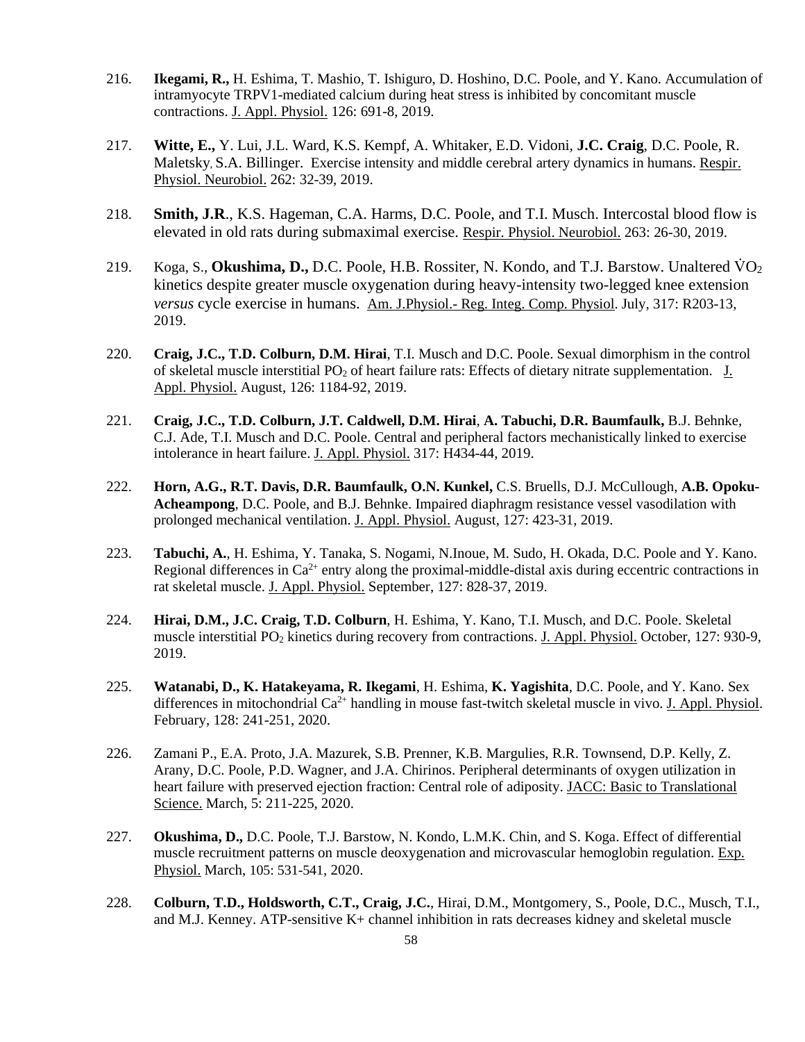216. **Ikegami, R.,** H. Eshima, T. Mashio, T. Ishiguro, D. Hoshino, D.C. Poole, and Y. Kano. Accumulation of intramyocyte TRPV1-mediated calcium during heat stress is inhibited by concomitant muscle contractions. J. Appl. Physiol. 126: 691-8, 2019.

217. **Witte, E.,** Y. Lui, J.L. Ward, K.S. Kempf, A. Whitaker, E.D. Vidoni, **J.C. Craig**, D.C. Poole, R. Maletsky, S.A. Billinger. Exercise intensity and middle cerebral artery dynamics in humans. Respir. Physiol. Neurobiol. 262: 32-39, 2019.

218. **Smith, J.R**., K.S. Hageman, C.A. Harms, D.C. Poole, and T.I. Musch. Intercostal blood flow is elevated in old rats during submaximal exercise. Respir. Physiol. Neurobiol. 263: 26-30, 2019.

219. Koga, S., **Okushima, D.,** D.C. Poole, H.B. Rossiter, N. Kondo, and T.J. Barstow. Unaltered $\dot{V}O_2$ kinetics despite greater muscle oxygenation during heavy-intensity two-legged knee extension *versus* cycle exercise in humans. Am. J.Physiol.- Reg. Integ. Comp. Physiol. July, 317: R203-13, 2019.

220. **Craig, J.C., T.D. Colburn, D.M. Hirai**, T.I. Musch and D.C. Poole. Sexual dimorphism in the control of skeletal muscle interstitial $PO_2$ of heart failure rats: Effects of dietary nitrate supplementation. J. Appl. Physiol. August, 126: 1184-92, 2019.

221. **Craig, J.C., T.D. Colburn, J.T. Caldwell, D.M. Hirai**, **A. Tabuchi, D.R. Baumfaulk,** B.J. Behnke, C.J. Ade, T.I. Musch and D.C. Poole. Central and peripheral factors mechanistically linked to exercise intolerance in heart failure. J. Appl. Physiol. 317: H434-44, 2019.

222. **Horn, A.G., R.T. Davis, D.R. Baumfaulk, O.N. Kunkel,** C.S. Bruells, D.J. McCullough, **A.B. Opoku-Acheampong**, D.C. Poole, and B.J. Behnke. Impaired diaphragm resistance vessel vasodilation with prolonged mechanical ventilation. J. Appl. Physiol. August, 127: 423-31, 2019.

223. **Tabuchi, A.**, H. Eshima, Y. Tanaka, S. Nogami, N.Inoue, M. Sudo, H. Okada, D.C. Poole and Y. Kano. Regional differences in $Ca^{2+}$ entry along the proximal-middle-distal axis during eccentric contractions in rat skeletal muscle. J. Appl. Physiol. September, 127: 828-37, 2019.

224. **Hirai, D.M., J.C. Craig, T.D. Colburn**, H. Eshima, Y. Kano, T.I. Musch, and D.C. Poole. Skeletal muscle interstitial $PO_2$ kinetics during recovery from contractions. J. Appl. Physiol. October, 127: 930-9, 2019.

225. **Watanabi, D., K. Hatakeyama, R. Ikegami**, H. Eshima, **K. Yagishita**, D.C. Poole, and Y. Kano. Sex differences in mitochondrial $Ca^{2+}$ handling in mouse fast-twitch skeletal muscle in vivo. J. Appl. Physiol. February, 128: 241-251, 2020.

226. Zamani P., E.A. Proto, J.A. Mazurek, S.B. Prenner, K.B. Margulies, R.R. Townsend, D.P. Kelly, Z. Arany, D.C. Poole, P.D. Wagner, and J.A. Chirinos. Peripheral determinants of oxygen utilization in heart failure with preserved ejection fraction: Central role of adiposity. JACC: Basic to Translational Science. March, 5: 211-225, 2020.

227. **Okushima, D.,** D.C. Poole, T.J. Barstow, N. Kondo, L.M.K. Chin, and S. Koga. Effect of differential muscle recruitment patterns on muscle deoxygenation and microvascular hemoglobin regulation. Exp. Physiol. March, 105: 531-541, 2020.

228. **Colburn, T.D., Holdsworth, C.T., Craig, J.C.**, Hirai, D.M., Montgomery, S., Poole, D.C., Musch, T.I., and M.J. Kenney. ATP-sensitive K+ channel inhibition in rats decreases kidney and skeletal muscle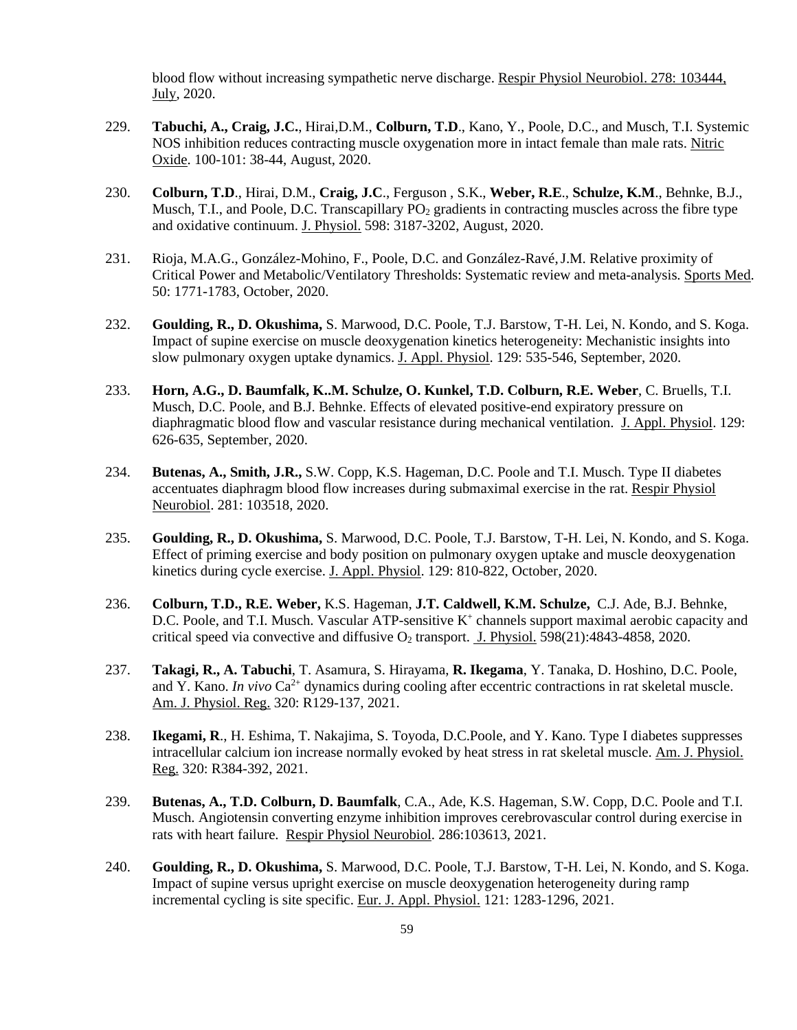blood flow without increasing sympathetic nerve discharge. Respir Physiol Neurobiol. 278: 103444, July, 2020.

229. **Tabuchi, A., Craig, J.C.**, Hirai,D.M., **Colburn, T.D**., Kano, Y., Poole, D.C., and Musch, T.I. Systemic NOS inhibition reduces contracting muscle oxygenation more in intact female than male rats. Nitric Oxide. 100-101: 38-44, August, 2020.

230. **Colburn, T.D**., Hirai, D.M., **Craig, J.C**., Ferguson , S.K., **Weber, R.E**., **Schulze, K.M**., Behnke, B.J., Musch, T.I., and Poole, D.C. Transcapillary $PO_2$ gradients in contracting muscles across the fibre type and oxidative continuum. J. Physiol. 598: 3187-3202, August, 2020.

231. Rioja, M.A.G., González-Mohino, F., Poole, D.C. and González-Ravé, J.M. Relative proximity of Critical Power and Metabolic/Ventilatory Thresholds: Systematic review and meta-analysis. Sports Med. 50: 1771-1783, October, 2020.

232. **Goulding, R., D. Okushima,** S. Marwood, D.C. Poole, T.J. Barstow, T-H. Lei, N. Kondo, and S. Koga. Impact of supine exercise on muscle deoxygenation kinetics heterogeneity: Mechanistic insights into slow pulmonary oxygen uptake dynamics. J. Appl. Physiol. 129: 535-546, September, 2020.

233. **Horn, A.G., D. Baumfalk, K..M. Schulze, O. Kunkel, T.D. Colburn, R.E. Weber**, C. Bruells, T.I. Musch, D.C. Poole, and B.J. Behnke. Effects of elevated positive-end expiratory pressure on diaphragmatic blood flow and vascular resistance during mechanical ventilation. J. Appl. Physiol. 129: 626-635, September, 2020.

234. **Butenas, A., Smith, J.R.,** S.W. Copp, K.S. Hageman, D.C. Poole and T.I. Musch. Type II diabetes accentuates diaphragm blood flow increases during submaximal exercise in the rat. Respir Physiol Neurobiol. 281: 103518, 2020.

235. **Goulding, R., D. Okushima,** S. Marwood, D.C. Poole, T.J. Barstow, T-H. Lei, N. Kondo, and S. Koga. Effect of priming exercise and body position on pulmonary oxygen uptake and muscle deoxygenation kinetics during cycle exercise. J. Appl. Physiol. 129: 810-822, October, 2020.

236. **Colburn, T.D., R.E. Weber,** K.S. Hageman, **J.T. Caldwell, K.M. Schulze,** C.J. Ade, B.J. Behnke, D.C. Poole, and T.I. Musch. Vascular ATP-sensitive $K^+$ channels support maximal aerobic capacity and critical speed via convective and diffusive $O_2$ transport. J. Physiol. 598(21):4843-4858, 2020.

237. **Takagi, R., A. Tabuchi**, T. Asamura, S. Hirayama, **R. Ikegama**, Y. Tanaka, D. Hoshino, D.C. Poole, and Y. Kano. *In vivo* $Ca^{2+}$ dynamics during cooling after eccentric contractions in rat skeletal muscle. Am. J. Physiol. Reg. 320: R129-137, 2021.

238. **Ikegami, R**., H. Eshima, T. Nakajima, S. Toyoda, D.C.Poole, and Y. Kano. Type I diabetes suppresses intracellular calcium ion increase normally evoked by heat stress in rat skeletal muscle. Am. J. Physiol. Reg. 320: R384-392, 2021.

239. **Butenas, A., T.D. Colburn, D. Baumfalk**, C.A., Ade, K.S. Hageman, S.W. Copp, D.C. Poole and T.I. Musch. Angiotensin converting enzyme inhibition improves cerebrovascular control during exercise in rats with heart failure. Respir Physiol Neurobiol. 286:103613, 2021.

240. **Goulding, R., D. Okushima,** S. Marwood, D.C. Poole, T.J. Barstow, T-H. Lei, N. Kondo, and S. Koga. Impact of supine versus upright exercise on muscle deoxygenation heterogeneity during ramp incremental cycling is site specific. Eur. J. Appl. Physiol. 121: 1283-1296, 2021.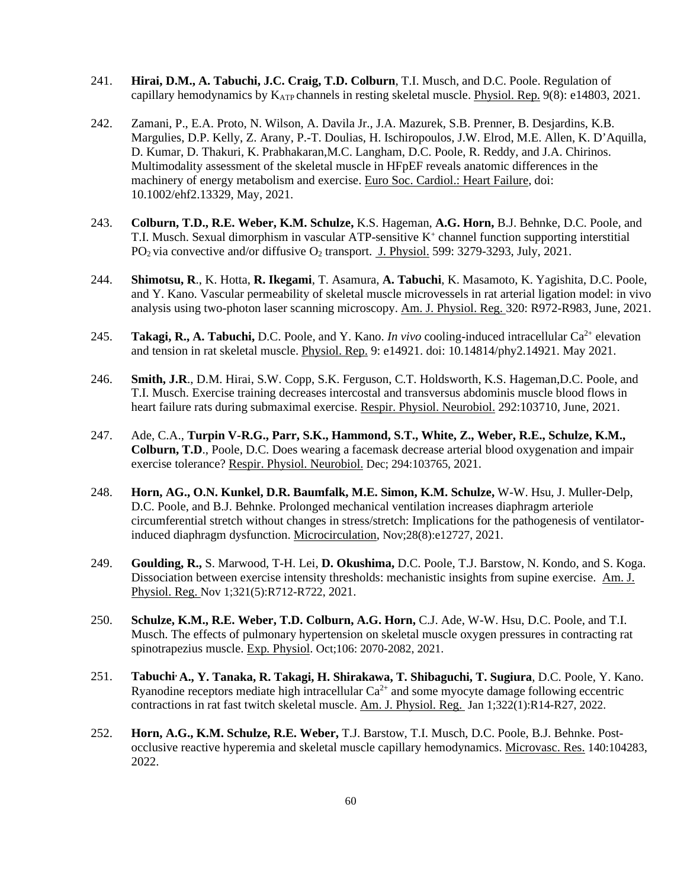241. **Hirai, D.M., A. Tabuchi, J.C. Craig, T.D. Colburn**, T.I. Musch, and D.C. Poole. Regulation of capillary hemodynamics by $K_{ATP}$ channels in resting skeletal muscle. Physiol. Rep. 9(8): e14803, 2021.

242. Zamani, P., E.A. Proto, N. Wilson, A. Davila Jr., J.A. Mazurek, S.B. Prenner, B. Desjardins, K.B. Margulies, D.P. Kelly, Z. Arany, P.-T. Doulias, H. Ischiropoulos, J.W. Elrod, M.E. Allen, K. D'Aquilla, D. Kumar, D. Thakuri, K. Prabhakaran,M.C. Langham, D.C. Poole, R. Reddy, and J.A. Chirinos. Multimodality assessment of the skeletal muscle in HFpEF reveals anatomic differences in the machinery of energy metabolism and exercise. Euro Soc. Cardiol.: Heart Failure, doi: 10.1002/ehf2.13329, May, 2021.

243. **Colburn, T.D., R.E. Weber, K.M. Schulze,** K.S. Hageman, **A.G. Horn,** B.J. Behnke, D.C. Poole, and T.I. Musch. Sexual dimorphism in vascular ATP-sensitive $K^+$ channel function supporting interstitial $PO_2$ via convective and/or diffusive $O_2$ transport. J. Physiol. 599: 3279-3293, July, 2021.

244. **Shimotsu, R**., K. Hotta, **R. Ikegami**, T. Asamura, **A. Tabuchi**, K. Masamoto, K. Yagishita, D.C. Poole, and Y. Kano. Vascular permeability of skeletal muscle microvessels in rat arterial ligation model: in vivo analysis using two-photon laser scanning microscopy. Am. J. Physiol. Reg. 320: R972-R983, June, 2021.

245. **Takagi, R., A. Tabuchi,** D.C. Poole, and Y. Kano. *In vivo* cooling-induced intracellular $Ca^{2+}$ elevation and tension in rat skeletal muscle. Physiol. Rep. 9: e14921. doi: 10.14814/phy2.14921. May 2021.

246. **Smith, J.R**., D.M. Hirai, S.W. Copp, S.K. Ferguson, C.T. Holdsworth, K.S. Hageman,D.C. Poole, and T.I. Musch. Exercise training decreases intercostal and transversus abdominis muscle blood flows in heart failure rats during submaximal exercise. Respir. Physiol. Neurobiol. 292:103710, June, 2021.

247. Ade, C.A., **Turpin V-R.G., Parr, S.K., Hammond, S.T., White, Z., Weber, R.E., Schulze, K.M., Colburn, T.D**., Poole, D.C. Does wearing a facemask decrease arterial blood oxygenation and impair exercise tolerance? Respir. Physiol. Neurobiol. Dec; 294:103765, 2021.

248. **Horn, AG., O.N. Kunkel, D.R. Baumfalk, M.E. Simon, K.M. Schulze,** W-W. Hsu, J. Muller-Delp, D.C. Poole, and B.J. Behnke. Prolonged mechanical ventilation increases diaphragm arteriole circumferential stretch without changes in stress/stretch: Implications for the pathogenesis of ventilator-induced diaphragm dysfunction. Microcirculation, Nov;28(8):e12727, 2021.

249. **Goulding, R.,** S. Marwood, T-H. Lei, **D. Okushima,** D.C. Poole, T.J. Barstow, N. Kondo, and S. Koga. Dissociation between exercise intensity thresholds: mechanistic insights from supine exercise. Am. J. Physiol. Reg. Nov 1;321(5):R712-R722, 2021.

250. **Schulze, K.M., R.E. Weber, T.D. Colburn, A.G. Horn,** C.J. Ade, W-W. Hsu, D.C. Poole, and T.I. Musch. The effects of pulmonary hypertension on skeletal muscle oxygen pressures in contracting rat spinotrapezius muscle. Exp. Physiol. Oct;106: 2070-2082, 2021.

251. **Tabuchi, A., Y. Tanaka, R. Takagi, H. Shirakawa, T. Shibaguchi, T. Sugiura**, D.C. Poole, Y. Kano. Ryanodine receptors mediate high intracellular $Ca^{2+}$ and some myocyte damage following eccentric contractions in rat fast twitch skeletal muscle. Am. J. Physiol. Reg. Jan 1;322(1):R14-R27, 2022.

252. **Horn, A.G., K.M. Schulze, R.E. Weber,** T.J. Barstow, T.I. Musch, D.C. Poole, B.J. Behnke. Post-occlusive reactive hyperemia and skeletal muscle capillary hemodynamics. Microvasc. Res. 140:104283, 2022.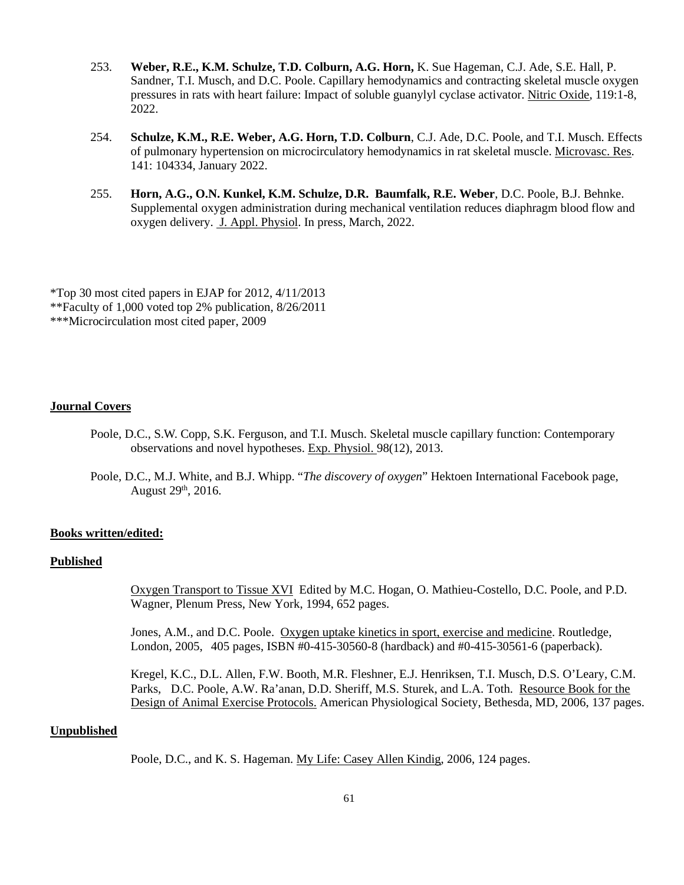253. **Weber, R.E., K.M. Schulze, T.D. Colburn, A.G. Horn,** K. Sue Hageman, C.J. Ade, S.E. Hall, P. Sandner, T.I. Musch, and D.C. Poole. Capillary hemodynamics and contracting skeletal muscle oxygen pressures in rats with heart failure: Impact of soluble guanylyl cyclase activator. Nitric Oxide, 119:1-8, 2022.

254. **Schulze, K.M., R.E. Weber, A.G. Horn, T.D. Colburn**, C.J. Ade, D.C. Poole, and T.I. Musch. Effects of pulmonary hypertension on microcirculatory hemodynamics in rat skeletal muscle. Microvasc. Res. 141: 104334, January 2022.

255. **Horn, A.G., O.N. Kunkel, K.M. Schulze, D.R. Baumfalk, R.E. Weber**, D.C. Poole, B.J. Behnke. Supplemental oxygen administration during mechanical ventilation reduces diaphragm blood flow and oxygen delivery. J. Appl. Physiol. In press, March, 2022.

*Top 30 most cited papers in EJAP for 2012, 4/11/2013
**Faculty of 1,000 voted top 2% publication, 8/26/2011
***Microcirculation most cited paper, 2009

## Journal Covers

Poole, D.C., S.W. Copp, S.K. Ferguson, and T.I. Musch. Skeletal muscle capillary function: Contemporary observations and novel hypotheses. Exp. Physiol. 98(12), 2013.

Poole, D.C., M.J. White, and B.J. Whipp. "*The discovery of oxygen*" Hektoen International Facebook page, August 29th, 2016.

## Books written/edited:

### Published

Oxygen Transport to Tissue XVI Edited by M.C. Hogan, O. Mathieu-Costello, D.C. Poole, and P.D. Wagner, Plenum Press, New York, 1994, 652 pages.

Jones, A.M., and D.C. Poole. Oxygen uptake kinetics in sport, exercise and medicine. Routledge, London, 2005, 405 pages, ISBN #0-415-30560-8 (hardback) and #0-415-30561-6 (paperback).

Kregel, K.C., D.L. Allen, F.W. Booth, M.R. Fleshner, E.J. Henriksen, T.I. Musch, D.S. O'Leary, C.M. Parks, D.C. Poole, A.W. Ra'anan, D.D. Sheriff, M.S. Sturek, and L.A. Toth. Resource Book for the Design of Animal Exercise Protocols. American Physiological Society, Bethesda, MD, 2006, 137 pages.

### Unpublished

Poole, D.C., and K. S. Hageman. My Life: Casey Allen Kindig, 2006, 124 pages.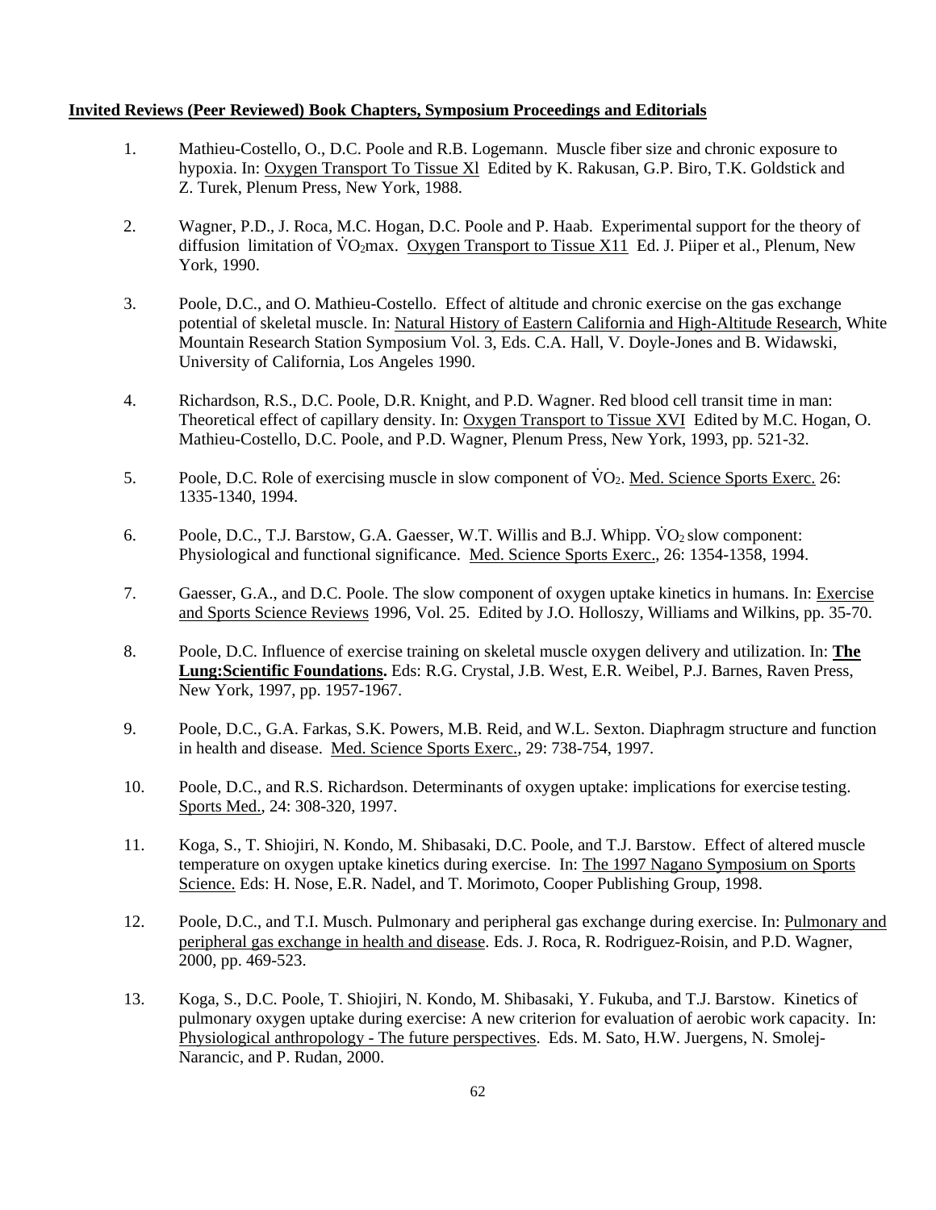**Invited Reviews (Peer Reviewed) Book Chapters, Symposium Proceedings and Editorials**

1. Mathieu-Costello, O., D.C. Poole and R.B. Logemann. Muscle fiber size and chronic exposure to hypoxia. In: Oxygen Transport To Tissue Xl Edited by K. Rakusan, G.P. Biro, T.K. Goldstick and Z. Turek, Plenum Press, New York, 1988.

2. Wagner, P.D., J. Roca, M.C. Hogan, D.C. Poole and P. Haab. Experimental support for the theory of diffusion limitation of $\dot{V}O_2$max. Oxygen Transport to Tissue X11 Ed. J. Piiper et al., Plenum, New York, 1990.

3. Poole, D.C., and O. Mathieu-Costello. Effect of altitude and chronic exercise on the gas exchange potential of skeletal muscle. In: Natural History of Eastern California and High-Altitude Research, White Mountain Research Station Symposium Vol. 3, Eds. C.A. Hall, V. Doyle-Jones and B. Widawski, University of California, Los Angeles 1990.

4. Richardson, R.S., D.C. Poole, D.R. Knight, and P.D. Wagner. Red blood cell transit time in man: Theoretical effect of capillary density. In: Oxygen Transport to Tissue XVI Edited by M.C. Hogan, O. Mathieu-Costello, D.C. Poole, and P.D. Wagner, Plenum Press, New York, 1993, pp. 521-32.

5. Poole, D.C. Role of exercising muscle in slow component of $\dot{V}O_2$. Med. Science Sports Exerc. 26: 1335-1340, 1994.

6. Poole, D.C., T.J. Barstow, G.A. Gaesser, W.T. Willis and B.J. Whipp. $\dot{V}O_2$ slow component: Physiological and functional significance. Med. Science Sports Exerc., 26: 1354-1358, 1994.

7. Gaesser, G.A., and D.C. Poole. The slow component of oxygen uptake kinetics in humans. In: Exercise and Sports Science Reviews 1996, Vol. 25. Edited by J.O. Holloszy, Williams and Wilkins, pp. 35-70.

8. Poole, D.C. Influence of exercise training on skeletal muscle oxygen delivery and utilization. In: **The Lung:Scientific Foundations.** Eds: R.G. Crystal, J.B. West, E.R. Weibel, P.J. Barnes, Raven Press, New York, 1997, pp. 1957-1967.

9. Poole, D.C., G.A. Farkas, S.K. Powers, M.B. Reid, and W.L. Sexton. Diaphragm structure and function in health and disease. Med. Science Sports Exerc., 29: 738-754, 1997.

10. Poole, D.C., and R.S. Richardson. Determinants of oxygen uptake: implications for exercise testing. Sports Med., 24: 308-320, 1997.

11. Koga, S., T. Shiojiri, N. Kondo, M. Shibasaki, D.C. Poole, and T.J. Barstow. Effect of altered muscle temperature on oxygen uptake kinetics during exercise. In: The 1997 Nagano Symposium on Sports Science. Eds: H. Nose, E.R. Nadel, and T. Morimoto, Cooper Publishing Group, 1998.

12. Poole, D.C., and T.I. Musch. Pulmonary and peripheral gas exchange during exercise. In: Pulmonary and peripheral gas exchange in health and disease. Eds. J. Roca, R. Rodriguez-Roisin, and P.D. Wagner, 2000, pp. 469-523.

13. Koga, S., D.C. Poole, T. Shiojiri, N. Kondo, M. Shibasaki, Y. Fukuba, and T.J. Barstow. Kinetics of pulmonary oxygen uptake during exercise: A new criterion for evaluation of aerobic work capacity. In: Physiological anthropology - The future perspectives. Eds. M. Sato, H.W. Juergens, N. Smolej-Narancic, and P. Rudan, 2000.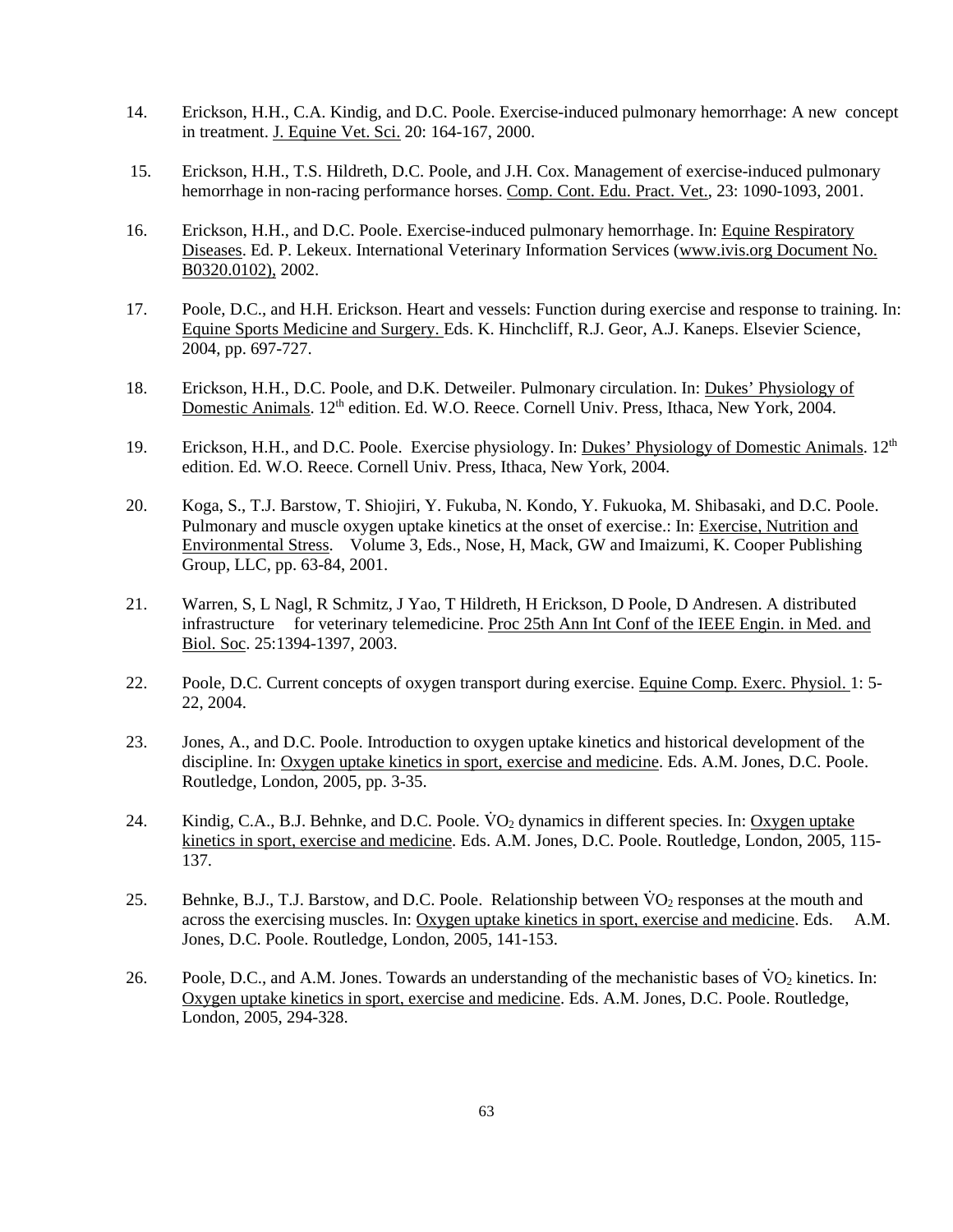14. Erickson, H.H., C.A. Kindig, and D.C. Poole. Exercise-induced pulmonary hemorrhage: A new concept in treatment. J. Equine Vet. Sci. 20: 164-167, 2000.

15. Erickson, H.H., T.S. Hildreth, D.C. Poole, and J.H. Cox. Management of exercise-induced pulmonary hemorrhage in non-racing performance horses. Comp. Cont. Edu. Pract. Vet., 23: 1090-1093, 2001.

16. Erickson, H.H., and D.C. Poole. Exercise-induced pulmonary hemorrhage. In: Equine Respiratory Diseases. Ed. P. Lekeux. International Veterinary Information Services (www.ivis.org Document No. B0320.0102), 2002.

17. Poole, D.C., and H.H. Erickson. Heart and vessels: Function during exercise and response to training. In: Equine Sports Medicine and Surgery. Eds. K. Hinchcliff, R.J. Geor, A.J. Kaneps. Elsevier Science, 2004, pp. 697-727.

18. Erickson, H.H., D.C. Poole, and D.K. Detweiler. Pulmonary circulation. In: Dukes' Physiology of Domestic Animals. 12th edition. Ed. W.O. Reece. Cornell Univ. Press, Ithaca, New York, 2004.

19. Erickson, H.H., and D.C. Poole. Exercise physiology. In: Dukes' Physiology of Domestic Animals. 12th edition. Ed. W.O. Reece. Cornell Univ. Press, Ithaca, New York, 2004.

20. Koga, S., T.J. Barstow, T. Shiojiri, Y. Fukuba, N. Kondo, Y. Fukuoka, M. Shibasaki, and D.C. Poole. Pulmonary and muscle oxygen uptake kinetics at the onset of exercise.: In: Exercise, Nutrition and Environmental Stress. Volume 3, Eds., Nose, H, Mack, GW and Imaizumi, K. Cooper Publishing Group, LLC, pp. 63-84, 2001.

21. Warren, S, L Nagl, R Schmitz, J Yao, T Hildreth, H Erickson, D Poole, D Andresen. A distributed infrastructure for veterinary telemedicine. Proc 25th Ann Int Conf of the IEEE Engin. in Med. and Biol. Soc. 25:1394-1397, 2003.

22. Poole, D.C. Current concepts of oxygen transport during exercise. Equine Comp. Exerc. Physiol. 1: 5-22, 2004.

23. Jones, A., and D.C. Poole. Introduction to oxygen uptake kinetics and historical development of the discipline. In: Oxygen uptake kinetics in sport, exercise and medicine. Eds. A.M. Jones, D.C. Poole. Routledge, London, 2005, pp. 3-35.

24. Kindig, C.A., B.J. Behnke, and D.C. Poole. $\dot{V}O_2$ dynamics in different species. In: Oxygen uptake kinetics in sport, exercise and medicine. Eds. A.M. Jones, D.C. Poole. Routledge, London, 2005, 115-137.

25. Behnke, B.J., T.J. Barstow, and D.C. Poole. Relationship between $\dot{V}O_2$ responses at the mouth and across the exercising muscles. In: Oxygen uptake kinetics in sport, exercise and medicine. Eds. A.M. Jones, D.C. Poole. Routledge, London, 2005, 141-153.

26. Poole, D.C., and A.M. Jones. Towards an understanding of the mechanistic bases of $\dot{V}O_2$ kinetics. In: Oxygen uptake kinetics in sport, exercise and medicine. Eds. A.M. Jones, D.C. Poole. Routledge, London, 2005, 294-328.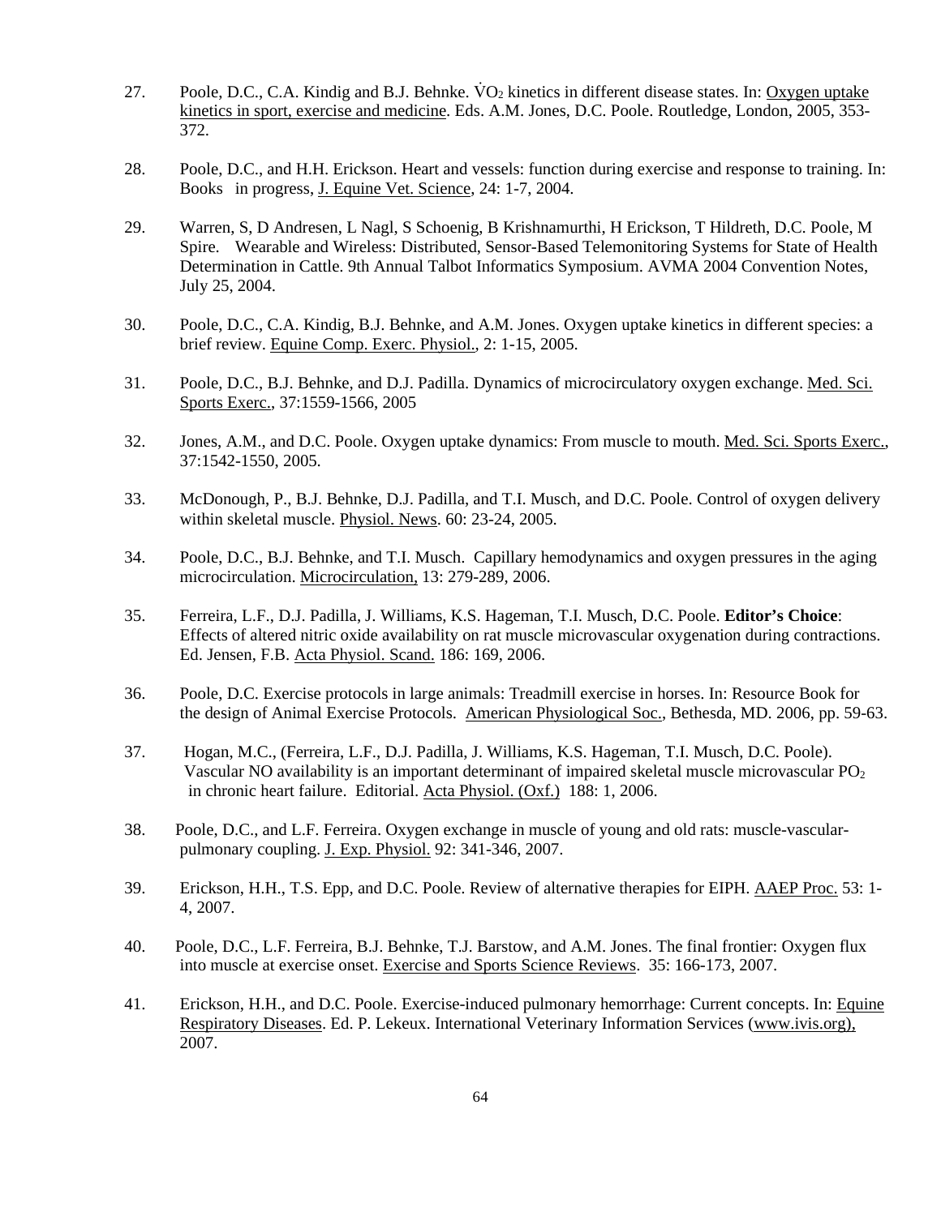27. Poole, D.C., C.A. Kindig and B.J. Behnke. $\dot{V}O_2$ kinetics in different disease states. In: Oxygen uptake kinetics in sport, exercise and medicine. Eds. A.M. Jones, D.C. Poole. Routledge, London, 2005, 353-372.

28. Poole, D.C., and H.H. Erickson. Heart and vessels: function during exercise and response to training. In: Books in progress, J. Equine Vet. Science, 24: 1-7, 2004.

29. Warren, S, D Andresen, L Nagl, S Schoenig, B Krishnamurthi, H Erickson, T Hildreth, D.C. Poole, M Spire. Wearable and Wireless: Distributed, Sensor-Based Telemonitoring Systems for State of Health Determination in Cattle. 9th Annual Talbot Informatics Symposium. AVMA 2004 Convention Notes, July 25, 2004.

30. Poole, D.C., C.A. Kindig, B.J. Behnke, and A.M. Jones. Oxygen uptake kinetics in different species: a brief review. Equine Comp. Exerc. Physiol., 2: 1-15, 2005.

31. Poole, D.C., B.J. Behnke, and D.J. Padilla. Dynamics of microcirculatory oxygen exchange. Med. Sci. Sports Exerc., 37:1559-1566, 2005

32. Jones, A.M., and D.C. Poole. Oxygen uptake dynamics: From muscle to mouth. Med. Sci. Sports Exerc., 37:1542-1550, 2005.

33. McDonough, P., B.J. Behnke, D.J. Padilla, and T.I. Musch, and D.C. Poole. Control of oxygen delivery within skeletal muscle. Physiol. News. 60: 23-24, 2005.

34. Poole, D.C., B.J. Behnke, and T.I. Musch. Capillary hemodynamics and oxygen pressures in the aging microcirculation. Microcirculation, 13: 279-289, 2006.

35. Ferreira, L.F., D.J. Padilla, J. Williams, K.S. Hageman, T.I. Musch, D.C. Poole. **Editor's Choice**: Effects of altered nitric oxide availability on rat muscle microvascular oxygenation during contractions. Ed. Jensen, F.B. Acta Physiol. Scand. 186: 169, 2006.

36. Poole, D.C. Exercise protocols in large animals: Treadmill exercise in horses. In: Resource Book for the design of Animal Exercise Protocols. American Physiological Soc., Bethesda, MD. 2006, pp. 59-63.

37. Hogan, M.C., (Ferreira, L.F., D.J. Padilla, J. Williams, K.S. Hageman, T.I. Musch, D.C. Poole). Vascular NO availability is an important determinant of impaired skeletal muscle microvascular $PO_2$ in chronic heart failure. Editorial. Acta Physiol. (Oxf.) 188: 1, 2006.

38. Poole, D.C., and L.F. Ferreira. Oxygen exchange in muscle of young and old rats: muscle-vascular-pulmonary coupling. J. Exp. Physiol. 92: 341-346, 2007.

39. Erickson, H.H., T.S. Epp, and D.C. Poole. Review of alternative therapies for EIPH. AAEP Proc. 53: 1-4, 2007.

40. Poole, D.C., L.F. Ferreira, B.J. Behnke, T.J. Barstow, and A.M. Jones. The final frontier: Oxygen flux into muscle at exercise onset. Exercise and Sports Science Reviews. 35: 166-173, 2007.

41. Erickson, H.H., and D.C. Poole. Exercise-induced pulmonary hemorrhage: Current concepts. In: Equine Respiratory Diseases. Ed. P. Lekeux. International Veterinary Information Services (www.ivis.org), 2007.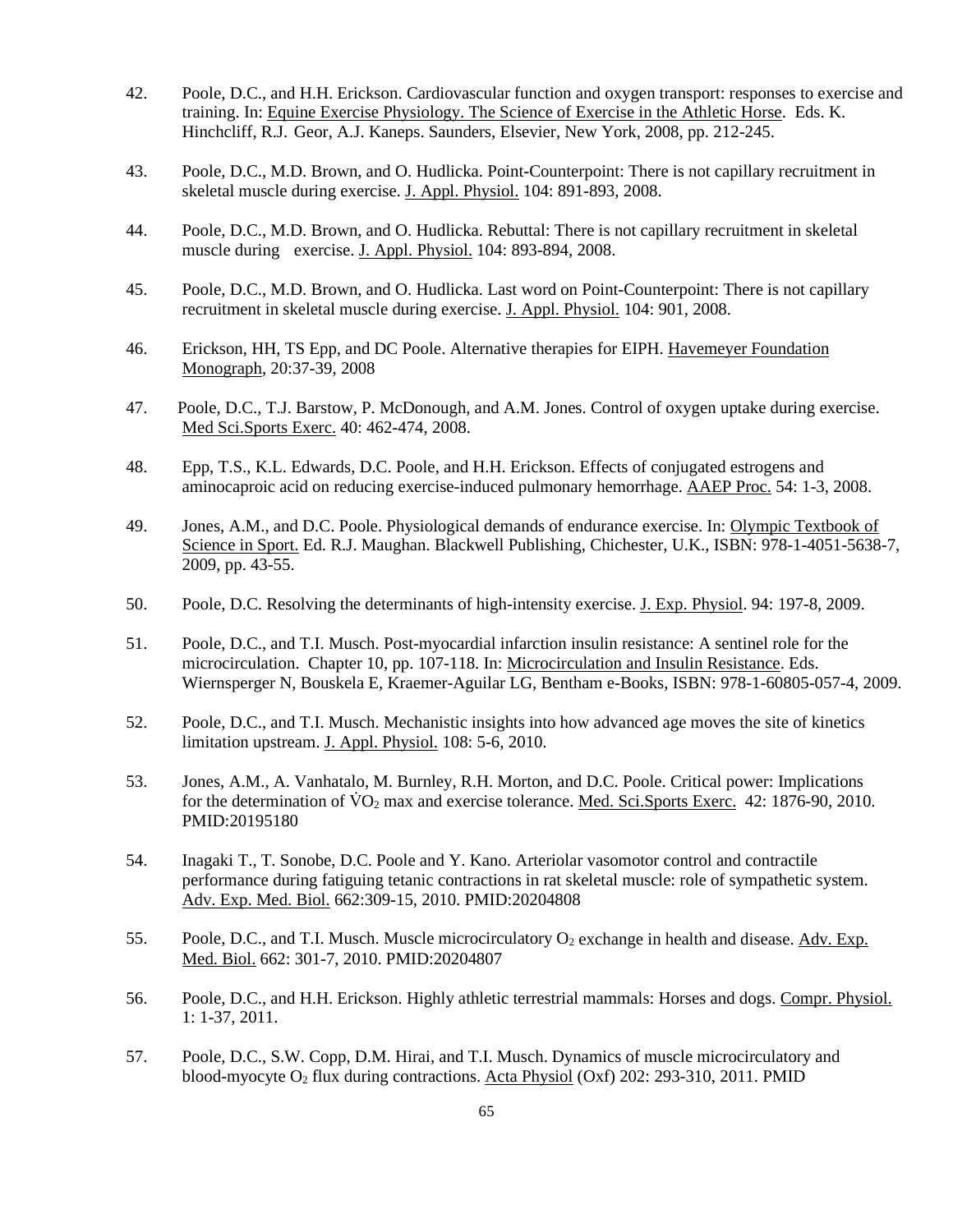42. Poole, D.C., and H.H. Erickson. Cardiovascular function and oxygen transport: responses to exercise and training. In: Equine Exercise Physiology. The Science of Exercise in the Athletic Horse. Eds. K. Hinchcliff, R.J. Geor, A.J. Kaneps. Saunders, Elsevier, New York, 2008, pp. 212-245.

43. Poole, D.C., M.D. Brown, and O. Hudlicka. Point-Counterpoint: There is not capillary recruitment in skeletal muscle during exercise. J. Appl. Physiol. 104: 891-893, 2008.

44. Poole, D.C., M.D. Brown, and O. Hudlicka. Rebuttal: There is not capillary recruitment in skeletal muscle during exercise. J. Appl. Physiol. 104: 893-894, 2008.

45. Poole, D.C., M.D. Brown, and O. Hudlicka. Last word on Point-Counterpoint: There is not capillary recruitment in skeletal muscle during exercise. J. Appl. Physiol. 104: 901, 2008.

46. Erickson, HH, TS Epp, and DC Poole. Alternative therapies for EIPH. Havemeyer Foundation Monograph, 20:37-39, 2008

47. Poole, D.C., T.J. Barstow, P. McDonough, and A.M. Jones. Control of oxygen uptake during exercise. Med Sci.Sports Exerc. 40: 462-474, 2008.

48. Epp, T.S., K.L. Edwards, D.C. Poole, and H.H. Erickson. Effects of conjugated estrogens and aminocaproic acid on reducing exercise-induced pulmonary hemorrhage. AAEP Proc. 54: 1-3, 2008.

49. Jones, A.M., and D.C. Poole. Physiological demands of endurance exercise. In: Olympic Textbook of Science in Sport. Ed. R.J. Maughan. Blackwell Publishing, Chichester, U.K., ISBN: 978-1-4051-5638-7, 2009, pp. 43-55.

50. Poole, D.C. Resolving the determinants of high-intensity exercise. J. Exp. Physiol. 94: 197-8, 2009.

51. Poole, D.C., and T.I. Musch. Post-myocardial infarction insulin resistance: A sentinel role for the microcirculation. Chapter 10, pp. 107-118. In: Microcirculation and Insulin Resistance. Eds. Wiernsperger N, Bouskela E, Kraemer-Aguilar LG, Bentham e-Books, ISBN: 978-1-60805-057-4, 2009.

52. Poole, D.C., and T.I. Musch. Mechanistic insights into how advanced age moves the site of kinetics limitation upstream. J. Appl. Physiol. 108: 5-6, 2010.

53. Jones, A.M., A. Vanhatalo, M. Burnley, R.H. Morton, and D.C. Poole. Critical power: Implications for the determination of $\dot{V}O_2$ max and exercise tolerance. Med. Sci.Sports Exerc. 42: 1876-90, 2010. PMID:20195180

54. Inagaki T., T. Sonobe, D.C. Poole and Y. Kano. Arteriolar vasomotor control and contractile performance during fatiguing tetanic contractions in rat skeletal muscle: role of sympathetic system. Adv. Exp. Med. Biol. 662:309-15, 2010. PMID:20204808

55. Poole, D.C., and T.I. Musch. Muscle microcirculatory $O_2$ exchange in health and disease. Adv. Exp. Med. Biol. 662: 301-7, 2010. PMID:20204807

56. Poole, D.C., and H.H. Erickson. Highly athletic terrestrial mammals: Horses and dogs. Compr. Physiol. 1: 1-37, 2011.

57. Poole, D.C., S.W. Copp, D.M. Hirai, and T.I. Musch. Dynamics of muscle microcirculatory and blood-myocyte $O_2$ flux during contractions. Acta Physiol (Oxf) 202: 293-310, 2011. PMID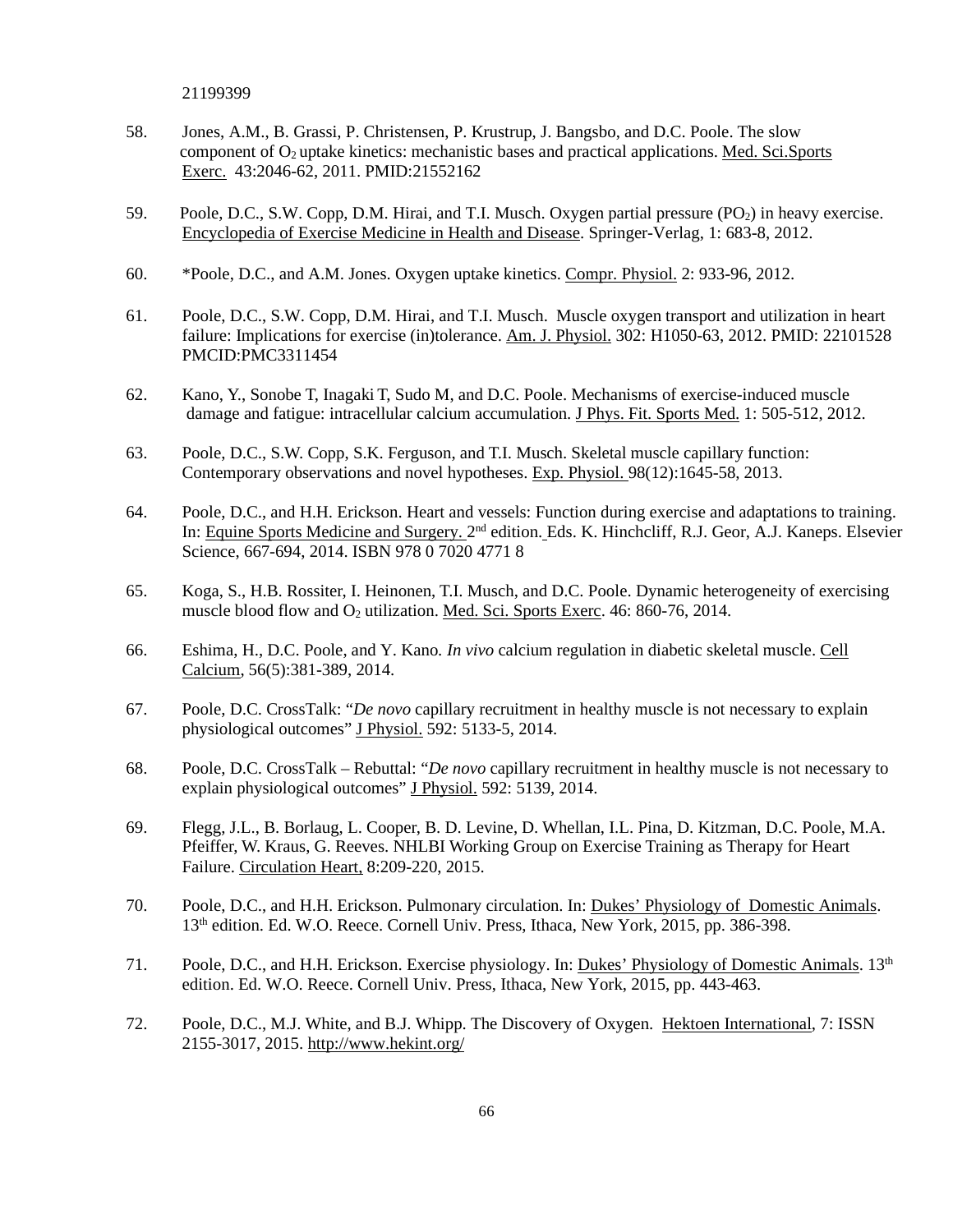21199399

58. Jones, A.M., B. Grassi, P. Christensen, P. Krustrup, J. Bangsbo, and D.C. Poole. The slow component of $O_2$ uptake kinetics: mechanistic bases and practical applications. Med. Sci.Sports Exerc. 43:2046-62, 2011. PMID:21552162

59. Poole, D.C., S.W. Copp, D.M. Hirai, and T.I. Musch. Oxygen partial pressure ($PO_2$) in heavy exercise. Encyclopedia of Exercise Medicine in Health and Disease. Springer-Verlag, 1: 683-8, 2012.

60. *Poole, D.C., and A.M. Jones. Oxygen uptake kinetics. Compr. Physiol. 2: 933-96, 2012.

61. Poole, D.C., S.W. Copp, D.M. Hirai, and T.I. Musch. Muscle oxygen transport and utilization in heart failure: Implications for exercise (in)tolerance. Am. J. Physiol. 302: H1050-63, 2012. PMID: 22101528 PMCID:PMC3311454

62. Kano, Y., Sonobe T, Inagaki T, Sudo M, and D.C. Poole. Mechanisms of exercise-induced muscle damage and fatigue: intracellular calcium accumulation. J Phys. Fit. Sports Med. 1: 505-512, 2012.

63. Poole, D.C., S.W. Copp, S.K. Ferguson, and T.I. Musch. Skeletal muscle capillary function: Contemporary observations and novel hypotheses. Exp. Physiol. 98(12):1645-58, 2013.

64. Poole, D.C., and H.H. Erickson. Heart and vessels: Function during exercise and adaptations to training. In: Equine Sports Medicine and Surgery. 2nd edition. Eds. K. Hinchcliff, R.J. Geor, A.J. Kaneps. Elsevier Science, 667-694, 2014. ISBN 978 0 7020 4771 8

65. Koga, S., H.B. Rossiter, I. Heinonen, T.I. Musch, and D.C. Poole. Dynamic heterogeneity of exercising muscle blood flow and $O_2$ utilization. Med. Sci. Sports Exerc. 46: 860-76, 2014.

66. Eshima, H., D.C. Poole, and Y. Kano. *In vivo* calcium regulation in diabetic skeletal muscle. Cell Calcium, 56(5):381-389, 2014.

67. Poole, D.C. CrossTalk: "*De novo* capillary recruitment in healthy muscle is not necessary to explain physiological outcomes" J Physiol. 592: 5133-5, 2014.

68. Poole, D.C. CrossTalk – Rebuttal: "*De novo* capillary recruitment in healthy muscle is not necessary to explain physiological outcomes" J Physiol. 592: 5139, 2014.

69. Flegg, J.L., B. Borlaug, L. Cooper, B. D. Levine, D. Whellan, I.L. Pina, D. Kitzman, D.C. Poole, M.A. Pfeiffer, W. Kraus, G. Reeves. NHLBI Working Group on Exercise Training as Therapy for Heart Failure. Circulation Heart, 8:209-220, 2015.

70. Poole, D.C., and H.H. Erickson. Pulmonary circulation. In: Dukes' Physiology of Domestic Animals. 13th edition. Ed. W.O. Reece. Cornell Univ. Press, Ithaca, New York, 2015, pp. 386-398.

71. Poole, D.C., and H.H. Erickson. Exercise physiology. In: Dukes' Physiology of Domestic Animals. 13th edition. Ed. W.O. Reece. Cornell Univ. Press, Ithaca, New York, 2015, pp. 443-463.

72. Poole, D.C., M.J. White, and B.J. Whipp. The Discovery of Oxygen. Hektoen International, 7: ISSN 2155-3017, 2015. http://www.hekint.org/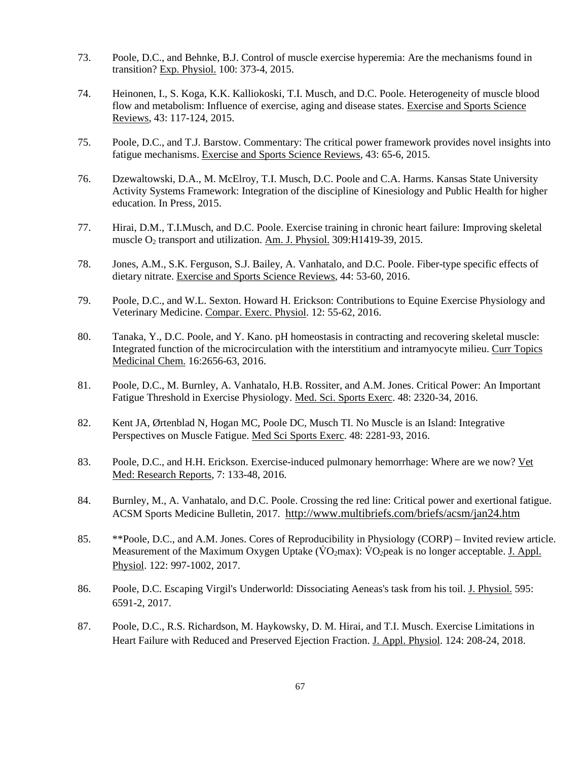73. Poole, D.C., and Behnke, B.J. Control of muscle exercise hyperemia: Are the mechanisms found in transition? Exp. Physiol. 100: 373-4, 2015.

74. Heinonen, I., S. Koga, K.K. Kalliokoski, T.I. Musch, and D.C. Poole. Heterogeneity of muscle blood flow and metabolism: Influence of exercise, aging and disease states. Exercise and Sports Science Reviews, 43: 117-124, 2015.

75. Poole, D.C., and T.J. Barstow. Commentary: The critical power framework provides novel insights into fatigue mechanisms. Exercise and Sports Science Reviews, 43: 65-6, 2015.

76. Dzewaltowski, D.A., M. McElroy, T.I. Musch, D.C. Poole and C.A. Harms. Kansas State University Activity Systems Framework: Integration of the discipline of Kinesiology and Public Health for higher education. In Press, 2015.

77. Hirai, D.M., T.I.Musch, and D.C. Poole. Exercise training in chronic heart failure: Improving skeletal muscle $O_2$ transport and utilization. Am. J. Physiol. 309:H1419-39, 2015.

78. Jones, A.M., S.K. Ferguson, S.J. Bailey, A. Vanhatalo, and D.C. Poole. Fiber-type specific effects of dietary nitrate. Exercise and Sports Science Reviews, 44: 53-60, 2016.

79. Poole, D.C., and W.L. Sexton. Howard H. Erickson: Contributions to Equine Exercise Physiology and Veterinary Medicine. Compar. Exerc. Physiol. 12: 55-62, 2016.

80. Tanaka, Y., D.C. Poole, and Y. Kano. pH homeostasis in contracting and recovering skeletal muscle: Integrated function of the microcirculation with the interstitium and intramyocyte milieu. Curr Topics Medicinal Chem. 16:2656-63, 2016.

81. Poole, D.C., M. Burnley, A. Vanhatalo, H.B. Rossiter, and A.M. Jones. Critical Power: An Important Fatigue Threshold in Exercise Physiology. Med. Sci. Sports Exerc. 48: 2320-34, 2016.

82. Kent JA, Ørtenblad N, Hogan MC, Poole DC, Musch TI. No Muscle is an Island: Integrative Perspectives on Muscle Fatigue. Med Sci Sports Exerc. 48: 2281-93, 2016.

83. Poole, D.C., and H.H. Erickson. Exercise-induced pulmonary hemorrhage: Where are we now? Vet Med: Research Reports, 7: 133-48, 2016.

84. Burnley, M., A. Vanhatalo, and D.C. Poole. Crossing the red line: Critical power and exertional fatigue. ACSM Sports Medicine Bulletin, 2017. http://www.multibriefs.com/briefs/acsm/jan24.htm

85. **Poole, D.C., and A.M. Jones. Cores of Reproducibility in Physiology (CORP) – Invited review article. Measurement of the Maximum Oxygen Uptake ($\dot{V}O_2max$): $\dot{V}O_2peak$ is no longer acceptable. J. Appl. Physiol. 122: 997-1002, 2017.

86. Poole, D.C. Escaping Virgil's Underworld: Dissociating Aeneas's task from his toil. J. Physiol. 595: 6591-2, 2017.

87. Poole, D.C., R.S. Richardson, M. Haykowsky, D. M. Hirai, and T.I. Musch. Exercise Limitations in Heart Failure with Reduced and Preserved Ejection Fraction. J. Appl. Physiol. 124: 208-24, 2018.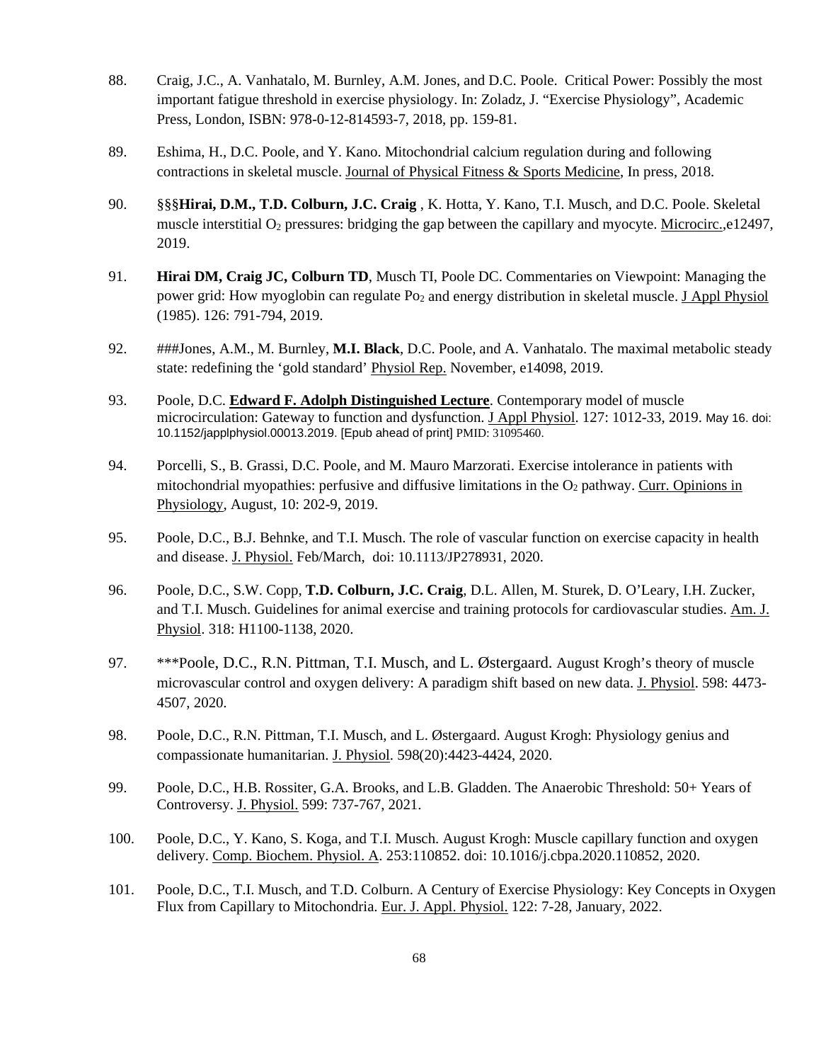88. Craig, J.C., A. Vanhatalo, M. Burnley, A.M. Jones, and D.C. Poole. Critical Power: Possibly the most important fatigue threshold in exercise physiology. In: Zoladz, J. "Exercise Physiology", Academic Press, London, ISBN: 978-0-12-814593-7, 2018, pp. 159-81.

89. Eshima, H., D.C. Poole, and Y. Kano. Mitochondrial calcium regulation during and following contractions in skeletal muscle. Journal of Physical Fitness & Sports Medicine, In press, 2018.

90. §§§**Hirai, D.M., T.D. Colburn, J.C. Craig** , K. Hotta, Y. Kano, T.I. Musch, and D.C. Poole. Skeletal muscle interstitial $O_2$ pressures: bridging the gap between the capillary and myocyte. Microcirc.,e12497, 2019.

91. **Hirai DM, Craig JC, Colburn TD**, Musch TI, Poole DC. Commentaries on Viewpoint: Managing the power grid: How myoglobin can regulate $Po_2$ and energy distribution in skeletal muscle. J Appl Physiol (1985). 126: 791-794, 2019.

92. ###Jones, A.M., M. Burnley, **M.I. Black**, D.C. Poole, and A. Vanhatalo. The maximal metabolic steady state: redefining the 'gold standard' Physiol Rep. November, e14098, 2019.

93. Poole, D.C. **Edward F. Adolph Distinguished Lecture**. Contemporary model of muscle microcirculation: Gateway to function and dysfunction. J Appl Physiol. 127: 1012-33, 2019. May 16. doi: 10.1152/japplphysiol.00013.2019. [Epub ahead of print] PMID: 31095460.

94. Porcelli, S., B. Grassi, D.C. Poole, and M. Mauro Marzorati. Exercise intolerance in patients with mitochondrial myopathies: perfusive and diffusive limitations in the $O_2$ pathway. Curr. Opinions in Physiology, August, 10: 202-9, 2019.

95. Poole, D.C., B.J. Behnke, and T.I. Musch. The role of vascular function on exercise capacity in health and disease. J. Physiol. Feb/March, doi: 10.1113/JP278931, 2020.

96. Poole, D.C., S.W. Copp, **T.D. Colburn, J.C. Craig**, D.L. Allen, M. Sturek, D. O'Leary, I.H. Zucker, and T.I. Musch. Guidelines for animal exercise and training protocols for cardiovascular studies. Am. J. Physiol. 318: H1100-1138, 2020.

97. ***Poole, D.C., R.N. Pittman, T.I. Musch, and L. Østergaard. August Krogh's theory of muscle microvascular control and oxygen delivery: A paradigm shift based on new data. J. Physiol. 598: 4473-4507, 2020.

98. Poole, D.C., R.N. Pittman, T.I. Musch, and L. Østergaard. August Krogh: Physiology genius and compassionate humanitarian. J. Physiol. 598(20):4423-4424, 2020.

99. Poole, D.C., H.B. Rossiter, G.A. Brooks, and L.B. Gladden. The Anaerobic Threshold: 50+ Years of Controversy. J. Physiol. 599: 737-767, 2021.

100. Poole, D.C., Y. Kano, S. Koga, and T.I. Musch. August Krogh: Muscle capillary function and oxygen delivery. Comp. Biochem. Physiol. A. 253:110852. doi: 10.1016/j.cbpa.2020.110852, 2020.

101. Poole, D.C., T.I. Musch, and T.D. Colburn. A Century of Exercise Physiology: Key Concepts in Oxygen Flux from Capillary to Mitochondria. Eur. J. Appl. Physiol. 122: 7-28, January, 2022.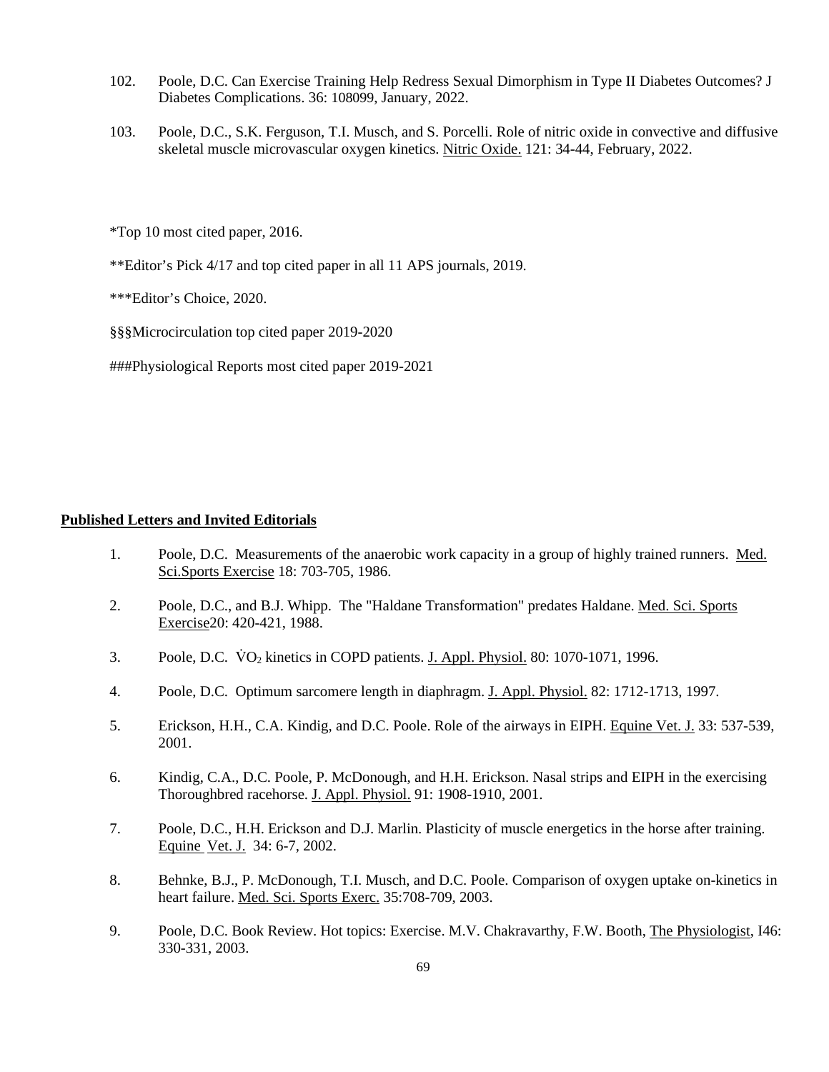102. Poole, D.C. Can Exercise Training Help Redress Sexual Dimorphism in Type II Diabetes Outcomes? J Diabetes Complications. 36: 108099, January, 2022.

103. Poole, D.C., S.K. Ferguson, T.I. Musch, and S. Porcelli. Role of nitric oxide in convective and diffusive skeletal muscle microvascular oxygen kinetics. Nitric Oxide. 121: 34-44, February, 2022.

*Top 10 most cited paper, 2016.

**Editor's Pick 4/17 and top cited paper in all 11 APS journals, 2019.

***Editor's Choice, 2020.

§§§Microcirculation top cited paper 2019-2020

###Physiological Reports most cited paper 2019-2021

**Published Letters and Invited Editorials**

1. Poole, D.C. Measurements of the anaerobic work capacity in a group of highly trained runners. Med. Sci.Sports Exercise 18: 703-705, 1986.

2. Poole, D.C., and B.J. Whipp. The "Haldane Transformation" predates Haldane. Med. Sci. Sports Exercise20: 420-421, 1988.

3. Poole, D.C. $\dot{V}O_2$ kinetics in COPD patients. J. Appl. Physiol. 80: 1070-1071, 1996.

4. Poole, D.C. Optimum sarcomere length in diaphragm. J. Appl. Physiol. 82: 1712-1713, 1997.

5. Erickson, H.H., C.A. Kindig, and D.C. Poole. Role of the airways in EIPH. Equine Vet. J. 33: 537-539, 2001.

6. Kindig, C.A., D.C. Poole, P. McDonough, and H.H. Erickson. Nasal strips and EIPH in the exercising Thoroughbred racehorse. J. Appl. Physiol. 91: 1908-1910, 2001.

7. Poole, D.C., H.H. Erickson and D.J. Marlin. Plasticity of muscle energetics in the horse after training. Equine Vet. J. 34: 6-7, 2002.

8. Behnke, B.J., P. McDonough, T.I. Musch, and D.C. Poole. Comparison of oxygen uptake on-kinetics in heart failure. Med. Sci. Sports Exerc. 35:708-709, 2003.

9. Poole, D.C. Book Review. Hot topics: Exercise. M.V. Chakravarthy, F.W. Booth, The Physiologist, I46: 330-331, 2003.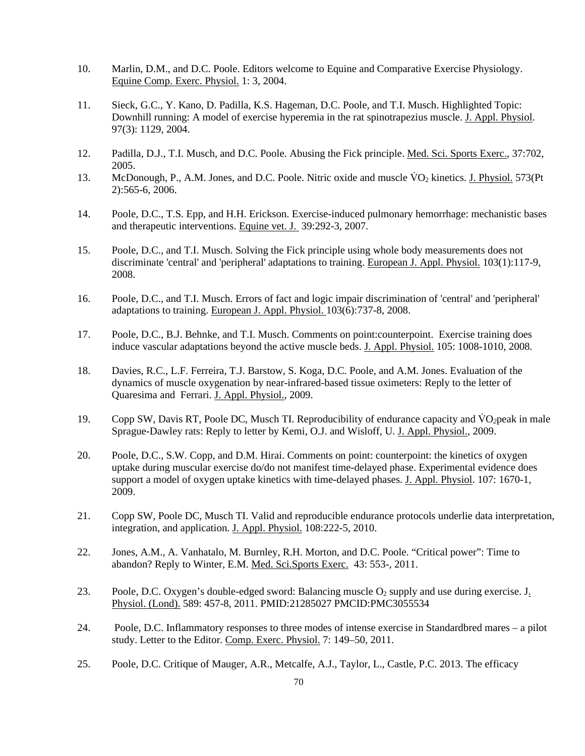10. Marlin, D.M., and D.C. Poole. Editors welcome to Equine and Comparative Exercise Physiology. Equine Comp. Exerc. Physiol. 1: 3, 2004.

11. Sieck, G.C., Y. Kano, D. Padilla, K.S. Hageman, D.C. Poole, and T.I. Musch. Highlighted Topic: Downhill running: A model of exercise hyperemia in the rat spinotrapezius muscle. J. Appl. Physiol. 97(3): 1129, 2004.

12. Padilla, D.J., T.I. Musch, and D.C. Poole. Abusing the Fick principle. Med. Sci. Sports Exerc., 37:702, 2005.

13. McDonough, P., A.M. Jones, and D.C. Poole. Nitric oxide and muscle $\dot{V}O_2$ kinetics. J. Physiol. 573(Pt 2):565-6, 2006.

14. Poole, D.C., T.S. Epp, and H.H. Erickson. Exercise-induced pulmonary hemorrhage: mechanistic bases and therapeutic interventions. Equine vet. J. 39:292-3, 2007.

15. Poole, D.C., and T.I. Musch. Solving the Fick principle using whole body measurements does not discriminate 'central' and 'peripheral' adaptations to training. European J. Appl. Physiol. 103(1):117-9, 2008.

16. Poole, D.C., and T.I. Musch. Errors of fact and logic impair discrimination of 'central' and 'peripheral' adaptations to training. European J. Appl. Physiol. 103(6):737-8, 2008.

17. Poole, D.C., B.J. Behnke, and T.I. Musch. Comments on point:counterpoint. Exercise training does induce vascular adaptations beyond the active muscle beds. J. Appl. Physiol. 105: 1008-1010, 2008.

18. Davies, R.C., L.F. Ferreira, T.J. Barstow, S. Koga, D.C. Poole, and A.M. Jones. Evaluation of the dynamics of muscle oxygenation by near-infrared-based tissue oximeters: Reply to the letter of Quaresima and Ferrari. J. Appl. Physiol., 2009.

19. Copp SW, Davis RT, Poole DC, Musch TI. Reproducibility of endurance capacity and $\dot{V}O_2$peak in male Sprague-Dawley rats: Reply to letter by Kemi, O.J. and Wisloff, U. J. Appl. Physiol., 2009.

20. Poole, D.C., S.W. Copp, and D.M. Hirai. Comments on point: counterpoint: the kinetics of oxygen uptake during muscular exercise do/do not manifest time-delayed phase. Experimental evidence does support a model of oxygen uptake kinetics with time-delayed phases. J. Appl. Physiol. 107: 1670-1, 2009.

21. Copp SW, Poole DC, Musch TI. Valid and reproducible endurance protocols underlie data interpretation, integration, and application. J. Appl. Physiol. 108:222-5, 2010.

22. Jones, A.M., A. Vanhatalo, M. Burnley, R.H. Morton, and D.C. Poole. “Critical power”: Time to abandon? Reply to Winter, E.M. Med. Sci.Sports Exerc. 43: 553-, 2011.

23. Poole, D.C. Oxygen’s double-edged sword: Balancing muscle $O_2$ supply and use during exercise. J. Physiol. (Lond). 589: 457-8, 2011. PMID:21285027 PMCID:PMC3055534

24. Poole, D.C. Inflammatory responses to three modes of intense exercise in Standardbred mares – a pilot study. Letter to the Editor. Comp. Exerc. Physiol. 7: 149–50, 2011.

25. Poole, D.C. Critique of Mauger, A.R., Metcalfe, A.J., Taylor, L., Castle, P.C. 2013. The efficacy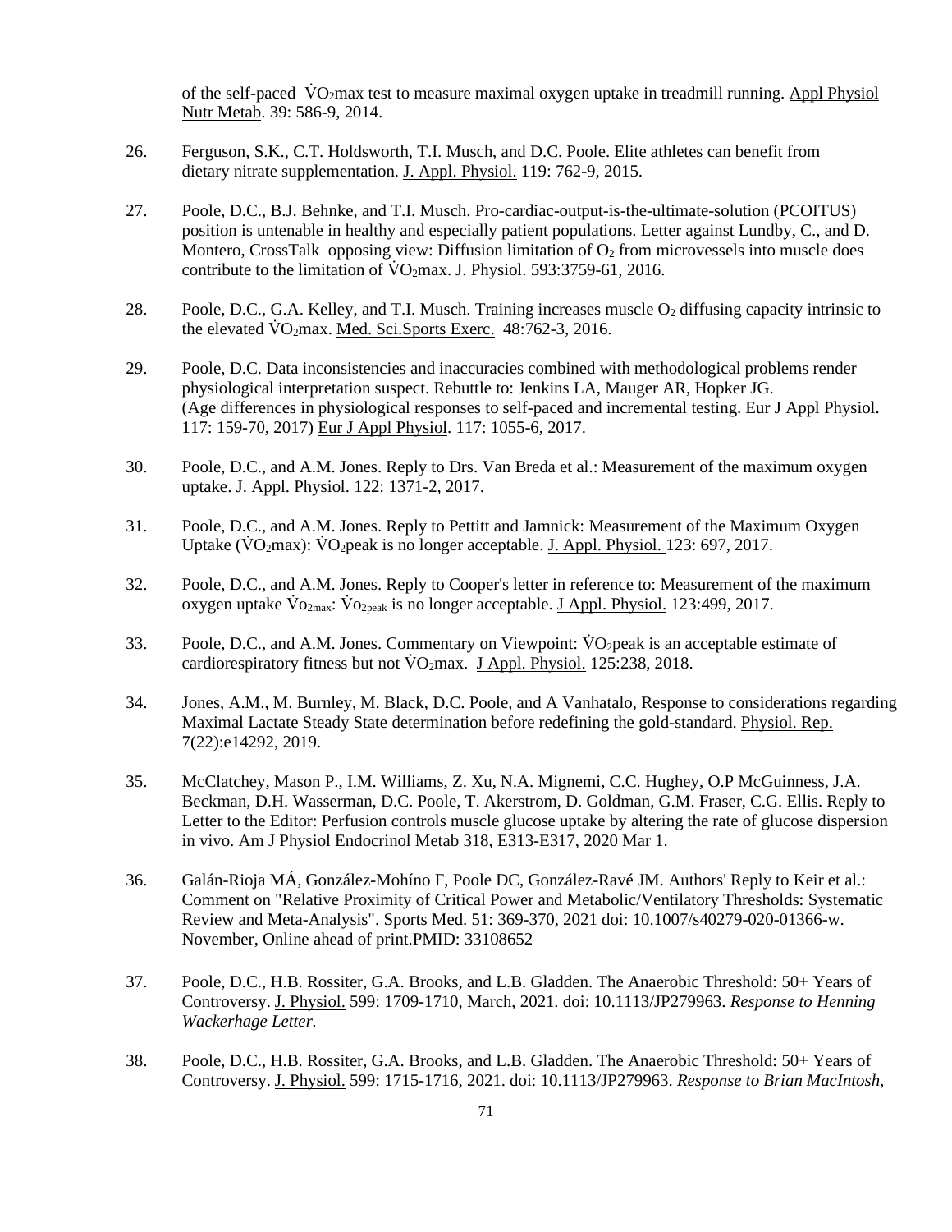of the self-paced $\dot{V}O_2$max test to measure maximal oxygen uptake in treadmill running. Appl Physiol Nutr Metab. 39: 586-9, 2014.

26. Ferguson, S.K., C.T. Holdsworth, T.I. Musch, and D.C. Poole. Elite athletes can benefit from dietary nitrate supplementation. J. Appl. Physiol. 119: 762-9, 2015.

27. Poole, D.C., B.J. Behnke, and T.I. Musch. Pro-cardiac-output-is-the-ultimate-solution (PCOITUS) position is untenable in healthy and especially patient populations. Letter against Lundby, C., and D. Montero, CrossTalk opposing view: Diffusion limitation of $O_2$ from microvessels into muscle does contribute to the limitation of $\dot{V}O_2$max. J. Physiol. 593:3759-61, 2016.

28. Poole, D.C., G.A. Kelley, and T.I. Musch. Training increases muscle $O_2$ diffusing capacity intrinsic to the elevated $\dot{V}O_2$max. Med. Sci.Sports Exerc. 48:762-3, 2016.

29. Poole, D.C. Data inconsistencies and inaccuracies combined with methodological problems render physiological interpretation suspect. Rebuttle to: Jenkins LA, Mauger AR, Hopker JG. (Age differences in physiological responses to self-paced and incremental testing. Eur J Appl Physiol. 117: 159-70, 2017) Eur J Appl Physiol. 117: 1055-6, 2017.

30. Poole, D.C., and A.M. Jones. Reply to Drs. Van Breda et al.: Measurement of the maximum oxygen uptake. J. Appl. Physiol. 122: 1371-2, 2017.

31. Poole, D.C., and A.M. Jones. Reply to Pettitt and Jamnick: Measurement of the Maximum Oxygen Uptake ($\dot{V}O_2$max): $\dot{V}O_2$peak is no longer acceptable. J. Appl. Physiol. 123: 697, 2017.

32. Poole, D.C., and A.M. Jones. Reply to Cooper's letter in reference to: Measurement of the maximum oxygen uptake $\dot{V}o_{2max}$: $\dot{V}o_{2peak}$ is no longer acceptable. J Appl. Physiol. 123:499, 2017.

33. Poole, D.C., and A.M. Jones. Commentary on Viewpoint: $\dot{V}O_2$peak is an acceptable estimate of cardiorespiratory fitness but not $\dot{V}O_2$max. J Appl. Physiol. 125:238, 2018.

34. Jones, A.M., M. Burnley, M. Black, D.C. Poole, and A Vanhatalo, Response to considerations regarding Maximal Lactate Steady State determination before redefining the gold-standard. Physiol. Rep. 7(22):e14292, 2019.

35. McClatchey, Mason P., I.M. Williams, Z. Xu, N.A. Mignemi, C.C. Hughey, O.P McGuinness, J.A. Beckman, D.H. Wasserman, D.C. Poole, T. Akerstrom, D. Goldman, G.M. Fraser, C.G. Ellis. Reply to Letter to the Editor: Perfusion controls muscle glucose uptake by altering the rate of glucose dispersion in vivo. Am J Physiol Endocrinol Metab 318, E313-E317, 2020 Mar 1.

36. Galán-Rioja MÁ, González-Mohíno F, Poole DC, González-Ravé JM. Authors' Reply to Keir et al.: Comment on "Relative Proximity of Critical Power and Metabolic/Ventilatory Thresholds: Systematic Review and Meta-Analysis". Sports Med. 51: 369-370, 2021 doi: 10.1007/s40279-020-01366-w. November, Online ahead of print.PMID: 33108652

37. Poole, D.C., H.B. Rossiter, G.A. Brooks, and L.B. Gladden. The Anaerobic Threshold: 50+ Years of Controversy. J. Physiol. 599: 1709-1710, March, 2021. doi: 10.1113/JP279963. *Response to Henning Wackerhage Letter.*

38. Poole, D.C., H.B. Rossiter, G.A. Brooks, and L.B. Gladden. The Anaerobic Threshold: 50+ Years of Controversy. J. Physiol. 599: 1715-1716, 2021. doi: 10.1113/JP279963. *Response to Brian MacIntosh,*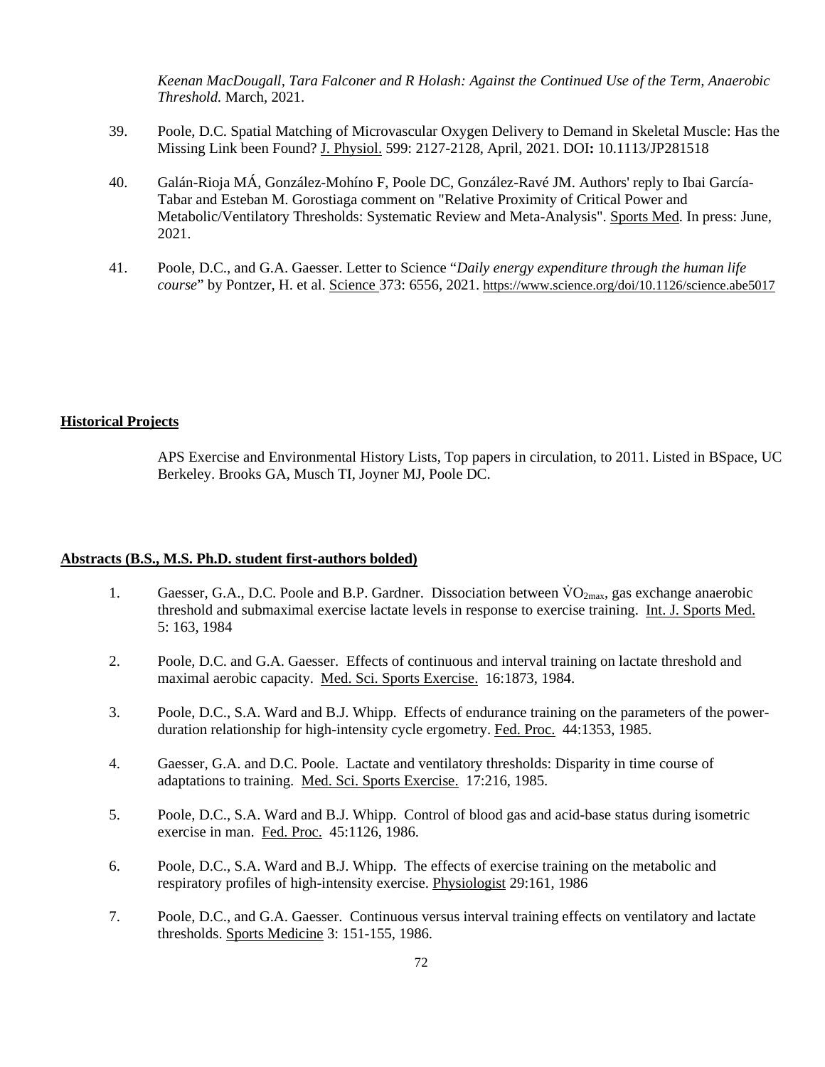*Keenan MacDougall, Tara Falconer and R Holash: Against the Continued Use of the Term, Anaerobic Threshold.* March, 2021.

39. Poole, D.C. Spatial Matching of Microvascular Oxygen Delivery to Demand in Skeletal Muscle: Has the Missing Link been Found? J. Physiol. 599: 2127-2128, April, 2021. DOI**:** 10.1113/JP281518

40. Galán-Rioja MÁ, González-Mohíno F, Poole DC, González-Ravé JM. Authors' reply to Ibai García-Tabar and Esteban M. Gorostiaga comment on "Relative Proximity of Critical Power and Metabolic/Ventilatory Thresholds: Systematic Review and Meta-Analysis". Sports Med. In press: June, 2021.

41. Poole, D.C., and G.A. Gaesser. Letter to Science "*Daily energy expenditure through the human life course*" by Pontzer, H. et al. Science 373: 6556, 2021. https://www.science.org/doi/10.1126/science.abe5017

## Historical Projects

APS Exercise and Environmental History Lists, Top papers in circulation, to 2011. Listed in BSpace, UC Berkeley. Brooks GA, Musch TI, Joyner MJ, Poole DC.

## Abstracts (B.S., M.S. Ph.D. student first-authors bolded)

1. Gaesser, G.A., D.C. Poole and B.P. Gardner. Dissociation between $\dot{V}O_{2max}$, gas exchange anaerobic threshold and submaximal exercise lactate levels in response to exercise training. Int. J. Sports Med. 5: 163, 1984

2. Poole, D.C. and G.A. Gaesser. Effects of continuous and interval training on lactate threshold and maximal aerobic capacity. Med. Sci. Sports Exercise. 16:1873, 1984.

3. Poole, D.C., S.A. Ward and B.J. Whipp. Effects of endurance training on the parameters of the power-duration relationship for high-intensity cycle ergometry. Fed. Proc. 44:1353, 1985.

4. Gaesser, G.A. and D.C. Poole. Lactate and ventilatory thresholds: Disparity in time course of adaptations to training. Med. Sci. Sports Exercise. 17:216, 1985.

5. Poole, D.C., S.A. Ward and B.J. Whipp. Control of blood gas and acid-base status during isometric exercise in man. Fed. Proc. 45:1126, 1986.

6. Poole, D.C., S.A. Ward and B.J. Whipp. The effects of exercise training on the metabolic and respiratory profiles of high-intensity exercise. Physiologist 29:161, 1986

7. Poole, D.C., and G.A. Gaesser. Continuous versus interval training effects on ventilatory and lactate thresholds. Sports Medicine 3: 151-155, 1986.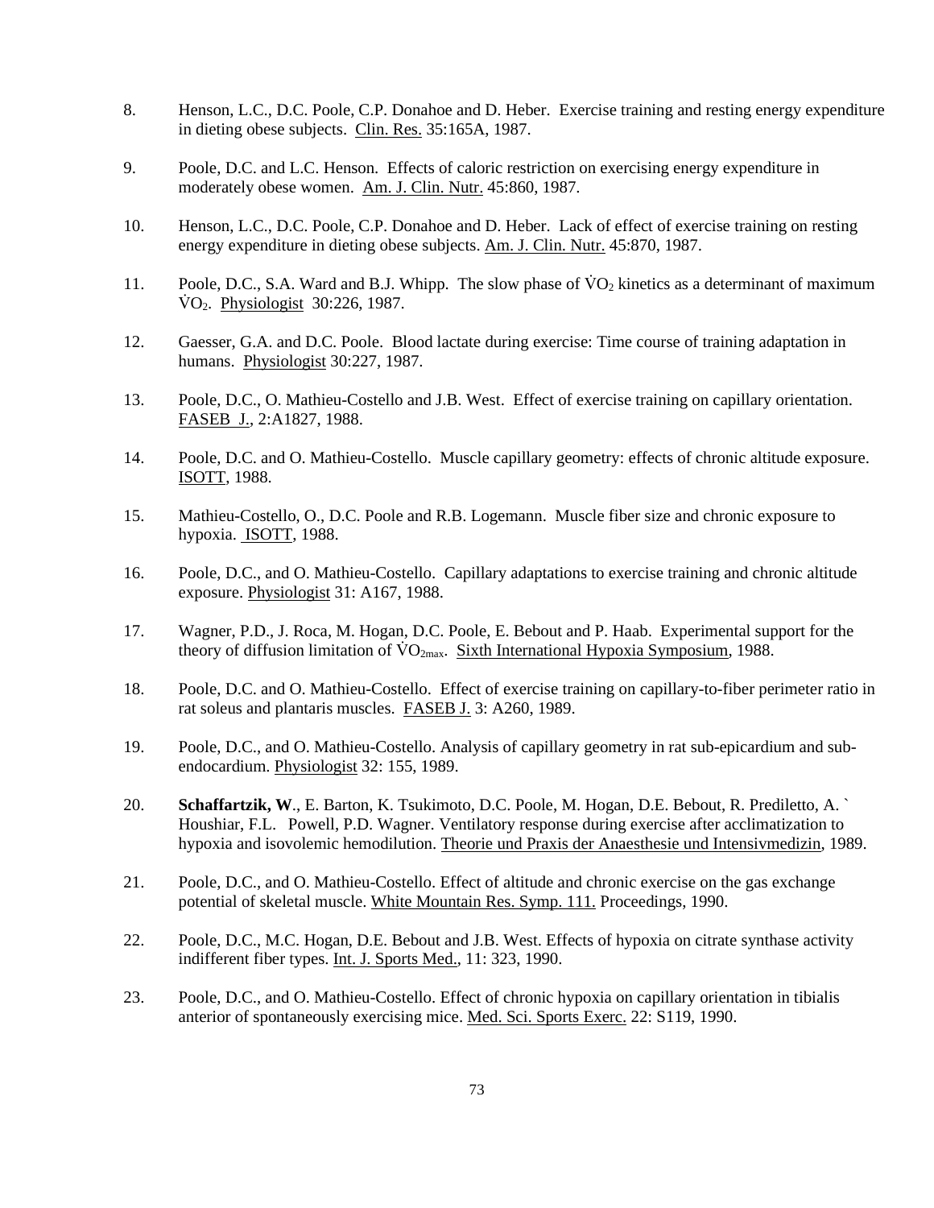8. Henson, L.C., D.C. Poole, C.P. Donahoe and D. Heber. Exercise training and resting energy expenditure in dieting obese subjects. Clin. Res. 35:165A, 1987.

9. Poole, D.C. and L.C. Henson. Effects of caloric restriction on exercising energy expenditure in moderately obese women. Am. J. Clin. Nutr. 45:860, 1987.

10. Henson, L.C., D.C. Poole, C.P. Donahoe and D. Heber. Lack of effect of exercise training on resting energy expenditure in dieting obese subjects. Am. J. Clin. Nutr. 45:870, 1987.

11. Poole, D.C., S.A. Ward and B.J. Whipp. The slow phase of $\dot{V}O_2$ kinetics as a determinant of maximum $\dot{V}O_2$. Physiologist 30:226, 1987.

12. Gaesser, G.A. and D.C. Poole. Blood lactate during exercise: Time course of training adaptation in humans. Physiologist 30:227, 1987.

13. Poole, D.C., O. Mathieu-Costello and J.B. West. Effect of exercise training on capillary orientation. FASEB J., 2:A1827, 1988.

14. Poole, D.C. and O. Mathieu-Costello. Muscle capillary geometry: effects of chronic altitude exposure. ISOTT, 1988.

15. Mathieu-Costello, O., D.C. Poole and R.B. Logemann. Muscle fiber size and chronic exposure to hypoxia. ISOTT, 1988.

16. Poole, D.C., and O. Mathieu-Costello. Capillary adaptations to exercise training and chronic altitude exposure. Physiologist 31: A167, 1988.

17. Wagner, P.D., J. Roca, M. Hogan, D.C. Poole, E. Bebout and P. Haab. Experimental support for the theory of diffusion limitation of $\dot{V}O_{2max}$. Sixth International Hypoxia Symposium, 1988.

18. Poole, D.C. and O. Mathieu-Costello. Effect of exercise training on capillary-to-fiber perimeter ratio in rat soleus and plantaris muscles. FASEB J. 3: A260, 1989.

19. Poole, D.C., and O. Mathieu-Costello. Analysis of capillary geometry in rat sub-epicardium and sub-endocardium. Physiologist 32: 155, 1989.

20. **Schaffartzik, W**., E. Barton, K. Tsukimoto, D.C. Poole, M. Hogan, D.E. Bebout, R. Prediletto, A. ` Houshiar, F.L. Powell, P.D. Wagner. Ventilatory response during exercise after acclimatization to hypoxia and isovolemic hemodilution. Theorie und Praxis der Anaesthesie und Intensivmedizin, 1989.

21. Poole, D.C., and O. Mathieu-Costello. Effect of altitude and chronic exercise on the gas exchange potential of skeletal muscle. White Mountain Res. Symp. 111. Proceedings, 1990.

22. Poole, D.C., M.C. Hogan, D.E. Bebout and J.B. West. Effects of hypoxia on citrate synthase activity indifferent fiber types. Int. J. Sports Med., 11: 323, 1990.

23. Poole, D.C., and O. Mathieu-Costello. Effect of chronic hypoxia on capillary orientation in tibialis anterior of spontaneously exercising mice. Med. Sci. Sports Exerc. 22: S119, 1990.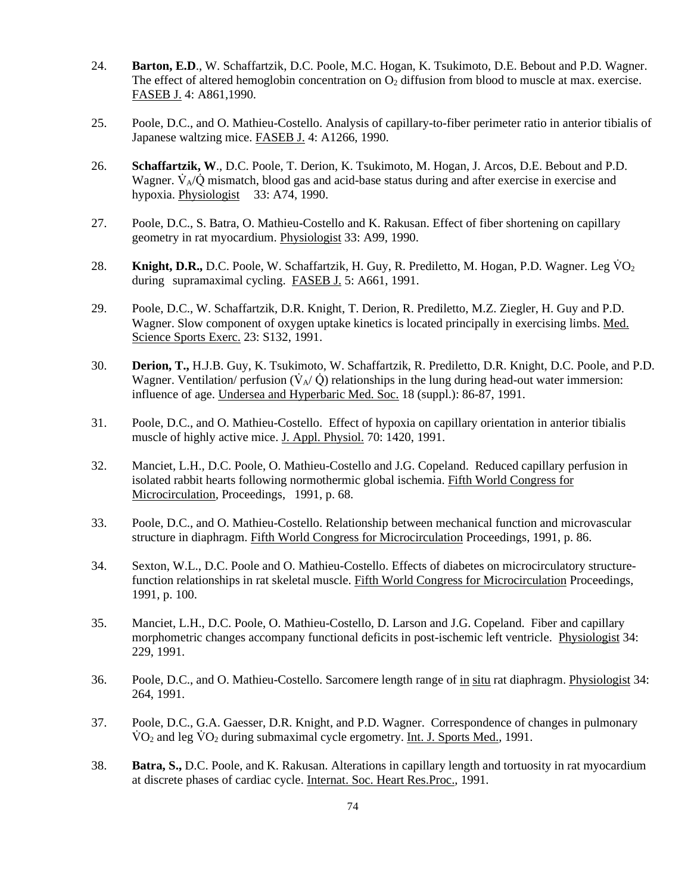24. **Barton, E.D**., W. Schaffartzik, D.C. Poole, M.C. Hogan, K. Tsukimoto, D.E. Bebout and P.D. Wagner. The effect of altered hemoglobin concentration on $O_2$ diffusion from blood to muscle at max. exercise. FASEB J. 4: A861,1990.

25. Poole, D.C., and O. Mathieu-Costello. Analysis of capillary-to-fiber perimeter ratio in anterior tibialis of Japanese waltzing mice. FASEB J. 4: A1266, 1990.

26. **Schaffartzik, W**., D.C. Poole, T. Derion, K. Tsukimoto, M. Hogan, J. Arcos, D.E. Bebout and P.D. Wagner. $\dot{V}_A/\dot{Q}$ mismatch, blood gas and acid-base status during and after exercise in exercise and hypoxia. Physiologist 33: A74, 1990.

27. Poole, D.C., S. Batra, O. Mathieu-Costello and K. Rakusan. Effect of fiber shortening on capillary geometry in rat myocardium. Physiologist 33: A99, 1990.

28. **Knight, D.R.,** D.C. Poole, W. Schaffartzik, H. Guy, R. Prediletto, M. Hogan, P.D. Wagner. Leg $\dot{V}O_2$ during supramaximal cycling. FASEB J. 5: A661, 1991.

29. Poole, D.C., W. Schaffartzik, D.R. Knight, T. Derion, R. Prediletto, M.Z. Ziegler, H. Guy and P.D. Wagner. Slow component of oxygen uptake kinetics is located principally in exercising limbs. Med. Science Sports Exerc. 23: S132, 1991.

30. **Derion, T.,** H.J.B. Guy, K. Tsukimoto, W. Schaffartzik, R. Prediletto, D.R. Knight, D.C. Poole, and P.D. Wagner. Ventilation/ perfusion ($\dot{V}_A$/ $\dot{Q}$) relationships in the lung during head-out water immersion: influence of age. Undersea and Hyperbaric Med. Soc. 18 (suppl.): 86-87, 1991.

31. Poole, D.C., and O. Mathieu-Costello. Effect of hypoxia on capillary orientation in anterior tibialis muscle of highly active mice. J. Appl. Physiol. 70: 1420, 1991.

32. Manciet, L.H., D.C. Poole, O. Mathieu-Costello and J.G. Copeland. Reduced capillary perfusion in isolated rabbit hearts following normothermic global ischemia. Fifth World Congress for Microcirculation, Proceedings, 1991, p. 68.

33. Poole, D.C., and O. Mathieu-Costello. Relationship between mechanical function and microvascular structure in diaphragm. Fifth World Congress for Microcirculation Proceedings, 1991, p. 86.

34. Sexton, W.L., D.C. Poole and O. Mathieu-Costello. Effects of diabetes on microcirculatory structure-function relationships in rat skeletal muscle. Fifth World Congress for Microcirculation Proceedings, 1991, p. 100.

35. Manciet, L.H., D.C. Poole, O. Mathieu-Costello, D. Larson and J.G. Copeland. Fiber and capillary morphometric changes accompany functional deficits in post-ischemic left ventricle. Physiologist 34: 229, 1991.

36. Poole, D.C., and O. Mathieu-Costello. Sarcomere length range of in situ rat diaphragm. Physiologist 34: 264, 1991.

37. Poole, D.C., G.A. Gaesser, D.R. Knight, and P.D. Wagner. Correspondence of changes in pulmonary $\dot{V}O_2$ and leg $\dot{V}O_2$ during submaximal cycle ergometry. Int. J. Sports Med., 1991.

38. **Batra, S.,** D.C. Poole, and K. Rakusan. Alterations in capillary length and tortuosity in rat myocardium at discrete phases of cardiac cycle. Internat. Soc. Heart Res.Proc., 1991.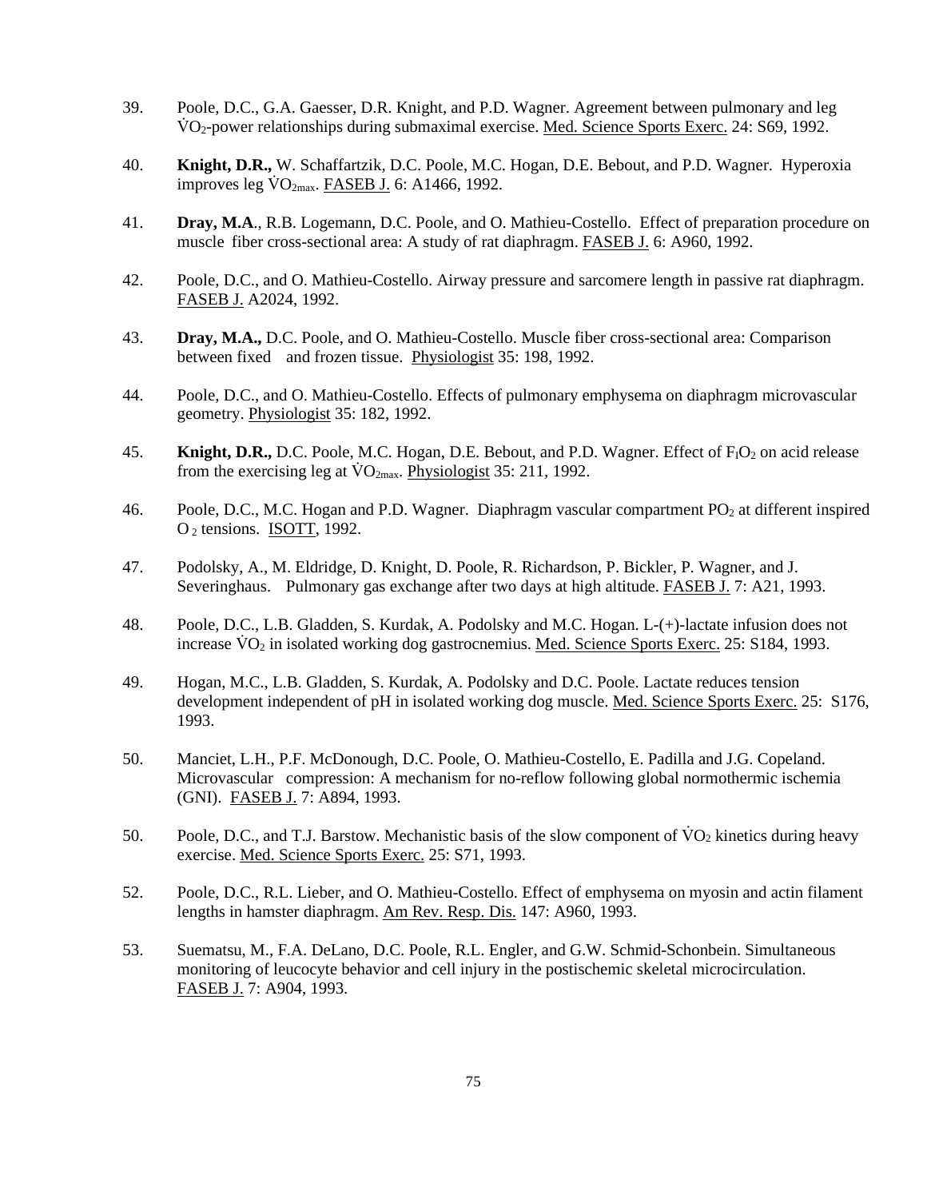39. Poole, D.C., G.A. Gaesser, D.R. Knight, and P.D. Wagner. Agreement between pulmonary and leg $\dot{V}O_2$-power relationships during submaximal exercise. Med. Science Sports Exerc. 24: S69, 1992.

40. **Knight, D.R.,** W. Schaffartzik, D.C. Poole, M.C. Hogan, D.E. Bebout, and P.D. Wagner. Hyperoxia improves leg $\dot{V}O_{2max}$. FASEB J. 6: A1466, 1992.

41. **Dray, M.A**., R.B. Logemann, D.C. Poole, and O. Mathieu-Costello. Effect of preparation procedure on muscle fiber cross-sectional area: A study of rat diaphragm. FASEB J. 6: A960, 1992.

42. Poole, D.C., and O. Mathieu-Costello. Airway pressure and sarcomere length in passive rat diaphragm. FASEB J. A2024, 1992.

43. **Dray, M.A.,** D.C. Poole, and O. Mathieu-Costello. Muscle fiber cross-sectional area: Comparison between fixed and frozen tissue. Physiologist 35: 198, 1992.

44. Poole, D.C., and O. Mathieu-Costello. Effects of pulmonary emphysema on diaphragm microvascular geometry. Physiologist 35: 182, 1992.

45. **Knight, D.R.,** D.C. Poole, M.C. Hogan, D.E. Bebout, and P.D. Wagner. Effect of $F_IO_2$ on acid release from the exercising leg at $\dot{V}O_{2max}$. Physiologist 35: 211, 1992.

46. Poole, D.C., M.C. Hogan and P.D. Wagner. Diaphragm vascular compartment $PO_2$ at different inspired $O_2$ tensions. ISOTT, 1992.

47. Podolsky, A., M. Eldridge, D. Knight, D. Poole, R. Richardson, P. Bickler, P. Wagner, and J. Severinghaus. Pulmonary gas exchange after two days at high altitude. FASEB J. 7: A21, 1993.

48. Poole, D.C., L.B. Gladden, S. Kurdak, A. Podolsky and M.C. Hogan. L-(+)-lactate infusion does not increase $\dot{V}O_2$ in isolated working dog gastrocnemius. Med. Science Sports Exerc. 25: S184, 1993.

49. Hogan, M.C., L.B. Gladden, S. Kurdak, A. Podolsky and D.C. Poole. Lactate reduces tension development independent of pH in isolated working dog muscle. Med. Science Sports Exerc. 25: S176, 1993.

50. Manciet, L.H., P.F. McDonough, D.C. Poole, O. Mathieu-Costello, E. Padilla and J.G. Copeland. Microvascular compression: A mechanism for no-reflow following global normothermic ischemia (GNI). FASEB J. 7: A894, 1993.

50. Poole, D.C., and T.J. Barstow. Mechanistic basis of the slow component of $\dot{V}O_2$ kinetics during heavy exercise. Med. Science Sports Exerc. 25: S71, 1993.

52. Poole, D.C., R.L. Lieber, and O. Mathieu-Costello. Effect of emphysema on myosin and actin filament lengths in hamster diaphragm. Am Rev. Resp. Dis. 147: A960, 1993.

53. Suematsu, M., F.A. DeLano, D.C. Poole, R.L. Engler, and G.W. Schmid-Schonbein. Simultaneous monitoring of leucocyte behavior and cell injury in the postischemic skeletal microcirculation. FASEB J. 7: A904, 1993.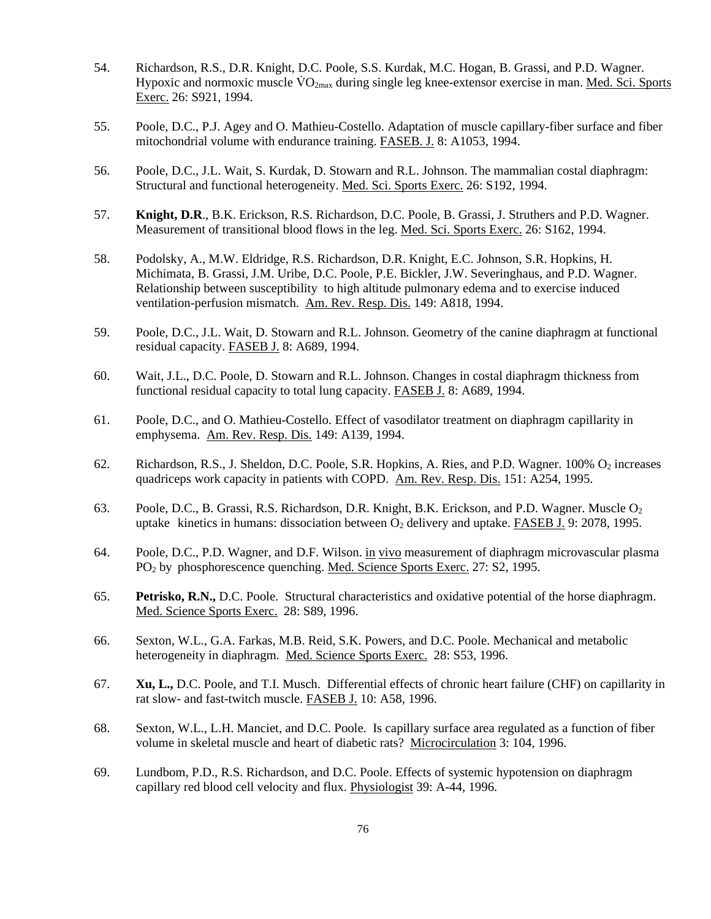54. Richardson, R.S., D.R. Knight, D.C. Poole, S.S. Kurdak, M.C. Hogan, B. Grassi, and P.D. Wagner. Hypoxic and normoxic muscle $\dot{V}O_{2max}$ during single leg knee-extensor exercise in man. Med. Sci. Sports Exerc. 26: S921, 1994.

55. Poole, D.C., P.J. Agey and O. Mathieu-Costello. Adaptation of muscle capillary-fiber surface and fiber mitochondrial volume with endurance training. FASEB. J. 8: A1053, 1994.

56. Poole, D.C., J.L. Wait, S. Kurdak, D. Stowarn and R.L. Johnson. The mammalian costal diaphragm: Structural and functional heterogeneity. Med. Sci. Sports Exerc. 26: S192, 1994.

57. **Knight, D.R**., B.K. Erickson, R.S. Richardson, D.C. Poole, B. Grassi, J. Struthers and P.D. Wagner. Measurement of transitional blood flows in the leg. Med. Sci. Sports Exerc. 26: S162, 1994.

58. Podolsky, A., M.W. Eldridge, R.S. Richardson, D.R. Knight, E.C. Johnson, S.R. Hopkins, H. Michimata, B. Grassi, J.M. Uribe, D.C. Poole, P.E. Bickler, J.W. Severinghaus, and P.D. Wagner. Relationship between susceptibility to high altitude pulmonary edema and to exercise induced ventilation-perfusion mismatch. Am. Rev. Resp. Dis. 149: A818, 1994.

59. Poole, D.C., J.L. Wait, D. Stowarn and R.L. Johnson. Geometry of the canine diaphragm at functional residual capacity. FASEB J. 8: A689, 1994.

60. Wait, J.L., D.C. Poole, D. Stowarn and R.L. Johnson. Changes in costal diaphragm thickness from functional residual capacity to total lung capacity. FASEB J. 8: A689, 1994.

61. Poole, D.C., and O. Mathieu-Costello. Effect of vasodilator treatment on diaphragm capillarity in emphysema. Am. Rev. Resp. Dis. 149: A139, 1994.

62. Richardson, R.S., J. Sheldon, D.C. Poole, S.R. Hopkins, A. Ries, and P.D. Wagner. 100% $O_2$ increases quadriceps work capacity in patients with COPD. Am. Rev. Resp. Dis. 151: A254, 1995.

63. Poole, D.C., B. Grassi, R.S. Richardson, D.R. Knight, B.K. Erickson, and P.D. Wagner. Muscle $O_2$ uptake kinetics in humans: dissociation between $O_2$ delivery and uptake. FASEB J. 9: 2078, 1995.

64. Poole, D.C., P.D. Wagner, and D.F. Wilson. in vivo measurement of diaphragm microvascular plasma $PO_2$ by phosphorescence quenching. Med. Science Sports Exerc. 27: S2, 1995.

65. **Petrisko, R.N.,** D.C. Poole. Structural characteristics and oxidative potential of the horse diaphragm. Med. Science Sports Exerc. 28: S89, 1996.

66. Sexton, W.L., G.A. Farkas, M.B. Reid, S.K. Powers, and D.C. Poole. Mechanical and metabolic heterogeneity in diaphragm. Med. Science Sports Exerc. 28: S53, 1996.

67. **Xu, L.,** D.C. Poole, and T.I. Musch. Differential effects of chronic heart failure (CHF) on capillarity in rat slow- and fast-twitch muscle. FASEB J. 10: A58, 1996.

68. Sexton, W.L., L.H. Manciet, and D.C. Poole. Is capillary surface area regulated as a function of fiber volume in skeletal muscle and heart of diabetic rats? Microcirculation 3: 104, 1996.

69. Lundbom, P.D., R.S. Richardson, and D.C. Poole. Effects of systemic hypotension on diaphragm capillary red blood cell velocity and flux. Physiologist 39: A-44, 1996.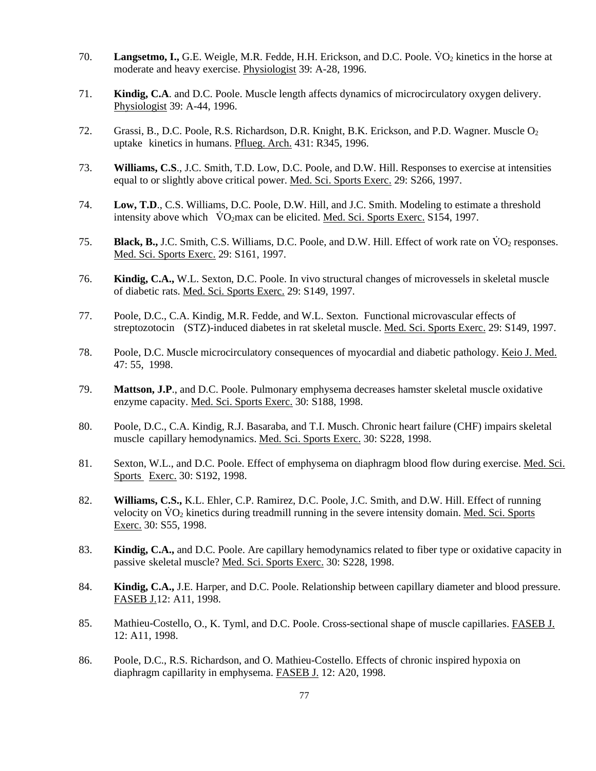70. **Langsetmo, I.,** G.E. Weigle, M.R. Fedde, H.H. Erickson, and D.C. Poole. $\dot{V}O_2$ kinetics in the horse at moderate and heavy exercise. Physiologist 39: A-28, 1996.

71. **Kindig, C.A**. and D.C. Poole. Muscle length affects dynamics of microcirculatory oxygen delivery. Physiologist 39: A-44, 1996.

72. Grassi, B., D.C. Poole, R.S. Richardson, D.R. Knight, B.K. Erickson, and P.D. Wagner. Muscle $O_2$ uptake kinetics in humans. Pflueg. Arch. 431: R345, 1996.

73. **Williams, C.S**., J.C. Smith, T.D. Low, D.C. Poole, and D.W. Hill. Responses to exercise at intensities equal to or slightly above critical power. Med. Sci. Sports Exerc. 29: S266, 1997.

74. **Low, T.D**., C.S. Williams, D.C. Poole, D.W. Hill, and J.C. Smith. Modeling to estimate a threshold intensity above which $\dot{V}O_2$max can be elicited. Med. Sci. Sports Exerc. S154, 1997.

75. **Black, B.,** J.C. Smith, C.S. Williams, D.C. Poole, and D.W. Hill. Effect of work rate on $\dot{V}O_2$ responses. Med. Sci. Sports Exerc. 29: S161, 1997.

76. **Kindig, C.A.,** W.L. Sexton, D.C. Poole. In vivo structural changes of microvessels in skeletal muscle of diabetic rats. Med. Sci. Sports Exerc. 29: S149, 1997.

77. Poole, D.C., C.A. Kindig, M.R. Fedde, and W.L. Sexton. Functional microvascular effects of streptozotocin (STZ)-induced diabetes in rat skeletal muscle. Med. Sci. Sports Exerc. 29: S149, 1997.

78. Poole, D.C. Muscle microcirculatory consequences of myocardial and diabetic pathology. Keio J. Med. 47: 55, 1998.

79. **Mattson, J.P**., and D.C. Poole. Pulmonary emphysema decreases hamster skeletal muscle oxidative enzyme capacity. Med. Sci. Sports Exerc. 30: S188, 1998.

80. Poole, D.C., C.A. Kindig, R.J. Basaraba, and T.I. Musch. Chronic heart failure (CHF) impairs skeletal muscle capillary hemodynamics. Med. Sci. Sports Exerc. 30: S228, 1998.

81. Sexton, W.L., and D.C. Poole. Effect of emphysema on diaphragm blood flow during exercise. Med. Sci. Sports Exerc. 30: S192, 1998.

82. **Williams, C.S.,** K.L. Ehler, C.P. Ramirez, D.C. Poole, J.C. Smith, and D.W. Hill. Effect of running velocity on $\dot{V}O_2$ kinetics during treadmill running in the severe intensity domain. Med. Sci. Sports Exerc. 30: S55, 1998.

83. **Kindig, C.A.,** and D.C. Poole. Are capillary hemodynamics related to fiber type or oxidative capacity in passive skeletal muscle? Med. Sci. Sports Exerc. 30: S228, 1998.

84. **Kindig, C.A.,** J.E. Harper, and D.C. Poole. Relationship between capillary diameter and blood pressure. FASEB J.12: A11, 1998.

85. Mathieu-Costello, O., K. Tyml, and D.C. Poole. Cross-sectional shape of muscle capillaries. FASEB J. 12: A11, 1998.

86. Poole, D.C., R.S. Richardson, and O. Mathieu-Costello. Effects of chronic inspired hypoxia on diaphragm capillarity in emphysema. FASEB J. 12: A20, 1998.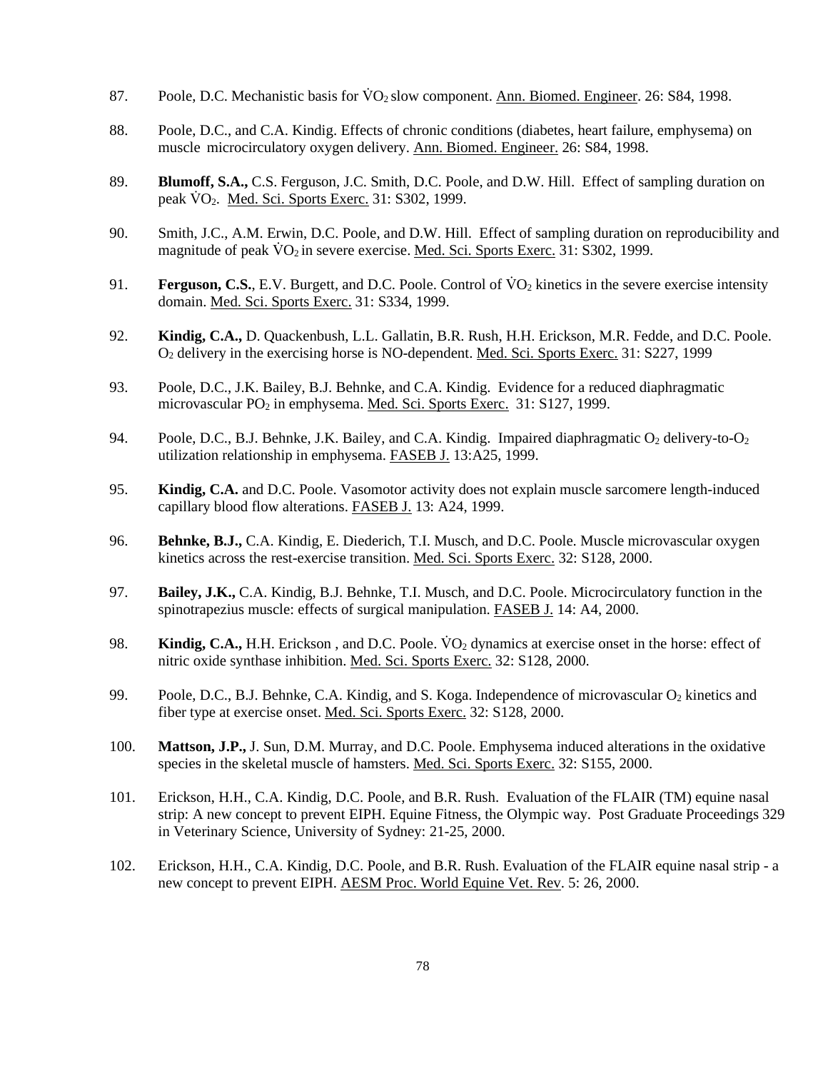87. Poole, D.C. Mechanistic basis for $\dot{V}O_2$ slow component. Ann. Biomed. Engineer. 26: S84, 1998.

88. Poole, D.C., and C.A. Kindig. Effects of chronic conditions (diabetes, heart failure, emphysema) on muscle microcirculatory oxygen delivery. Ann. Biomed. Engineer. 26: S84, 1998.

89. **Blumoff, S.A.,** C.S. Ferguson, J.C. Smith, D.C. Poole, and D.W. Hill. Effect of sampling duration on peak $\dot{V}O_2$. Med. Sci. Sports Exerc. 31: S302, 1999.

90. Smith, J.C., A.M. Erwin, D.C. Poole, and D.W. Hill. Effect of sampling duration on reproducibility and magnitude of peak $\dot{V}O_2$ in severe exercise. Med. Sci. Sports Exerc. 31: S302, 1999.

91. **Ferguson, C.S.**, E.V. Burgett, and D.C. Poole. Control of $\dot{V}O_2$ kinetics in the severe exercise intensity domain. Med. Sci. Sports Exerc. 31: S334, 1999.

92. **Kindig, C.A.,** D. Quackenbush, L.L. Gallatin, B.R. Rush, H.H. Erickson, M.R. Fedde, and D.C. Poole. $O_2$ delivery in the exercising horse is NO-dependent. Med. Sci. Sports Exerc. 31: S227, 1999

93. Poole, D.C., J.K. Bailey, B.J. Behnke, and C.A. Kindig. Evidence for a reduced diaphragmatic microvascular $PO_2$ in emphysema. Med. Sci. Sports Exerc. 31: S127, 1999.

94. Poole, D.C., B.J. Behnke, J.K. Bailey, and C.A. Kindig. Impaired diaphragmatic $O_2$ delivery-to-$O_2$ utilization relationship in emphysema. FASEB J. 13:A25, 1999.

95. **Kindig, C.A.** and D.C. Poole. Vasomotor activity does not explain muscle sarcomere length-induced capillary blood flow alterations. FASEB J. 13: A24, 1999.

96. **Behnke, B.J.,** C.A. Kindig, E. Diederich, T.I. Musch, and D.C. Poole. Muscle microvascular oxygen kinetics across the rest-exercise transition. Med. Sci. Sports Exerc. 32: S128, 2000.

97. **Bailey, J.K.,** C.A. Kindig, B.J. Behnke, T.I. Musch, and D.C. Poole. Microcirculatory function in the spinotrapezius muscle: effects of surgical manipulation. FASEB J. 14: A4, 2000.

98. **Kindig, C.A.,** H.H. Erickson , and D.C. Poole. $\dot{V}O_2$ dynamics at exercise onset in the horse: effect of nitric oxide synthase inhibition. Med. Sci. Sports Exerc. 32: S128, 2000.

99. Poole, D.C., B.J. Behnke, C.A. Kindig, and S. Koga. Independence of microvascular $O_2$ kinetics and fiber type at exercise onset. Med. Sci. Sports Exerc. 32: S128, 2000.

100. **Mattson, J.P.,** J. Sun, D.M. Murray, and D.C. Poole. Emphysema induced alterations in the oxidative species in the skeletal muscle of hamsters. Med. Sci. Sports Exerc. 32: S155, 2000.

101. Erickson, H.H., C.A. Kindig, D.C. Poole, and B.R. Rush. Evaluation of the FLAIR (TM) equine nasal strip: A new concept to prevent EIPH. Equine Fitness, the Olympic way. Post Graduate Proceedings 329 in Veterinary Science, University of Sydney: 21-25, 2000.

102. Erickson, H.H., C.A. Kindig, D.C. Poole, and B.R. Rush. Evaluation of the FLAIR equine nasal strip - a new concept to prevent EIPH. AESM Proc. World Equine Vet. Rev. 5: 26, 2000.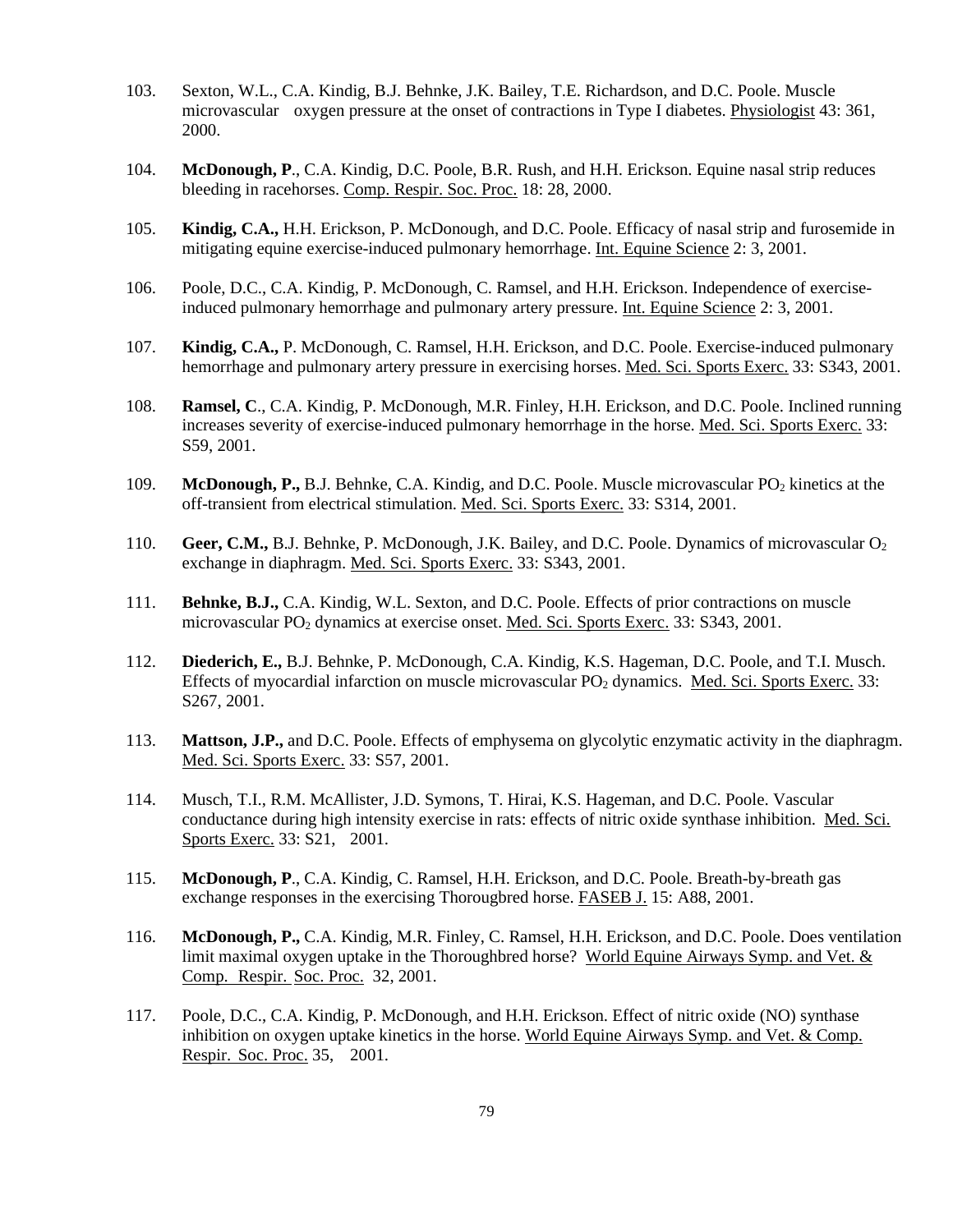103. Sexton, W.L., C.A. Kindig, B.J. Behnke, J.K. Bailey, T.E. Richardson, and D.C. Poole. Muscle microvascular oxygen pressure at the onset of contractions in Type I diabetes. Physiologist 43: 361, 2000.

104. **McDonough, P**., C.A. Kindig, D.C. Poole, B.R. Rush, and H.H. Erickson. Equine nasal strip reduces bleeding in racehorses. Comp. Respir. Soc. Proc. 18: 28, 2000.

105. **Kindig, C.A.,** H.H. Erickson, P. McDonough, and D.C. Poole. Efficacy of nasal strip and furosemide in mitigating equine exercise-induced pulmonary hemorrhage. Int. Equine Science 2: 3, 2001.

106. Poole, D.C., C.A. Kindig, P. McDonough, C. Ramsel, and H.H. Erickson. Independence of exercise-induced pulmonary hemorrhage and pulmonary artery pressure. Int. Equine Science 2: 3, 2001.

107. **Kindig, C.A.,** P. McDonough, C. Ramsel, H.H. Erickson, and D.C. Poole. Exercise-induced pulmonary hemorrhage and pulmonary artery pressure in exercising horses. Med. Sci. Sports Exerc. 33: S343, 2001.

108. **Ramsel, C**., C.A. Kindig, P. McDonough, M.R. Finley, H.H. Erickson, and D.C. Poole. Inclined running increases severity of exercise-induced pulmonary hemorrhage in the horse. Med. Sci. Sports Exerc. 33: S59, 2001.

109. **McDonough, P.,** B.J. Behnke, C.A. Kindig, and D.C. Poole. Muscle microvascular $PO_2$ kinetics at the off-transient from electrical stimulation. Med. Sci. Sports Exerc. 33: S314, 2001.

110. **Geer, C.M.,** B.J. Behnke, P. McDonough, J.K. Bailey, and D.C. Poole. Dynamics of microvascular $O_2$ exchange in diaphragm. Med. Sci. Sports Exerc. 33: S343, 2001.

111. **Behnke, B.J.,** C.A. Kindig, W.L. Sexton, and D.C. Poole. Effects of prior contractions on muscle microvascular $PO_2$ dynamics at exercise onset. Med. Sci. Sports Exerc. 33: S343, 2001.

112. **Diederich, E.,** B.J. Behnke, P. McDonough, C.A. Kindig, K.S. Hageman, D.C. Poole, and T.I. Musch. Effects of myocardial infarction on muscle microvascular $PO_2$ dynamics. Med. Sci. Sports Exerc. 33: S267, 2001.

113. **Mattson, J.P.,** and D.C. Poole. Effects of emphysema on glycolytic enzymatic activity in the diaphragm. Med. Sci. Sports Exerc. 33: S57, 2001.

114. Musch, T.I., R.M. McAllister, J.D. Symons, T. Hirai, K.S. Hageman, and D.C. Poole. Vascular conductance during high intensity exercise in rats: effects of nitric oxide synthase inhibition. Med. Sci. Sports Exerc. 33: S21, 2001.

115. **McDonough, P**., C.A. Kindig, C. Ramsel, H.H. Erickson, and D.C. Poole. Breath-by-breath gas exchange responses in the exercising Thorougbred horse. FASEB J. 15: A88, 2001.

116. **McDonough, P.,** C.A. Kindig, M.R. Finley, C. Ramsel, H.H. Erickson, and D.C. Poole. Does ventilation limit maximal oxygen uptake in the Thoroughbred horse? World Equine Airways Symp. and Vet. & Comp. Respir. Soc. Proc. 32, 2001.

117. Poole, D.C., C.A. Kindig, P. McDonough, and H.H. Erickson. Effect of nitric oxide (NO) synthase inhibition on oxygen uptake kinetics in the horse. World Equine Airways Symp. and Vet. & Comp. Respir. Soc. Proc. 35, 2001.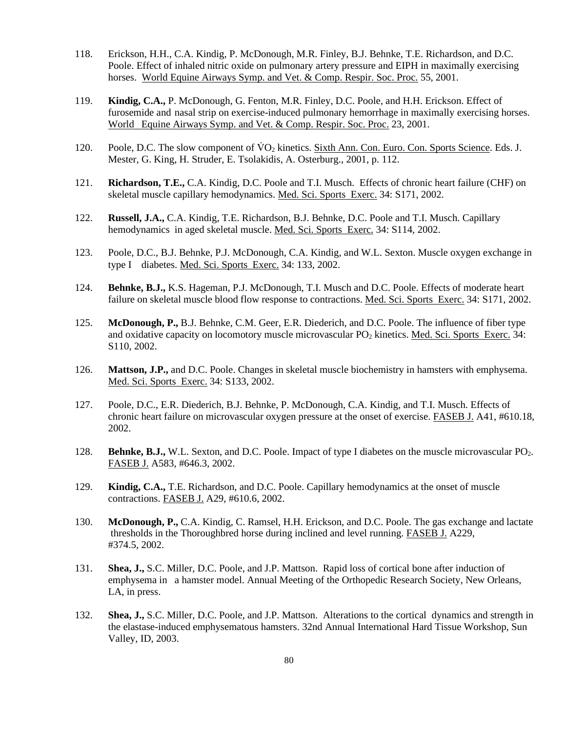118. Erickson, H.H., C.A. Kindig, P. McDonough, M.R. Finley, B.J. Behnke, T.E. Richardson, and D.C. Poole. Effect of inhaled nitric oxide on pulmonary artery pressure and EIPH in maximally exercising horses. World Equine Airways Symp. and Vet. & Comp. Respir. Soc. Proc. 55, 2001.

119. **Kindig, C.A.,** P. McDonough, G. Fenton, M.R. Finley, D.C. Poole, and H.H. Erickson. Effect of furosemide and nasal strip on exercise-induced pulmonary hemorrhage in maximally exercising horses. World Equine Airways Symp. and Vet. & Comp. Respir. Soc. Proc. 23, 2001.

120. Poole, D.C. The slow component of $\dot{V}O_2$ kinetics. Sixth Ann. Con. Euro. Con. Sports Science. Eds. J. Mester, G. King, H. Struder, E. Tsolakidis, A. Osterburg., 2001, p. 112.

121. **Richardson, T.E.,** C.A. Kindig, D.C. Poole and T.I. Musch. Effects of chronic heart failure (CHF) on skeletal muscle capillary hemodynamics. Med. Sci. Sports Exerc. 34: S171, 2002.

122. **Russell, J.A.,** C.A. Kindig, T.E. Richardson, B.J. Behnke, D.C. Poole and T.I. Musch. Capillary hemodynamics in aged skeletal muscle. Med. Sci. Sports Exerc. 34: S114, 2002.

123. Poole, D.C., B.J. Behnke, P.J. McDonough, C.A. Kindig, and W.L. Sexton. Muscle oxygen exchange in type I diabetes. Med. Sci. Sports Exerc. 34: 133, 2002.

124. **Behnke, B.J.,** K.S. Hageman, P.J. McDonough, T.I. Musch and D.C. Poole. Effects of moderate heart failure on skeletal muscle blood flow response to contractions. Med. Sci. Sports Exerc. 34: S171, 2002.

125. **McDonough, P.,** B.J. Behnke, C.M. Geer, E.R. Diederich, and D.C. Poole. The influence of fiber type and oxidative capacity on locomotory muscle microvascular $PO_2$ kinetics. Med. Sci. Sports Exerc. 34: S110, 2002.

126. **Mattson, J.P.,** and D.C. Poole. Changes in skeletal muscle biochemistry in hamsters with emphysema. Med. Sci. Sports Exerc. 34: S133, 2002.

127. Poole, D.C., E.R. Diederich, B.J. Behnke, P. McDonough, C.A. Kindig, and T.I. Musch. Effects of chronic heart failure on microvascular oxygen pressure at the onset of exercise. FASEB J. A41, #610.18, 2002.

128. **Behnke, B.J.,** W.L. Sexton, and D.C. Poole. Impact of type I diabetes on the muscle microvascular $PO_2$. FASEB J. A583, #646.3, 2002.

129. **Kindig, C.A.,** T.E. Richardson, and D.C. Poole. Capillary hemodynamics at the onset of muscle contractions. FASEB J. A29, #610.6, 2002.

130. **McDonough, P.,** C.A. Kindig, C. Ramsel, H.H. Erickson, and D.C. Poole. The gas exchange and lactate thresholds in the Thoroughbred horse during inclined and level running. FASEB J. A229, #374.5, 2002.

131. **Shea, J.,** S.C. Miller, D.C. Poole, and J.P. Mattson. Rapid loss of cortical bone after induction of emphysema in a hamster model. Annual Meeting of the Orthopedic Research Society, New Orleans, LA, in press.

132. **Shea, J.,** S.C. Miller, D.C. Poole, and J.P. Mattson. Alterations to the cortical dynamics and strength in the elastase-induced emphysematous hamsters. 32nd Annual International Hard Tissue Workshop, Sun Valley, ID, 2003.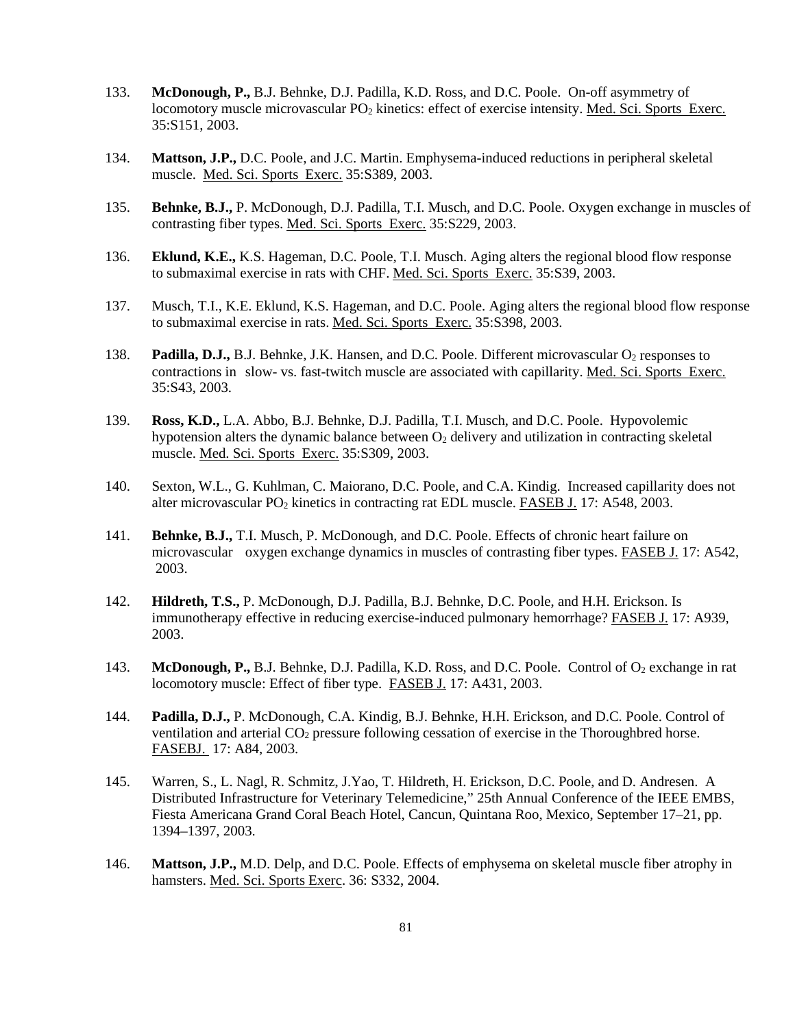133. **McDonough, P.,** B.J. Behnke, D.J. Padilla, K.D. Ross, and D.C. Poole. On-off asymmetry of locomotory muscle microvascular $PO_2$ kinetics: effect of exercise intensity. Med. Sci. Sports Exerc. 35:S151, 2003.

134. **Mattson, J.P.,** D.C. Poole, and J.C. Martin. Emphysema-induced reductions in peripheral skeletal muscle. Med. Sci. Sports Exerc. 35:S389, 2003.

135. **Behnke, B.J.,** P. McDonough, D.J. Padilla, T.I. Musch, and D.C. Poole. Oxygen exchange in muscles of contrasting fiber types. Med. Sci. Sports Exerc. 35:S229, 2003.

136. **Eklund, K.E.,** K.S. Hageman, D.C. Poole, T.I. Musch. Aging alters the regional blood flow response to submaximal exercise in rats with CHF. Med. Sci. Sports Exerc. 35:S39, 2003.

137. Musch, T.I., K.E. Eklund, K.S. Hageman, and D.C. Poole. Aging alters the regional blood flow response to submaximal exercise in rats. Med. Sci. Sports Exerc. 35:S398, 2003.

138. **Padilla, D.J.,** B.J. Behnke, J.K. Hansen, and D.C. Poole. Different microvascular $O_2$ responses to contractions in slow- vs. fast-twitch muscle are associated with capillarity. Med. Sci. Sports Exerc. 35:S43, 2003.

139. **Ross, K.D.,** L.A. Abbo, B.J. Behnke, D.J. Padilla, T.I. Musch, and D.C. Poole. Hypovolemic hypotension alters the dynamic balance between $O_2$ delivery and utilization in contracting skeletal muscle. Med. Sci. Sports Exerc. 35:S309, 2003.

140. Sexton, W.L., G. Kuhlman, C. Maiorano, D.C. Poole, and C.A. Kindig. Increased capillarity does not alter microvascular $PO_2$ kinetics in contracting rat EDL muscle. FASEB J. 17: A548, 2003.

141. **Behnke, B.J.,** T.I. Musch, P. McDonough, and D.C. Poole. Effects of chronic heart failure on microvascular oxygen exchange dynamics in muscles of contrasting fiber types. FASEB J. 17: A542, 2003.

142. **Hildreth, T.S.,** P. McDonough, D.J. Padilla, B.J. Behnke, D.C. Poole, and H.H. Erickson. Is immunotherapy effective in reducing exercise-induced pulmonary hemorrhage? FASEB J. 17: A939, 2003.

143. **McDonough, P.,** B.J. Behnke, D.J. Padilla, K.D. Ross, and D.C. Poole. Control of $O_2$ exchange in rat locomotory muscle: Effect of fiber type. FASEB J. 17: A431, 2003.

144. **Padilla, D.J.,** P. McDonough, C.A. Kindig, B.J. Behnke, H.H. Erickson, and D.C. Poole. Control of ventilation and arterial $CO_2$ pressure following cessation of exercise in the Thoroughbred horse. FASEBJ. 17: A84, 2003.

145. Warren, S., L. Nagl, R. Schmitz, J.Yao, T. Hildreth, H. Erickson, D.C. Poole, and D. Andresen. A Distributed Infrastructure for Veterinary Telemedicine," 25th Annual Conference of the IEEE EMBS, Fiesta Americana Grand Coral Beach Hotel, Cancun, Quintana Roo, Mexico, September 17–21, pp. 1394–1397, 2003.

146. **Mattson, J.P.,** M.D. Delp, and D.C. Poole. Effects of emphysema on skeletal muscle fiber atrophy in hamsters. Med. Sci. Sports Exerc. 36: S332, 2004.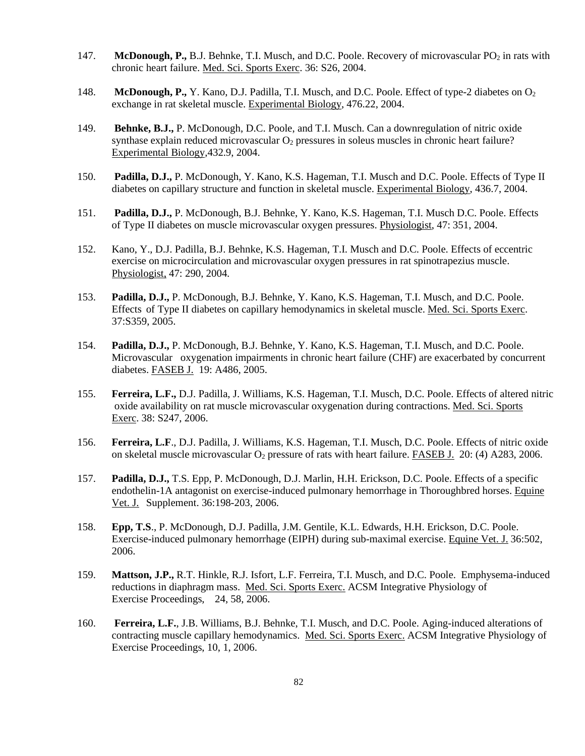147. **McDonough, P.,** B.J. Behnke, T.I. Musch, and D.C. Poole. Recovery of microvascular $PO_2$ in rats with chronic heart failure. Med. Sci. Sports Exerc. 36: S26, 2004.

148. **McDonough, P.,** Y. Kano, D.J. Padilla, T.I. Musch, and D.C. Poole. Effect of type-2 diabetes on $O_2$ exchange in rat skeletal muscle. Experimental Biology, 476.22, 2004.

149. **Behnke, B.J.,** P. McDonough, D.C. Poole, and T.I. Musch. Can a downregulation of nitric oxide synthase explain reduced microvascular $O_2$ pressures in soleus muscles in chronic heart failure? Experimental Biology,432.9, 2004.

150. **Padilla, D.J.,** P. McDonough, Y. Kano, K.S. Hageman, T.I. Musch and D.C. Poole. Effects of Type II diabetes on capillary structure and function in skeletal muscle. Experimental Biology, 436.7, 2004.

151. **Padilla, D.J.,** P. McDonough, B.J. Behnke, Y. Kano, K.S. Hageman, T.I. Musch D.C. Poole. Effects of Type II diabetes on muscle microvascular oxygen pressures. Physiologist, 47: 351, 2004.

152. Kano, Y., D.J. Padilla, B.J. Behnke, K.S. Hageman, T.I. Musch and D.C. Poole. Effects of eccentric exercise on microcirculation and microvascular oxygen pressures in rat spinotrapezius muscle. Physiologist, 47: 290, 2004.

153. **Padilla, D.J.,** P. McDonough, B.J. Behnke, Y. Kano, K.S. Hageman, T.I. Musch, and D.C. Poole. Effects of Type II diabetes on capillary hemodynamics in skeletal muscle. Med. Sci. Sports Exerc. 37:S359, 2005.

154. **Padilla, D.J.,** P. McDonough, B.J. Behnke, Y. Kano, K.S. Hageman, T.I. Musch, and D.C. Poole. Microvascular oxygenation impairments in chronic heart failure (CHF) are exacerbated by concurrent diabetes. FASEB J. 19: A486, 2005.

155. **Ferreira, L.F.,** D.J. Padilla, J. Williams, K.S. Hageman, T.I. Musch, D.C. Poole. Effects of altered nitric oxide availability on rat muscle microvascular oxygenation during contractions. Med. Sci. Sports Exerc. 38: S247, 2006.

156. **Ferreira, L.F**., D.J. Padilla, J. Williams, K.S. Hageman, T.I. Musch, D.C. Poole. Effects of nitric oxide on skeletal muscle microvascular $O_2$ pressure of rats with heart failure. FASEB J. 20: (4) A283, 2006.

157. **Padilla, D.J.,** T.S. Epp, P. McDonough, D.J. Marlin, H.H. Erickson, D.C. Poole. Effects of a specific endothelin-1A antagonist on exercise-induced pulmonary hemorrhage in Thoroughbred horses. Equine Vet. J. Supplement. 36:198-203, 2006.

158. **Epp, T.S**., P. McDonough, D.J. Padilla, J.M. Gentile, K.L. Edwards, H.H. Erickson, D.C. Poole. Exercise-induced pulmonary hemorrhage (EIPH) during sub-maximal exercise. Equine Vet. J. 36:502, 2006.

159. **Mattson, J.P.,** R.T. Hinkle, R.J. Isfort, L.F. Ferreira, T.I. Musch, and D.C. Poole. Emphysema-induced reductions in diaphragm mass. Med. Sci. Sports Exerc. ACSM Integrative Physiology of Exercise Proceedings, 24, 58, 2006.

160. **Ferreira, L.F.**, J.B. Williams, B.J. Behnke, T.I. Musch, and D.C. Poole. Aging-induced alterations of contracting muscle capillary hemodynamics. Med. Sci. Sports Exerc. ACSM Integrative Physiology of Exercise Proceedings, 10, 1, 2006.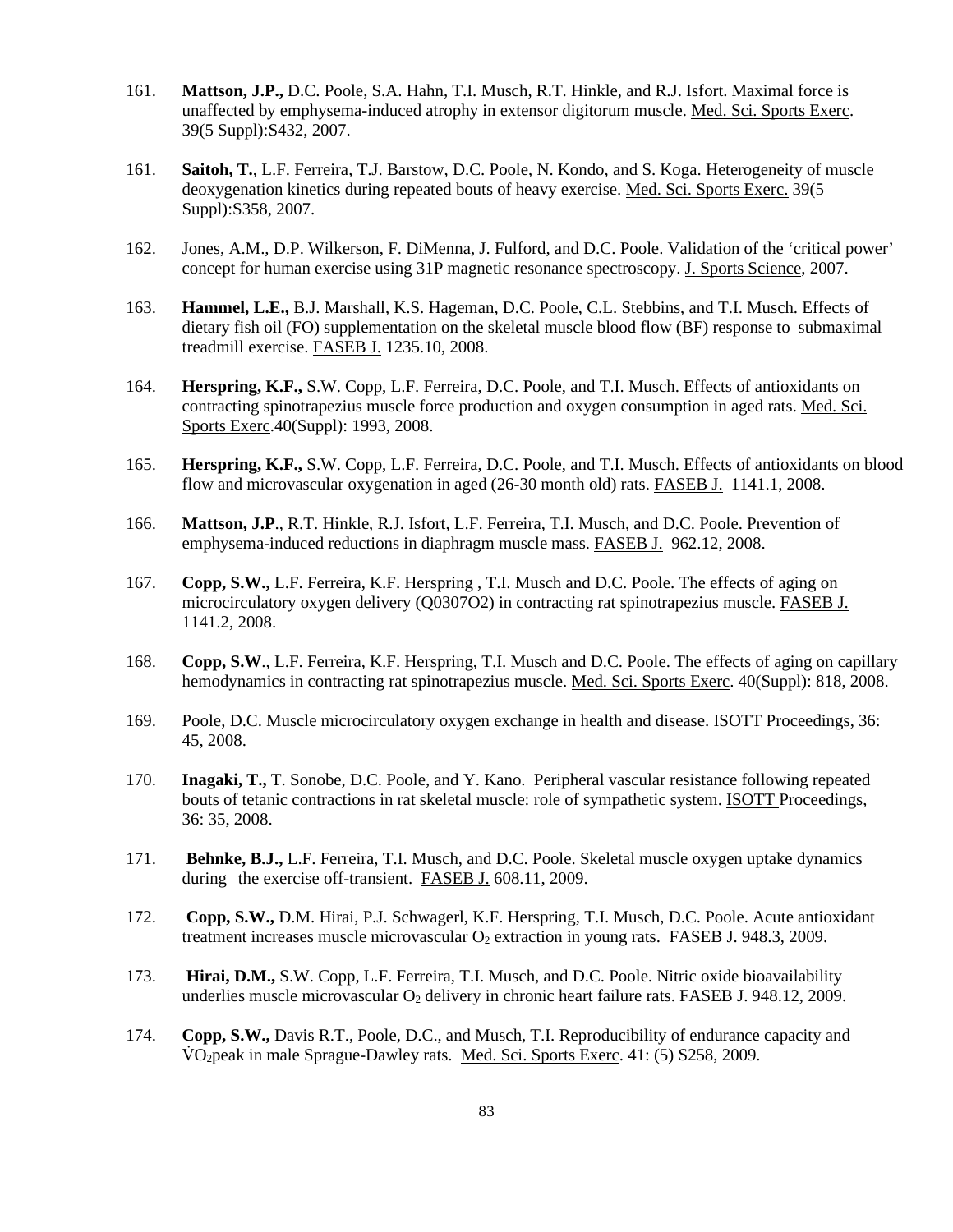161. **Mattson, J.P.,** D.C. Poole, S.A. Hahn, T.I. Musch, R.T. Hinkle, and R.J. Isfort. Maximal force is unaffected by emphysema-induced atrophy in extensor digitorum muscle. Med. Sci. Sports Exerc. 39(5 Suppl):S432, 2007.

161. **Saitoh, T.**, L.F. Ferreira, T.J. Barstow, D.C. Poole, N. Kondo, and S. Koga. Heterogeneity of muscle deoxygenation kinetics during repeated bouts of heavy exercise. Med. Sci. Sports Exerc. 39(5 Suppl):S358, 2007.

162. Jones, A.M., D.P. Wilkerson, F. DiMenna, J. Fulford, and D.C. Poole. Validation of the 'critical power' concept for human exercise using 31P magnetic resonance spectroscopy. J. Sports Science, 2007.

163. **Hammel, L.E.,** B.J. Marshall, K.S. Hageman, D.C. Poole, C.L. Stebbins, and T.I. Musch. Effects of dietary fish oil (FO) supplementation on the skeletal muscle blood flow (BF) response to submaximal treadmill exercise. FASEB J. 1235.10, 2008.

164. **Herspring, K.F.,** S.W. Copp, L.F. Ferreira, D.C. Poole, and T.I. Musch. Effects of antioxidants on contracting spinotrapezius muscle force production and oxygen consumption in aged rats. Med. Sci. Sports Exerc.40(Suppl): 1993, 2008.

165. **Herspring, K.F.,** S.W. Copp, L.F. Ferreira, D.C. Poole, and T.I. Musch. Effects of antioxidants on blood flow and microvascular oxygenation in aged (26-30 month old) rats. FASEB J. 1141.1, 2008.

166. **Mattson, J.P**., R.T. Hinkle, R.J. Isfort, L.F. Ferreira, T.I. Musch, and D.C. Poole. Prevention of emphysema-induced reductions in diaphragm muscle mass. FASEB J. 962.12, 2008.

167. **Copp, S.W.,** L.F. Ferreira, K.F. Herspring , T.I. Musch and D.C. Poole. The effects of aging on microcirculatory oxygen delivery (Q0307O2) in contracting rat spinotrapezius muscle. FASEB J. 1141.2, 2008.

168. **Copp, S.W**., L.F. Ferreira, K.F. Herspring, T.I. Musch and D.C. Poole. The effects of aging on capillary hemodynamics in contracting rat spinotrapezius muscle. Med. Sci. Sports Exerc. 40(Suppl): 818, 2008.

169. Poole, D.C. Muscle microcirculatory oxygen exchange in health and disease. ISOTT Proceedings, 36: 45, 2008.

170. **Inagaki, T.,** T. Sonobe, D.C. Poole, and Y. Kano. Peripheral vascular resistance following repeated bouts of tetanic contractions in rat skeletal muscle: role of sympathetic system. ISOTT Proceedings, 36: 35, 2008.

171. **Behnke, B.J.,** L.F. Ferreira, T.I. Musch, and D.C. Poole. Skeletal muscle oxygen uptake dynamics during the exercise off-transient. FASEB J. 608.11, 2009.

172. **Copp, S.W.,** D.M. Hirai, P.J. Schwagerl, K.F. Herspring, T.I. Musch, D.C. Poole. Acute antioxidant treatment increases muscle microvascular $O_2$ extraction in young rats. FASEB J. 948.3, 2009.

173. **Hirai, D.M.,** S.W. Copp, L.F. Ferreira, T.I. Musch, and D.C. Poole. Nitric oxide bioavailability underlies muscle microvascular $O_2$ delivery in chronic heart failure rats. FASEB J. 948.12, 2009.

174. **Copp, S.W.,** Davis R.T., Poole, D.C., and Musch, T.I. Reproducibility of endurance capacity and $\dot{V}O_2$peak in male Sprague-Dawley rats. Med. Sci. Sports Exerc. 41: (5) S258, 2009.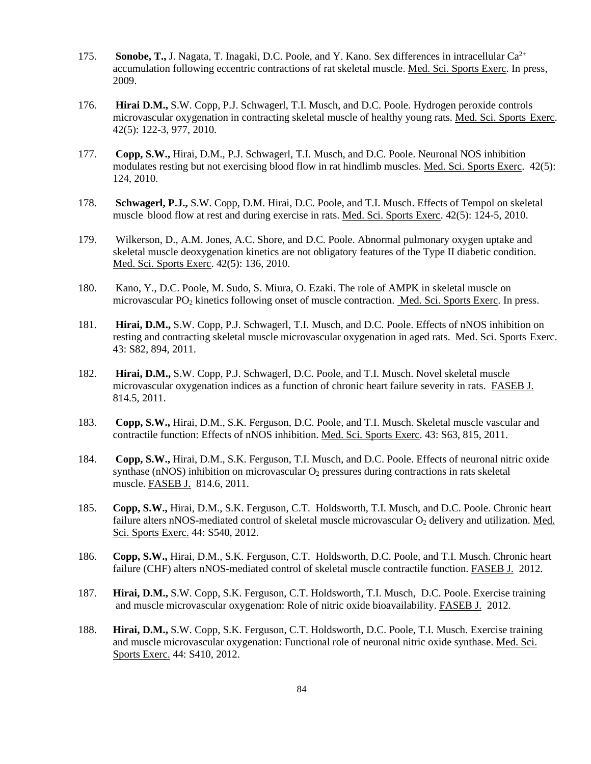175. **Sonobe, T.,** J. Nagata, T. Inagaki, D.C. Poole, and Y. Kano. Sex differences in intracellular $Ca^{2+}$ accumulation following eccentric contractions of rat skeletal muscle. Med. Sci. Sports Exerc. In press, 2009.

176. **Hirai D.M.,** S.W. Copp, P.J. Schwagerl, T.I. Musch, and D.C. Poole. Hydrogen peroxide controls microvascular oxygenation in contracting skeletal muscle of healthy young rats. Med. Sci. Sports Exerc. 42(5): 122-3, 977, 2010.

177. **Copp, S.W.,** Hirai, D.M., P.J. Schwagerl, T.I. Musch, and D.C. Poole. Neuronal NOS inhibition modulates resting but not exercising blood flow in rat hindlimb muscles. Med. Sci. Sports Exerc. 42(5): 124, 2010.

178. **Schwagerl, P.J.,** S.W. Copp, D.M. Hirai, D.C. Poole, and T.I. Musch. Effects of Tempol on skeletal muscle blood flow at rest and during exercise in rats. Med. Sci. Sports Exerc. 42(5): 124-5, 2010.

179. Wilkerson, D., A.M. Jones, A.C. Shore, and D.C. Poole. Abnormal pulmonary oxygen uptake and skeletal muscle deoxygenation kinetics are not obligatory features of the Type II diabetic condition. Med. Sci. Sports Exerc. 42(5): 136, 2010.

180. Kano, Y., D.C. Poole, M. Sudo, S. Miura, O. Ezaki. The role of AMPK in skeletal muscle on microvascular $PO_2$ kinetics following onset of muscle contraction. Med. Sci. Sports Exerc. In press.

181. **Hirai, D.M.,** S.W. Copp, P.J. Schwagerl, T.I. Musch, and D.C. Poole. Effects of nNOS inhibition on resting and contracting skeletal muscle microvascular oxygenation in aged rats. Med. Sci. Sports Exerc. 43: S82, 894, 2011.

182. **Hirai, D.M.,** S.W. Copp, P.J. Schwagerl, D.C. Poole, and T.I. Musch. Novel skeletal muscle microvascular oxygenation indices as a function of chronic heart failure severity in rats. FASEB J. 814.5, 2011.

183. **Copp, S.W.,** Hirai, D.M., S.K. Ferguson, D.C. Poole, and T.I. Musch. Skeletal muscle vascular and contractile function: Effects of nNOS inhibition. Med. Sci. Sports Exerc. 43: S63, 815, 2011.

184. **Copp, S.W.,** Hirai, D.M., S.K. Ferguson, T.I. Musch, and D.C. Poole. Effects of neuronal nitric oxide synthase (nNOS) inhibition on microvascular $O_2$ pressures during contractions in rats skeletal muscle. FASEB J. 814.6, 2011.

185. **Copp, S.W.,** Hirai, D.M., S.K. Ferguson, C.T. Holdsworth, T.I. Musch, and D.C. Poole. Chronic heart failure alters nNOS-mediated control of skeletal muscle microvascular $O_2$ delivery and utilization. Med. Sci. Sports Exerc. 44: S540, 2012.

186. **Copp, S.W.,** Hirai, D.M., S.K. Ferguson, C.T. Holdsworth, D.C. Poole, and T.I. Musch. Chronic heart failure (CHF) alters nNOS-mediated control of skeletal muscle contractile function. FASEB J. 2012.

187. **Hirai, D.M.,** S.W. Copp, S.K. Ferguson, C.T. Holdsworth, T.I. Musch, D.C. Poole. Exercise training and muscle microvascular oxygenation: Role of nitric oxide bioavailability. FASEB J. 2012.

188. **Hirai, D.M.,** S.W. Copp, S.K. Ferguson, C.T. Holdsworth, D.C. Poole, T.I. Musch. Exercise training and muscle microvascular oxygenation: Functional role of neuronal nitric oxide synthase. Med. Sci. Sports Exerc. 44: S410, 2012.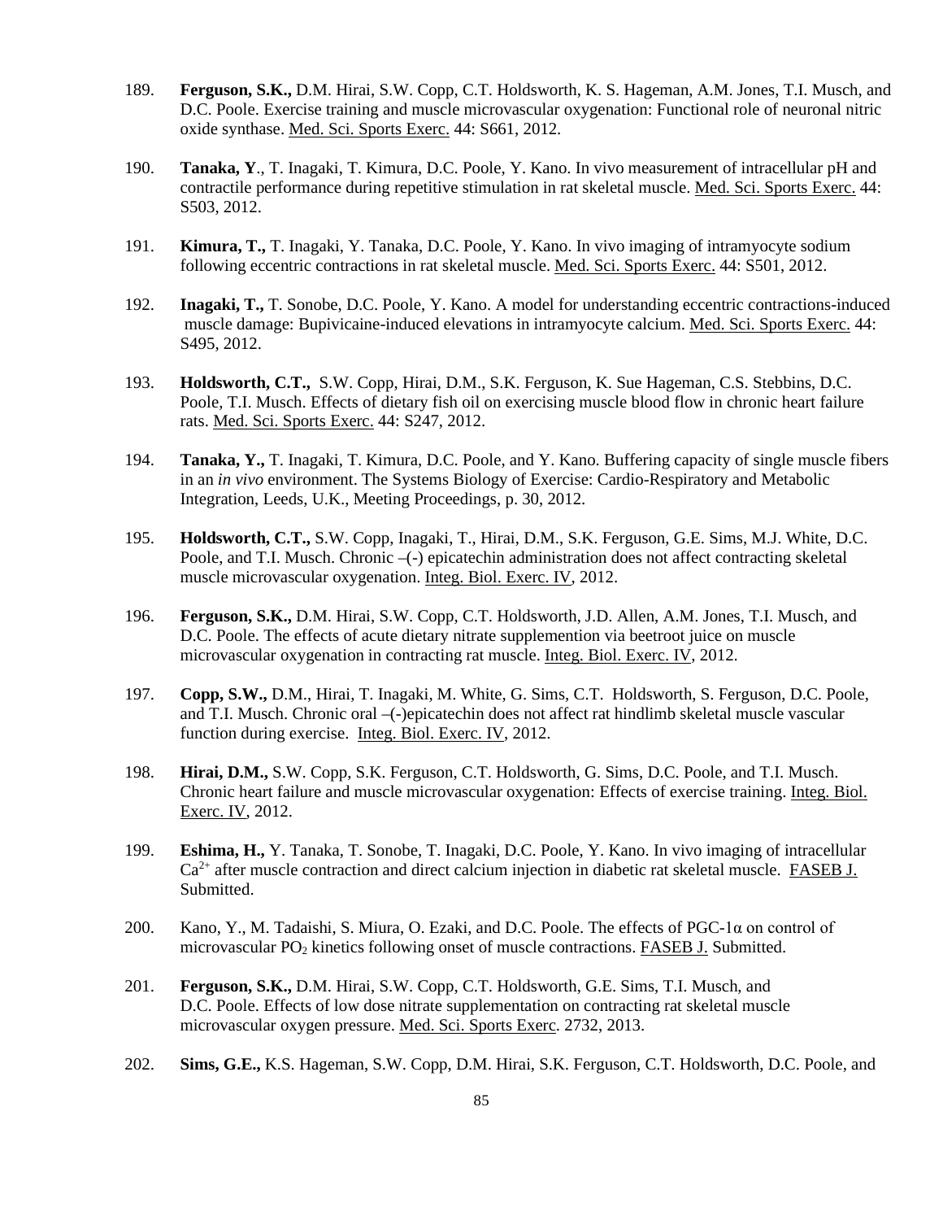189. **Ferguson, S.K.,** D.M. Hirai, S.W. Copp, C.T. Holdsworth, K. S. Hageman, A.M. Jones, T.I. Musch, and D.C. Poole. Exercise training and muscle microvascular oxygenation: Functional role of neuronal nitric oxide synthase. Med. Sci. Sports Exerc. 44: S661, 2012.

190. **Tanaka, Y**., T. Inagaki, T. Kimura, D.C. Poole, Y. Kano. In vivo measurement of intracellular pH and contractile performance during repetitive stimulation in rat skeletal muscle. Med. Sci. Sports Exerc. 44: S503, 2012.

191. **Kimura, T.,** T. Inagaki, Y. Tanaka, D.C. Poole, Y. Kano. In vivo imaging of intramyocyte sodium following eccentric contractions in rat skeletal muscle. Med. Sci. Sports Exerc. 44: S501, 2012.

192. **Inagaki, T.,** T. Sonobe, D.C. Poole, Y. Kano. A model for understanding eccentric contractions-induced muscle damage: Bupivicaine-induced elevations in intramyocyte calcium. Med. Sci. Sports Exerc. 44: S495, 2012.

193. **Holdsworth, C.T.,** S.W. Copp, Hirai, D.M., S.K. Ferguson, K. Sue Hageman, C.S. Stebbins, D.C. Poole, T.I. Musch. Effects of dietary fish oil on exercising muscle blood flow in chronic heart failure rats. Med. Sci. Sports Exerc. 44: S247, 2012.

194. **Tanaka, Y.,** T. Inagaki, T. Kimura, D.C. Poole, and Y. Kano. Buffering capacity of single muscle fibers in an *in vivo* environment. The Systems Biology of Exercise: Cardio-Respiratory and Metabolic Integration, Leeds, U.K., Meeting Proceedings, p. 30, 2012.

195. **Holdsworth, C.T.,** S.W. Copp, Inagaki, T., Hirai, D.M., S.K. Ferguson, G.E. Sims, M.J. White, D.C. Poole, and T.I. Musch. Chronic –(-) epicatechin administration does not affect contracting skeletal muscle microvascular oxygenation. Integ. Biol. Exerc. IV, 2012.

196. **Ferguson, S.K.,** D.M. Hirai, S.W. Copp, C.T. Holdsworth, J.D. Allen, A.M. Jones, T.I. Musch, and D.C. Poole. The effects of acute dietary nitrate supplemention via beetroot juice on muscle microvascular oxygenation in contracting rat muscle. Integ. Biol. Exerc. IV, 2012.

197. **Copp, S.W.,** D.M., Hirai, T. Inagaki, M. White, G. Sims, C.T. Holdsworth, S. Ferguson, D.C. Poole, and T.I. Musch. Chronic oral –(-)epicatechin does not affect rat hindlimb skeletal muscle vascular function during exercise. Integ. Biol. Exerc. IV, 2012.

198. **Hirai, D.M.,** S.W. Copp, S.K. Ferguson, C.T. Holdsworth, G. Sims, D.C. Poole, and T.I. Musch. Chronic heart failure and muscle microvascular oxygenation: Effects of exercise training. Integ. Biol. Exerc. IV, 2012.

199. **Eshima, H.,** Y. Tanaka, T. Sonobe, T. Inagaki, D.C. Poole, Y. Kano. In vivo imaging of intracellular $Ca^{2+}$ after muscle contraction and direct calcium injection in diabetic rat skeletal muscle. FASEB J. Submitted.

200. Kano, Y., M. Tadaishi, S. Miura, O. Ezaki, and D.C. Poole. The effects of PGC-1α on control of microvascular $PO_2$ kinetics following onset of muscle contractions. FASEB J. Submitted.

201. **Ferguson, S.K.,** D.M. Hirai, S.W. Copp, C.T. Holdsworth, G.E. Sims, T.I. Musch, and D.C. Poole. Effects of low dose nitrate supplementation on contracting rat skeletal muscle microvascular oxygen pressure. Med. Sci. Sports Exerc. 2732, 2013.

202. **Sims, G.E.,** K.S. Hageman, S.W. Copp, D.M. Hirai, S.K. Ferguson, C.T. Holdsworth, D.C. Poole, and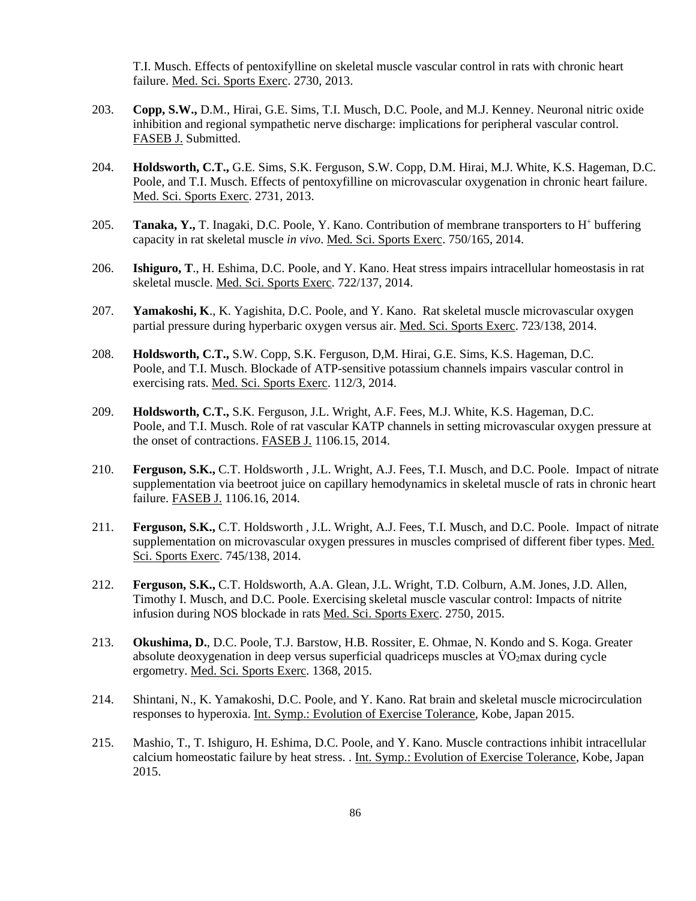T.I. Musch. Effects of pentoxifylline on skeletal muscle vascular control in rats with chronic heart failure. Med. Sci. Sports Exerc. 2730, 2013.

203. **Copp, S.W.,** D.M., Hirai, G.E. Sims, T.I. Musch, D.C. Poole, and M.J. Kenney. Neuronal nitric oxide inhibition and regional sympathetic nerve discharge: implications for peripheral vascular control. FASEB J. Submitted.

204. **Holdsworth, C.T.,** G.E. Sims, S.K. Ferguson, S.W. Copp, D.M. Hirai, M.J. White, K.S. Hageman, D.C. Poole, and T.I. Musch. Effects of pentoxyfilline on microvascular oxygenation in chronic heart failure. Med. Sci. Sports Exerc. 2731, 2013.

205. **Tanaka, Y.,** T. Inagaki, D.C. Poole, Y. Kano. Contribution of membrane transporters to $H^+$ buffering capacity in rat skeletal muscle *in vivo*. Med. Sci. Sports Exerc. 750/165, 2014.

206. **Ishiguro, T**., H. Eshima, D.C. Poole, and Y. Kano. Heat stress impairs intracellular homeostasis in rat skeletal muscle. Med. Sci. Sports Exerc. 722/137, 2014.

207. **Yamakoshi, K**., K. Yagishita, D.C. Poole, and Y. Kano. Rat skeletal muscle microvascular oxygen partial pressure during hyperbaric oxygen versus air. Med. Sci. Sports Exerc. 723/138, 2014.

208. **Holdsworth, C.T.,** S.W. Copp, S.K. Ferguson, D,M. Hirai, G.E. Sims, K.S. Hageman, D.C. Poole, and T.I. Musch. Blockade of ATP-sensitive potassium channels impairs vascular control in exercising rats. Med. Sci. Sports Exerc. 112/3, 2014.

209. **Holdsworth, C.T.,** S.K. Ferguson, J.L. Wright, A.F. Fees, M.J. White, K.S. Hageman, D.C. Poole, and T.I. Musch. Role of rat vascular KATP channels in setting microvascular oxygen pressure at the onset of contractions. FASEB J. 1106.15, 2014.

210. **Ferguson, S.K.,** C.T. Holdsworth , J.L. Wright, A.J. Fees, T.I. Musch, and D.C. Poole. Impact of nitrate supplementation via beetroot juice on capillary hemodynamics in skeletal muscle of rats in chronic heart failure. FASEB J. 1106.16, 2014.

211. **Ferguson, S.K.,** C.T. Holdsworth , J.L. Wright, A.J. Fees, T.I. Musch, and D.C. Poole. Impact of nitrate supplementation on microvascular oxygen pressures in muscles comprised of different fiber types. Med. Sci. Sports Exerc. 745/138, 2014.

212. **Ferguson, S.K.,** C.T. Holdsworth, A.A. Glean, J.L. Wright, T.D. Colburn, A.M. Jones, J.D. Allen, Timothy I. Musch, and D.C. Poole. Exercising skeletal muscle vascular control: Impacts of nitrite infusion during NOS blockade in rats Med. Sci. Sports Exerc. 2750, 2015.

213. **Okushima, D.**, D.C. Poole, T.J. Barstow, H.B. Rossiter, E. Ohmae, N. Kondo and S. Koga. Greater absolute deoxygenation in deep versus superficial quadriceps muscles at $\dot{V}O_2$max during cycle ergometry. Med. Sci. Sports Exerc. 1368, 2015.

214. Shintani, N., K. Yamakoshi, D.C. Poole, and Y. Kano. Rat brain and skeletal muscle microcirculation responses to hyperoxia. Int. Symp.: Evolution of Exercise Tolerance, Kobe, Japan 2015.

215. Mashio, T., T. Ishiguro, H. Eshima, D.C. Poole, and Y. Kano. Muscle contractions inhibit intracellular calcium homeostatic failure by heat stress. . Int. Symp.: Evolution of Exercise Tolerance, Kobe, Japan 2015.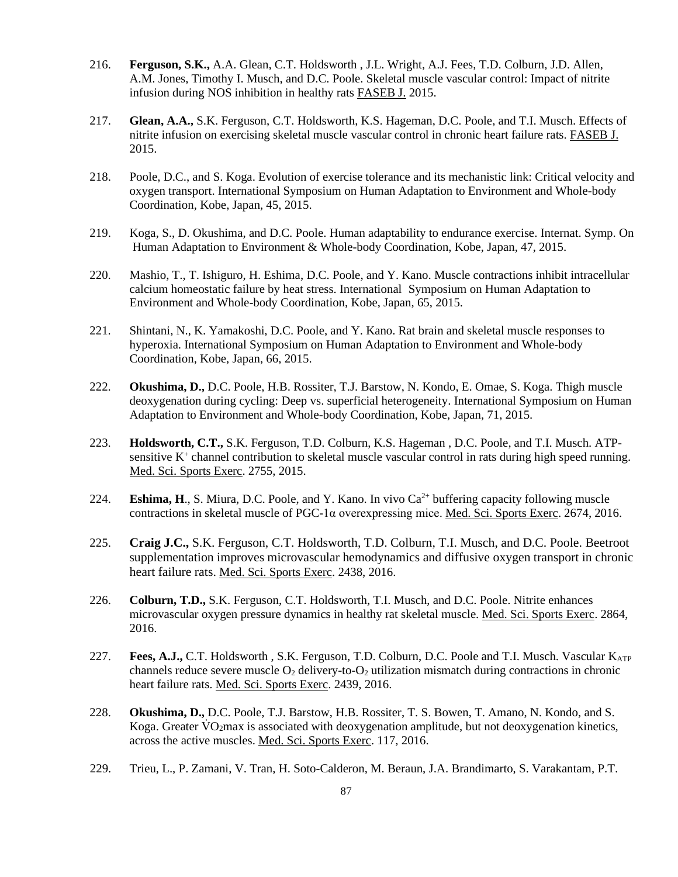216. **Ferguson, S.K.,** A.A. Glean, C.T. Holdsworth , J.L. Wright, A.J. Fees, T.D. Colburn, J.D. Allen, A.M. Jones, Timothy I. Musch, and D.C. Poole. Skeletal muscle vascular control: Impact of nitrite infusion during NOS inhibition in healthy rats FASEB J. 2015.

217. **Glean, A.A.,** S.K. Ferguson, C.T. Holdsworth, K.S. Hageman, D.C. Poole, and T.I. Musch. Effects of nitrite infusion on exercising skeletal muscle vascular control in chronic heart failure rats. FASEB J. 2015.

218. Poole, D.C., and S. Koga. Evolution of exercise tolerance and its mechanistic link: Critical velocity and oxygen transport. International Symposium on Human Adaptation to Environment and Whole-body Coordination, Kobe, Japan, 45, 2015.

219. Koga, S., D. Okushima, and D.C. Poole. Human adaptability to endurance exercise. Internat. Symp. On Human Adaptation to Environment & Whole-body Coordination, Kobe, Japan, 47, 2015.

220. Mashio, T., T. Ishiguro, H. Eshima, D.C. Poole, and Y. Kano. Muscle contractions inhibit intracellular calcium homeostatic failure by heat stress. International Symposium on Human Adaptation to Environment and Whole-body Coordination, Kobe, Japan, 65, 2015.

221. Shintani, N., K. Yamakoshi, D.C. Poole, and Y. Kano. Rat brain and skeletal muscle responses to hyperoxia. International Symposium on Human Adaptation to Environment and Whole-body Coordination, Kobe, Japan, 66, 2015.

222. **Okushima, D.,** D.C. Poole, H.B. Rossiter, T.J. Barstow, N. Kondo, E. Omae, S. Koga. Thigh muscle deoxygenation during cycling: Deep vs. superficial heterogeneity. International Symposium on Human Adaptation to Environment and Whole-body Coordination, Kobe, Japan, 71, 2015.

223. **Holdsworth, C.T.,** S.K. Ferguson, T.D. Colburn, K.S. Hageman , D.C. Poole, and T.I. Musch. ATP-sensitive $K^+$ channel contribution to skeletal muscle vascular control in rats during high speed running. Med. Sci. Sports Exerc. 2755, 2015.

224. **Eshima, H**., S. Miura, D.C. Poole, and Y. Kano. In vivo $Ca^{2+}$ buffering capacity following muscle contractions in skeletal muscle of PGC-1α overexpressing mice. Med. Sci. Sports Exerc. 2674, 2016.

225. **Craig J.C.,** S.K. Ferguson, C.T. Holdsworth, T.D. Colburn, T.I. Musch, and D.C. Poole. Beetroot supplementation improves microvascular hemodynamics and diffusive oxygen transport in chronic heart failure rats. Med. Sci. Sports Exerc. 2438, 2016.

226. **Colburn, T.D.,** S.K. Ferguson, C.T. Holdsworth, T.I. Musch, and D.C. Poole. Nitrite enhances microvascular oxygen pressure dynamics in healthy rat skeletal muscle. Med. Sci. Sports Exerc. 2864, 2016.

227. **Fees, A.J.,** C.T. Holdsworth , S.K. Ferguson, T.D. Colburn, D.C. Poole and T.I. Musch. Vascular $K_{ATP}$ channels reduce severe muscle $O_2$ delivery-to-$O_2$ utilization mismatch during contractions in chronic heart failure rats. Med. Sci. Sports Exerc. 2439, 2016.

228. **Okushima, D.,** D.C. Poole, T.J. Barstow, H.B. Rossiter, T. S. Bowen, T. Amano, N. Kondo, and S. Koga. Greater $\dot{V}O_2$max is associated with deoxygenation amplitude, but not deoxygenation kinetics, across the active muscles. Med. Sci. Sports Exerc. 117, 2016.

229. Trieu, L., P. Zamani, V. Tran, H. Soto-Calderon, M. Beraun, J.A. Brandimarto, S. Varakantam, P.T.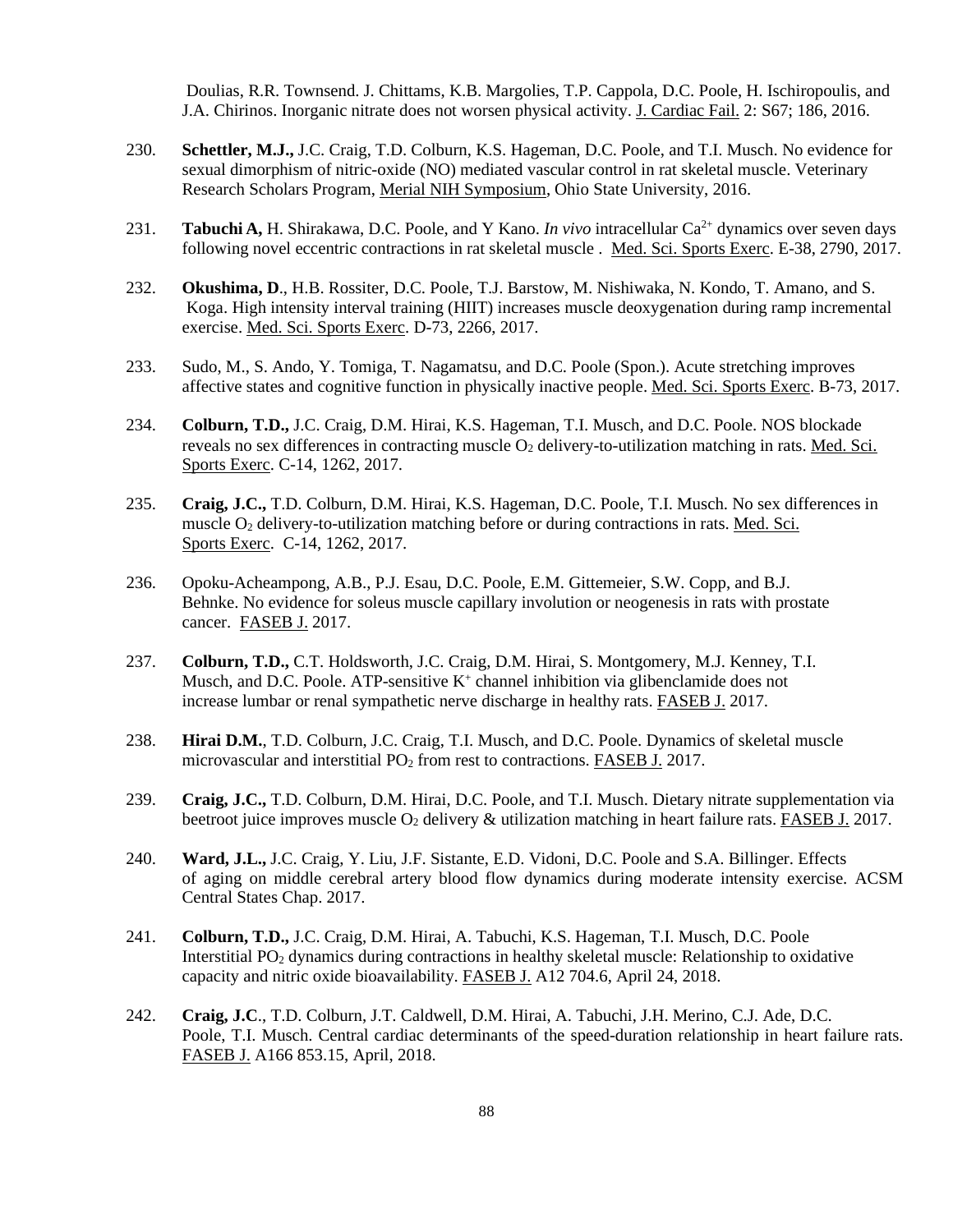Doulias, R.R. Townsend. J. Chittams, K.B. Margolies, T.P. Cappola, D.C. Poole, H. Ischiropoulis, and J.A. Chirinos. Inorganic nitrate does not worsen physical activity. J. Cardiac Fail. 2: S67; 186, 2016.

230. **Schettler, M.J.,** J.C. Craig, T.D. Colburn, K.S. Hageman, D.C. Poole, and T.I. Musch. No evidence for sexual dimorphism of nitric-oxide (NO) mediated vascular control in rat skeletal muscle. Veterinary Research Scholars Program, Merial NIH Symposium, Ohio State University, 2016.

231. **Tabuchi A,** H. Shirakawa, D.C. Poole, and Y Kano. *In vivo* intracellular $Ca^{2+}$ dynamics over seven days following novel eccentric contractions in rat skeletal muscle . Med. Sci. Sports Exerc. E-38, 2790, 2017.

232. **Okushima, D**., H.B. Rossiter, D.C. Poole, T.J. Barstow, M. Nishiwaka, N. Kondo, T. Amano, and S. Koga. High intensity interval training (HIIT) increases muscle deoxygenation during ramp incremental exercise. Med. Sci. Sports Exerc. D-73, 2266, 2017.

233. Sudo, M., S. Ando, Y. Tomiga, T. Nagamatsu, and D.C. Poole (Spon.). Acute stretching improves affective states and cognitive function in physically inactive people. Med. Sci. Sports Exerc. B-73, 2017.

234. **Colburn, T.D.,** J.C. Craig, D.M. Hirai, K.S. Hageman, T.I. Musch, and D.C. Poole. NOS blockade reveals no sex differences in contracting muscle $O_2$ delivery-to-utilization matching in rats. Med. Sci. Sports Exerc. C-14, 1262, 2017.

235. **Craig, J.C.,** T.D. Colburn, D.M. Hirai, K.S. Hageman, D.C. Poole, T.I. Musch. No sex differences in muscle $O_2$ delivery-to-utilization matching before or during contractions in rats. Med. Sci. Sports Exerc. C-14, 1262, 2017.

236. Opoku-Acheampong, A.B., P.J. Esau, D.C. Poole, E.M. Gittemeier, S.W. Copp, and B.J. Behnke. No evidence for soleus muscle capillary involution or neogenesis in rats with prostate cancer. FASEB J. 2017.

237. **Colburn, T.D.,** C.T. Holdsworth, J.C. Craig, D.M. Hirai, S. Montgomery, M.J. Kenney, T.I. Musch, and D.C. Poole. ATP-sensitive $K^+$ channel inhibition via glibenclamide does not increase lumbar or renal sympathetic nerve discharge in healthy rats. FASEB J. 2017.

238. **Hirai D.M.**, T.D. Colburn, J.C. Craig, T.I. Musch, and D.C. Poole. Dynamics of skeletal muscle microvascular and interstitial $PO_2$ from rest to contractions. FASEB J. 2017.

239. **Craig, J.C.,** T.D. Colburn, D.M. Hirai, D.C. Poole, and T.I. Musch. Dietary nitrate supplementation via beetroot juice improves muscle $O_2$ delivery & utilization matching in heart failure rats. FASEB J. 2017.

240. **Ward, J.L.,** J.C. Craig, Y. Liu, J.F. Sistante, E.D. Vidoni, D.C. Poole and S.A. Billinger. Effects of aging on middle cerebral artery blood flow dynamics during moderate intensity exercise. ACSM Central States Chap. 2017.

241. **Colburn, T.D.,** J.C. Craig, D.M. Hirai, A. Tabuchi, K.S. Hageman, T.I. Musch, D.C. Poole Interstitial $PO_2$ dynamics during contractions in healthy skeletal muscle: Relationship to oxidative capacity and nitric oxide bioavailability. FASEB J. A12 704.6, April 24, 2018.

242. **Craig, J.C**., T.D. Colburn, J.T. Caldwell, D.M. Hirai, A. Tabuchi, J.H. Merino, C.J. Ade, D.C. Poole, T.I. Musch. Central cardiac determinants of the speed-duration relationship in heart failure rats. FASEB J. A166 853.15, April, 2018.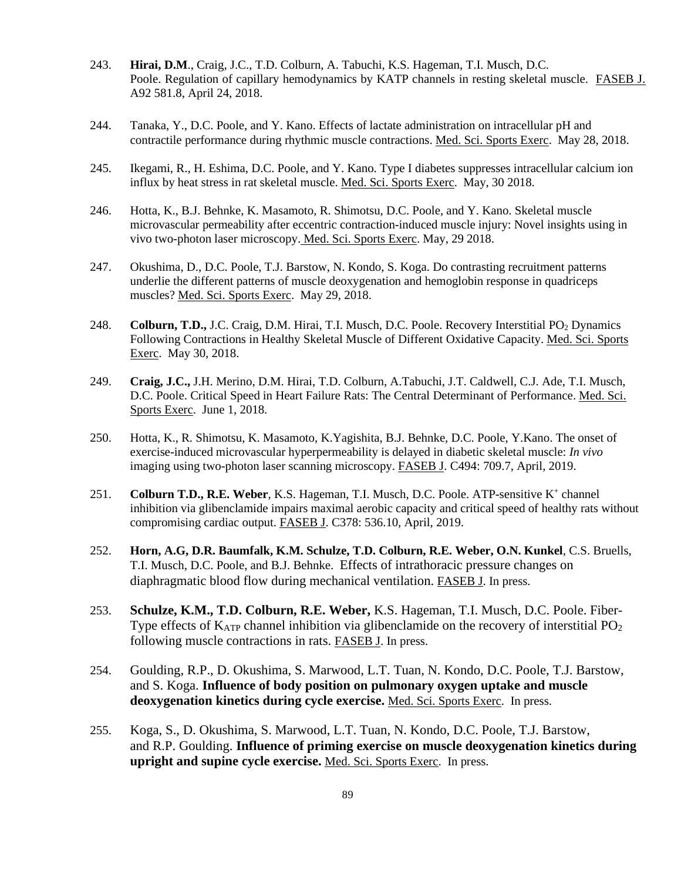243. **Hirai, D.M**., Craig, J.C., T.D. Colburn, A. Tabuchi, K.S. Hageman, T.I. Musch, D.C. Poole. Regulation of capillary hemodynamics by KATP channels in resting skeletal muscle. FASEB J. A92 581.8, April 24, 2018.

244. Tanaka, Y., D.C. Poole, and Y. Kano. Effects of lactate administration on intracellular pH and contractile performance during rhythmic muscle contractions. Med. Sci. Sports Exerc. May 28, 2018.

245. Ikegami, R., H. Eshima, D.C. Poole, and Y. Kano. Type I diabetes suppresses intracellular calcium ion influx by heat stress in rat skeletal muscle. Med. Sci. Sports Exerc. May, 30 2018.

246. Hotta, K., B.J. Behnke, K. Masamoto, R. Shimotsu, D.C. Poole, and Y. Kano. Skeletal muscle microvascular permeability after eccentric contraction-induced muscle injury: Novel insights using in vivo two-photon laser microscopy. Med. Sci. Sports Exerc. May, 29 2018.

247. Okushima, D., D.C. Poole, T.J. Barstow, N. Kondo, S. Koga. Do contrasting recruitment patterns underlie the different patterns of muscle deoxygenation and hemoglobin response in quadriceps muscles? Med. Sci. Sports Exerc. May 29, 2018.

248. **Colburn, T.D.,** J.C. Craig, D.M. Hirai, T.I. Musch, D.C. Poole. Recovery Interstitial $PO_2$ Dynamics Following Contractions in Healthy Skeletal Muscle of Different Oxidative Capacity. Med. Sci. Sports Exerc. May 30, 2018.

249. **Craig, J.C.,** J.H. Merino, D.M. Hirai, T.D. Colburn, A.Tabuchi, J.T. Caldwell, C.J. Ade, T.I. Musch, D.C. Poole. Critical Speed in Heart Failure Rats: The Central Determinant of Performance. Med. Sci. Sports Exerc. June 1, 2018.

250. Hotta, K., R. Shimotsu, K. Masamoto, K.Yagishita, B.J. Behnke, D.C. Poole, Y.Kano. The onset of exercise-induced microvascular hyperpermeability is delayed in diabetic skeletal muscle: *In vivo* imaging using two-photon laser scanning microscopy. FASEB J. C494: 709.7, April, 2019.

251. **Colburn T.D., R.E. Weber**, K.S. Hageman, T.I. Musch, D.C. Poole. ATP-sensitive $K^+$ channel inhibition via glibenclamide impairs maximal aerobic capacity and critical speed of healthy rats without compromising cardiac output. FASEB J. C378: 536.10, April, 2019.

252. **Horn, A.G, D.R. Baumfalk, K.M. Schulze, T.D. Colburn, R.E. Weber, O.N. Kunkel**, C.S. Bruells, T.I. Musch, D.C. Poole, and B.J. Behnke. Effects of intrathoracic pressure changes on diaphragmatic blood flow during mechanical ventilation. FASEB J. In press.

253. **Schulze, K.M., T.D. Colburn, R.E. Weber,** K.S. Hageman, T.I. Musch, D.C. Poole. Fiber-Type effects of $K_{ATP}$ channel inhibition via glibenclamide on the recovery of interstitial $PO_2$ following muscle contractions in rats. FASEB J. In press.

254. Goulding, R.P., D. Okushima, S. Marwood, L.T. Tuan, N. Kondo, D.C. Poole, T.J. Barstow, and S. Koga. **Influence of body position on pulmonary oxygen uptake and muscle deoxygenation kinetics during cycle exercise.** Med. Sci. Sports Exerc. In press.

255. Koga, S., D. Okushima, S. Marwood, L.T. Tuan, N. Kondo, D.C. Poole, T.J. Barstow, and R.P. Goulding. **Influence of priming exercise on muscle deoxygenation kinetics during upright and supine cycle exercise.** Med. Sci. Sports Exerc. In press.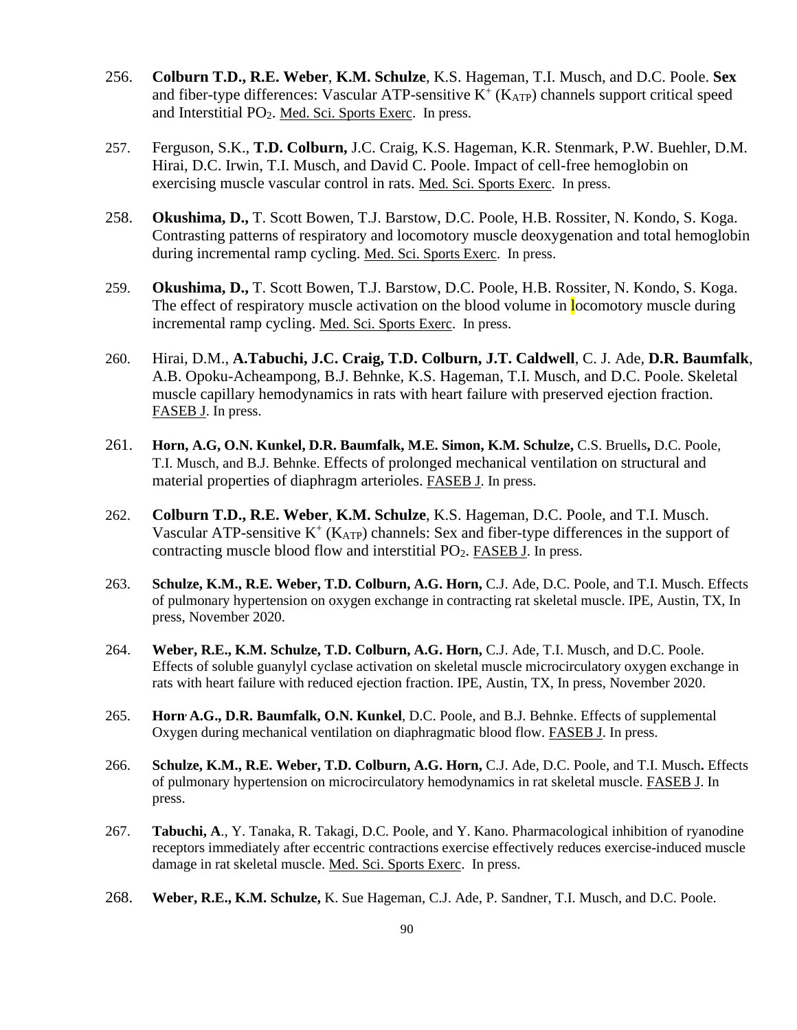256. **Colburn T.D., R.E. Weber**, **K.M. Schulze**, K.S. Hageman, T.I. Musch, and D.C. Poole. **Sex** and fiber-type differences: Vascular ATP-sensitive $K^+$ ($K_{ATP}$) channels support critical speed and Interstitial $PO_2$. Med. Sci. Sports Exerc. In press.

257. Ferguson, S.K., **T.D. Colburn,** J.C. Craig, K.S. Hageman, K.R. Stenmark, P.W. Buehler, D.M. Hirai, D.C. Irwin, T.I. Musch, and David C. Poole. Impact of cell-free hemoglobin on exercising muscle vascular control in rats. Med. Sci. Sports Exerc. In press.

258. **Okushima, D.,** T. Scott Bowen, T.J. Barstow, D.C. Poole, H.B. Rossiter, N. Kondo, S. Koga. Contrasting patterns of respiratory and locomotory muscle deoxygenation and total hemoglobin during incremental ramp cycling. Med. Sci. Sports Exerc. In press.

259. **Okushima, D.,** T. Scott Bowen, T.J. Barstow, D.C. Poole, H.B. Rossiter, N. Kondo, S. Koga. The effect of respiratory muscle activation on the blood volume in locomotory muscle during incremental ramp cycling. Med. Sci. Sports Exerc. In press.

260. Hirai, D.M., **A.Tabuchi, J.C. Craig, T.D. Colburn, J.T. Caldwell**, C. J. Ade, **D.R. Baumfalk**, A.B. Opoku-Acheampong, B.J. Behnke, K.S. Hageman, T.I. Musch, and D.C. Poole. Skeletal muscle capillary hemodynamics in rats with heart failure with preserved ejection fraction. FASEB J. In press.

261. **Horn, A.G, O.N. Kunkel, D.R. Baumfalk, M.E. Simon, K.M. Schulze,** C.S. Bruells**,** D.C. Poole, T.I. Musch, and B.J. Behnke. Effects of prolonged mechanical ventilation on structural and material properties of diaphragm arterioles. FASEB J. In press.

262. **Colburn T.D., R.E. Weber**, **K.M. Schulze**, K.S. Hageman, D.C. Poole, and T.I. Musch. Vascular ATP-sensitive $K^+$ ($K_{ATP}$) channels: Sex and fiber-type differences in the support of contracting muscle blood flow and interstitial $PO_2$. FASEB J. In press.

263. **Schulze, K.M., R.E. Weber, T.D. Colburn, A.G. Horn,** C.J. Ade, D.C. Poole, and T.I. Musch. Effects of pulmonary hypertension on oxygen exchange in contracting rat skeletal muscle. IPE, Austin, TX, In press, November 2020.

264. **Weber, R.E., K.M. Schulze, T.D. Colburn, A.G. Horn,** C.J. Ade, T.I. Musch, and D.C. Poole. Effects of soluble guanylyl cyclase activation on skeletal muscle microcirculatory oxygen exchange in rats with heart failure with reduced ejection fraction. IPE, Austin, TX, In press, November 2020.

265. **Horn, A.G., D.R. Baumfalk, O.N. Kunkel**, D.C. Poole, and B.J. Behnke. Effects of supplemental Oxygen during mechanical ventilation on diaphragmatic blood flow. FASEB J. In press.

266. **Schulze, K.M., R.E. Weber, T.D. Colburn, A.G. Horn,** C.J. Ade, D.C. Poole, and T.I. Musch**.** Effects of pulmonary hypertension on microcirculatory hemodynamics in rat skeletal muscle. FASEB J. In press.

267. **Tabuchi, A**., Y. Tanaka, R. Takagi, D.C. Poole, and Y. Kano. Pharmacological inhibition of ryanodine receptors immediately after eccentric contractions exercise effectively reduces exercise-induced muscle damage in rat skeletal muscle. Med. Sci. Sports Exerc. In press.

268. **Weber, R.E., K.M. Schulze,** K. Sue Hageman, C.J. Ade, P. Sandner, T.I. Musch, and D.C. Poole.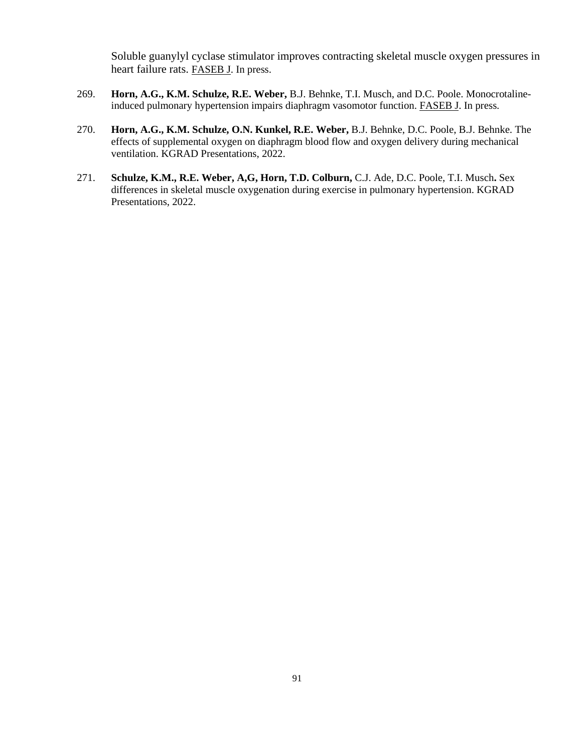Soluble guanylyl cyclase stimulator improves contracting skeletal muscle oxygen pressures in heart failure rats. FASEB J. In press.

269. **Horn, A.G., K.M. Schulze, R.E. Weber,** B.J. Behnke, T.I. Musch, and D.C. Poole. Monocrotaline-induced pulmonary hypertension impairs diaphragm vasomotor function. FASEB J. In press.

270. **Horn, A.G., K.M. Schulze, O.N. Kunkel, R.E. Weber,** B.J. Behnke, D.C. Poole, B.J. Behnke. The effects of supplemental oxygen on diaphragm blood flow and oxygen delivery during mechanical ventilation. KGRAD Presentations, 2022.

271. **Schulze, K.M., R.E. Weber, A,G, Horn, T.D. Colburn,** C.J. Ade, D.C. Poole, T.I. Musch**.** Sex differences in skeletal muscle oxygenation during exercise in pulmonary hypertension. KGRAD Presentations, 2022.